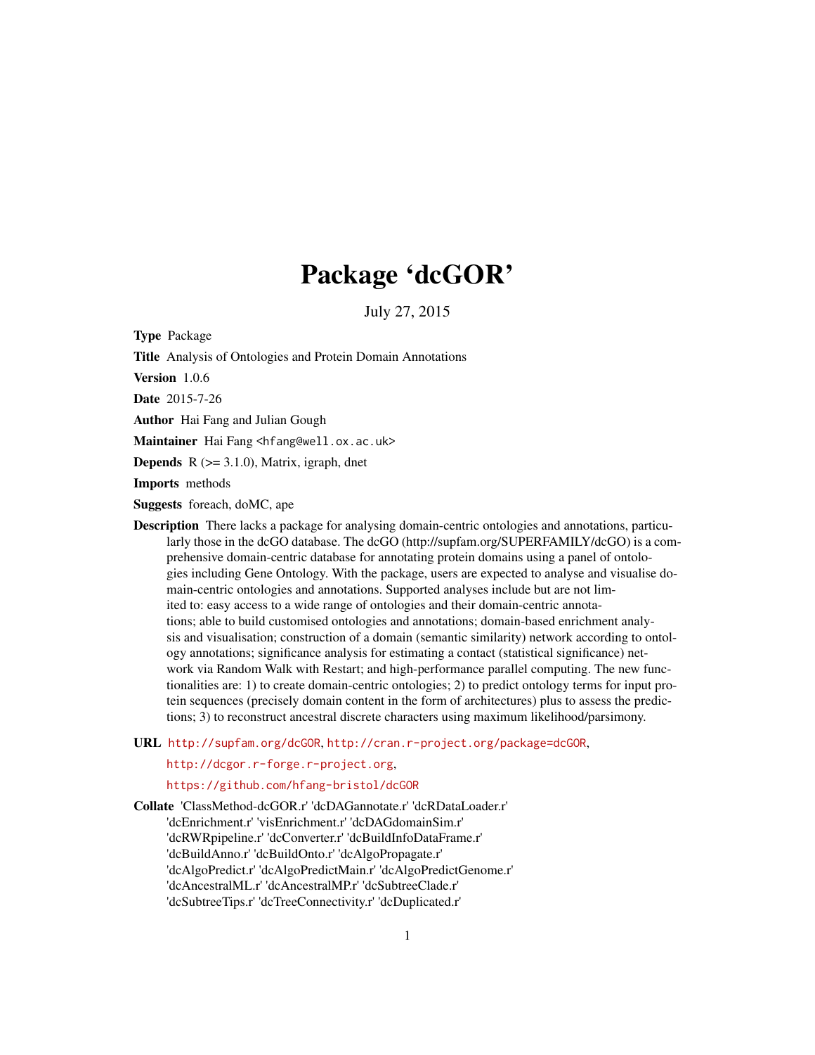# Package 'dcGOR'

July 27, 2015

**Type** Package

**Title** Analysis of Ontologies and Protein Domain Annotations

**Version** 1.0.6

**Date** 2015-7-26

**Author** Hai Fang and Julian Gough

**Maintainer** Hai Fang <hfang@well.ox.ac.uk>

**Depends** R (>= 3.1.0), Matrix, igraph, dnet

**Imports** methods

**Suggests** foreach, doMC, ape

**Description** There lacks a package for analysing domain-centric ontologies and annotations, particularly those in the dcGO database. The dcGO (http://supfam.org/SUPERFAMILY/dcGO) is a comprehensive domain-centric database for annotating protein domains using a panel of ontologies including Gene Ontology. With the package, users are expected to analyse and visualise domain-centric ontologies and annotations. Supported analyses include but are not limited to: easy access to a wide range of ontologies and their domain-centric annotations; able to build customised ontologies and annotations; domain-based enrichment analysis and visualisation; construction of a domain (semantic similarity) network according to ontology annotations; significance analysis for estimating a contact (statistical significance) network via Random Walk with Restart; and high-performance parallel computing. The new functionalities are: 1) to create domain-centric ontologies; 2) to predict ontology terms for input protein sequences (precisely domain content in the form of architectures) plus to assess the predictions; 3) to reconstruct ancestral discrete characters using maximum likelihood/parsimony.

**URL** http://supfam.org/dcGOR, http://cran.r-project.org/package=dcGOR, http://dcgor.r-forge.r-project.org, https://github.com/hfang-bristol/dcGOR

**Collate** 'ClassMethod-dcGOR.r' 'dcDAGannotate.r' 'dcRDataLoader.r' 'dcEnrichment.r' 'visEnrichment.r' 'dcDAGdomainSim.r' 'dcRWRpipeline.r' 'dcConverter.r' 'dcBuildInfoDataFrame.r' 'dcBuildAnno.r' 'dcBuildOnto.r' 'dcAlgoPropagate.r' 'dcAlgoPredict.r' 'dcAlgoPredictMain.r' 'dcAlgoPredictGenome.r' 'dcAncestralML.r' 'dcAncestralMP.r' 'dcSubtreeClade.r' 'dcSubtreeTips.r' 'dcTreeConnectivity.r' 'dcDuplicated.r'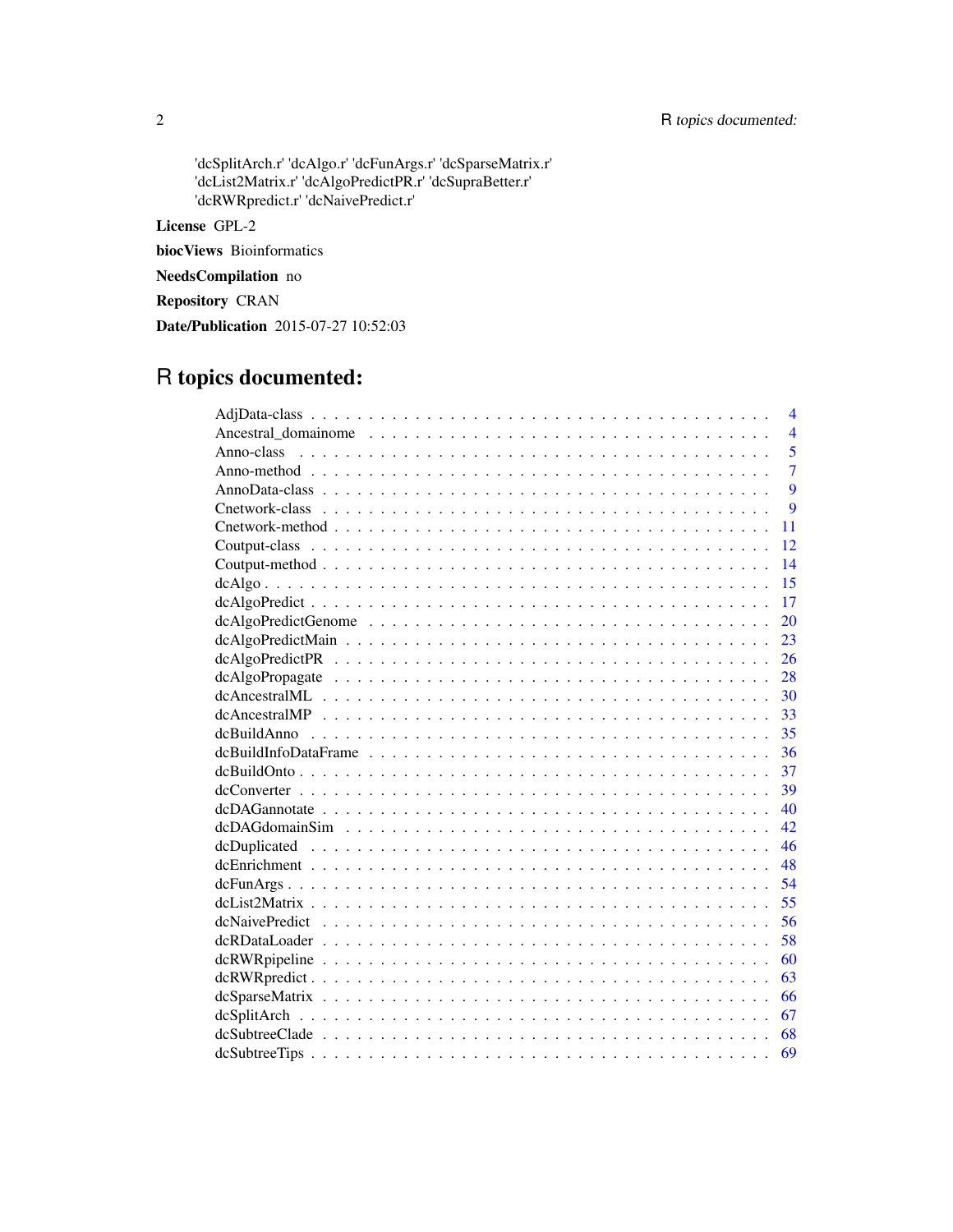'dcSplitArch.r' 'dcAlgo.r' 'dcFunArgs.r' 'dcSparseMatrix.r'
'dcList2Matrix.r' 'dcAlgoPredictPR.r' 'dcSupraBetter.r'
'dcRWRpredict.r' 'dcNaivePredict.r'

**License** GPL-2

**biocViews** Bioinformatics

**NeedsCompilation** no

**Repository** CRAN

**Date/Publication** 2015-07-27 10:52:03

# R topics documented:

| | |
|---|---|
| AdjData-class | 4 |
| Ancestral_domainome | 4 |
| Anno-class | 5 |
| Anno-method | 7 |
| AnnoData-class | 9 |
| Cnetwork-class | 9 |
| Cnetwork-method | 11 |
| Coutput-class | 12 |
| Coutput-method | 14 |
| dcAlgo | 15 |
| dcAlgoPredict | 17 |
| dcAlgoPredictGenome | 20 |
| dcAlgoPredictMain | 23 |
| dcAlgoPredictPR | 26 |
| dcAlgoPropagate | 28 |
| dcAncestralML | 30 |
| dcAncestralMP | 33 |
| dcBuildAnno | 35 |
| dcBuildInfoDataFrame | 36 |
| dcBuildOnto | 37 |
| dcConverter | 39 |
| dcDAGannotate | 40 |
| dcDAGdomainSim | 42 |
| dcDuplicated | 46 |
| dcEnrichment | 48 |
| dcFunArgs | 54 |
| dcList2Matrix | 55 |
| dcNaivePredict | 56 |
| dcRDataLoader | 58 |
| dcRWRpipeline | 60 |
| dcRWRpredict | 63 |
| dcSparseMatrix | 66 |
| dcSplitArch | 67 |
| dcSubtreeClade | 68 |
| dcSubtreeTips | 69 |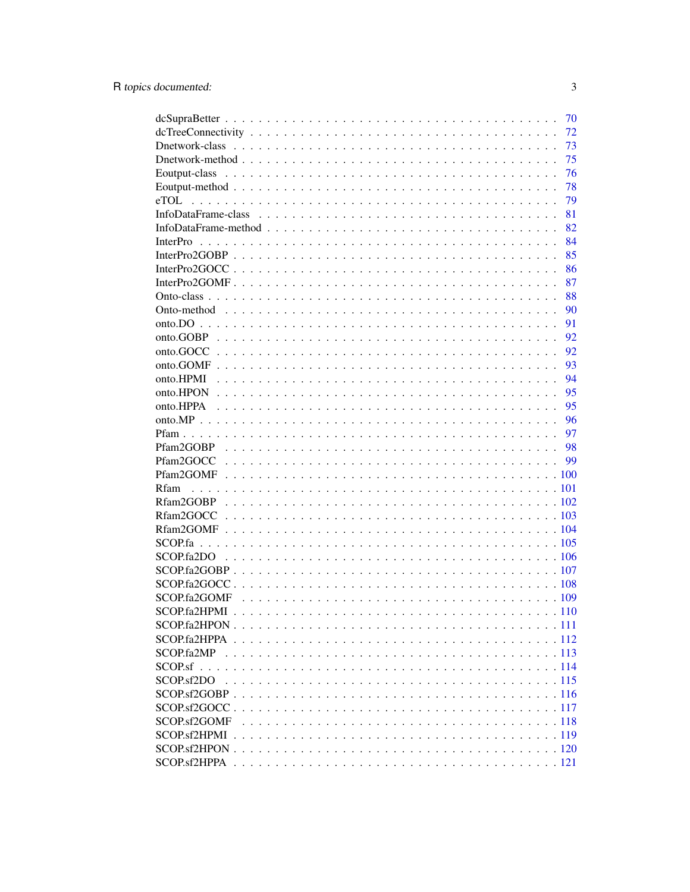| | |
|---|---|
| dcSupraBetter | 70 |
| dcTreeConnectivity | 72 |
| Dnetwork-class | 73 |
| Dnetwork-method | 75 |
| Eoutput-class | 76 |
| Eoutput-method | 78 |
| eTOL | 79 |
| InfoDataFrame-class | 81 |
| InfoDataFrame-method | 82 |
| InterPro | 84 |
| InterPro2GOBP | 85 |
| InterPro2GOCC | 86 |
| InterPro2GOMF | 87 |
| Onto-class | 88 |
| Onto-method | 90 |
| onto.DO | 91 |
| onto.GOBP | 92 |
| onto.GOCC | 92 |
| onto.GOMF | 93 |
| onto.HPMI | 94 |
| onto.HPON | 95 |
| onto.HPPA | 95 |
| onto.MP | 96 |
| Pfam | 97 |
| Pfam2GOBP | 98 |
| Pfam2GOCC | 99 |
| Pfam2GOMF | 100 |
| Rfam | 101 |
| Rfam2GOBP | 102 |
| Rfam2GOCC | 103 |
| Rfam2GOMF | 104 |
| SCOP.fa | 105 |
| SCOP.fa2DO | 106 |
| SCOP.fa2GOBP | 107 |
| SCOP.fa2GOCC | 108 |
| SCOP.fa2GOMF | 109 |
| SCOP.fa2HPMI | 110 |
| SCOP.fa2HPON | 111 |
| SCOP.fa2HPPA | 112 |
| SCOP.fa2MP | 113 |
| SCOP.sf | 114 |
| SCOP.sf2DO | 115 |
| SCOP.sf2GOBP | 116 |
| SCOP.sf2GOCC | 117 |
| SCOP.sf2GOMF | 118 |
| SCOP.sf2HPMI | 119 |
| SCOP.sf2HPON | 120 |
| SCOP.sf2HPPA | 121 |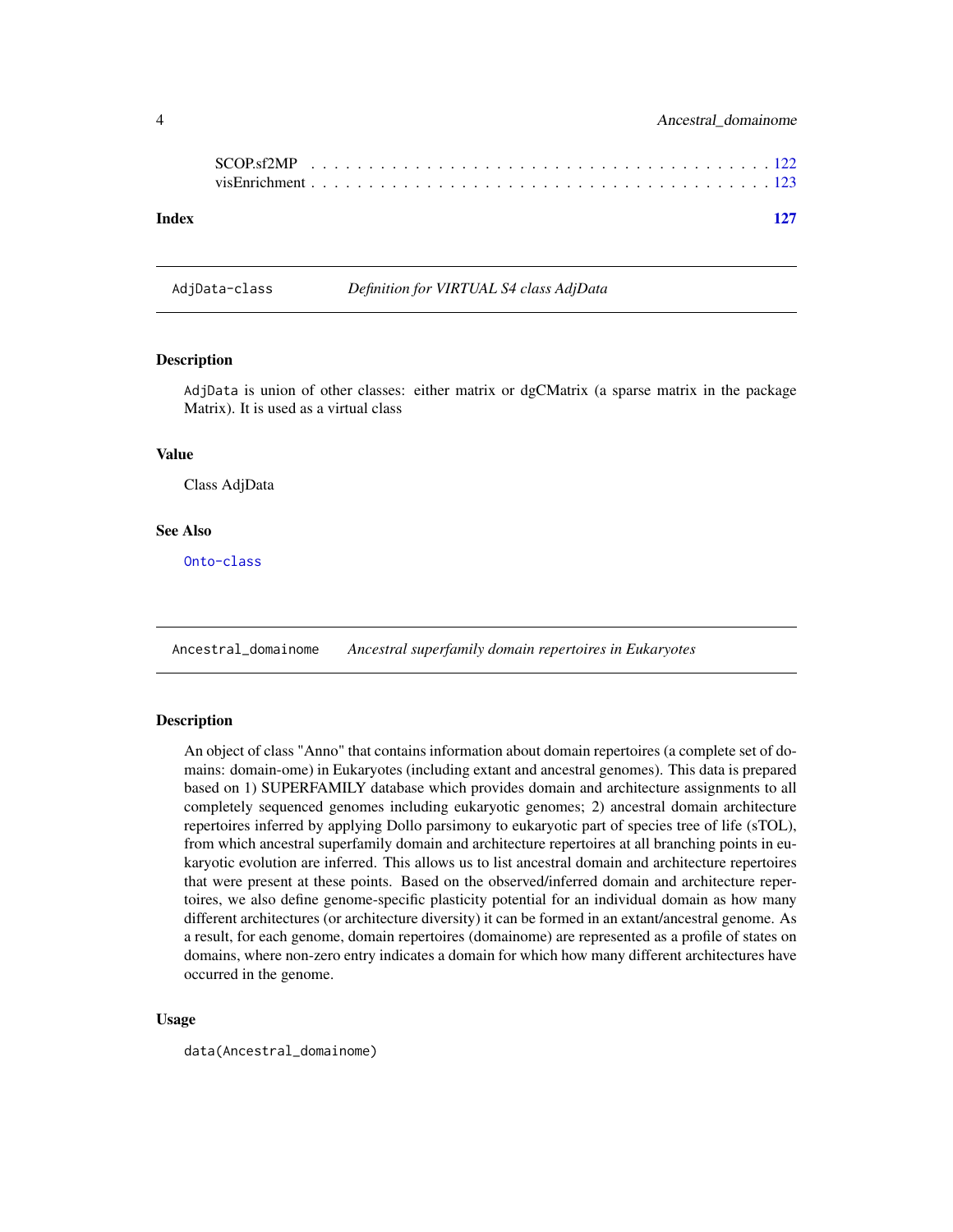SCOP.sf2MP . . . . . . . . . . . . . . . . . . . . . . . . . . . . . . . . . . . . . . . 122
visEnrichment . . . . . . . . . . . . . . . . . . . . . . . . . . . . . . . . . . . . . . 123

**Index** **127**

---

## AdjData-class *Definition for VIRTUAL S4 class AdjData*

### Description

`AdjData` is union of other classes: either matrix or dgCMatrix (a sparse matrix in the package Matrix). It is used as a virtual class

### Value

Class AdjData

### See Also

`Onto-class`

---

## Ancestral_domainome *Ancestral superfamily domain repertoires in Eukaryotes*

### Description

An object of class "Anno" that contains information about domain repertoires (a complete set of domains: domain-ome) in Eukaryotes (including extant and ancestral genomes). This data is prepared based on 1) SUPERFAMILY database which provides domain and architecture assignments to all completely sequenced genomes including eukaryotic genomes; 2) ancestral domain architecture repertoires inferred by applying Dollo parsimony to eukaryotic part of species tree of life (sTOL), from which ancestral superfamily domain and architecture repertoires at all branching points in eukaryotic evolution are inferred. This allows us to list ancestral domain and architecture repertoires that were present at these points. Based on the observed/inferred domain and architecture repertoires, we also define genome-specific plasticity potential for an individual domain as how many different architectures (or architecture diversity) it can be formed in an extant/ancestral genome. As a result, for each genome, domain repertoires (domainome) are represented as a profile of states on domains, where non-zero entry indicates a domain for which how many different architectures have occurred in the genome.

### Usage

```
data(Ancestral_domainome)
```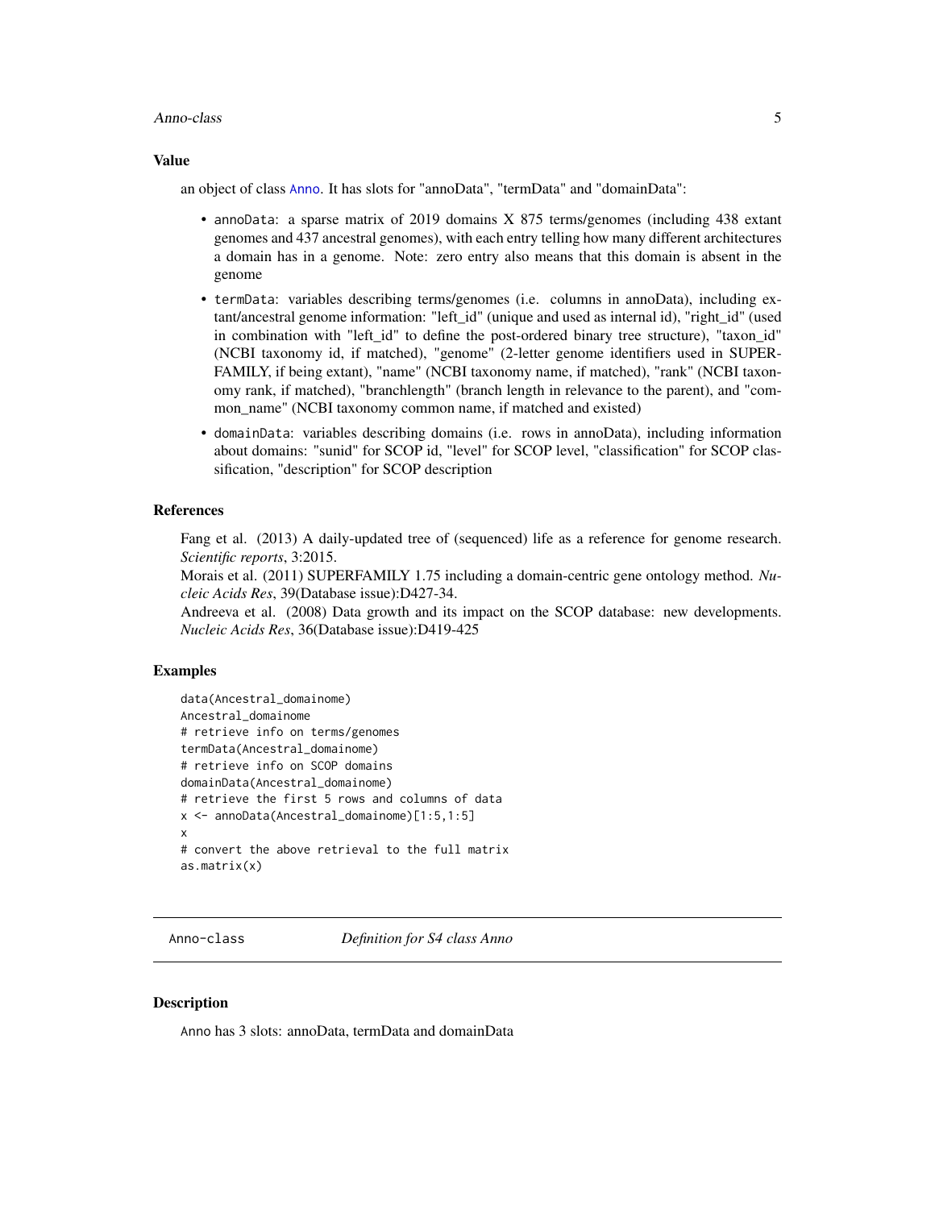### Value

an object of class `Anno`. It has slots for "annoData", "termData" and "domainData":

- `annoData`: a sparse matrix of 2019 domains X 875 terms/genomes (including 438 extant genomes and 437 ancestral genomes), with each entry telling how many different architectures a domain has in a genome. Note: zero entry also means that this domain is absent in the genome
- `termData`: variables describing terms/genomes (i.e. columns in annoData), including extant/ancestral genome information: "left_id" (unique and used as internal id), "right_id" (used in combination with "left_id" to define the post-ordered binary tree structure), "taxon_id" (NCBI taxonomy id, if matched), "genome" (2-letter genome identifiers used in SUPERFAMILY, if being extant), "name" (NCBI taxonomy name, if matched), "rank" (NCBI taxonomy rank, if matched), "branchlength" (branch length in relevance to the parent), and "common_name" (NCBI taxonomy common name, if matched and existed)
- `domainData`: variables describing domains (i.e. rows in annoData), including information about domains: "sunid" for SCOP id, "level" for SCOP level, "classification" for SCOP classification, "description" for SCOP description

### References

Fang et al. (2013) A daily-updated tree of (sequenced) life as a reference for genome research. *Scientific reports*, 3:2015.
Morais et al. (2011) SUPERFAMILY 1.75 including a domain-centric gene ontology method. *Nucleic Acids Res*, 39(Database issue):D427-34.
Andreeva et al. (2008) Data growth and its impact on the SCOP database: new developments. *Nucleic Acids Res*, 36(Database issue):D419-425

### Examples

```
data(Ancestral_domainome)
Ancestral_domainome
# retrieve info on terms/genomes
termData(Ancestral_domainome)
# retrieve info on SCOP domains
domainData(Ancestral_domainome)
# retrieve the first 5 rows and columns of data
x <- annoData(Ancestral_domainome)[1:5,1:5]
x
# convert the above retrieval to the full matrix
as.matrix(x)
```

---

## Anno-class *Definition for S4 class Anno*

### Description

`Anno` has 3 slots: annoData, termData and domainData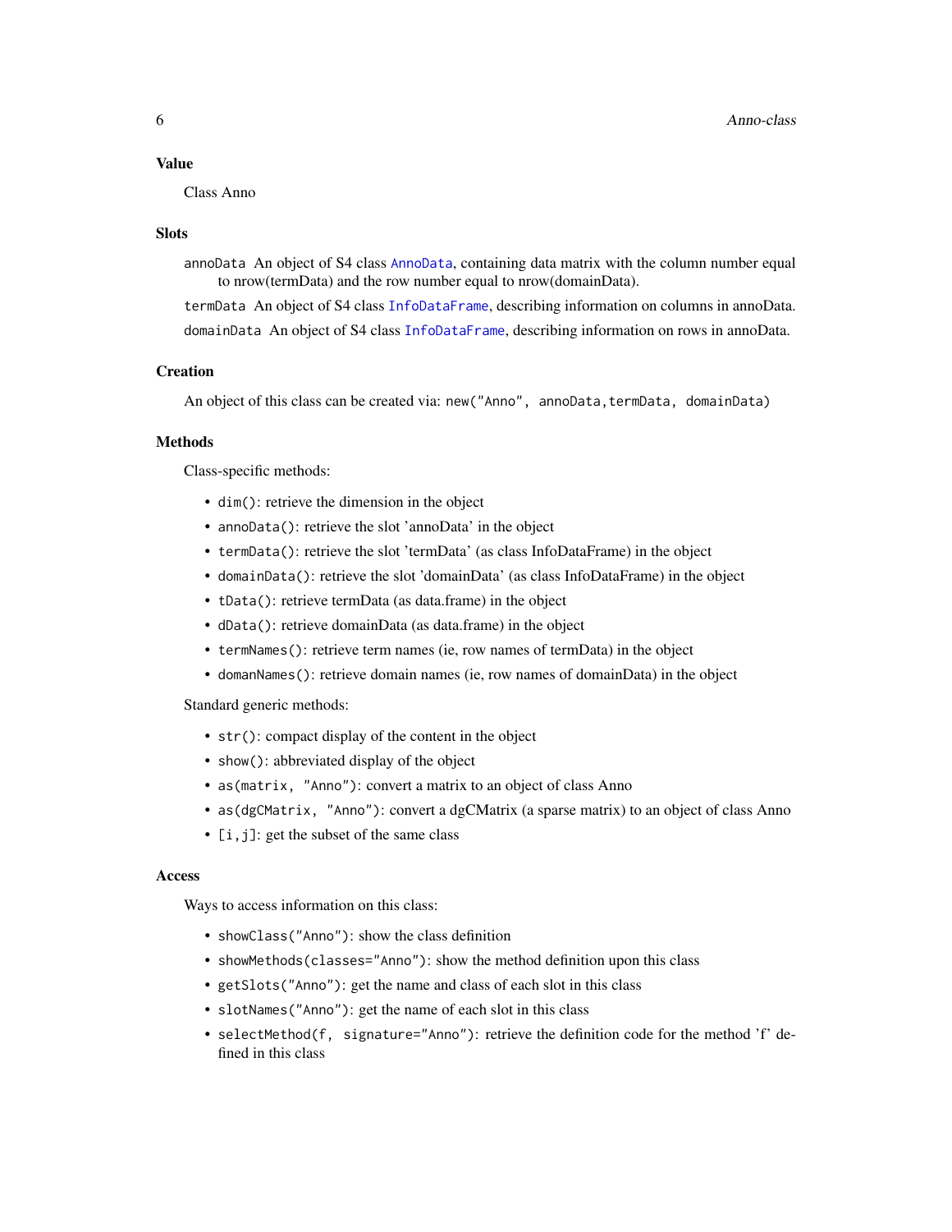## Value

Class Anno

## Slots

`annoData` An object of S4 class AnnoData, containing data matrix with the column number equal to nrow(termData) and the row number equal to nrow(domainData).

`termData` An object of S4 class InfoDataFrame, describing information on columns in annoData.

`domainData` An object of S4 class InfoDataFrame, describing information on rows in annoData.

## Creation

An object of this class can be created via: `new("Anno", annoData,termData, domainData)`

## Methods

Class-specific methods:

- `dim()`: retrieve the dimension in the object
- `annoData()`: retrieve the slot 'annoData' in the object
- `termData()`: retrieve the slot 'termData' (as class InfoDataFrame) in the object
- `domainData()`: retrieve the slot 'domainData' (as class InfoDataFrame) in the object
- `tData()`: retrieve termData (as data.frame) in the object
- `dData()`: retrieve domainData (as data.frame) in the object
- `termNames()`: retrieve term names (ie, row names of termData) in the object
- `domanNames()`: retrieve domain names (ie, row names of domainData) in the object

Standard generic methods:

- `str()`: compact display of the content in the object
- `show()`: abbreviated display of the object
- `as(matrix, "Anno")`: convert a matrix to an object of class Anno
- `as(dgCMatrix, "Anno")`: convert a dgCMatrix (a sparse matrix) to an object of class Anno
- `[i,j]`: get the subset of the same class

## Access

Ways to access information on this class:

- `showClass("Anno")`: show the class definition
- `showMethods(classes="Anno")`: show the method definition upon this class
- `getSlots("Anno")`: get the name and class of each slot in this class
- `slotNames("Anno")`: get the name of each slot in this class
- `selectMethod(f, signature="Anno")`: retrieve the definition code for the method 'f' defined in this class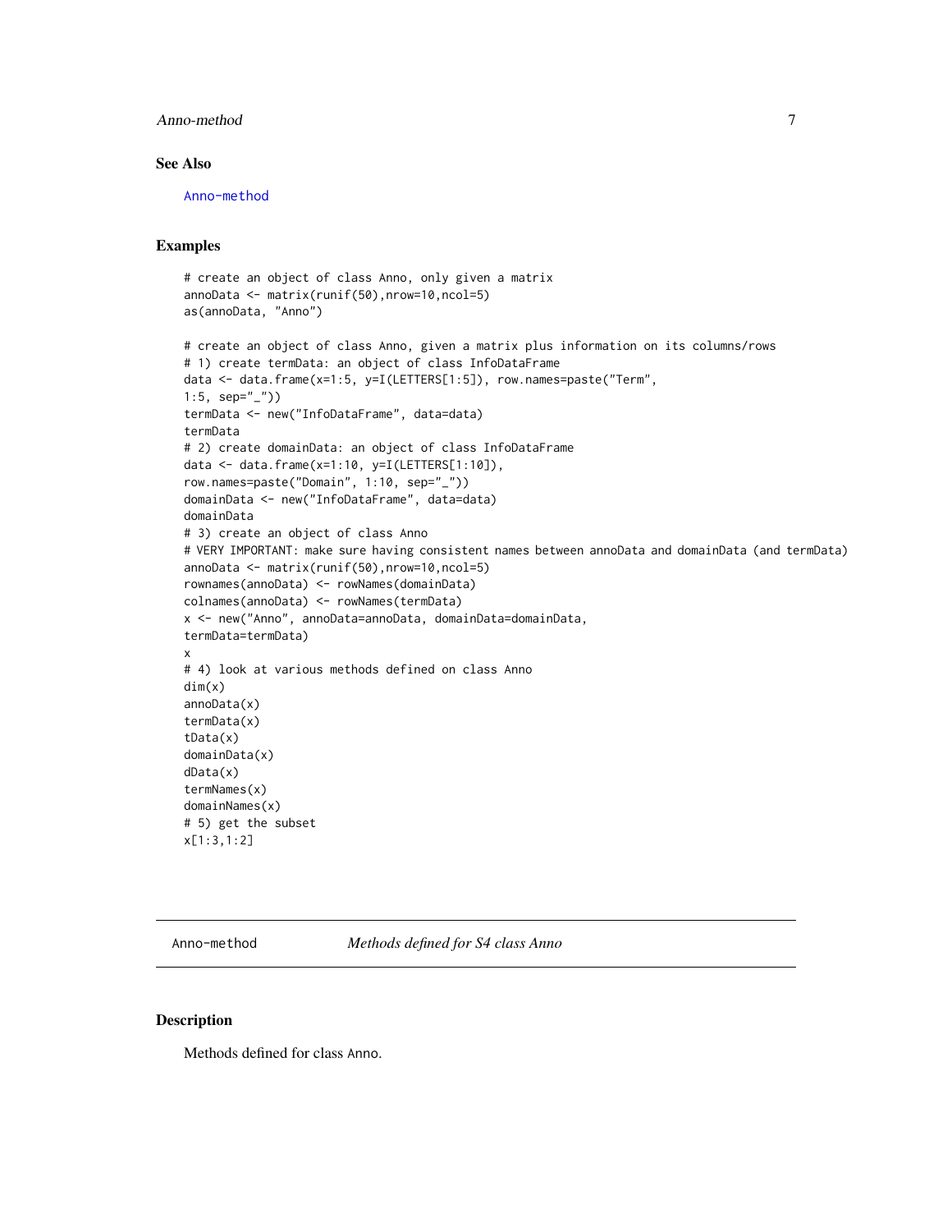## See Also

Anno-method

## Examples

```
# create an object of class Anno, only given a matrix
annoData <- matrix(runif(50),nrow=10,ncol=5)
as(annoData, "Anno")

# create an object of class Anno, given a matrix plus information on its columns/rows
# 1) create termData: an object of class InfoDataFrame
data <- data.frame(x=1:5, y=I(LETTERS[1:5]), row.names=paste("Term",
1:5, sep="_"))
termData <- new("InfoDataFrame", data=data)
termData
# 2) create domainData: an object of class InfoDataFrame
data <- data.frame(x=1:10, y=I(LETTERS[1:10]),
row.names=paste("Domain", 1:10, sep="_"))
domainData <- new("InfoDataFrame", data=data)
domainData
# 3) create an object of class Anno
# VERY IMPORTANT: make sure having consistent names between annoData and domainData (and termData)
annoData <- matrix(runif(50),nrow=10,ncol=5)
rownames(annoData) <- rowNames(domainData)
colnames(annoData) <- rowNames(termData)
x <- new("Anno", annoData=annoData, domainData=domainData,
termData=termData)
x
# 4) look at various methods defined on class Anno
dim(x)
annoData(x)
termData(x)
tData(x)
domainData(x)
dData(x)
termNames(x)
domainNames(x)
# 5) get the subset
x[1:3,1:2]
```

---

# Anno-method — *Methods defined for S4 class Anno*

## Description

Methods defined for class Anno.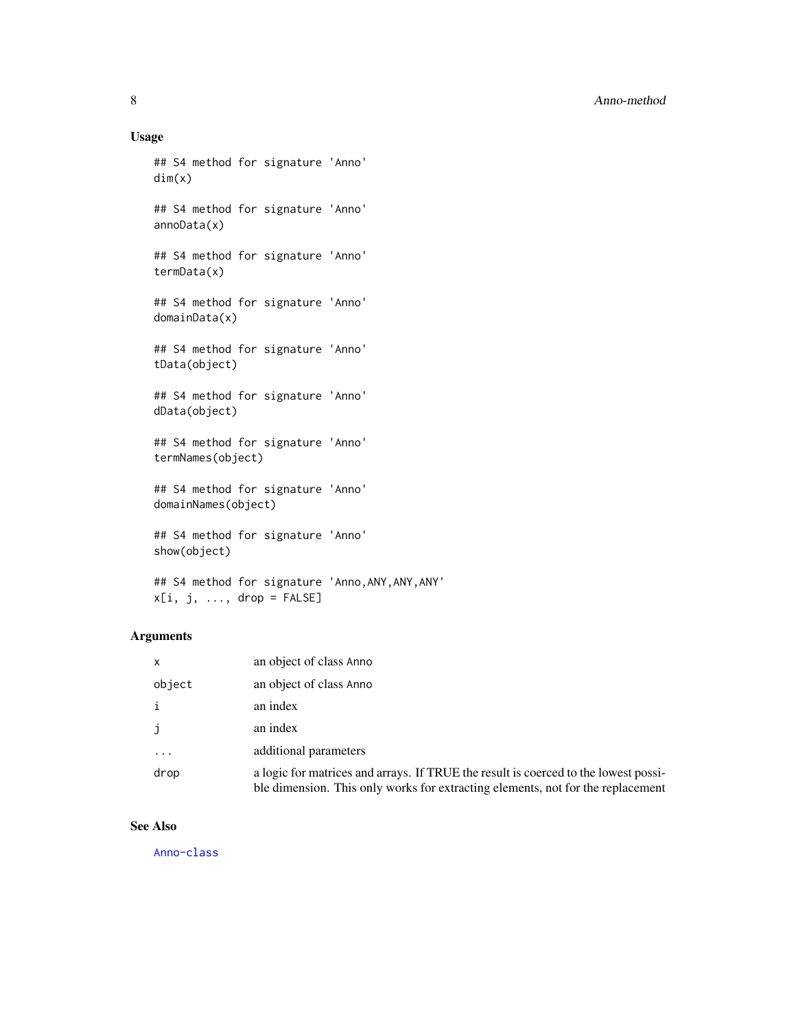## Usage

```
## S4 method for signature 'Anno'
dim(x)

## S4 method for signature 'Anno'
annoData(x)

## S4 method for signature 'Anno'
termData(x)

## S4 method for signature 'Anno'
domainData(x)

## S4 method for signature 'Anno'
tData(object)

## S4 method for signature 'Anno'
dData(object)

## S4 method for signature 'Anno'
termNames(object)

## S4 method for signature 'Anno'
domainNames(object)

## S4 method for signature 'Anno'
show(object)

## S4 method for signature 'Anno,ANY,ANY,ANY'
x[i, j, ..., drop = FALSE]
```

## Arguments

| | |
|---|---|
| x | an object of class Anno |
| object | an object of class Anno |
| i | an index |
| j | an index |
| ... | additional parameters |
| drop | a logic for matrices and arrays. If TRUE the result is coerced to the lowest possible dimension. This only works for extracting elements, not for the replacement |

## See Also

Anno-class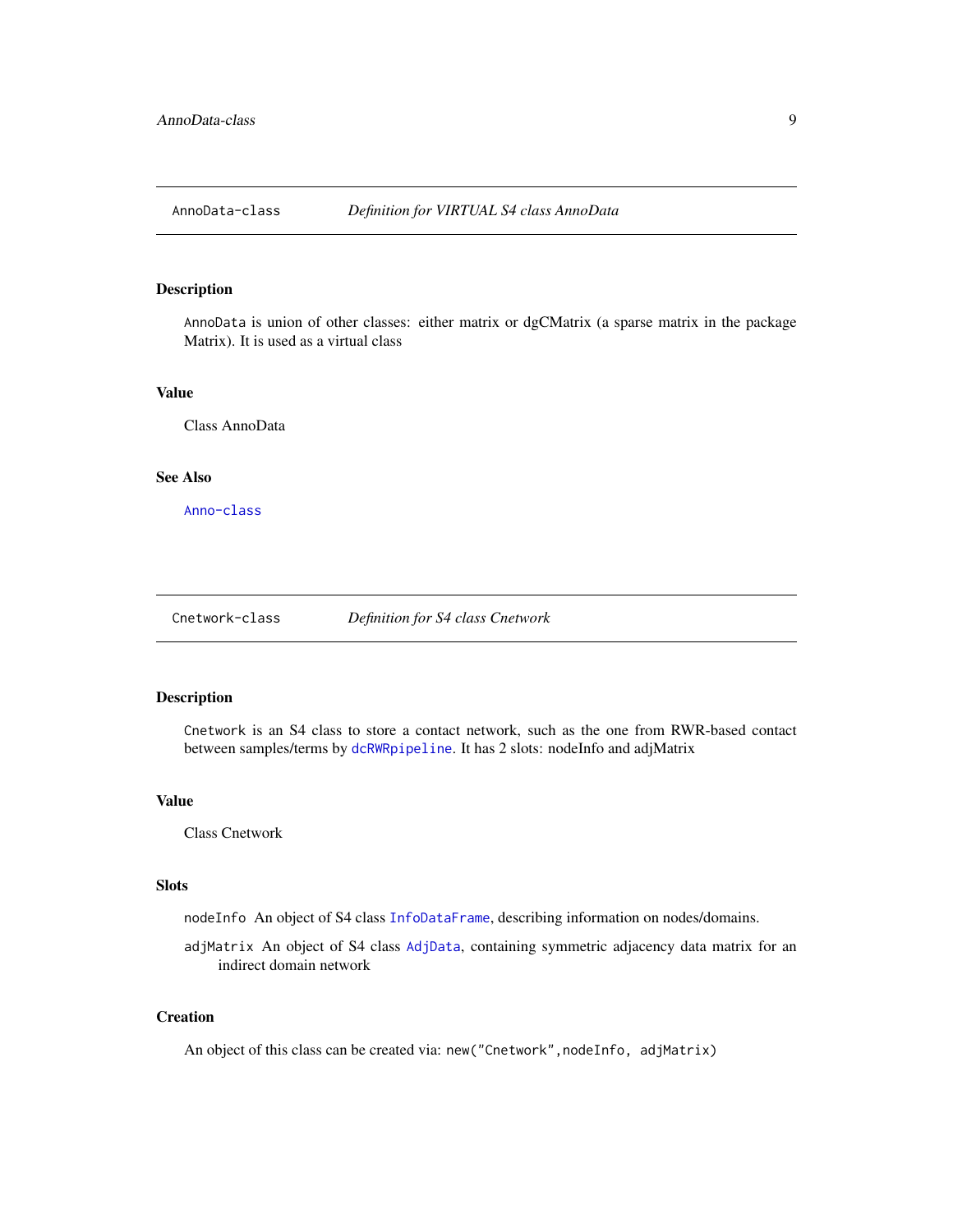## AnnoData-class — *Definition for VIRTUAL S4 class AnnoData*

### Description

`AnnoData` is union of other classes: either matrix or dgCMatrix (a sparse matrix in the package Matrix). It is used as a virtual class

### Value

Class AnnoData

### See Also

`Anno-class`

## Cnetwork-class — *Definition for S4 class Cnetwork*

### Description

`Cnetwork` is an S4 class to store a contact network, such as the one from RWR-based contact between samples/terms by `dcRWRpipeline`. It has 2 slots: nodeInfo and adjMatrix

### Value

Class Cnetwork

### Slots

`nodeInfo` An object of S4 class `InfoDataFrame`, describing information on nodes/domains.

`adjMatrix` An object of S4 class `AdjData`, containing symmetric adjacency data matrix for an indirect domain network

### Creation

An object of this class can be created via: `new("Cnetwork",nodeInfo, adjMatrix)`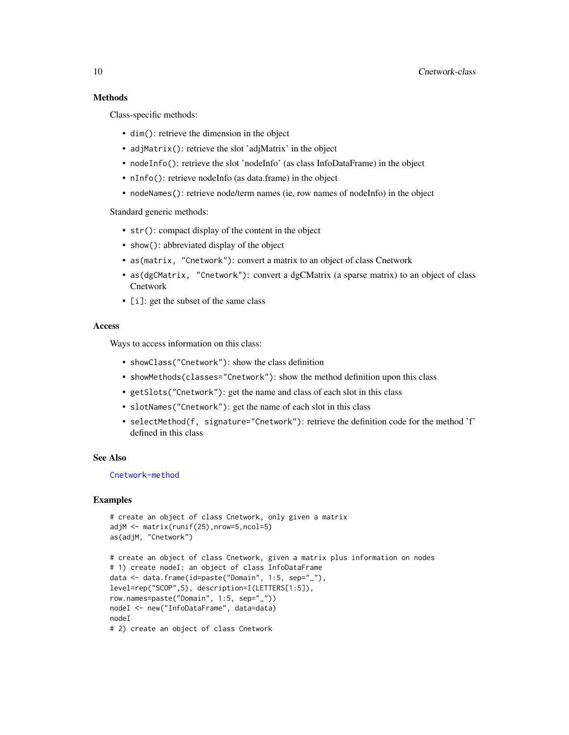### Methods

Class-specific methods:

- `dim()`: retrieve the dimension in the object
- `adjMatrix()`: retrieve the slot 'adjMatrix' in the object
- `nodeInfo()`: retrieve the slot 'nodeInfo' (as class InfoDataFrame) in the object
- `nInfo()`: retrieve nodeInfo (as data.frame) in the object
- `nodeNames()`: retrieve node/term names (ie, row names of nodeInfo) in the object

Standard generic methods:

- `str()`: compact display of the content in the object
- `show()`: abbreviated display of the object
- `as(matrix, "Cnetwork")`: convert a matrix to an object of class Cnetwork
- `as(dgCMatrix, "Cnetwork")`: convert a dgCMatrix (a sparse matrix) to an object of class Cnetwork
- `[i]`: get the subset of the same class

### Access

Ways to access information on this class:

- `showClass("Cnetwork")`: show the class definition
- `showMethods(classes="Cnetwork")`: show the method definition upon this class
- `getSlots("Cnetwork")`: get the name and class of each slot in this class
- `slotNames("Cnetwork")`: get the name of each slot in this class
- `selectMethod(f, signature="Cnetwork")`: retrieve the definition code for the method 'f' defined in this class

### See Also

Cnetwork-method

### Examples

```
# create an object of class Cnetwork, only given a matrix
adjM <- matrix(runif(25),nrow=5,ncol=5)
as(adjM, "Cnetwork")

# create an object of class Cnetwork, given a matrix plus information on nodes
# 1) create nodeI: an object of class InfoDataFrame
data <- data.frame(id=paste("Domain", 1:5, sep="_"),
level=rep("SCOP",5), description=I(LETTERS[1:5]),
row.names=paste("Domain", 1:5, sep="_"))
nodeI <- new("InfoDataFrame", data=data)
nodeI
# 2) create an object of class Cnetwork
```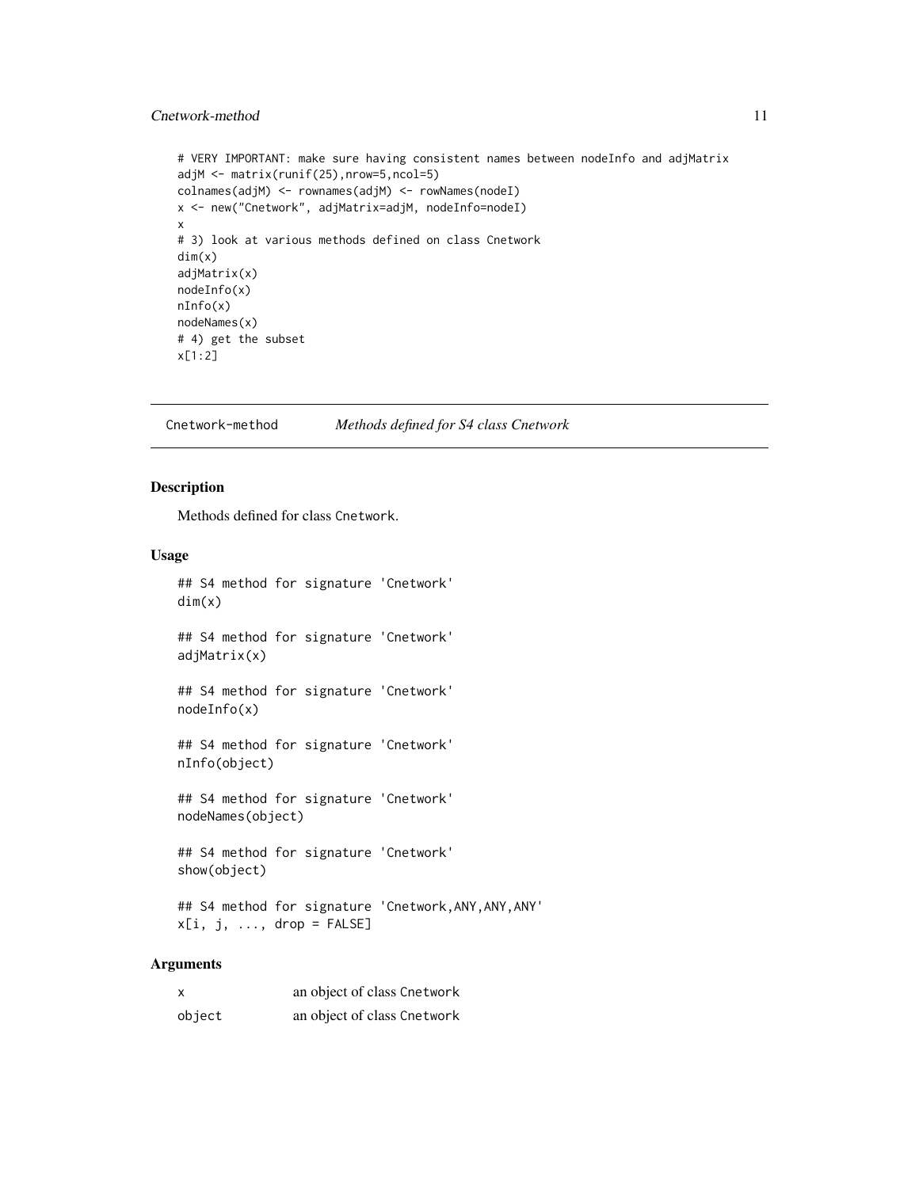```
# VERY IMPORTANT: make sure having consistent names between nodeInfo and adjMatrix
adjM <- matrix(runif(25),nrow=5,ncol=5)
colnames(adjM) <- rownames(adjM) <- rowNames(nodeI)
x <- new("Cnetwork", adjMatrix=adjM, nodeInfo=nodeI)
x
# 3) look at various methods defined on class Cnetwork
dim(x)
adjMatrix(x)
nodeInfo(x)
nInfo(x)
nodeNames(x)
# 4) get the subset
x[1:2]
```

---

## Cnetwork-method *Methods defined for S4 class Cnetwork*

### Description

Methods defined for class Cnetwork.

### Usage

```
## S4 method for signature 'Cnetwork'
dim(x)

## S4 method for signature 'Cnetwork'
adjMatrix(x)

## S4 method for signature 'Cnetwork'
nodeInfo(x)

## S4 method for signature 'Cnetwork'
nInfo(object)

## S4 method for signature 'Cnetwork'
nodeNames(object)

## S4 method for signature 'Cnetwork'
show(object)

## S4 method for signature 'Cnetwork,ANY,ANY,ANY'
x[i, j, ..., drop = FALSE]
```

### Arguments

| | |
|---|---|
| x | an object of class Cnetwork |
| object | an object of class Cnetwork |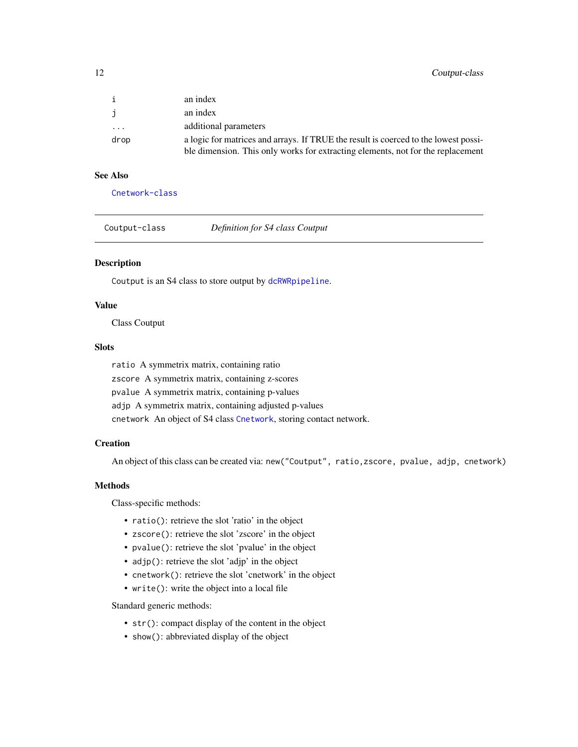| | |
|---|---|
| i | an index |
| j | an index |
| ... | additional parameters |
| drop | a logic for matrices and arrays. If TRUE the result is coerced to the lowest possible dimension. This only works for extracting elements, not for the replacement |

## See Also

Cnetwork-class

---

# Coutput-class *Definition for S4 class Coutput*

---

## Description

`Coutput` is an S4 class to store output by `dcRWRpipeline`.

## Value

Class Coutput

## Slots

`ratio` A symmetrix matrix, containing ratio

`zscore` A symmetrix matrix, containing z-scores

`pvalue` A symmetrix matrix, containing p-values

`adjp` A symmetrix matrix, containing adjusted p-values

`cnetwork` An object of S4 class `Cnetwork`, storing contact network.

## Creation

An object of this class can be created via: `new("Coutput", ratio,zscore, pvalue, adjp, cnetwork)`

## Methods

Class-specific methods:

- `ratio()`: retrieve the slot 'ratio' in the object
- `zscore()`: retrieve the slot 'zscore' in the object
- `pvalue()`: retrieve the slot 'pvalue' in the object
- `adjp()`: retrieve the slot 'adjp' in the object
- `cnetwork()`: retrieve the slot 'cnetwork' in the object
- `write()`: write the object into a local file

Standard generic methods:

- `str()`: compact display of the content in the object
- `show()`: abbreviated display of the object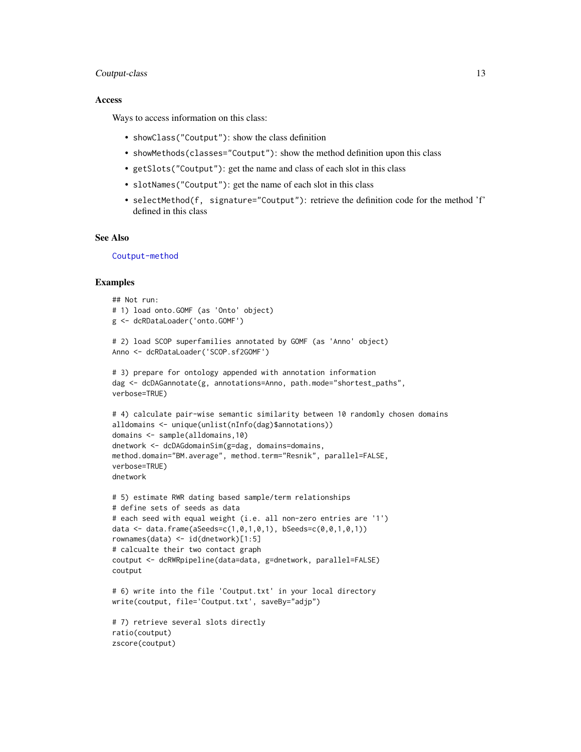## Access

Ways to access information on this class:

- `showClass("Coutput")`: show the class definition
- `showMethods(classes="Coutput")`: show the method definition upon this class
- `getSlots("Coutput")`: get the name and class of each slot in this class
- `slotNames("Coutput")`: get the name of each slot in this class
- `selectMethod(f, signature="Coutput")`: retrieve the definition code for the method 'f' defined in this class

## See Also

Coutput-method

## Examples

```
## Not run:
# 1) load onto.GOMF (as 'Onto' object)
g <- dcRDataLoader('onto.GOMF')

# 2) load SCOP superfamilies annotated by GOMF (as 'Anno' object)
Anno <- dcRDataLoader('SCOP.sf2GOMF')

# 3) prepare for ontology appended with annotation information
dag <- dcDAGannotate(g, annotations=Anno, path.mode="shortest_paths",
verbose=TRUE)

# 4) calculate pair-wise semantic similarity between 10 randomly chosen domains
alldomains <- unique(unlist(nInfo(dag)$annotations))
domains <- sample(alldomains,10)
dnetwork <- dcDAGdomainSim(g=dag, domains=domains,
method.domain="BM.average", method.term="Resnik", parallel=FALSE,
verbose=TRUE)
dnetwork

# 5) estimate RWR dating based sample/term relationships
# define sets of seeds as data
# each seed with equal weight (i.e. all non-zero entries are '1')
data <- data.frame(aSeeds=c(1,0,1,0,1), bSeeds=c(0,0,1,0,1))
rownames(data) <- id(dnetwork)[1:5]
# calcualte their two contact graph
coutput <- dcRWRpipeline(data=data, g=dnetwork, parallel=FALSE)
coutput

# 6) write into the file 'Coutput.txt' in your local directory
write(coutput, file='Coutput.txt', saveBy="adjp")

# 7) retrieve several slots directly
ratio(coutput)
zscore(coutput)
```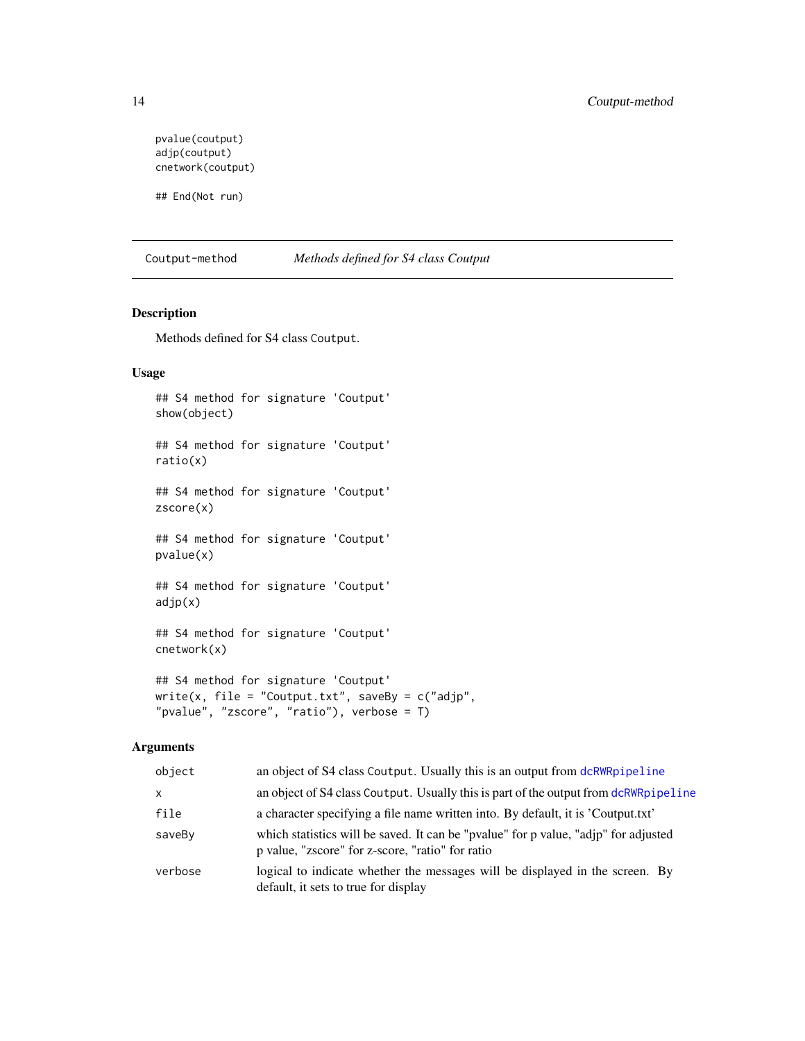```
pvalue(coutput)
adjp(coutput)
cnetwork(coutput)

## End(Not run)
```

## Coutput-method — *Methods defined for S4 class Coutput*

### Description

Methods defined for S4 class `Coutput`.

### Usage

```
## S4 method for signature 'Coutput'
show(object)

## S4 method for signature 'Coutput'
ratio(x)

## S4 method for signature 'Coutput'
zscore(x)

## S4 method for signature 'Coutput'
pvalue(x)

## S4 method for signature 'Coutput'
adjp(x)

## S4 method for signature 'Coutput'
cnetwork(x)

## S4 method for signature 'Coutput'
write(x, file = "Coutput.txt", saveBy = c("adjp",
"pvalue", "zscore", "ratio"), verbose = T)
```

### Arguments

| | |
|---|---|
| `object` | an object of S4 class `Coutput`. Usually this is an output from `dcRWRpipeline` |
| `x` | an object of S4 class `Coutput`. Usually this is part of the output from `dcRWRpipeline` |
| `file` | a character specifying a file name written into. By default, it is 'Coutput.txt' |
| `saveBy` | which statistics will be saved. It can be "pvalue" for p value, "adjp" for adjusted p value, "zscore" for z-score, "ratio" for ratio |
| `verbose` | logical to indicate whether the messages will be displayed in the screen. By default, it sets to true for display |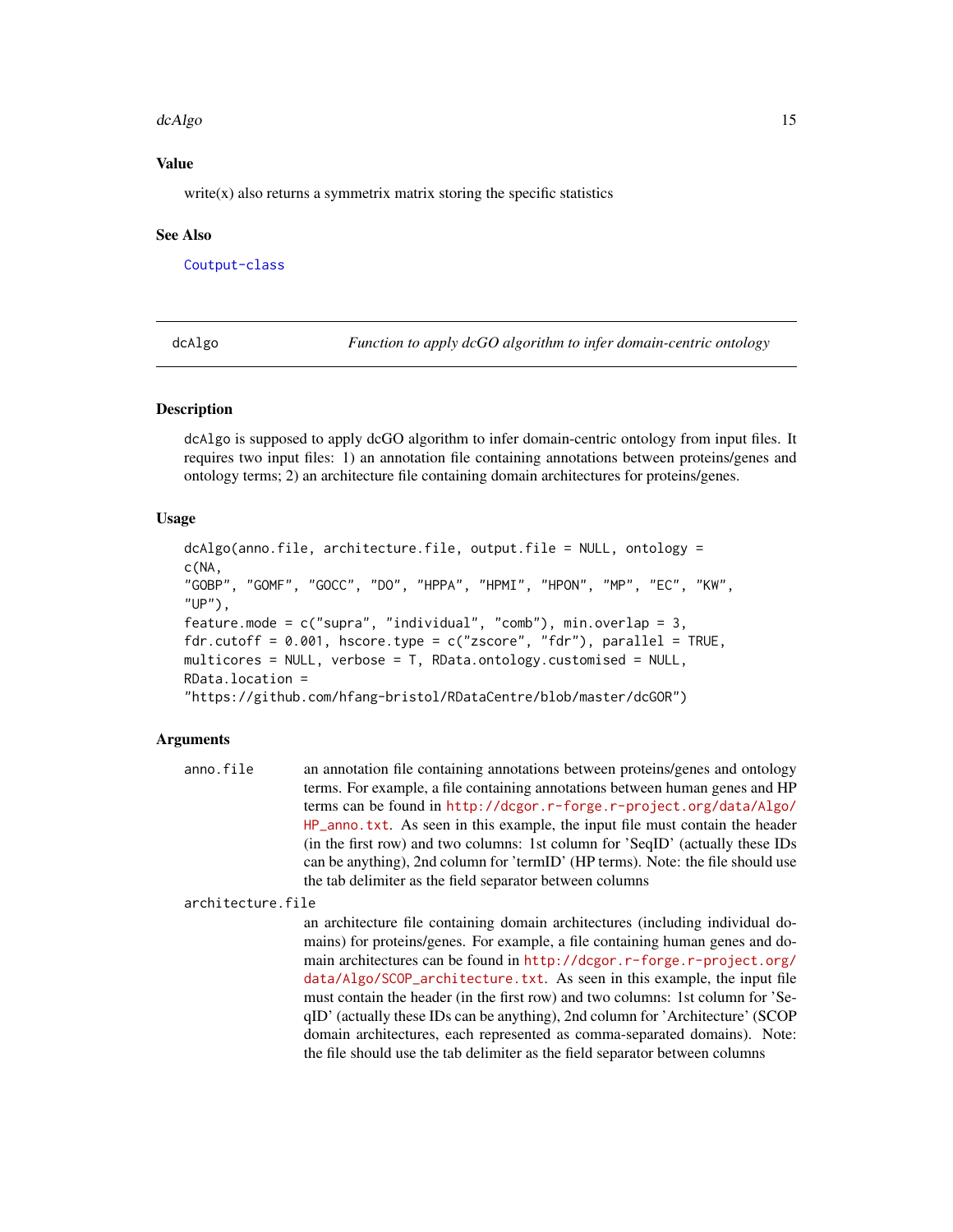## Value

write(x) also returns a symmetrix matrix storing the specific statistics

## See Also

Coutput-class

---

# dcAlgo — *Function to apply dcGO algorithm to infer domain-centric ontology*

## Description

dcAlgo is supposed to apply dcGO algorithm to infer domain-centric ontology from input files. It requires two input files: 1) an annotation file containing annotations between proteins/genes and ontology terms; 2) an architecture file containing domain architectures for proteins/genes.

## Usage

```
dcAlgo(anno.file, architecture.file, output.file = NULL, ontology =
c(NA,
"GOBP", "GOMF", "GOCC", "DO", "HPPA", "HPMI", "HPON", "MP", "EC", "KW",
"UP"),
feature.mode = c("supra", "individual", "comb"), min.overlap = 3,
fdr.cutoff = 0.001, hscore.type = c("zscore", "fdr"), parallel = TRUE,
multicores = NULL, verbose = T, RData.ontology.customised = NULL,
RData.location =
"https://github.com/hfang-bristol/RDataCentre/blob/master/dcGOR")
```

## Arguments

`anno.file`
: an annotation file containing annotations between proteins/genes and ontology terms. For example, a file containing annotations between human genes and HP terms can be found in http://dcgor.r-forge.r-project.org/data/Algo/HP_anno.txt. As seen in this example, the input file must contain the header (in the first row) and two columns: 1st column for 'SeqID' (actually these IDs can be anything), 2nd column for 'termID' (HP terms). Note: the file should use the tab delimiter as the field separator between columns

`architecture.file`
: an architecture file containing domain architectures (including individual domains) for proteins/genes. For example, a file containing human genes and domain architectures can be found in http://dcgor.r-forge.r-project.org/data/Algo/SCOP_architecture.txt. As seen in this example, the input file must contain the header (in the first row) and two columns: 1st column for 'SeqID' (actually these IDs can be anything), 2nd column for 'Architecture' (SCOP domain architectures, each represented as comma-separated domains). Note: the file should use the tab delimiter as the field separator between columns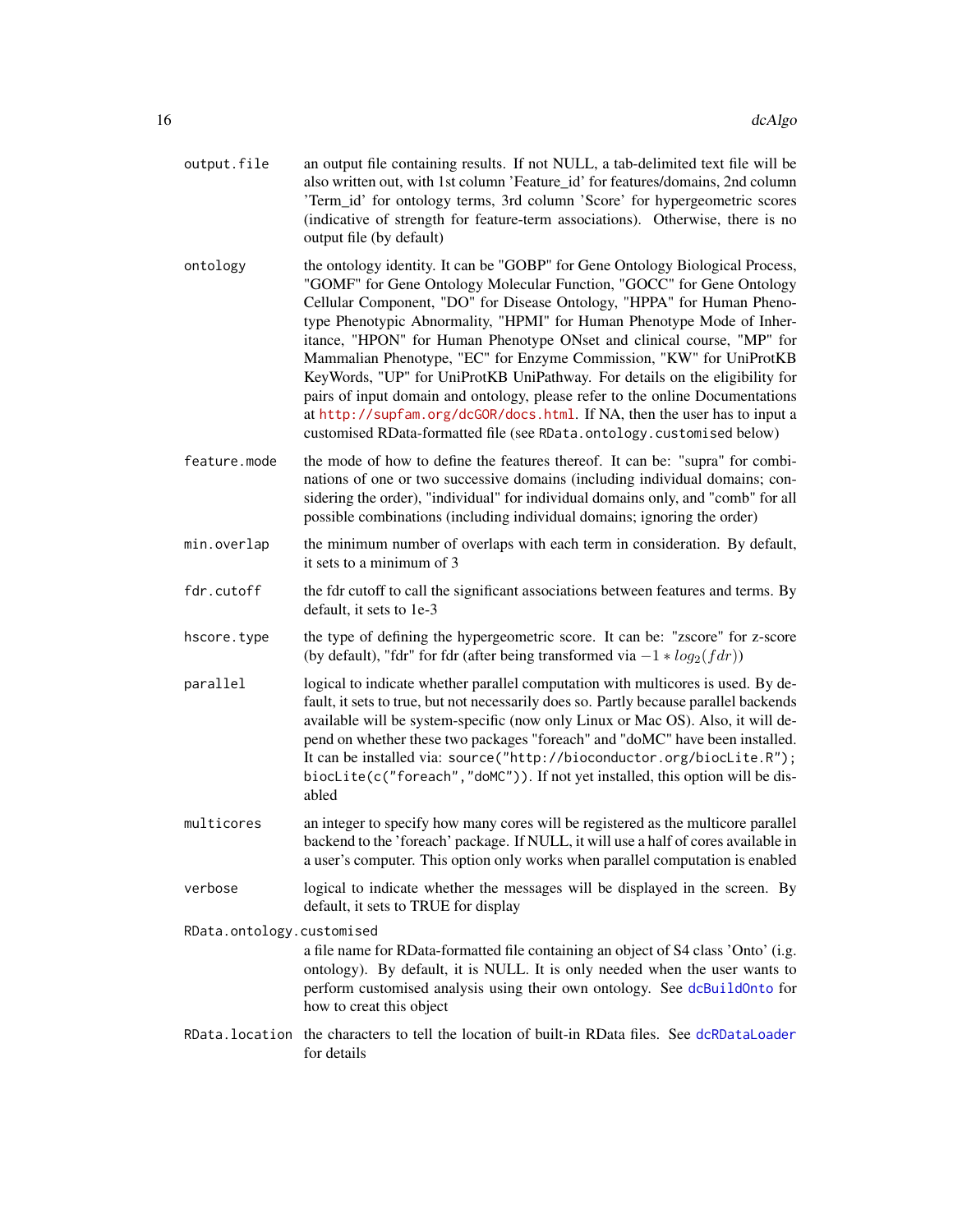| | |
|---|---|
| `output.file` | an output file containing results. If not NULL, a tab-delimited text file will be also written out, with 1st column 'Feature_id' for features/domains, 2nd column 'Term_id' for ontology terms, 3rd column 'Score' for hypergeometric scores (indicative of strength for feature-term associations). Otherwise, there is no output file (by default) |
| `ontology` | the ontology identity. It can be "GOBP" for Gene Ontology Biological Process, "GOMF" for Gene Ontology Molecular Function, "GOCC" for Gene Ontology Cellular Component, "DO" for Disease Ontology, "HPPA" for Human Phenotype Phenotypic Abnormality, "HPMI" for Human Phenotype Mode of Inheritance, "HPON" for Human Phenotype ONset and clinical course, "MP" for Mammalian Phenotype, "EC" for Enzyme Commission, "KW" for UniProtKB KeyWords, "UP" for UniProtKB UniPathway. For details on the eligibility for pairs of input domain and ontology, please refer to the online Documentations at http://supfam.org/dcGOR/docs.html. If NA, then the user has to input a customised RData-formatted file (see `RData.ontology.customised` below) |
| `feature.mode` | the mode of how to define the features thereof. It can be: "supra" for combinations of one or two successive domains (including individual domains; considering the order), "individual" for individual domains only, and "comb" for all possible combinations (including individual domains; ignoring the order) |
| `min.overlap` | the minimum number of overlaps with each term in consideration. By default, it sets to a minimum of 3 |
| `fdr.cutoff` | the fdr cutoff to call the significant associations between features and terms. By default, it sets to 1e-3 |
| `hscore.type` | the type of defining the hypergeometric score. It can be: "zscore" for z-score (by default), "fdr" for fdr (after being transformed via $-1 * log_2(fdr)$) |
| `parallel` | logical to indicate whether parallel computation with multicores is used. By default, it sets to true, but not necessarily does so. Partly because parallel backends available will be system-specific (now only Linux or Mac OS). Also, it will depend on whether these two packages "foreach" and "doMC" have been installed. It can be installed via: `source("http://bioconductor.org/biocLite.R"); biocLite(c("foreach","doMC"))`. If not yet installed, this option will be disabled |
| `multicores` | an integer to specify how many cores will be registered as the multicore parallel backend to the 'foreach' package. If NULL, it will use a half of cores available in a user's computer. This option only works when parallel computation is enabled |
| `verbose` | logical to indicate whether the messages will be displayed in the screen. By default, it sets to TRUE for display |
| `RData.ontology.customised` | a file name for RData-formatted file containing an object of S4 class 'Onto' (i.g. ontology). By default, it is NULL. It is only needed when the user wants to perform customised analysis using their own ontology. See `dcBuildOnto` for how to creat this object |
| `RData.location` | the characters to tell the location of built-in RData files. See `dcRDataLoader` for details |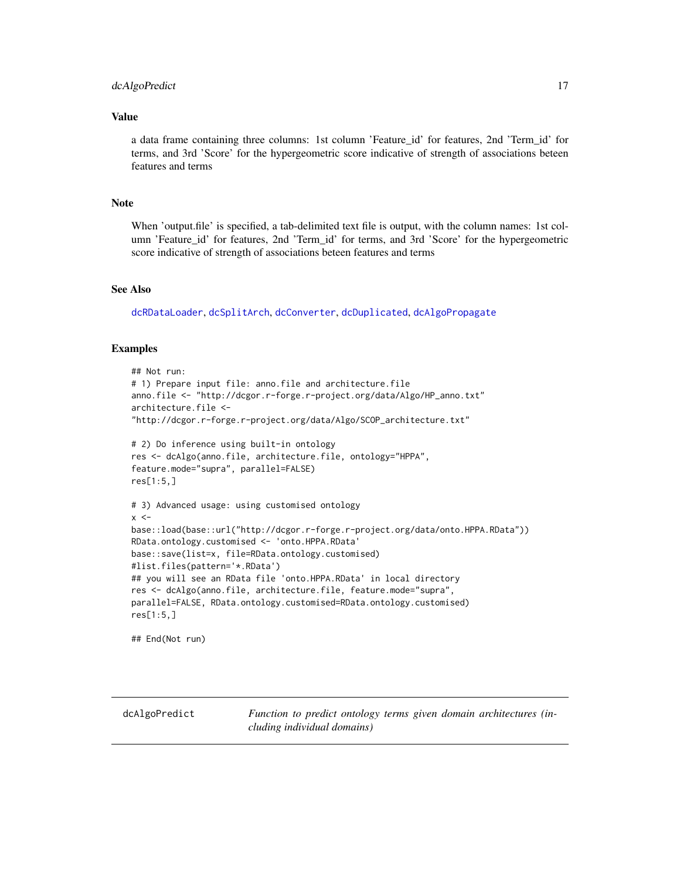### Value

a data frame containing three columns: 1st column 'Feature_id' for features, 2nd 'Term_id' for terms, and 3rd 'Score' for the hypergeometric score indicative of strength of associations beteen features and terms

### Note

When 'output.file' is specified, a tab-delimited text file is output, with the column names: 1st column 'Feature_id' for features, 2nd 'Term_id' for terms, and 3rd 'Score' for the hypergeometric score indicative of strength of associations beteen features and terms

### See Also

dcRDataLoader, dcSplitArch, dcConverter, dcDuplicated, dcAlgoPropagate

### Examples

```
## Not run:
# 1) Prepare input file: anno.file and architecture.file
anno.file <- "http://dcgor.r-forge.r-project.org/data/Algo/HP_anno.txt"
architecture.file <-
"http://dcgor.r-forge.r-project.org/data/Algo/SCOP_architecture.txt"

# 2) Do inference using built-in ontology
res <- dcAlgo(anno.file, architecture.file, ontology="HPPA",
feature.mode="supra", parallel=FALSE)
res[1:5,]

# 3) Advanced usage: using customised ontology
x <-
base::load(base::url("http://dcgor.r-forge.r-project.org/data/onto.HPPA.RData"))
RData.ontology.customised <- 'onto.HPPA.RData'
base::save(list=x, file=RData.ontology.customised)
#list.files(pattern='*.RData')
## you will see an RData file 'onto.HPPA.RData' in local directory
res <- dcAlgo(anno.file, architecture.file, feature.mode="supra",
parallel=FALSE, RData.ontology.customised=RData.ontology.customised)
res[1:5,]

## End(Not run)
```

---

## dcAlgoPredict *Function to predict ontology terms given domain architectures (including individual domains)*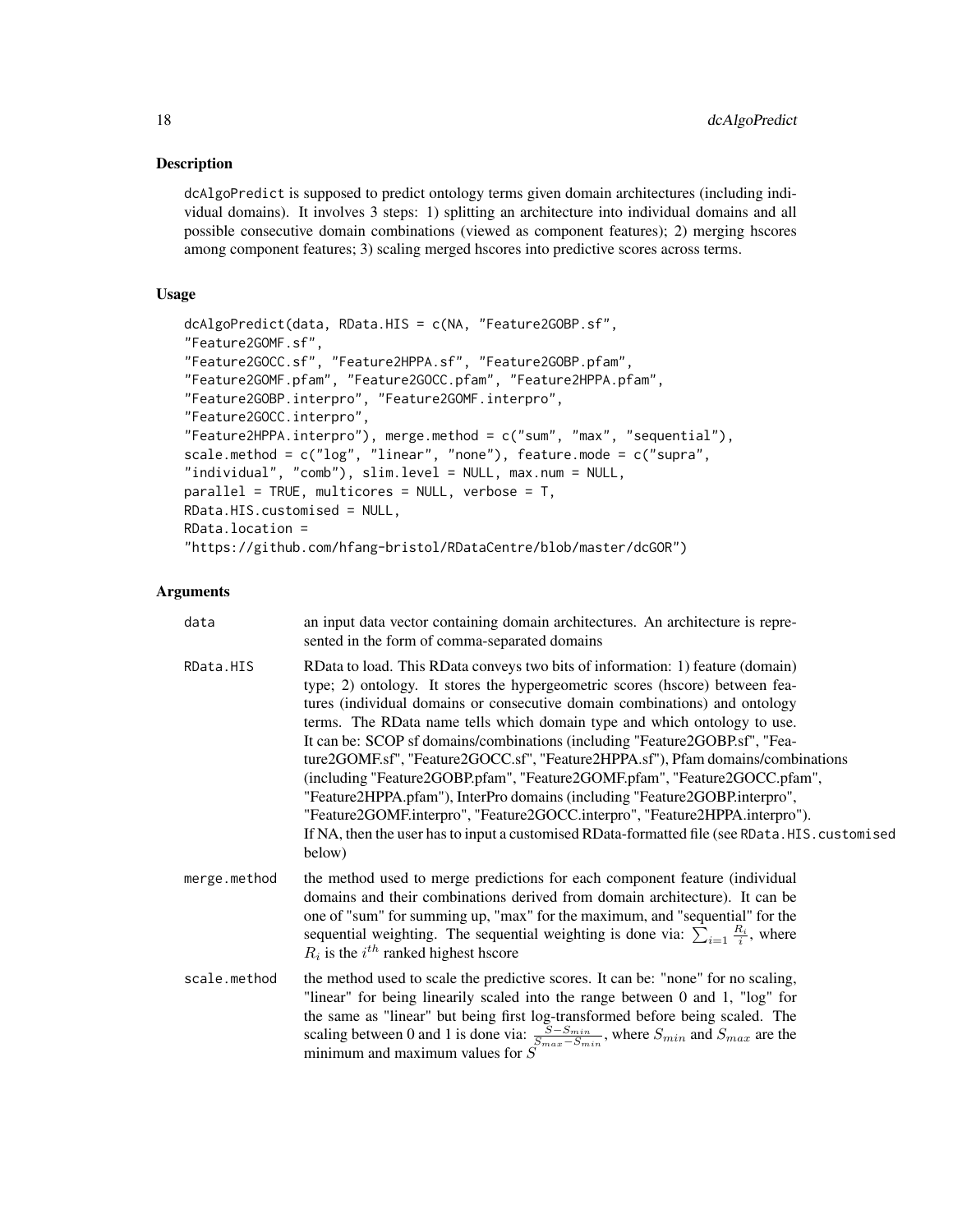## Description

dcAlgoPredict is supposed to predict ontology terms given domain architectures (including individual domains). It involves 3 steps: 1) splitting an architecture into individual domains and all possible consecutive domain combinations (viewed as component features); 2) merging hscores among component features; 3) scaling merged hscores into predictive scores across terms.

## Usage

```
dcAlgoPredict(data, RData.HIS = c(NA, "Feature2GOBP.sf",
"Feature2GOMF.sf",
"Feature2GOCC.sf", "Feature2HPPA.sf", "Feature2GOBP.pfam",
"Feature2GOMF.pfam", "Feature2GOCC.pfam", "Feature2HPPA.pfam",
"Feature2GOBP.interpro", "Feature2GOMF.interpro",
"Feature2GOCC.interpro",
"Feature2HPPA.interpro"), merge.method = c("sum", "max", "sequential"),
scale.method = c("log", "linear", "none"), feature.mode = c("supra",
"individual", "comb"), slim.level = NULL, max.num = NULL,
parallel = TRUE, multicores = NULL, verbose = T,
RData.HIS.customised = NULL,
RData.location =
"https://github.com/hfang-bristol/RDataCentre/blob/master/dcGOR")
```

## Arguments

**data** an input data vector containing domain architectures. An architecture is represented in the form of comma-separated domains

**RData.HIS** RData to load. This RData conveys two bits of information: 1) feature (domain) type; 2) ontology. It stores the hypergeometric scores (hscore) between features (individual domains or consecutive domain combinations) and ontology terms. The RData name tells which domain type and which ontology to use. It can be: SCOP sf domains/combinations (including "Feature2GOBP.sf", "Feature2GOMF.sf", "Feature2GOCC.sf", "Feature2HPPA.sf"), Pfam domains/combinations (including "Feature2GOBP.pfam", "Feature2GOMF.pfam", "Feature2GOCC.pfam", "Feature2HPPA.pfam"), InterPro domains (including "Feature2GOBP.interpro", "Feature2GOMF.interpro", "Feature2GOCC.interpro", "Feature2HPPA.interpro"). If NA, then the user has to input a customised RData-formatted file (see `RData.HIS.customised` below)

**merge.method** the method used to merge predictions for each component feature (individual domains and their combinations derived from domain architecture). It can be one of "sum" for summing up, "max" for the maximum, and "sequential" for the sequential weighting. The sequential weighting is done via: $\sum_{i=1} \frac{R_i}{i}$, where $R_i$ is the $i^{th}$ ranked highest hscore

**scale.method** the method used to scale the predictive scores. It can be: "none" for no scaling, "linear" for being linearily scaled into the range between 0 and 1, "log" for the same as "linear" but being first log-transformed before being scaled. The scaling between 0 and 1 is done via: $\frac{S-S_{min}}{S_{max}-S_{min}}$, where $S_{min}$ and $S_{max}$ are the minimum and maximum values for $S$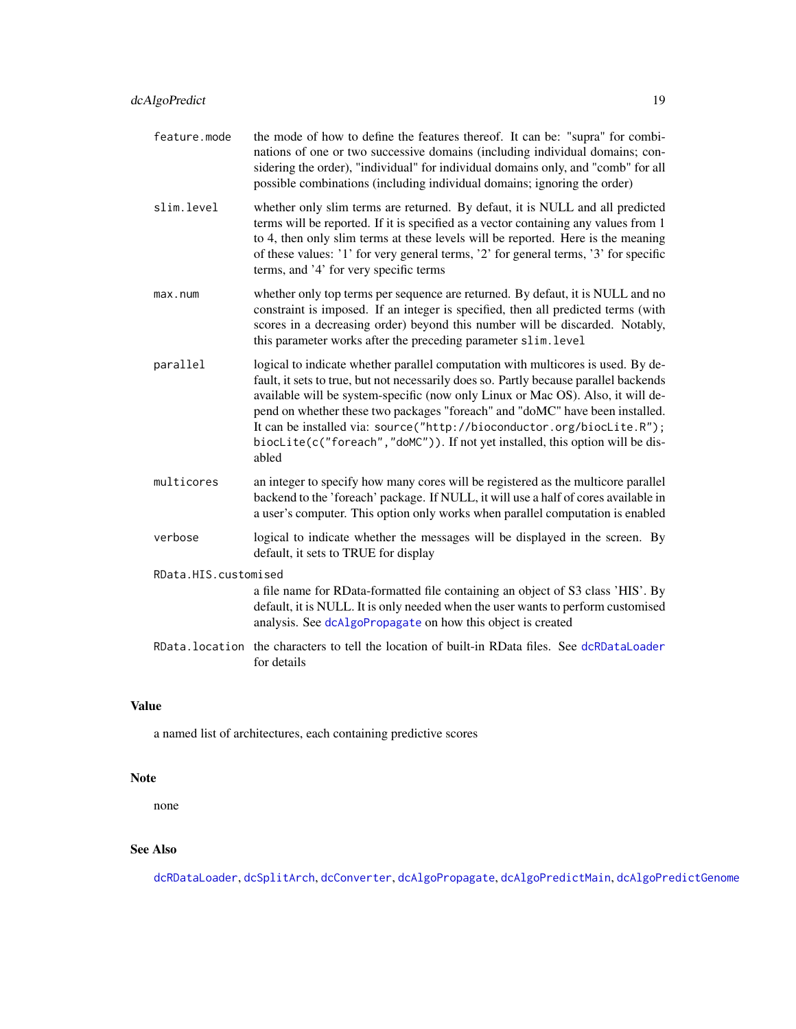feature.mode
: the mode of how to define the features thereof. It can be: "supra" for combinations of one or two successive domains (including individual domains; considering the order), "individual" for individual domains only, and "comb" for all possible combinations (including individual domains; ignoring the order)

slim.level
: whether only slim terms are returned. By defaut, it is NULL and all predicted terms will be reported. If it is specified as a vector containing any values from 1 to 4, then only slim terms at these levels will be reported. Here is the meaning of these values: '1' for very general terms, '2' for general terms, '3' for specific terms, and '4' for very specific terms

max.num
: whether only top terms per sequence are returned. By defaut, it is NULL and no constraint is imposed. If an integer is specified, then all predicted terms (with scores in a decreasing order) beyond this number will be discarded. Notably, this parameter works after the preceding parameter `slim.level`

parallel
: logical to indicate whether parallel computation with multicores is used. By default, it sets to true, but not necessarily does so. Partly because parallel backends available will be system-specific (now only Linux or Mac OS). Also, it will depend on whether these two packages "foreach" and "doMC" have been installed. It can be installed via: `source("http://bioconductor.org/biocLite.R"); biocLite(c("foreach","doMC"))`. If not yet installed, this option will be disabled

multicores
: an integer to specify how many cores will be registered as the multicore parallel backend to the 'foreach' package. If NULL, it will use a half of cores available in a user's computer. This option only works when parallel computation is enabled

verbose
: logical to indicate whether the messages will be displayed in the screen. By default, it sets to TRUE for display

RData.HIS.customised
: a file name for RData-formatted file containing an object of S3 class 'HIS'. By default, it is NULL. It is only needed when the user wants to perform customised analysis. See `dcAlgoPropagate` on how this object is created

RData.location
: the characters to tell the location of built-in RData files. See `dcRDataLoader` for details

## Value

a named list of architectures, each containing predictive scores

## Note

none

## See Also

`dcRDataLoader`, `dcSplitArch`, `dcConverter`, `dcAlgoPropagate`, `dcAlgoPredictMain`, `dcAlgoPredictGenome`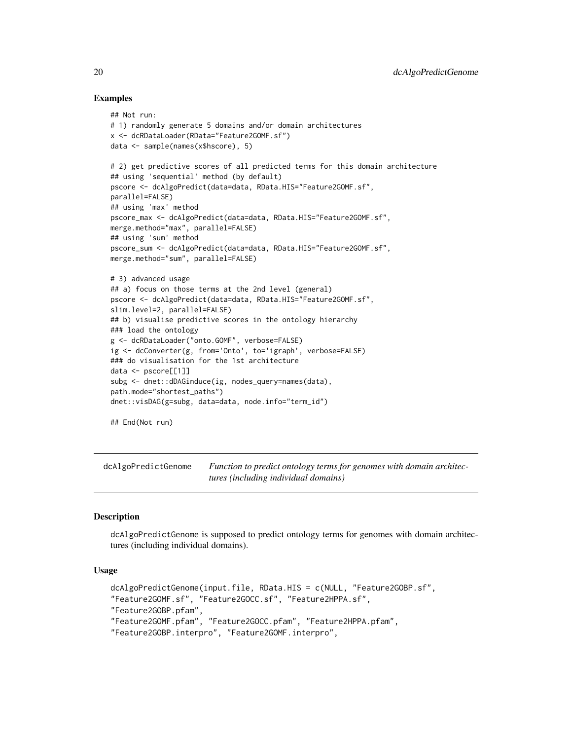## Examples

```
## Not run:
# 1) randomly generate 5 domains and/or domain architectures
x <- dcRDataLoader(RData="Feature2GOMF.sf")
data <- sample(names(x$hscore), 5)

# 2) get predictive scores of all predicted terms for this domain architecture
## using 'sequential' method (by default)
pscore <- dcAlgoPredict(data=data, RData.HIS="Feature2GOMF.sf",
parallel=FALSE)
## using 'max' method
pscore_max <- dcAlgoPredict(data=data, RData.HIS="Feature2GOMF.sf",
merge.method="max", parallel=FALSE)
## using 'sum' method
pscore_sum <- dcAlgoPredict(data=data, RData.HIS="Feature2GOMF.sf",
merge.method="sum", parallel=FALSE)

# 3) advanced usage
## a) focus on those terms at the 2nd level (general)
pscore <- dcAlgoPredict(data=data, RData.HIS="Feature2GOMF.sf",
slim.level=2, parallel=FALSE)
## b) visualise predictive scores in the ontology hierarchy
### load the ontology
g <- dcRDataLoader("onto.GOMF", verbose=FALSE)
ig <- dcConverter(g, from='Onto', to='igraph', verbose=FALSE)
### do visualisation for the 1st architecture
data <- pscore[[1]]
subg <- dnet::dDAGinduce(ig, nodes_query=names(data),
path.mode="shortest_paths")
dnet::visDAG(g=subg, data=data, node.info="term_id")

## End(Not run)
```

---

`dcAlgoPredictGenome` *Function to predict ontology terms for genomes with domain architectures (including individual domains)*

---

## Description

`dcAlgoPredictGenome` is supposed to predict ontology terms for genomes with domain architectures (including individual domains).

## Usage

```
dcAlgoPredictGenome(input.file, RData.HIS = c(NULL, "Feature2GOBP.sf",
"Feature2GOMF.sf", "Feature2GOCC.sf", "Feature2HPPA.sf",
"Feature2GOBP.pfam",
"Feature2GOMF.pfam", "Feature2GOCC.pfam", "Feature2HPPA.pfam",
"Feature2GOBP.interpro", "Feature2GOMF.interpro",
```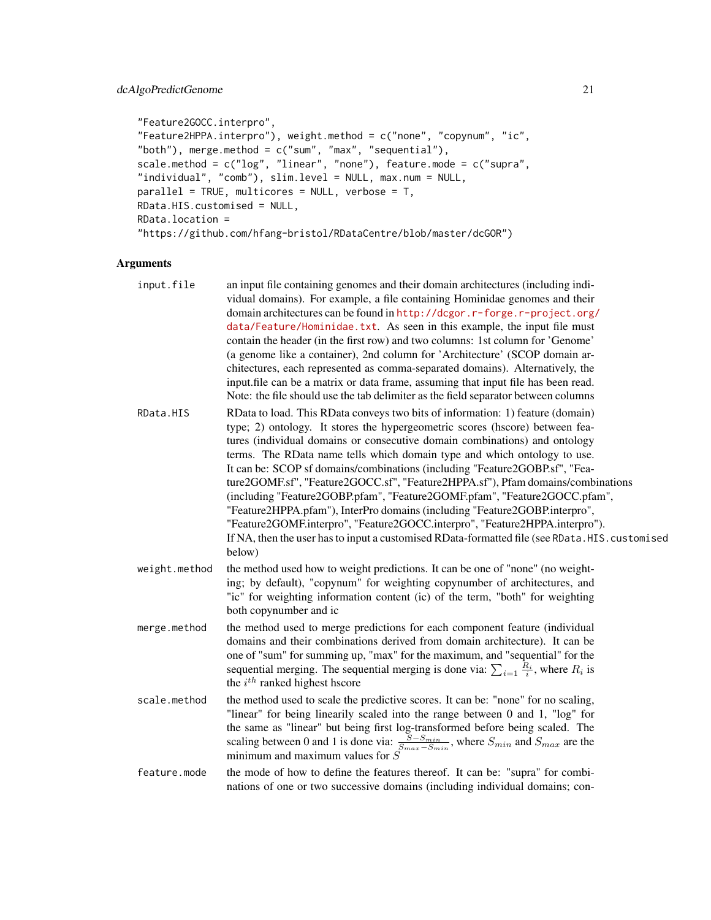```
"Feature2GOCC.interpro",
"Feature2HPPA.interpro"), weight.method = c("none", "copynum", "ic",
"both"), merge.method = c("sum", "max", "sequential"),
scale.method = c("log", "linear", "none"), feature.mode = c("supra",
"individual", "comb"), slim.level = NULL, max.num = NULL,
parallel = TRUE, multicores = NULL, verbose = T,
RData.HIS.customised = NULL,
RData.location =
"https://github.com/hfang-bristol/RDataCentre/blob/master/dcGOR")
```

## Arguments

| | |
|---|---|
| `input.file` | an input file containing genomes and their domain architectures (including individual domains). For example, a file containing Hominidae genomes and their domain architectures can be found in http://dcgor.r-forge.r-project.org/data/Feature/Hominidae.txt. As seen in this example, the input file must contain the header (in the first row) and two columns: 1st column for 'Genome' (a genome like a container), 2nd column for 'Architecture' (SCOP domain architectures, each represented as comma-separated domains). Alternatively, the input.file can be a matrix or data frame, assuming that input file has been read. Note: the file should use the tab delimiter as the field separator between columns |
| `RData.HIS` | RData to load. This RData conveys two bits of information: 1) feature (domain) type; 2) ontology. It stores the hypergeometric scores (hscore) between features (individual domains or consecutive domain combinations) and ontology terms. The RData name tells which domain type and which ontology to use. It can be: SCOP sf domains/combinations (including "Feature2GOBP.sf", "Feature2GOMF.sf", "Feature2GOCC.sf", "Feature2HPPA.sf"), Pfam domains/combinations (including "Feature2GOBP.pfam", "Feature2GOMF.pfam", "Feature2GOCC.pfam", "Feature2HPPA.pfam"), InterPro domains (including "Feature2GOBP.interpro", "Feature2GOMF.interpro", "Feature2GOCC.interpro", "Feature2HPPA.interpro"). If NA, then the user has to input a customised RData-formatted file (see `RData.HIS.customised` below) |
| `weight.method` | the method used how to weight predictions. It can be one of "none" (no weighting; by default), "copynum" for weighting copynumber of architectures, and "ic" for weighting information content (ic) of the term, "both" for weighting both copynumber and ic |
| `merge.method` | the method used to merge predictions for each component feature (individual domains and their combinations derived from domain architecture). It can be one of "sum" for summing up, "max" for the maximum, and "sequential" for the sequential merging. The sequential merging is done via: $\sum_{i=1} \frac{R_i}{i}$, where $R_i$ is the $i^{th}$ ranked highest hscore |
| `scale.method` | the method used to scale the predictive scores. It can be: "none" for no scaling, "linear" for being linearly scaled into the range between 0 and 1, "log" for the same as "linear" but being first log-transformed before being scaled. The scaling between 0 and 1 is done via: $\frac{S-S_{min}}{S_{max}-S_{min}}$, where $S_{min}$ and $S_{max}$ are the minimum and maximum values for $S$ |
| `feature.mode` | the mode of how to define the features thereof. It can be: "supra" for combinations of one or two successive domains (including individual domains; con- |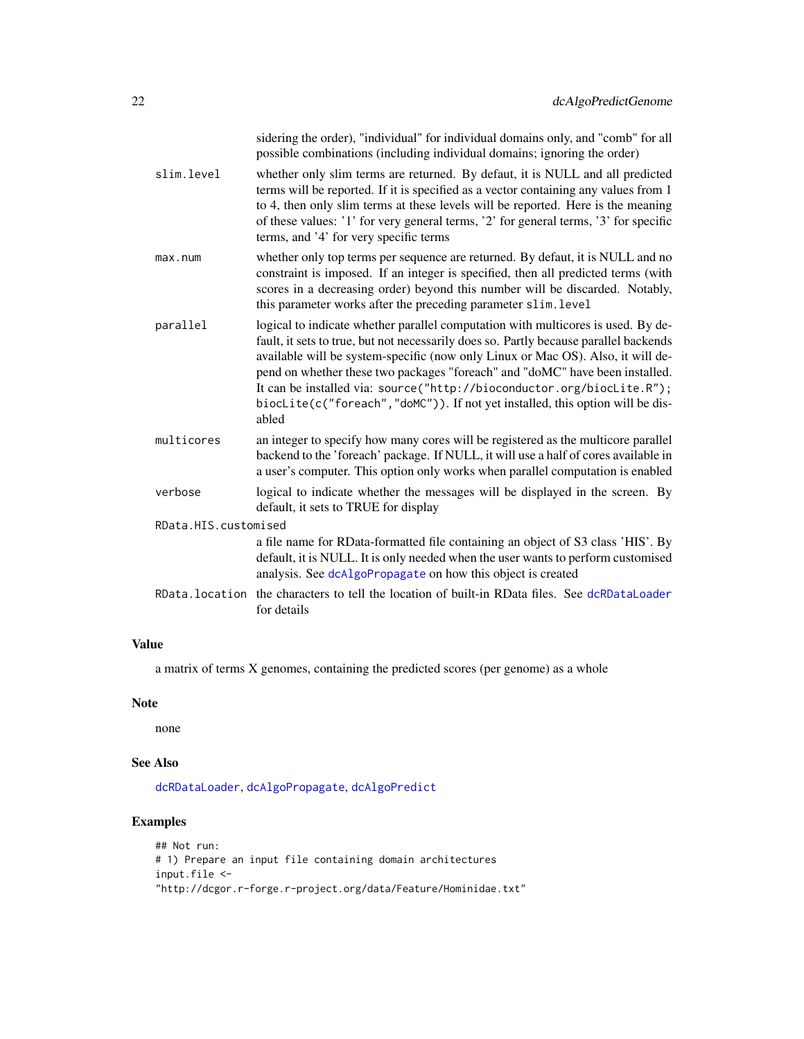sidering the order), "individual" for individual domains only, and "comb" for all possible combinations (including individual domains; ignoring the order)

slim.level
: whether only slim terms are returned. By defaut, it is NULL and all predicted terms will be reported. If it is specified as a vector containing any values from 1 to 4, then only slim terms at these levels will be reported. Here is the meaning of these values: '1' for very general terms, '2' for general terms, '3' for specific terms, and '4' for very specific terms

max.num
: whether only top terms per sequence are returned. By defaut, it is NULL and no constraint is imposed. If an integer is specified, then all predicted terms (with scores in a decreasing order) beyond this number will be discarded. Notably, this parameter works after the preceding parameter `slim.level`

parallel
: logical to indicate whether parallel computation with multicores is used. By default, it sets to true, but not necessarily does so. Partly because parallel backends available will be system-specific (now only Linux or Mac OS). Also, it will depend on whether these two packages "foreach" and "doMC" have been installed. It can be installed via: `source("http://bioconductor.org/biocLite.R"); biocLite(c("foreach","doMC"))`. If not yet installed, this option will be disabled

multicores
: an integer to specify how many cores will be registered as the multicore parallel backend to the 'foreach' package. If NULL, it will use a half of cores available in a user's computer. This option only works when parallel computation is enabled

verbose
: logical to indicate whether the messages will be displayed in the screen. By default, it sets to TRUE for display

RData.HIS.customised
: a file name for RData-formatted file containing an object of S3 class 'HIS'. By default, it is NULL. It is only needed when the user wants to perform customised analysis. See `dcAlgoPropagate` on how this object is created

RData.location
: the characters to tell the location of built-in RData files. See `dcRDataLoader` for details

## Value

a matrix of terms X genomes, containing the predicted scores (per genome) as a whole

## Note

none

## See Also

`dcRDataLoader`, `dcAlgoPropagate`, `dcAlgoPredict`

## Examples

```
## Not run:
# 1) Prepare an input file containing domain architectures
input.file <-
"http://dcgor.r-forge.r-project.org/data/Feature/Hominidae.txt"
```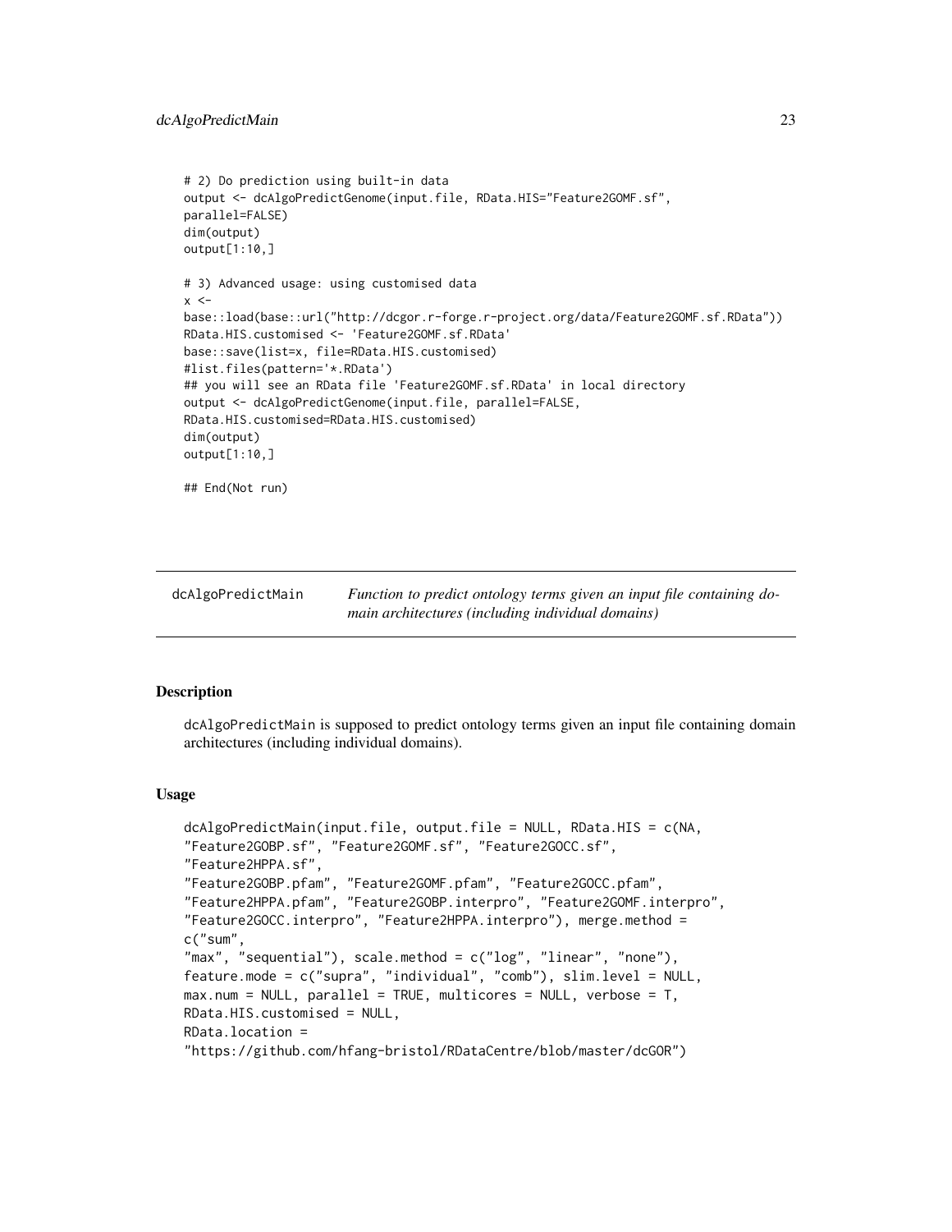```
# 2) Do prediction using built-in data
output <- dcAlgoPredictGenome(input.file, RData.HIS="Feature2GOMF.sf",
parallel=FALSE)
dim(output)
output[1:10,]

# 3) Advanced usage: using customised data
x <-
base::load(base::url("http://dcgor.r-forge.r-project.org/data/Feature2GOMF.sf.RData"))
RData.HIS.customised <- 'Feature2GOMF.sf.RData'
base::save(list=x, file=RData.HIS.customised)
#list.files(pattern='*.RData')
## you will see an RData file 'Feature2GOMF.sf.RData' in local directory
output <- dcAlgoPredictGenome(input.file, parallel=FALSE,
RData.HIS.customised=RData.HIS.customised)
dim(output)
output[1:10,]

## End(Not run)
```

## dcAlgoPredictMain

*Function to predict ontology terms given an input file containing domain architectures (including individual domains)*

### Description

dcAlgoPredictMain is supposed to predict ontology terms given an input file containing domain architectures (including individual domains).

### Usage

```
dcAlgoPredictMain(input.file, output.file = NULL, RData.HIS = c(NA,
"Feature2GOBP.sf", "Feature2GOMF.sf", "Feature2GOCC.sf",
"Feature2HPPA.sf",
"Feature2GOBP.pfam", "Feature2GOMF.pfam", "Feature2GOCC.pfam",
"Feature2HPPA.pfam", "Feature2GOBP.interpro", "Feature2GOMF.interpro",
"Feature2GOCC.interpro", "Feature2HPPA.interpro"), merge.method =
c("sum",
"max", "sequential"), scale.method = c("log", "linear", "none"),
feature.mode = c("supra", "individual", "comb"), slim.level = NULL,
max.num = NULL, parallel = TRUE, multicores = NULL, verbose = T,
RData.HIS.customised = NULL,
RData.location =
"https://github.com/hfang-bristol/RDataCentre/blob/master/dcGOR")
```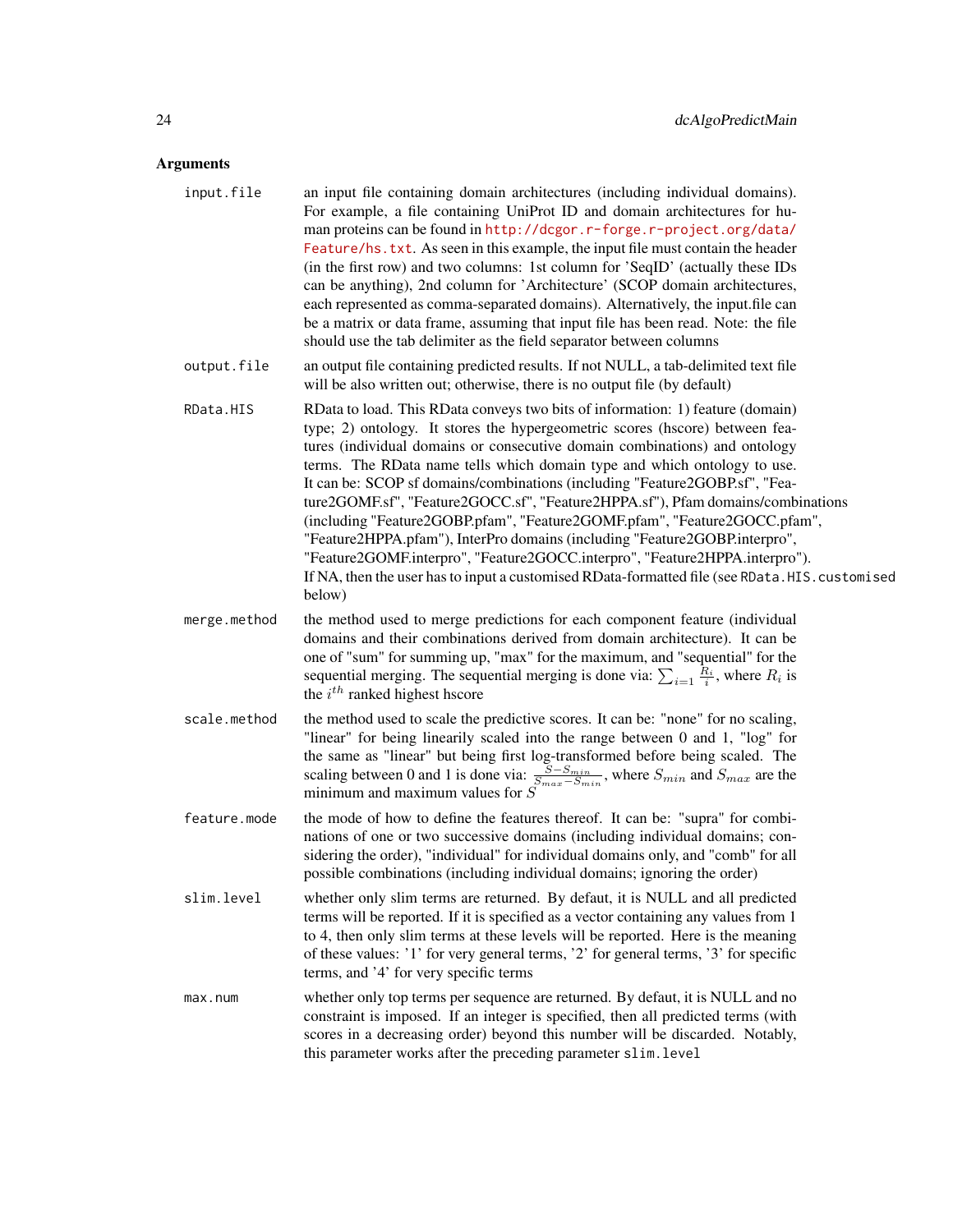## Arguments

`input.file`
: an input file containing domain architectures (including individual domains). For example, a file containing UniProt ID and domain architectures for human proteins can be found in http://dcgor.r-forge.r-project.org/data/Feature/hs.txt. As seen in this example, the input file must contain the header (in the first row) and two columns: 1st column for 'SeqID' (actually these IDs can be anything), 2nd column for 'Architecture' (SCOP domain architectures, each represented as comma-separated domains). Alternatively, the input.file can be a matrix or data frame, assuming that input file has been read. Note: the file should use the tab delimiter as the field separator between columns

`output.file`
: an output file containing predicted results. If not NULL, a tab-delimited text file will be also written out; otherwise, there is no output file (by default)

`RData.HIS`
: RData to load. This RData conveys two bits of information: 1) feature (domain) type; 2) ontology. It stores the hypergeometric scores (hscore) between features (individual domains or consecutive domain combinations) and ontology terms. The RData name tells which domain type and which ontology to use. It can be: SCOP sf domains/combinations (including "Feature2GOBP.sf", "Feature2GOMF.sf", "Feature2GOCC.sf", "Feature2HPPA.sf"), Pfam domains/combinations (including "Feature2GOBP.pfam", "Feature2GOMF.pfam", "Feature2GOCC.pfam", "Feature2HPPA.pfam"), InterPro domains (including "Feature2GOBP.interpro", "Feature2GOMF.interpro", "Feature2GOCC.interpro", "Feature2HPPA.interpro"). If NA, then the user has to input a customised RData-formatted file (see `RData.HIS.customised` below)

`merge.method`
: the method used to merge predictions for each component feature (individual domains and their combinations derived from domain architecture). It can be one of "sum" for summing up, "max" for the maximum, and "sequential" for the sequential merging. The sequential merging is done via: $\sum_{i=1} \frac{R_i}{i}$, where $R_i$ is the $i^{th}$ ranked highest hscore

`scale.method`
: the method used to scale the predictive scores. It can be: "none" for no scaling, "linear" for being linearly scaled into the range between 0 and 1, "log" for the same as "linear" but being first log-transformed before being scaled. The scaling between 0 and 1 is done via: $\frac{S-S_{min}}{S_{max}-S_{min}}$, where $S_{min}$ and $S_{max}$ are the minimum and maximum values for $S$

`feature.mode`
: the mode of how to define the features thereof. It can be: "supra" for combinations of one or two successive domains (including individual domains; considering the order), "individual" for individual domains only, and "comb" for all possible combinations (including individual domains; ignoring the order)

`slim.level`
: whether only slim terms are returned. By defaut, it is NULL and all predicted terms will be reported. If it is specified as a vector containing any values from 1 to 4, then only slim terms at these levels will be reported. Here is the meaning of these values: '1' for very general terms, '2' for general terms, '3' for specific terms, and '4' for very specific terms

`max.num`
: whether only top terms per sequence are returned. By defaut, it is NULL and no constraint is imposed. If an integer is specified, then all predicted terms (with scores in a decreasing order) beyond this number will be discarded. Notably, this parameter works after the preceding parameter `slim.level`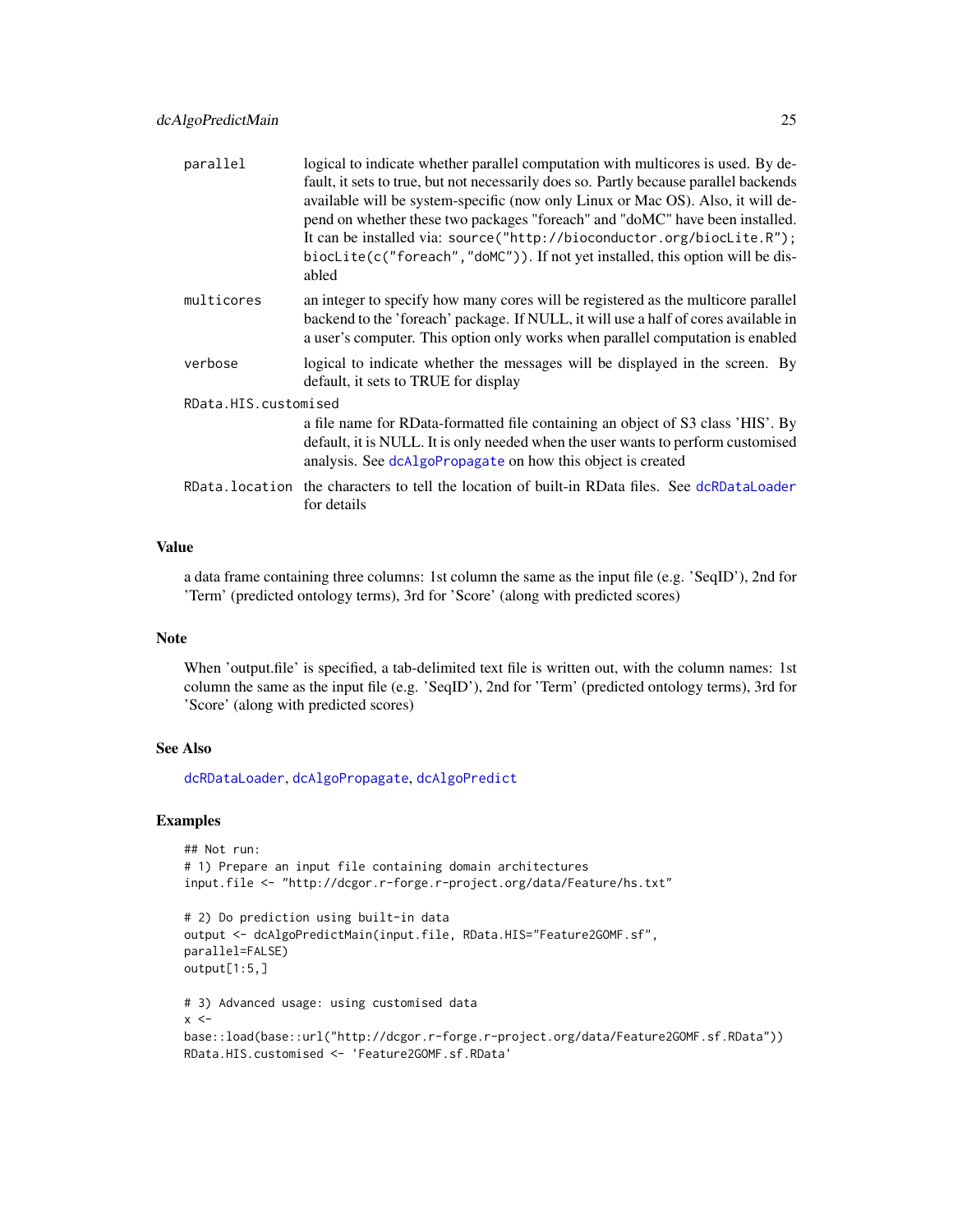| | |
|---|---|
| `parallel` | logical to indicate whether parallel computation with multicores is used. By default, it sets to true, but not necessarily does so. Partly because parallel backends available will be system-specific (now only Linux or Mac OS). Also, it will depend on whether these two packages "foreach" and "doMC" have been installed. It can be installed via: `source("http://bioconductor.org/biocLite.R"); biocLite(c("foreach","doMC"))`. If not yet installed, this option will be disabled |
| `multicores` | an integer to specify how many cores will be registered as the multicore parallel backend to the 'foreach' package. If NULL, it will use a half of cores available in a user's computer. This option only works when parallel computation is enabled |
| `verbose` | logical to indicate whether the messages will be displayed in the screen. By default, it sets to TRUE for display |
| `RData.HIS.customised` | a file name for RData-formatted file containing an object of S3 class 'HIS'. By default, it is NULL. It is only needed when the user wants to perform customised analysis. See dcAlgoPropagate on how this object is created |
| `RData.location` | the characters to tell the location of built-in RData files. See dcRDataLoader for details |

## Value

a data frame containing three columns: 1st column the same as the input file (e.g. 'SeqID'), 2nd for 'Term' (predicted ontology terms), 3rd for 'Score' (along with predicted scores)

## Note

When 'output.file' is specified, a tab-delimited text file is written out, with the column names: 1st column the same as the input file (e.g. 'SeqID'), 2nd for 'Term' (predicted ontology terms), 3rd for 'Score' (along with predicted scores)

## See Also

dcRDataLoader, dcAlgoPropagate, dcAlgoPredict

## Examples

```
## Not run:
# 1) Prepare an input file containing domain architectures
input.file <- "http://dcgor.r-forge.r-project.org/data/Feature/hs.txt"

# 2) Do prediction using built-in data
output <- dcAlgoPredictMain(input.file, RData.HIS="Feature2GOMF.sf",
parallel=FALSE)
output[1:5,]

# 3) Advanced usage: using customised data
x <-
base::load(base::url("http://dcgor.r-forge.r-project.org/data/Feature2GOMF.sf.RData"))
RData.HIS.customised <- 'Feature2GOMF.sf.RData'
```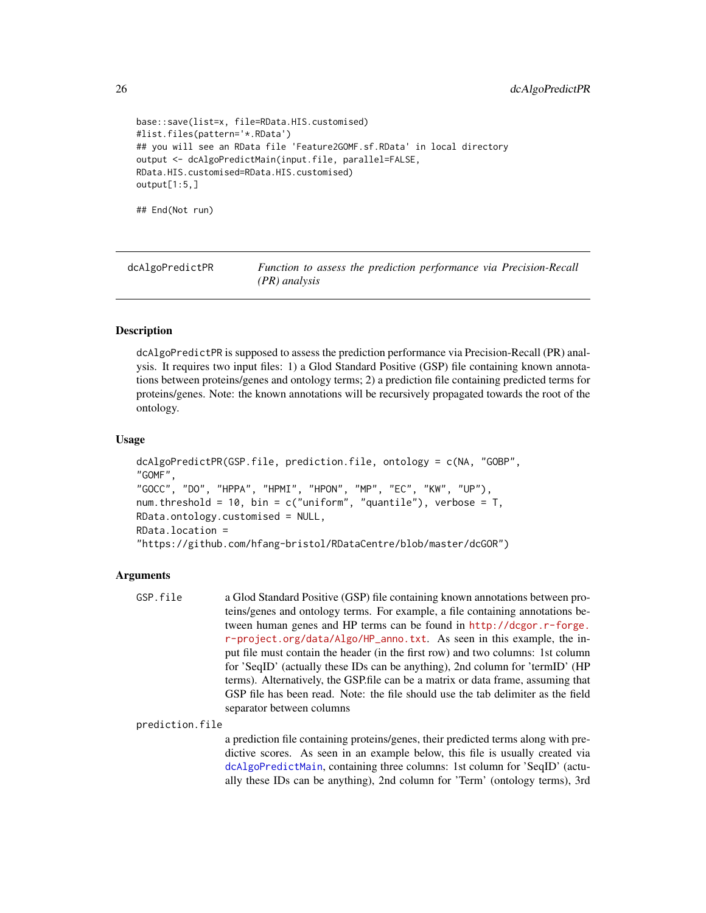```
base::save(list=x, file=RData.HIS.customised)
#list.files(pattern='*.RData')
## you will see an RData file 'Feature2GOMF.sf.RData' in local directory
output <- dcAlgoPredictMain(input.file, parallel=FALSE,
RData.HIS.customised=RData.HIS.customised)
output[1:5,]

## End(Not run)
```

---

## dcAlgoPredictPR — *Function to assess the prediction performance via Precision-Recall (PR) analysis*

### Description

dcAlgoPredictPR is supposed to assess the prediction performance via Precision-Recall (PR) analysis. It requires two input files: 1) a Glod Standard Positive (GSP) file containing known annotations between proteins/genes and ontology terms; 2) a prediction file containing predicted terms for proteins/genes. Note: the known annotations will be recursively propagated towards the root of the ontology.

### Usage

```
dcAlgoPredictPR(GSP.file, prediction.file, ontology = c(NA, "GOBP",
"GOMF",
"GOCC", "DO", "HPPA", "HPMI", "HPON", "MP", "EC", "KW", "UP"),
num.threshold = 10, bin = c("uniform", "quantile"), verbose = T,
RData.ontology.customised = NULL,
RData.location =
"https://github.com/hfang-bristol/RDataCentre/blob/master/dcGOR")
```

### Arguments

`GSP.file` a Glod Standard Positive (GSP) file containing known annotations between proteins/genes and ontology terms. For example, a file containing annotations between human genes and HP terms can be found in http://dcgor.r-forge.r-project.org/data/Algo/HP_anno.txt. As seen in this example, the input file must contain the header (in the first row) and two columns: 1st column for 'SeqID' (actually these IDs can be anything), 2nd column for 'termID' (HP terms). Alternatively, the GSP.file can be a matrix or data frame, assuming that GSP file has been read. Note: the file should use the tab delimiter as the field separator between columns

`prediction.file` a prediction file containing proteins/genes, their predicted terms along with predictive scores. As seen in an example below, this file is usually created via dcAlgoPredictMain, containing three columns: 1st column for 'SeqID' (actually these IDs can be anything), 2nd column for 'Term' (ontology terms), 3rd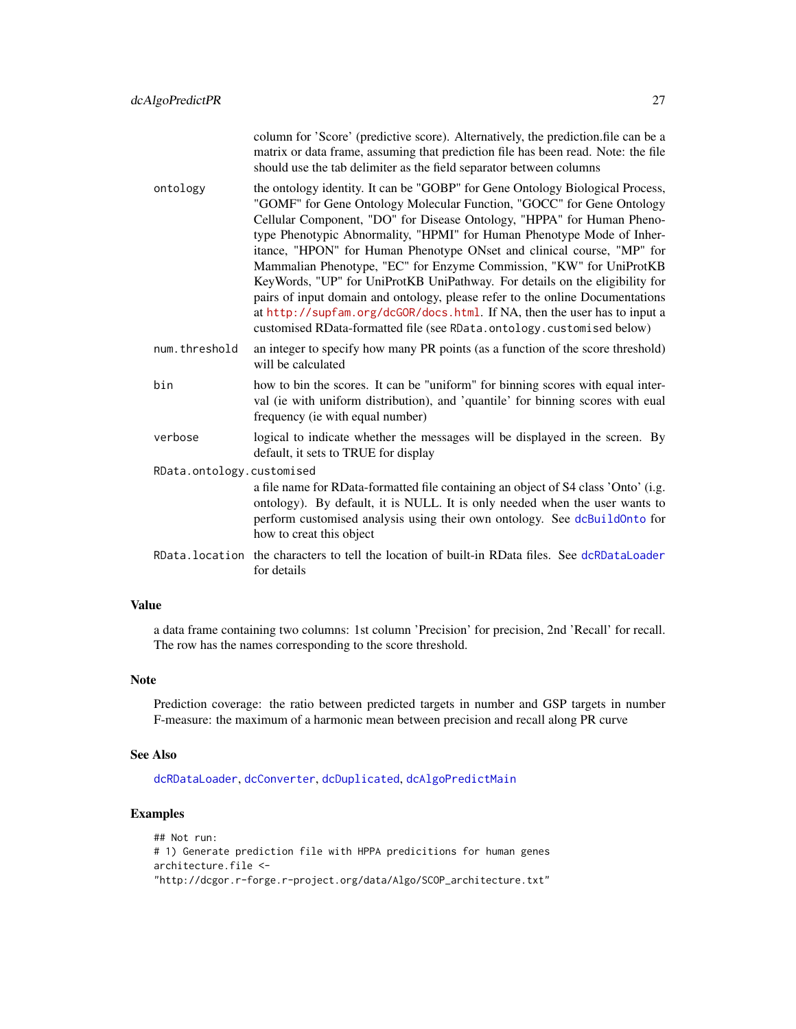column for 'Score' (predictive score). Alternatively, the prediction.file can be a matrix or data frame, assuming that prediction file has been read. Note: the file should use the tab delimiter as the field separator between columns

`ontology`
: the ontology identity. It can be "GOBP" for Gene Ontology Biological Process, "GOMF" for Gene Ontology Molecular Function, "GOCC" for Gene Ontology Cellular Component, "DO" for Disease Ontology, "HPPA" for Human Phenotype Phenotypic Abnormality, "HPMI" for Human Phenotype Mode of Inheritance, "HPON" for Human Phenotype ONset and clinical course, "MP" for Mammalian Phenotype, "EC" for Enzyme Commission, "KW" for UniProtKB KeyWords, "UP" for UniProtKB UniPathway. For details on the eligibility for pairs of input domain and ontology, please refer to the online Documentations at http://supfam.org/dcGOR/docs.html. If NA, then the user has to input a customised RData-formatted file (see `RData.ontology.customised` below)

`num.threshold`
: an integer to specify how many PR points (as a function of the score threshold) will be calculated

`bin`
: how to bin the scores. It can be "uniform" for binning scores with equal interval (ie with uniform distribution), and 'quantile' for binning scores with eual frequency (ie with equal number)

`verbose`
: logical to indicate whether the messages will be displayed in the screen. By default, it sets to TRUE for display

`RData.ontology.customised`
: a file name for RData-formatted file containing an object of S4 class 'Onto' (i.g. ontology). By default, it is NULL. It is only needed when the user wants to perform customised analysis using their own ontology. See `dcBuildOnto` for how to creat this object

`RData.location`
: the characters to tell the location of built-in RData files. See `dcRDataLoader` for details

## Value

a data frame containing two columns: 1st column 'Precision' for precision, 2nd 'Recall' for recall. The row has the names corresponding to the score threshold.

## Note

Prediction coverage: the ratio between predicted targets in number and GSP targets in number F-measure: the maximum of a harmonic mean between precision and recall along PR curve

## See Also

`dcRDataLoader`, `dcConverter`, `dcDuplicated`, `dcAlgoPredictMain`

## Examples

```
## Not run:
# 1) Generate prediction file with HPPA predicitions for human genes
architecture.file <-
"http://dcgor.r-forge.r-project.org/data/Algo/SCOP_architecture.txt"
```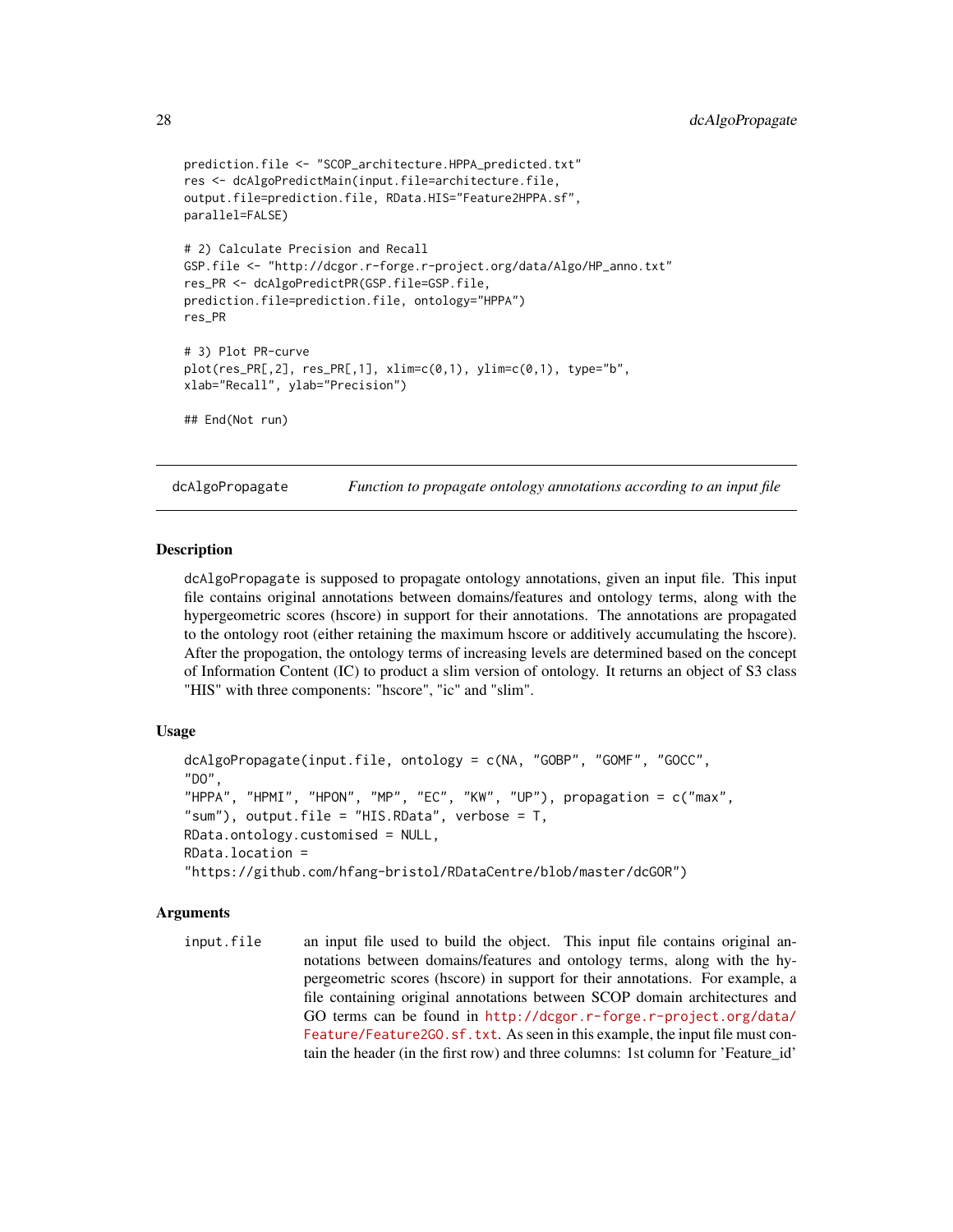```
prediction.file <- "SCOP_architecture.HPPA_predicted.txt"
res <- dcAlgoPredictMain(input.file=architecture.file,
output.file=prediction.file, RData.HIS="Feature2HPPA.sf",
parallel=FALSE)

# 2) Calculate Precision and Recall
GSP.file <- "http://dcgor.r-forge.r-project.org/data/Algo/HP_anno.txt"
res_PR <- dcAlgoPredictPR(GSP.file=GSP.file,
prediction.file=prediction.file, ontology="HPPA")
res_PR

# 3) Plot PR-curve
plot(res_PR[,2], res_PR[,1], xlim=c(0,1), ylim=c(0,1), type="b",
xlab="Recall", ylab="Precision")

## End(Not run)
```

---

## dcAlgoPropagate — *Function to propagate ontology annotations according to an input file*

### Description

dcAlgoPropagate is supposed to propagate ontology annotations, given an input file. This input file contains original annotations between domains/features and ontology terms, along with the hypergeometric scores (hscore) in support for their annotations. The annotations are propagated to the ontology root (either retaining the maximum hscore or additively accumulating the hscore). After the propogation, the ontology terms of increasing levels are determined based on the concept of Information Content (IC) to product a slim version of ontology. It returns an object of S3 class "HIS" with three components: "hscore", "ic" and "slim".

### Usage

```
dcAlgoPropagate(input.file, ontology = c(NA, "GOBP", "GOMF", "GOCC",
"DO",
"HPPA", "HPMI", "HPON", "MP", "EC", "KW", "UP"), propagation = c("max",
"sum"), output.file = "HIS.RData", verbose = T,
RData.ontology.customised = NULL,
RData.location =
"https://github.com/hfang-bristol/RDataCentre/blob/master/dcGOR")
```

### Arguments

input.file — an input file used to build the object. This input file contains original annotations between domains/features and ontology terms, along with the hypergeometric scores (hscore) in support for their annotations. For example, a file containing original annotations between SCOP domain architectures and GO terms can be found in http://dcgor.r-forge.r-project.org/data/Feature/Feature2GO.sf.txt. As seen in this example, the input file must contain the header (in the first row) and three columns: 1st column for 'Feature_id'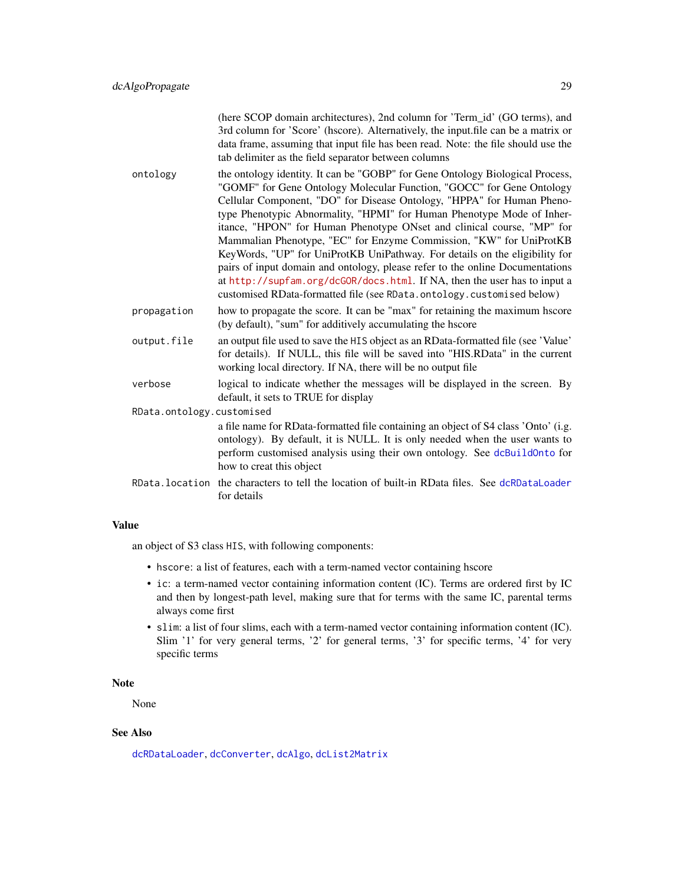(here SCOP domain architectures), 2nd column for 'Term_id' (GO terms), and 3rd column for 'Score' (hscore). Alternatively, the input.file can be a matrix or data frame, assuming that input file has been read. Note: the file should use the tab delimiter as the field separator between columns

| | |
|---|---|
| ontology | the ontology identity. It can be "GOBP" for Gene Ontology Biological Process, "GOMF" for Gene Ontology Molecular Function, "GOCC" for Gene Ontology Cellular Component, "DO" for Disease Ontology, "HPPA" for Human Phenotype Phenotypic Abnormality, "HPMI" for Human Phenotype Mode of Inheritance, "HPON" for Human Phenotype ONset and clinical course, "MP" for Mammalian Phenotype, "EC" for Enzyme Commission, "KW" for UniProtKB KeyWords, "UP" for UniProtKB UniPathway. For details on the eligibility for pairs of input domain and ontology, please refer to the online Documentations at http://supfam.org/dcGOR/docs.html. If NA, then the user has to input a customised RData-formatted file (see RData.ontology.customised below) |
| propagation | how to propagate the score. It can be "max" for retaining the maximum hscore (by default), "sum" for additively accumulating the hscore |
| output.file | an output file used to save the HIS object as an RData-formatted file (see 'Value' for details). If NULL, this file will be saved into "HIS.RData" in the current working local directory. If NA, there will be no output file |
| verbose | logical to indicate whether the messages will be displayed in the screen. By default, it sets to TRUE for display |
| RData.ontology.customised | a file name for RData-formatted file containing an object of S4 class 'Onto' (i.g. ontology). By default, it is NULL. It is only needed when the user wants to perform customised analysis using their own ontology. See dcBuildOnto for how to creat this object |
| RData.location | the characters to tell the location of built-in RData files. See dcRDataLoader for details |

## Value

an object of S3 class HIS, with following components:

- hscore: a list of features, each with a term-named vector containing hscore
- ic: a term-named vector containing information content (IC). Terms are ordered first by IC and then by longest-path level, making sure that for terms with the same IC, parental terms always come first
- slim: a list of four slims, each with a term-named vector containing information content (IC). Slim '1' for very general terms, '2' for general terms, '3' for specific terms, '4' for very specific terms

## Note

None

## See Also

dcRDataLoader, dcConverter, dcAlgo, dcList2Matrix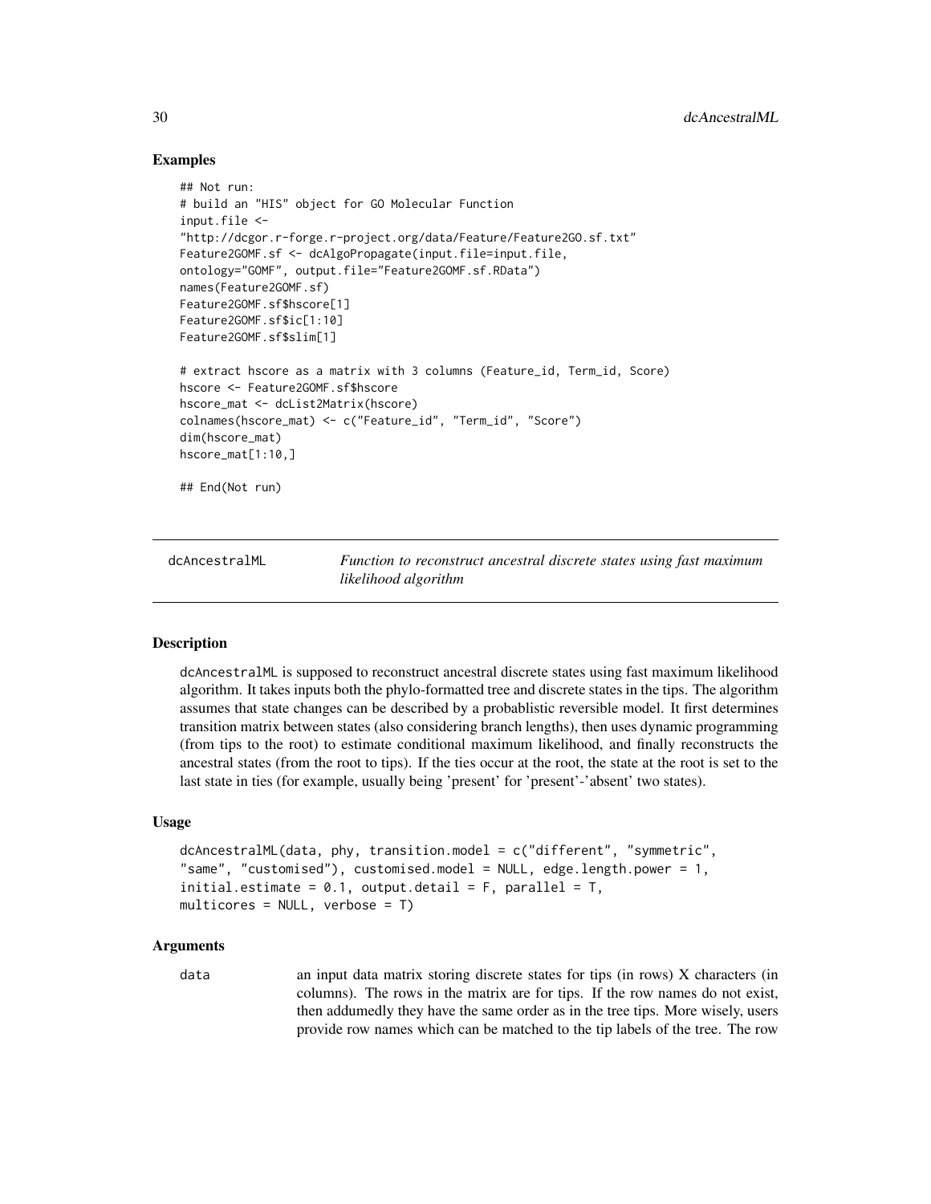### Examples

```
## Not run:
# build an "HIS" object for GO Molecular Function
input.file <-
"http://dcgor.r-forge.r-project.org/data/Feature/Feature2GO.sf.txt"
Feature2GOMF.sf <- dcAlgoPropagate(input.file=input.file,
ontology="GOMF", output.file="Feature2GOMF.sf.RData")
names(Feature2GOMF.sf)
Feature2GOMF.sf$hscore[1]
Feature2GOMF.sf$ic[1:10]
Feature2GOMF.sf$slim[1]

# extract hscore as a matrix with 3 columns (Feature_id, Term_id, Score)
hscore <- Feature2GOMF.sf$hscore
hscore_mat <- dcList2Matrix(hscore)
colnames(hscore_mat) <- c("Feature_id", "Term_id", "Score")
dim(hscore_mat)
hscore_mat[1:10,]

## End(Not run)
```

---

## dcAncestralML — *Function to reconstruct ancestral discrete states using fast maximum likelihood algorithm*

---

### Description

dcAncestralML is supposed to reconstruct ancestral discrete states using fast maximum likelihood algorithm. It takes inputs both the phylo-formatted tree and discrete states in the tips. The algorithm assumes that state changes can be described by a probablistic reversible model. It first determines transition matrix between states (also considering branch lengths), then uses dynamic programming (from tips to the root) to estimate conditional maximum likelihood, and finally reconstructs the ancestral states (from the root to tips). If the ties occur at the root, the state at the root is set to the last state in ties (for example, usually being 'present' for 'present'-'absent' two states).

### Usage

```
dcAncestralML(data, phy, transition.model = c("different", "symmetric",
"same", "customised"), customised.model = NULL, edge.length.power = 1,
initial.estimate = 0.1, output.detail = F, parallel = T,
multicores = NULL, verbose = T)
```

### Arguments

data — an input data matrix storing discrete states for tips (in rows) X characters (in columns). The rows in the matrix are for tips. If the row names do not exist, then addumedly they have the same order as in the tree tips. More wisely, users provide row names which can be matched to the tip labels of the tree. The row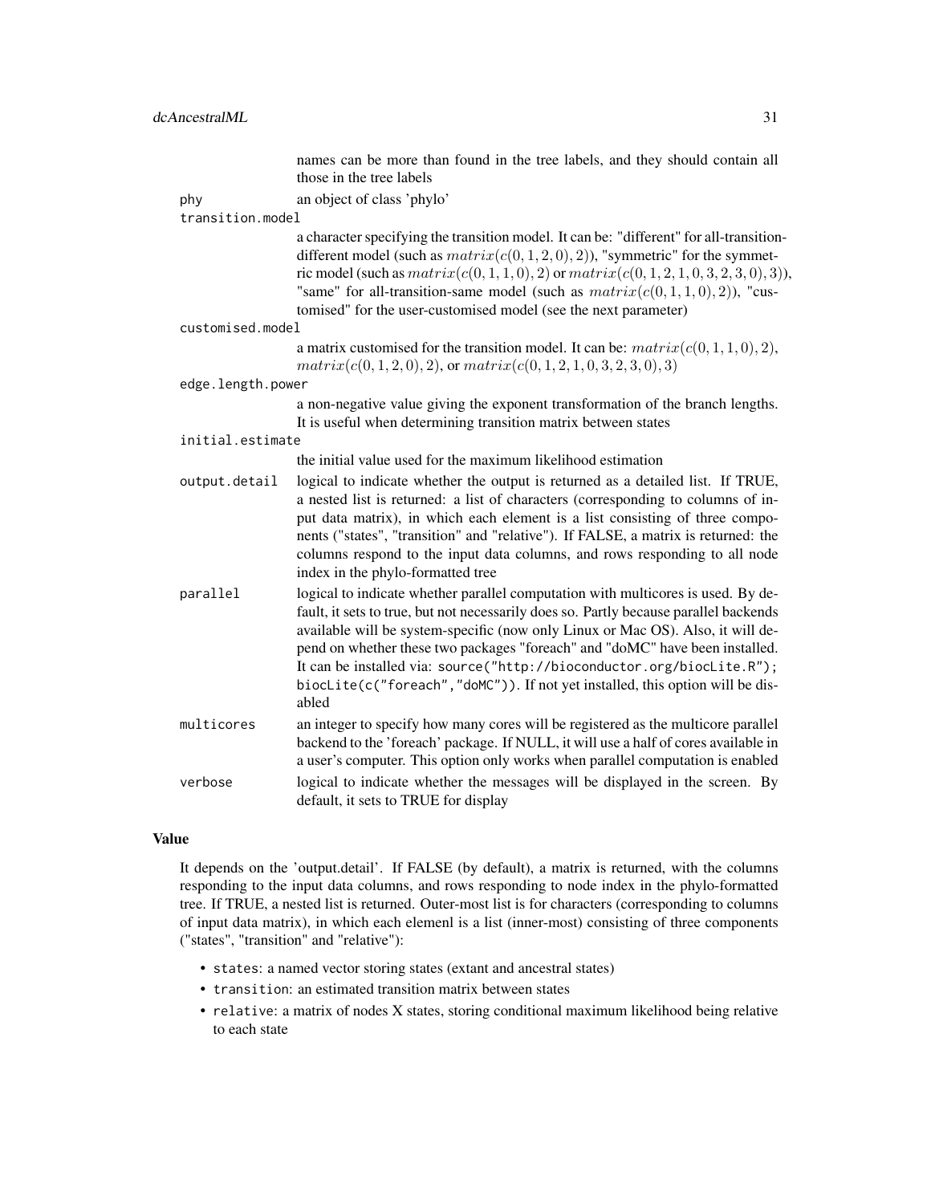names can be more than found in the tree labels, and they should contain all those in the tree labels

phy
: an object of class 'phylo'

transition.model
: a character specifying the transition model. It can be: "different" for all-transition-different model (such as $matrix(c(0, 1, 2, 0), 2)$), "symmetric" for the symmetric model (such as $matrix(c(0, 1, 1, 0), 2)$ or $matrix(c(0, 1, 2, 1, 0, 3, 2, 3, 0), 3)$), "same" for all-transition-same model (such as $matrix(c(0, 1, 1, 0), 2)$), "customised" for the user-customised model (see the next parameter)

customised.model
: a matrix customised for the transition model. It can be: $matrix(c(0, 1, 1, 0), 2)$, $matrix(c(0, 1, 2, 0), 2)$, or $matrix(c(0, 1, 2, 1, 0, 3, 2, 3, 0), 3)$

edge.length.power
: a non-negative value giving the exponent transformation of the branch lengths. It is useful when determining transition matrix between states

initial.estimate
: the initial value used for the maximum likelihood estimation

output.detail
: logical to indicate whether the output is returned as a detailed list. If TRUE, a nested list is returned: a list of characters (corresponding to columns of input data matrix), in which each element is a list consisting of three components ("states", "transition" and "relative"). If FALSE, a matrix is returned: the columns respond to the input data columns, and rows responding to all node index in the phylo-formatted tree

parallel
: logical to indicate whether parallel computation with multicores is used. By default, it sets to true, but not necessarily does so. Partly because parallel backends available will be system-specific (now only Linux or Mac OS). Also, it will depend on whether these two packages "foreach" and "doMC" have been installed. It can be installed via: `source("http://bioconductor.org/biocLite.R"); biocLite(c("foreach","doMC"))`. If not yet installed, this option will be disabled

multicores
: an integer to specify how many cores will be registered as the multicore parallel backend to the 'foreach' package. If NULL, it will use a half of cores available in a user's computer. This option only works when parallel computation is enabled

verbose
: logical to indicate whether the messages will be displayed in the screen. By default, it sets to TRUE for display

## Value

It depends on the 'output.detail'. If FALSE (by default), a matrix is returned, with the columns responding to the input data columns, and rows responding to node index in the phylo-formatted tree. If TRUE, a nested list is returned. Outer-most list is for characters (corresponding to columns of input data matrix), in which each elemenl is a list (inner-most) consisting of three components ("states", "transition" and "relative"):

- `states`: a named vector storing states (extant and ancestral states)
- `transition`: an estimated transition matrix between states
- `relative`: a matrix of nodes X states, storing conditional maximum likelihood being relative to each state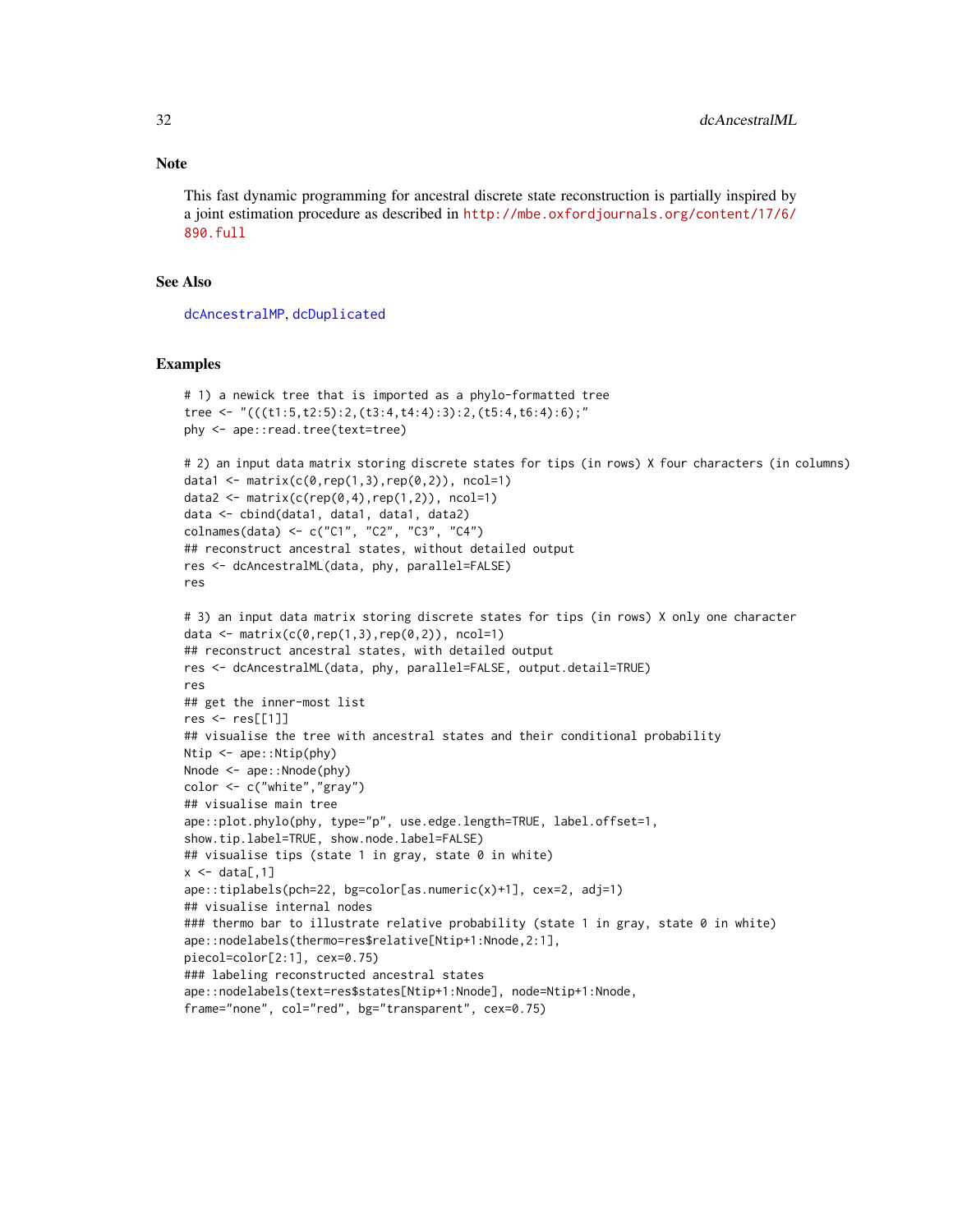## Note

This fast dynamic programming for ancestral discrete state reconstruction is partially inspired by a joint estimation procedure as described in http://mbe.oxfordjournals.org/content/17/6/890.full

## See Also

dcAncestralMP, dcDuplicated

## Examples

```
# 1) a newick tree that is imported as a phylo-formatted tree
tree <- "(((t1:5,t2:5):2,(t3:4,t4:4):3):2,(t5:4,t6:4):6);"
phy <- ape::read.tree(text=tree)

# 2) an input data matrix storing discrete states for tips (in rows) X four characters (in columns)
data1 <- matrix(c(0,rep(1,3),rep(0,2)), ncol=1)
data2 <- matrix(c(rep(0,4),rep(1,2)), ncol=1)
data <- cbind(data1, data1, data1, data2)
colnames(data) <- c("C1", "C2", "C3", "C4")
## reconstruct ancestral states, without detailed output
res <- dcAncestralML(data, phy, parallel=FALSE)
res

# 3) an input data matrix storing discrete states for tips (in rows) X only one character
data <- matrix(c(0,rep(1,3),rep(0,2)), ncol=1)
## reconstruct ancestral states, with detailed output
res <- dcAncestralML(data, phy, parallel=FALSE, output.detail=TRUE)
res
## get the inner-most list
res <- res[[1]]
## visualise the tree with ancestral states and their conditional probability
Ntip <- ape::Ntip(phy)
Nnode <- ape::Nnode(phy)
color <- c("white","gray")
## visualise main tree
ape::plot.phylo(phy, type="p", use.edge.length=TRUE, label.offset=1,
show.tip.label=TRUE, show.node.label=FALSE)
## visualise tips (state 1 in gray, state 0 in white)
x <- data[,1]
ape::tiplabels(pch=22, bg=color[as.numeric(x)+1], cex=2, adj=1)
## visualise internal nodes
### thermo bar to illustrate relative probability (state 1 in gray, state 0 in white)
ape::nodelabels(thermo=res$relative[Ntip+1:Nnode,2:1],
piecol=color[2:1], cex=0.75)
### labeling reconstructed ancestral states
ape::nodelabels(text=res$states[Ntip+1:Nnode], node=Ntip+1:Nnode,
frame="none", col="red", bg="transparent", cex=0.75)
```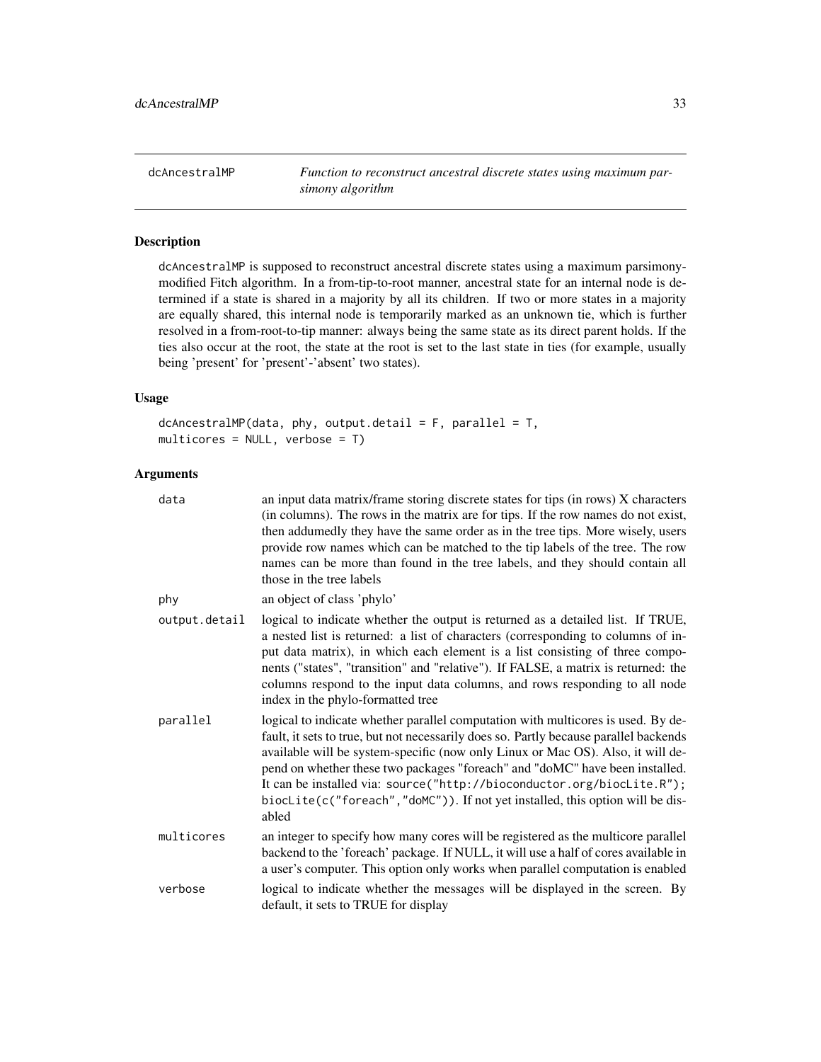## dcAncestralMP — *Function to reconstruct ancestral discrete states using maximum parsimony algorithm*

### Description

dcAncestralMP is supposed to reconstruct ancestral discrete states using a maximum parsimony-modified Fitch algorithm. In a from-tip-to-root manner, ancestral state for an internal node is determined if a state is shared in a majority by all its children. If two or more states in a majority are equally shared, this internal node is temporarily marked as an unknown tie, which is further resolved in a from-root-to-tip manner: always being the same state as its direct parent holds. If the ties also occur at the root, the state at the root is set to the last state in ties (for example, usually being 'present' for 'present'-'absent' two states).

### Usage

```
dcAncestralMP(data, phy, output.detail = F, parallel = T,
multicores = NULL, verbose = T)
```

### Arguments

| Argument | Description |
|---|---|
| data | an input data matrix/frame storing discrete states for tips (in rows) X characters (in columns). The rows in the matrix are for tips. If the row names do not exist, then addumedly they have the same order as in the tree tips. More wisely, users provide row names which can be matched to the tip labels of the tree. The row names can be more than found in the tree labels, and they should contain all those in the tree labels |
| phy | an object of class 'phylo' |
| output.detail | logical to indicate whether the output is returned as a detailed list. If TRUE, a nested list is returned: a list of characters (corresponding to columns of input data matrix), in which each element is a list consisting of three components ("states", "transition" and "relative"). If FALSE, a matrix is returned: the columns respond to the input data columns, and rows responding to all node index in the phylo-formatted tree |
| parallel | logical to indicate whether parallel computation with multicores is used. By default, it sets to true, but not necessarily does so. Partly because parallel backends available will be system-specific (now only Linux or Mac OS). Also, it will depend on whether these two packages "foreach" and "doMC" have been installed. It can be installed via: `source("http://bioconductor.org/biocLite.R"); biocLite(c("foreach","doMC"))`. If not yet installed, this option will be disabled |
| multicores | an integer to specify how many cores will be registered as the multicore parallel backend to the 'foreach' package. If NULL, it will use a half of cores available in a user's computer. This option only works when parallel computation is enabled |
| verbose | logical to indicate whether the messages will be displayed in the screen. By default, it sets to TRUE for display |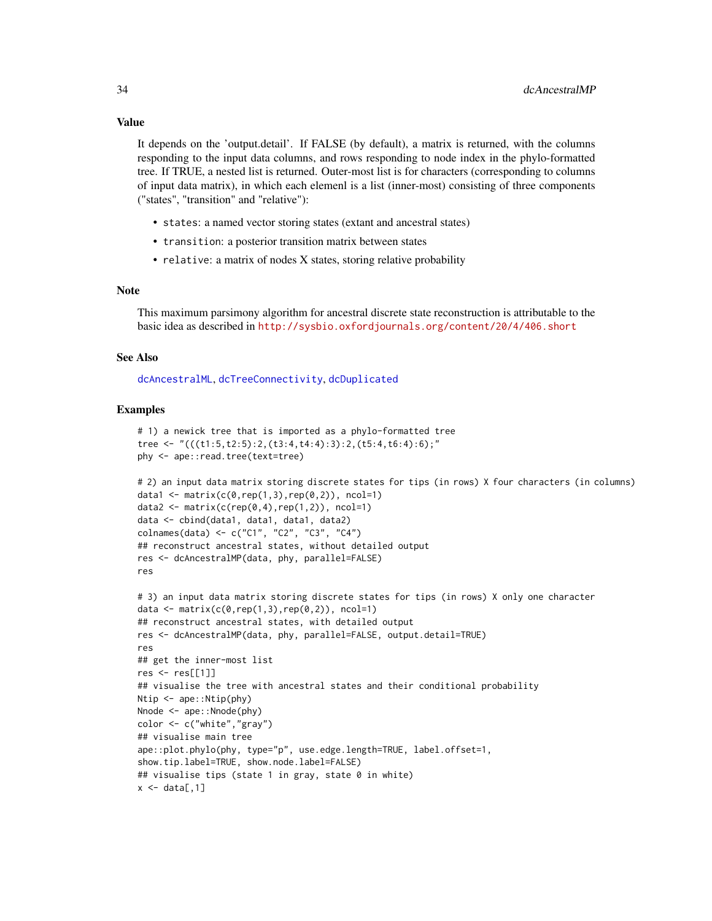## Value

It depends on the 'output.detail'. If FALSE (by default), a matrix is returned, with the columns responding to the input data columns, and rows responding to node index in the phylo-formatted tree. If TRUE, a nested list is returned. Outer-most list is for characters (corresponding to columns of input data matrix), in which each elemenl is a list (inner-most) consisting of three components ("states", "transition" and "relative"):

- `states`: a named vector storing states (extant and ancestral states)
- `transition`: a posterior transition matrix between states
- `relative`: a matrix of nodes X states, storing relative probability

## Note

This maximum parsimony algorithm for ancestral discrete state reconstruction is attributable to the basic idea as described in http://sysbio.oxfordjournals.org/content/20/4/406.short

## See Also

dcAncestralML, dcTreeConnectivity, dcDuplicated

## Examples

```
# 1) a newick tree that is imported as a phylo-formatted tree
tree <- "(((t1:5,t2:5):2,(t3:4,t4:4):3):2,(t5:4,t6:4):6);"
phy <- ape::read.tree(text=tree)

# 2) an input data matrix storing discrete states for tips (in rows) X four characters (in columns)
data1 <- matrix(c(0,rep(1,3),rep(0,2)), ncol=1)
data2 <- matrix(c(rep(0,4),rep(1,2)), ncol=1)
data <- cbind(data1, data1, data1, data2)
colnames(data) <- c("C1", "C2", "C3", "C4")
## reconstruct ancestral states, without detailed output
res <- dcAncestralMP(data, phy, parallel=FALSE)
res

# 3) an input data matrix storing discrete states for tips (in rows) X only one character
data <- matrix(c(0,rep(1,3),rep(0,2)), ncol=1)
## reconstruct ancestral states, with detailed output
res <- dcAncestralMP(data, phy, parallel=FALSE, output.detail=TRUE)
res
## get the inner-most list
res <- res[[1]]
## visualise the tree with ancestral states and their conditional probability
Ntip <- ape::Ntip(phy)
Nnode <- ape::Nnode(phy)
color <- c("white","gray")
## visualise main tree
ape::plot.phylo(phy, type="p", use.edge.length=TRUE, label.offset=1,
show.tip.label=TRUE, show.node.label=FALSE)
## visualise tips (state 1 in gray, state 0 in white)
x <- data[,1]
```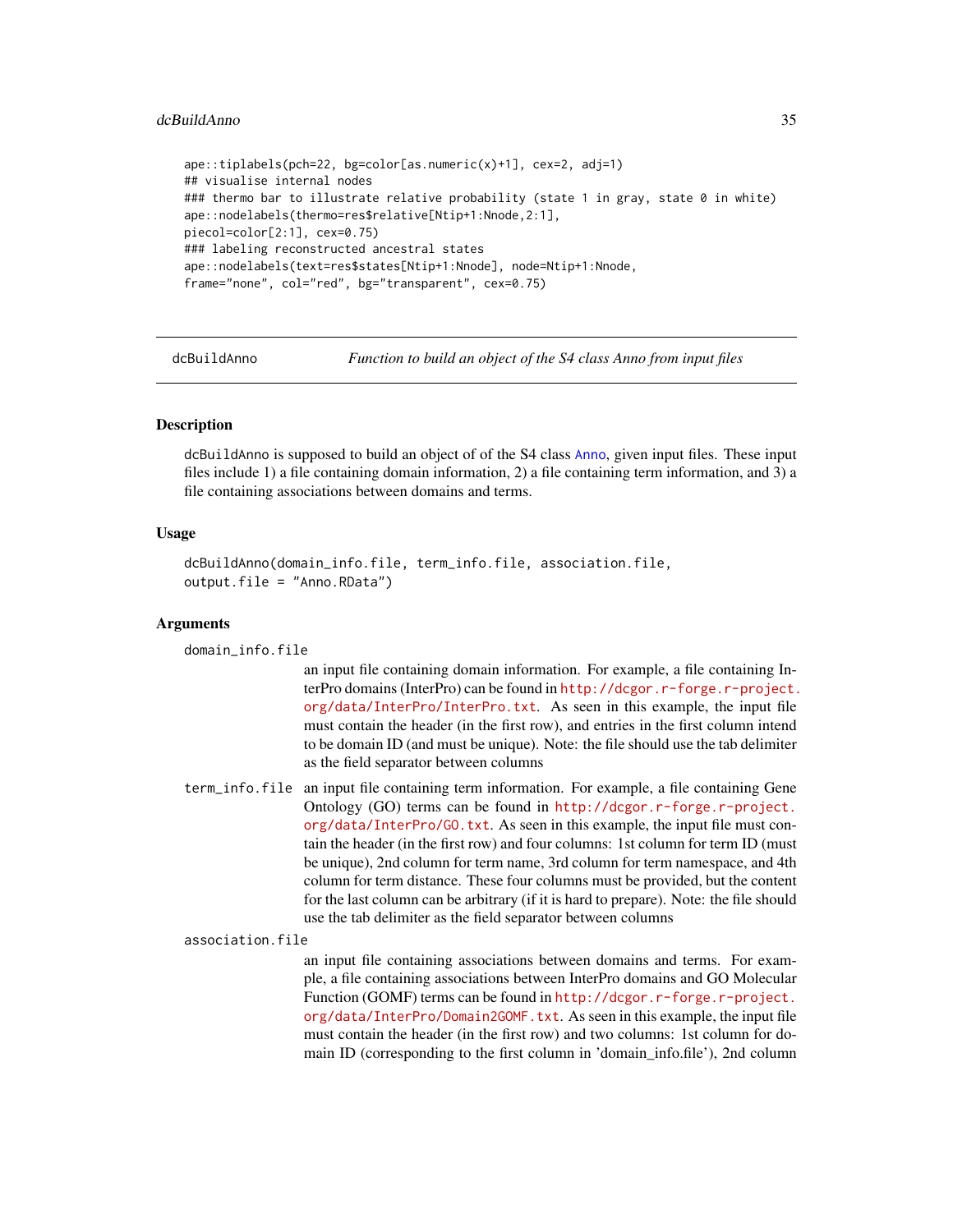```
ape::tiplabels(pch=22, bg=color[as.numeric(x)+1], cex=2, adj=1)
## visualise internal nodes
### thermo bar to illustrate relative probability (state 1 in gray, state 0 in white)
ape::nodelabels(thermo=res$relative[Ntip+1:Nnode,2:1],
piecol=color[2:1], cex=0.75)
### labeling reconstructed ancestral states
ape::nodelabels(text=res$states[Ntip+1:Nnode], node=Ntip+1:Nnode,
frame="none", col="red", bg="transparent", cex=0.75)
```

---

## dcBuildAnno — *Function to build an object of the S4 class Anno from input files*

### Description

dcBuildAnno is supposed to build an object of of the S4 class Anno, given input files. These input files include 1) a file containing domain information, 2) a file containing term information, and 3) a file containing associations between domains and terms.

### Usage

```
dcBuildAnno(domain_info.file, term_info.file, association.file,
output.file = "Anno.RData")
```

### Arguments

`domain_info.file`
: an input file containing domain information. For example, a file containing InterPro domains (InterPro) can be found in http://dcgor.r-forge.r-project.org/data/InterPro/InterPro.txt. As seen in this example, the input file must contain the header (in the first row), and entries in the first column intend to be domain ID (and must be unique). Note: the file should use the tab delimiter as the field separator between columns

`term_info.file`
: an input file containing term information. For example, a file containing Gene Ontology (GO) terms can be found in http://dcgor.r-forge.r-project.org/data/InterPro/GO.txt. As seen in this example, the input file must contain the header (in the first row) and four columns: 1st column for term ID (must be unique), 2nd column for term name, 3rd column for term namespace, and 4th column for term distance. These four columns must be provided, but the content for the last column can be arbitrary (if it is hard to prepare). Note: the file should use the tab delimiter as the field separator between columns

`association.file`
: an input file containing associations between domains and terms. For example, a file containing associations between InterPro domains and GO Molecular Function (GOMF) terms can be found in http://dcgor.r-forge.r-project.org/data/InterPro/Domain2GOMF.txt. As seen in this example, the input file must contain the header (in the first row) and two columns: 1st column for domain ID (corresponding to the first column in 'domain_info.file'), 2nd column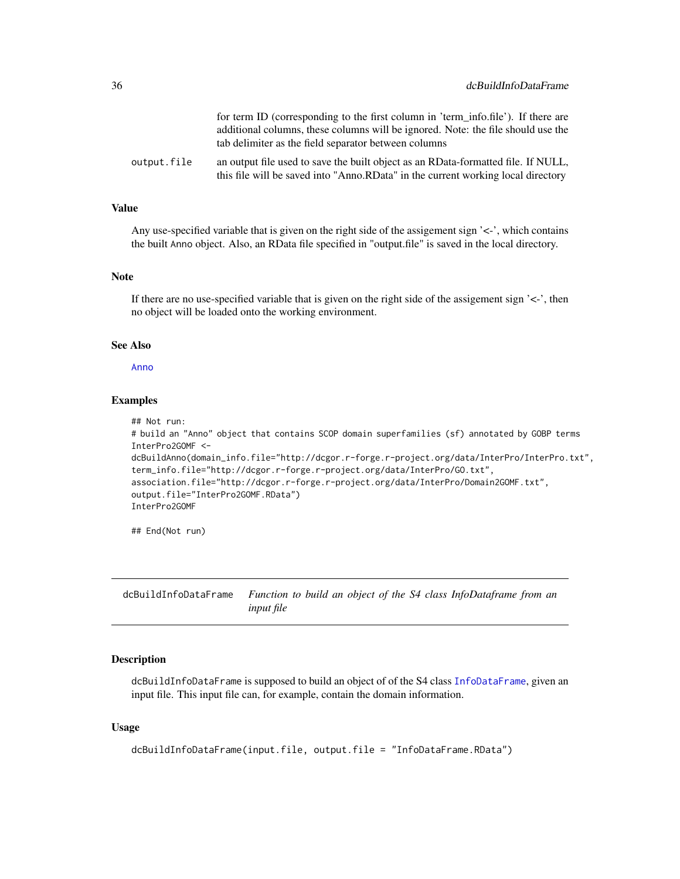for term ID (corresponding to the first column in 'term_info.file'). If there are additional columns, these columns will be ignored. Note: the file should use the tab delimiter as the field separator between columns

output.file an output file used to save the built object as an RData-formatted file. If NULL, this file will be saved into "Anno.RData" in the current working local directory

### Value

Any use-specified variable that is given on the right side of the assigement sign '<-', which contains the built Anno object. Also, an RData file specified in "output.file" is saved in the local directory.

### Note

If there are no use-specified variable that is given on the right side of the assigement sign '<-', then no object will be loaded onto the working environment.

### See Also

Anno

### Examples

```
## Not run:
# build an "Anno" object that contains SCOP domain superfamilies (sf) annotated by GOBP terms
InterPro2GOMF <-
dcBuildAnno(domain_info.file="http://dcgor.r-forge.r-project.org/data/InterPro/InterPro.txt",
term_info.file="http://dcgor.r-forge.r-project.org/data/InterPro/GO.txt",
association.file="http://dcgor.r-forge.r-project.org/data/InterPro/Domain2GOMF.txt",
output.file="InterPro2GOMF.RData")
InterPro2GOMF

## End(Not run)
```

---

## dcBuildInfoDataFrame *Function to build an object of the S4 class InfoDataframe from an input file*

### Description

dcBuildInfoDataFrame is supposed to build an object of of the S4 class InfoDataFrame, given an input file. This input file can, for example, contain the domain information.

### Usage

```
dcBuildInfoDataFrame(input.file, output.file = "InfoDataFrame.RData")
```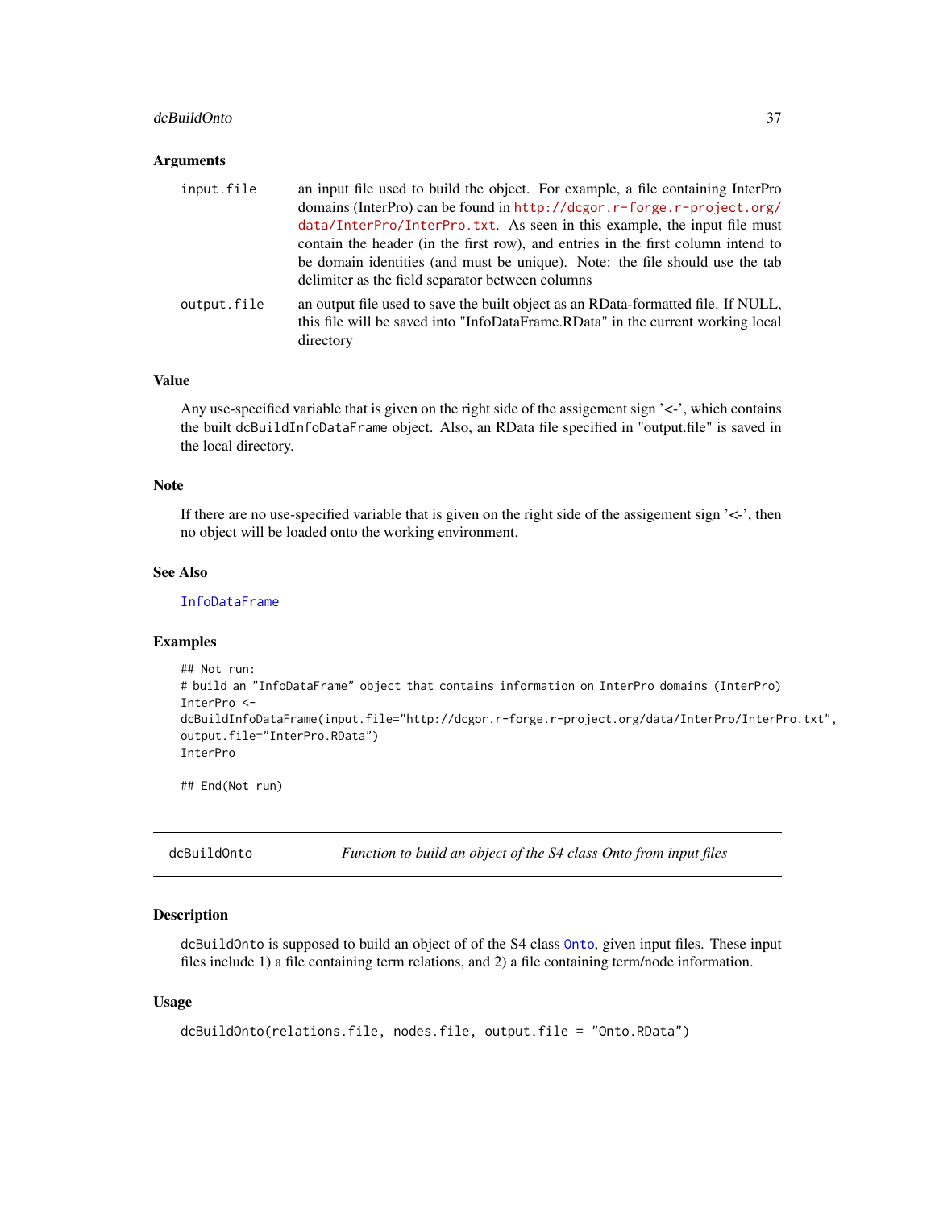### Arguments

| | |
|---|---|
| input.file | an input file used to build the object. For example, a file containing InterPro domains (InterPro) can be found in http://dcgor.r-forge.r-project.org/data/InterPro/InterPro.txt. As seen in this example, the input file must contain the header (in the first row), and entries in the first column intend to be domain identities (and must be unique). Note: the file should use the tab delimiter as the field separator between columns |
| output.file | an output file used to save the built object as an RData-formatted file. If NULL, this file will be saved into "InfoDataFrame.RData" in the current working local directory |

### Value

Any use-specified variable that is given on the right side of the assigement sign '<-', which contains the built dcBuildInfoDataFrame object. Also, an RData file specified in "output.file" is saved in the local directory.

### Note

If there are no use-specified variable that is given on the right side of the assigement sign '<-', then no object will be loaded onto the working environment.

### See Also

InfoDataFrame

### Examples

```
## Not run:
# build an "InfoDataFrame" object that contains information on InterPro domains (InterPro)
InterPro <-
dcBuildInfoDataFrame(input.file="http://dcgor.r-forge.r-project.org/data/InterPro/InterPro.txt",
output.file="InterPro.RData")
InterPro

## End(Not run)
```

---

## dcBuildOnto — *Function to build an object of the S4 class Onto from input files*

### Description

dcBuildOnto is supposed to build an object of of the S4 class Onto, given input files. These input files include 1) a file containing term relations, and 2) a file containing term/node information.

### Usage

```
dcBuildOnto(relations.file, nodes.file, output.file = "Onto.RData")
```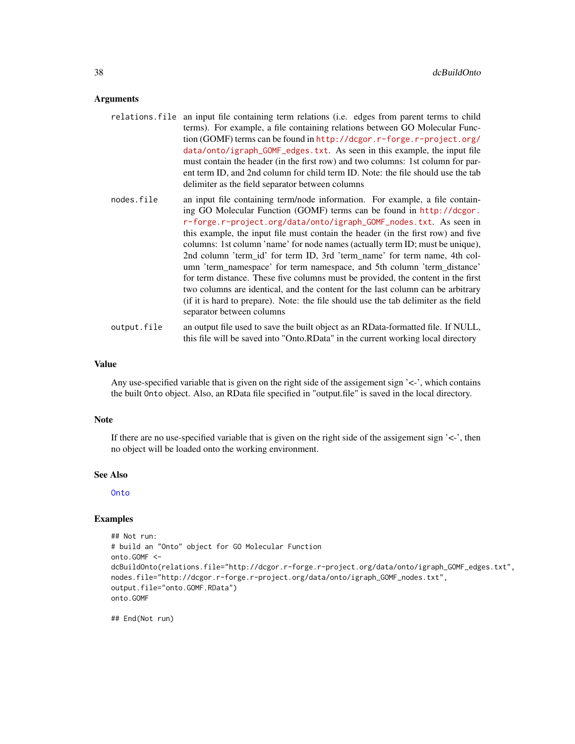### Arguments

- `relations.file` an input file containing term relations (i.e. edges from parent terms to child terms). For example, a file containing relations between GO Molecular Function (GOMF) terms can be found in http://dcgor.r-forge.r-project.org/data/onto/igraph_GOMF_edges.txt. As seen in this example, the input file must contain the header (in the first row) and two columns: 1st column for parent term ID, and 2nd column for child term ID. Note: the file should use the tab delimiter as the field separator between columns
- `nodes.file` an input file containing term/node information. For example, a file containing GO Molecular Function (GOMF) terms can be found in http://dcgor.r-forge.r-project.org/data/onto/igraph_GOMF_nodes.txt. As seen in this example, the input file must contain the header (in the first row) and five columns: 1st column 'name' for node names (actually term ID; must be unique), 2nd column 'term_id' for term ID, 3rd 'term_name' for term name, 4th column 'term_namespace' for term namespace, and 5th column 'term_distance' for term distance. These five columns must be provided, the content in the first two columns are identical, and the content for the last column can be arbitrary (if it is hard to prepare). Note: the file should use the tab delimiter as the field separator between columns
- `output.file` an output file used to save the built object as an RData-formatted file. If NULL, this file will be saved into "Onto.RData" in the current working local directory

### Value

Any use-specified variable that is given on the right side of the assigement sign '<-', which contains the built `Onto` object. Also, an RData file specified in "output.file" is saved in the local directory.

### Note

If there are no use-specified variable that is given on the right side of the assigement sign '<-', then no object will be loaded onto the working environment.

### See Also

`Onto`

### Examples

```
## Not run:
# build an "Onto" object for GO Molecular Function
onto.GOMF <-
dcBuildOnto(relations.file="http://dcgor.r-forge.r-project.org/data/onto/igraph_GOMF_edges.txt",
nodes.file="http://dcgor.r-forge.r-project.org/data/onto/igraph_GOMF_nodes.txt",
output.file="onto.GOMF.RData")
onto.GOMF

## End(Not run)
```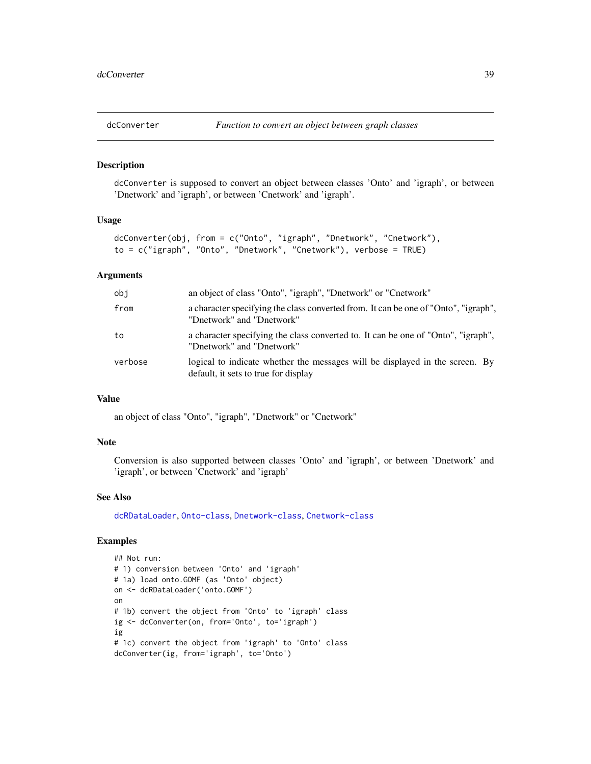# dcConverter — *Function to convert an object between graph classes*

## Description

`dcConverter` is supposed to convert an object between classes 'Onto' and 'igraph', or between 'Dnetwork' and 'igraph', or between 'Cnetwork' and 'igraph'.

## Usage

```
dcConverter(obj, from = c("Onto", "igraph", "Dnetwork", "Cnetwork"),
to = c("igraph", "Onto", "Dnetwork", "Cnetwork"), verbose = TRUE)
```

## Arguments

| | |
|---|---|
| `obj` | an object of class "Onto", "igraph", "Dnetwork" or "Cnetwork" |
| `from` | a character specifying the class converted from. It can be one of "Onto", "igraph", "Dnetwork" and "Dnetwork" |
| `to` | a character specifying the class converted to. It can be one of "Onto", "igraph", "Dnetwork" and "Dnetwork" |
| `verbose` | logical to indicate whether the messages will be displayed in the screen. By default, it sets to true for display |

## Value

an object of class "Onto", "igraph", "Dnetwork" or "Cnetwork"

## Note

Conversion is also supported between classes 'Onto' and 'igraph', or between 'Dnetwork' and 'igraph', or between 'Cnetwork' and 'igraph'

## See Also

`dcRDataLoader`, `Onto-class`, `Dnetwork-class`, `Cnetwork-class`

## Examples

```
## Not run:
# 1) conversion between 'Onto' and 'igraph'
# 1a) load onto.GOMF (as 'Onto' object)
on <- dcRDataLoader('onto.GOMF')
on
# 1b) convert the object from 'Onto' to 'igraph' class
ig <- dcConverter(on, from='Onto', to='igraph')
ig
# 1c) convert the object from 'igraph' to 'Onto' class
dcConverter(ig, from='igraph', to='Onto')
```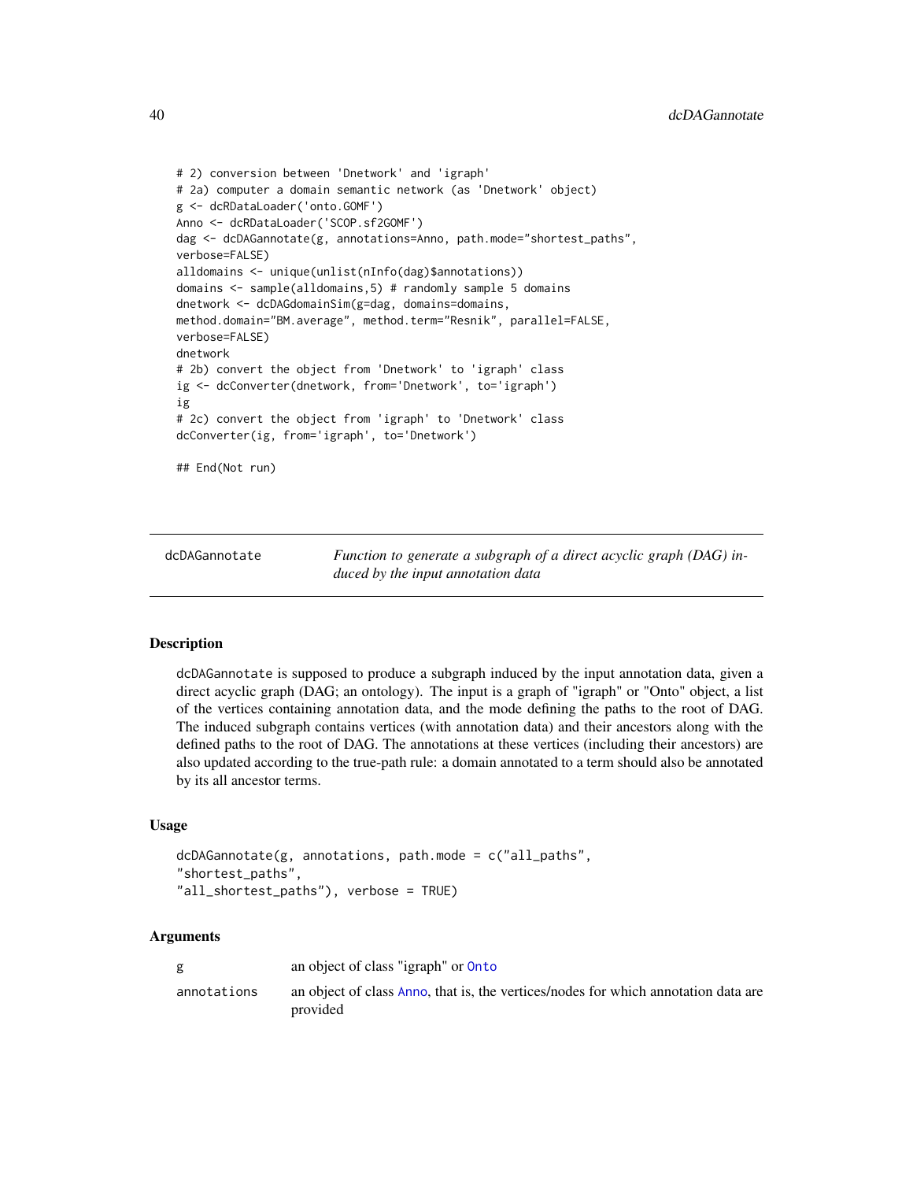```
# 2) conversion between 'Dnetwork' and 'igraph'
# 2a) computer a domain semantic network (as 'Dnetwork' object)
g <- dcRDataLoader('onto.GOMF')
Anno <- dcRDataLoader('SCOP.sf2GOMF')
dag <- dcDAGannotate(g, annotations=Anno, path.mode="shortest_paths",
verbose=FALSE)
alldomains <- unique(unlist(nInfo(dag)$annotations))
domains <- sample(alldomains,5) # randomly sample 5 domains
dnetwork <- dcDAGdomainSim(g=dag, domains=domains,
method.domain="BM.average", method.term="Resnik", parallel=FALSE,
verbose=FALSE)
dnetwork
# 2b) convert the object from 'Dnetwork' to 'igraph' class
ig <- dcConverter(dnetwork, from='Dnetwork', to='igraph')
ig
# 2c) convert the object from 'igraph' to 'Dnetwork' class
dcConverter(ig, from='igraph', to='Dnetwork')

## End(Not run)
```

---

## dcDAGannotate — *Function to generate a subgraph of a direct acyclic graph (DAG) induced by the input annotation data*

---

### Description

dcDAGannotate is supposed to produce a subgraph induced by the input annotation data, given a direct acyclic graph (DAG; an ontology). The input is a graph of "igraph" or "Onto" object, a list of the vertices containing annotation data, and the mode defining the paths to the root of DAG. The induced subgraph contains vertices (with annotation data) and their ancestors along with the defined paths to the root of DAG. The annotations at these vertices (including their ancestors) are also updated according to the true-path rule: a domain annotated to a term should also be annotated by its all ancestor terms.

### Usage

```
dcDAGannotate(g, annotations, path.mode = c("all_paths",
"shortest_paths",
"all_shortest_paths"), verbose = TRUE)
```

### Arguments

| | |
|---|---|
| g | an object of class "igraph" or Onto |
| annotations | an object of class Anno, that is, the vertices/nodes for which annotation data are provided |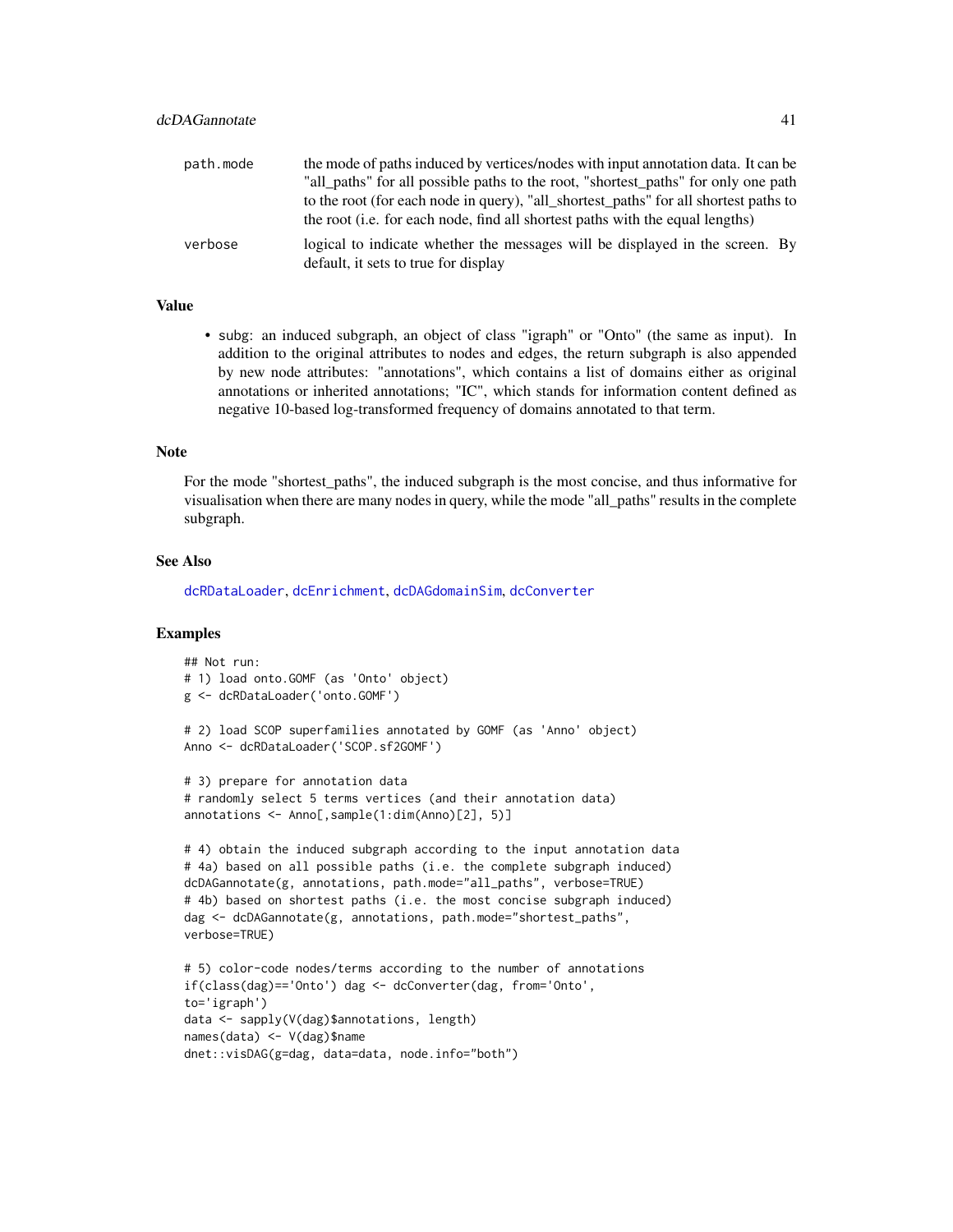| | |
|---|---|
| path.mode | the mode of paths induced by vertices/nodes with input annotation data. It can be "all_paths" for all possible paths to the root, "shortest_paths" for only one path to the root (for each node in query), "all_shortest_paths" for all shortest paths to the root (i.e. for each node, find all shortest paths with the equal lengths) |
| verbose | logical to indicate whether the messages will be displayed in the screen. By default, it sets to true for display |

## Value

- subg: an induced subgraph, an object of class "igraph" or "Onto" (the same as input). In addition to the original attributes to nodes and edges, the return subgraph is also appended by new node attributes: "annotations", which contains a list of domains either as original annotations or inherited annotations; "IC", which stands for information content defined as negative 10-based log-transformed frequency of domains annotated to that term.

## Note

For the mode "shortest_paths", the induced subgraph is the most concise, and thus informative for visualisation when there are many nodes in query, while the mode "all_paths" results in the complete subgraph.

## See Also

dcRDataLoader, dcEnrichment, dcDAGdomainSim, dcConverter

## Examples

```
## Not run:
# 1) load onto.GOMF (as 'Onto' object)
g <- dcRDataLoader('onto.GOMF')

# 2) load SCOP superfamilies annotated by GOMF (as 'Anno' object)
Anno <- dcRDataLoader('SCOP.sf2GOMF')

# 3) prepare for annotation data
# randomly select 5 terms vertices (and their annotation data)
annotations <- Anno[,sample(1:dim(Anno)[2], 5)]

# 4) obtain the induced subgraph according to the input annotation data
# 4a) based on all possible paths (i.e. the complete subgraph induced)
dcDAGannotate(g, annotations, path.mode="all_paths", verbose=TRUE)
# 4b) based on shortest paths (i.e. the most concise subgraph induced)
dag <- dcDAGannotate(g, annotations, path.mode="shortest_paths",
verbose=TRUE)

# 5) color-code nodes/terms according to the number of annotations
if(class(dag)=='Onto') dag <- dcConverter(dag, from='Onto',
to='igraph')
data <- sapply(V(dag)$annotations, length)
names(data) <- V(dag)$name
dnet::visDAG(g=dag, data=data, node.info="both")
```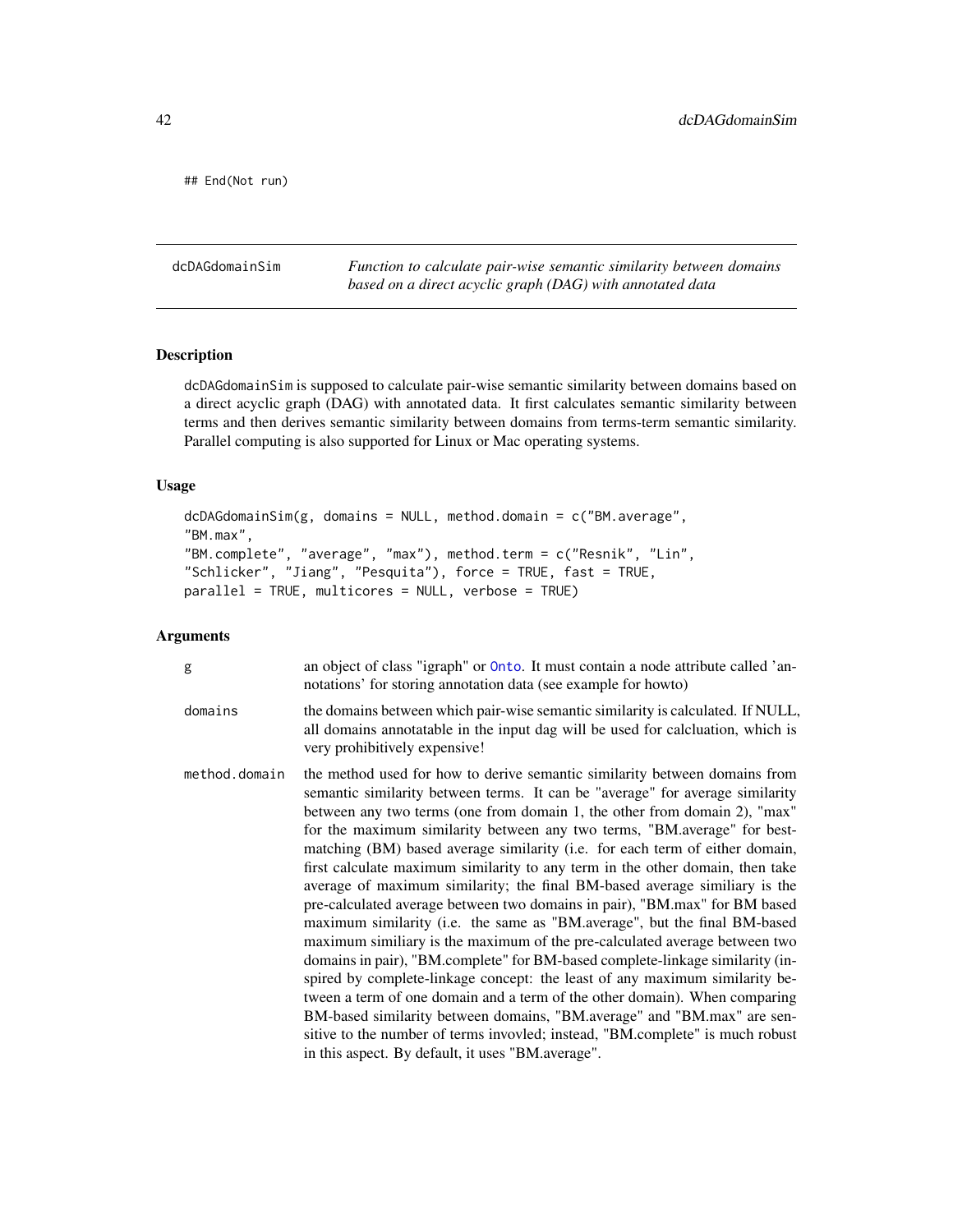```
## End(Not run)
```

---

**dcDAGdomainSim** — *Function to calculate pair-wise semantic similarity between domains based on a direct acyclic graph (DAG) with annotated data*

---

### Description

dcDAGdomainSim is supposed to calculate pair-wise semantic similarity between domains based on a direct acyclic graph (DAG) with annotated data. It first calculates semantic similarity between terms and then derives semantic similarity between domains from terms-term semantic similarity. Parallel computing is also supported for Linux or Mac operating systems.

### Usage

```
dcDAGdomainSim(g, domains = NULL, method.domain = c("BM.average",
"BM.max",
"BM.complete", "average", "max"), method.term = c("Resnik", "Lin",
"Schlicker", "Jiang", "Pesquita"), force = TRUE, fast = TRUE,
parallel = TRUE, multicores = NULL, verbose = TRUE)
```

### Arguments

| | |
|---|---|
| g | an object of class "igraph" or Onto. It must contain a node attribute called 'annotations' for storing annotation data (see example for howto) |
| domains | the domains between which pair-wise semantic similarity is calculated. If NULL, all domains annotatable in the input dag will be used for calcluation, which is very prohibitively expensive! |
| method.domain | the method used for how to derive semantic similarity between domains from semantic similarity between terms. It can be "average" for average similarity between any two terms (one from domain 1, the other from domain 2), "max" for the maximum similarity between any two terms, "BM.average" for best-matching (BM) based average similarity (i.e. for each term of either domain, first calculate maximum similarity to any term in the other domain, then take average of maximum similarity; the final BM-based average similiary is the pre-calculated average between two domains in pair), "BM.max" for BM based maximum similarity (i.e. the same as "BM.average", but the final BM-based maximum similiary is the maximum of the pre-calculated average between two domains in pair), "BM.complete" for BM-based complete-linkage similarity (inspired by complete-linkage concept: the least of any maximum similarity between a term of one domain and a term of the other domain). When comparing BM-based similarity between domains, "BM.average" and "BM.max" are sensitive to the number of terms invovled; instead, "BM.complete" is much robust in this aspect. By default, it uses "BM.average". |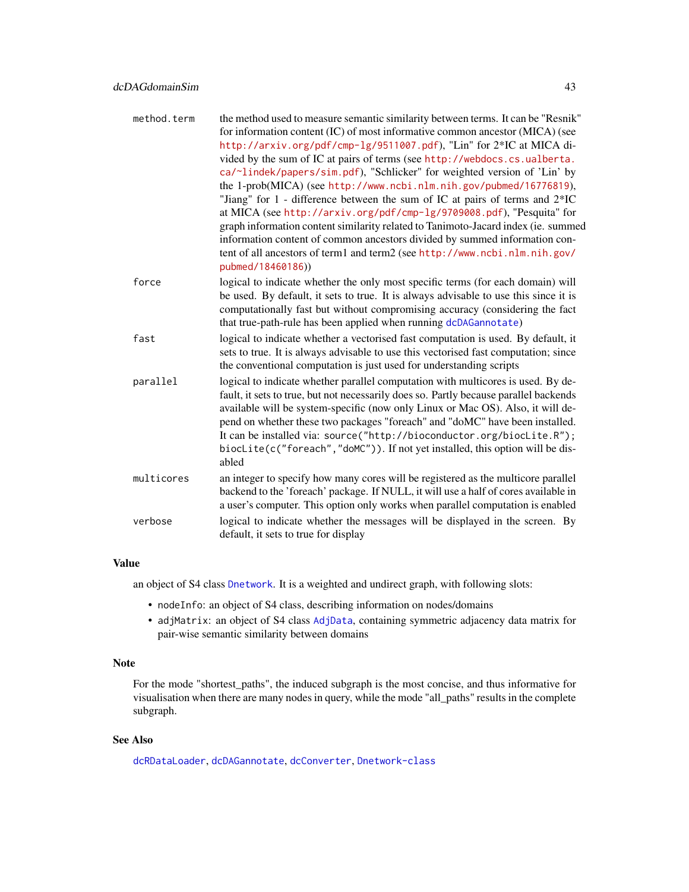| | |
|---|---|
| method.term | the method used to measure semantic similarity between terms. It can be "Resnik" for information content (IC) of most informative common ancestor (MICA) (see http://arxiv.org/pdf/cmp-lg/9511007.pdf), "Lin" for 2*IC at MICA divided by the sum of IC at pairs of terms (see http://webdocs.cs.ualberta.ca/~lindek/papers/sim.pdf), "Schlicker" for weighted version of 'Lin' by the 1-prob(MICA) (see http://www.ncbi.nlm.nih.gov/pubmed/16776819), "Jiang" for 1 - difference between the sum of IC at pairs of terms and 2*IC at MICA (see http://arxiv.org/pdf/cmp-lg/9709008.pdf), "Pesquita" for graph information content similarity related to Tanimoto-Jacard index (ie. summed information content of common ancestors divided by summed information content of all ancestors of term1 and term2 (see http://www.ncbi.nlm.nih.gov/pubmed/18460186)) |
| force | logical to indicate whether the only most specific terms (for each domain) will be used. By default, it sets to true. It is always advisable to use this since it is computationally fast but without compromising accuracy (considering the fact that true-path-rule has been applied when running dcDAGannotate) |
| fast | logical to indicate whether a vectorised fast computation is used. By default, it sets to true. It is always advisable to use this vectorised fast computation; since the conventional computation is just used for understanding scripts |
| parallel | logical to indicate whether parallel computation with multicores is used. By default, it sets to true, but not necessarily does so. Partly because parallel backends available will be system-specific (now only Linux or Mac OS). Also, it will depend on whether these two packages "foreach" and "doMC" have been installed. It can be installed via: `source("http://bioconductor.org/biocLite.R"); biocLite(c("foreach","doMC"))`. If not yet installed, this option will be disabled |
| multicores | an integer to specify how many cores will be registered as the multicore parallel backend to the 'foreach' package. If NULL, it will use a half of cores available in a user's computer. This option only works when parallel computation is enabled |
| verbose | logical to indicate whether the messages will be displayed in the screen. By default, it sets to true for display |

## Value

an object of S4 class Dnetwork. It is a weighted and undirect graph, with following slots:

- `nodeInfo`: an object of S4 class, describing information on nodes/domains
- `adjMatrix`: an object of S4 class AdjData, containing symmetric adjacency data matrix for pair-wise semantic similarity between domains

## Note

For the mode "shortest_paths", the induced subgraph is the most concise, and thus informative for visualisation when there are many nodes in query, while the mode "all_paths" results in the complete subgraph.

## See Also

dcRDataLoader, dcDAGannotate, dcConverter, Dnetwork-class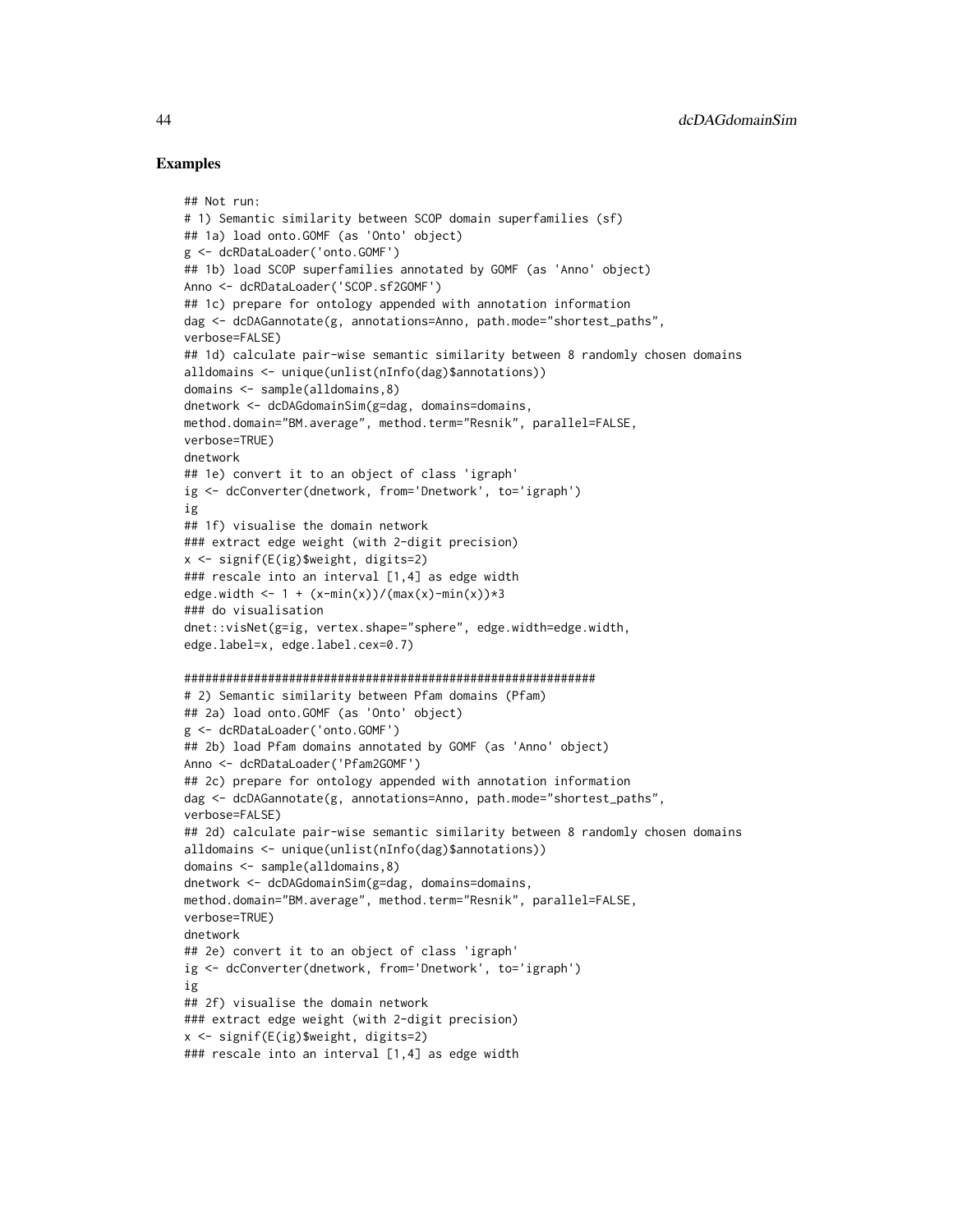## Examples

```
## Not run:
# 1) Semantic similarity between SCOP domain superfamilies (sf)
## 1a) load onto.GOMF (as 'Onto' object)
g <- dcRDataLoader('onto.GOMF')
## 1b) load SCOP superfamilies annotated by GOMF (as 'Anno' object)
Anno <- dcRDataLoader('SCOP.sf2GOMF')
## 1c) prepare for ontology appended with annotation information
dag <- dcDAGannotate(g, annotations=Anno, path.mode="shortest_paths",
verbose=FALSE)
## 1d) calculate pair-wise semantic similarity between 8 randomly chosen domains
alldomains <- unique(unlist(nInfo(dag)$annotations))
domains <- sample(alldomains,8)
dnetwork <- dcDAGdomainSim(g=dag, domains=domains,
method.domain="BM.average", method.term="Resnik", parallel=FALSE,
verbose=TRUE)
dnetwork
## 1e) convert it to an object of class 'igraph'
ig <- dcConverter(dnetwork, from='Dnetwork', to='igraph')
ig
## 1f) visualise the domain network
### extract edge weight (with 2-digit precision)
x <- signif(E(ig)$weight, digits=2)
### rescale into an interval [1,4] as edge width
edge.width <- 1 + (x-min(x))/(max(x)-min(x))*3
### do visualisation
dnet::visNet(g=ig, vertex.shape="sphere", edge.width=edge.width,
edge.label=x, edge.label.cex=0.7)

###########################################################
# 2) Semantic similarity between Pfam domains (Pfam)
## 2a) load onto.GOMF (as 'Onto' object)
g <- dcRDataLoader('onto.GOMF')
## 2b) load Pfam domains annotated by GOMF (as 'Anno' object)
Anno <- dcRDataLoader('Pfam2GOMF')
## 2c) prepare for ontology appended with annotation information
dag <- dcDAGannotate(g, annotations=Anno, path.mode="shortest_paths",
verbose=FALSE)
## 2d) calculate pair-wise semantic similarity between 8 randomly chosen domains
alldomains <- unique(unlist(nInfo(dag)$annotations))
domains <- sample(alldomains,8)
dnetwork <- dcDAGdomainSim(g=dag, domains=domains,
method.domain="BM.average", method.term="Resnik", parallel=FALSE,
verbose=TRUE)
dnetwork
## 2e) convert it to an object of class 'igraph'
ig <- dcConverter(dnetwork, from='Dnetwork', to='igraph')
ig
## 2f) visualise the domain network
### extract edge weight (with 2-digit precision)
x <- signif(E(ig)$weight, digits=2)
### rescale into an interval [1,4] as edge width
```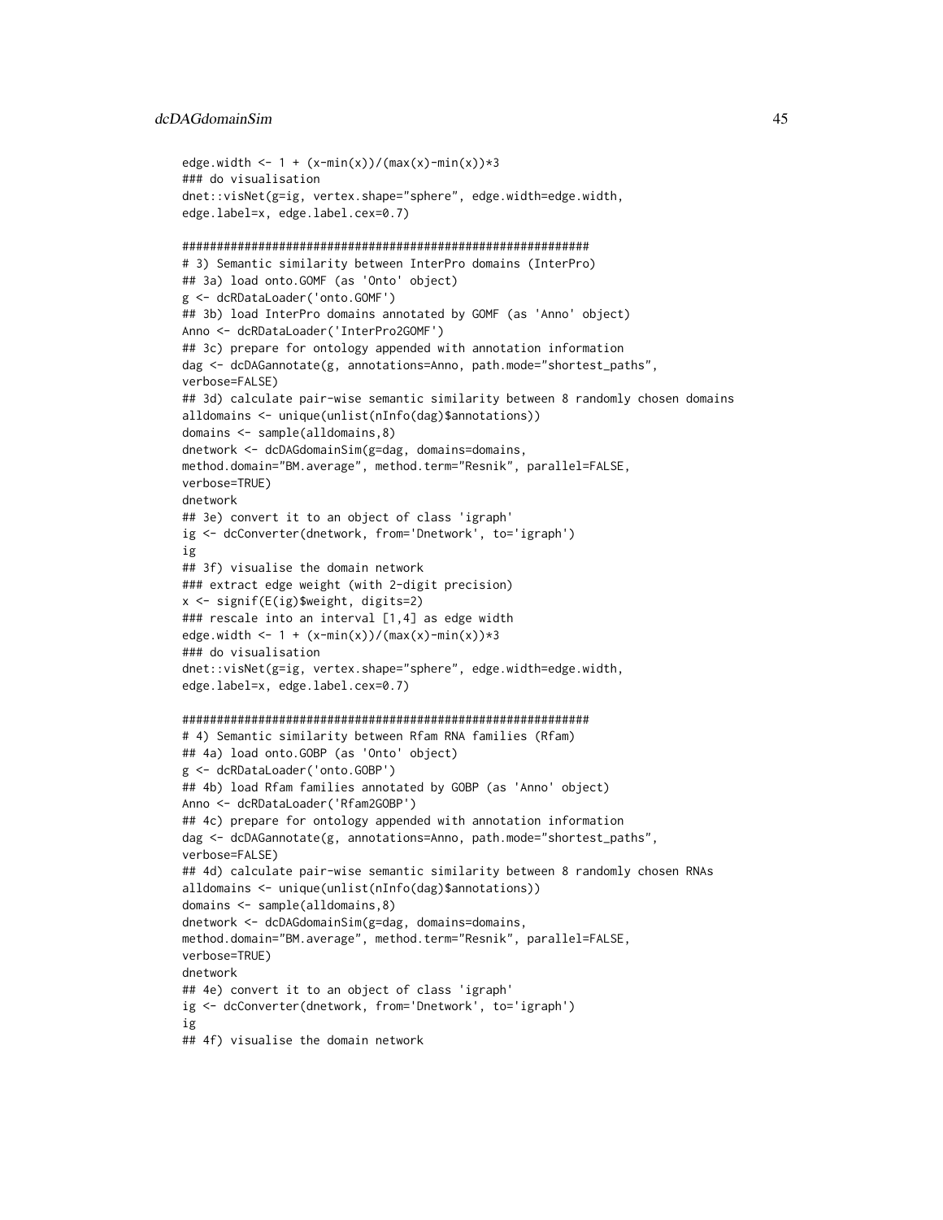```
edge.width <- 1 + (x-min(x))/(max(x)-min(x))*3
### do visualisation
dnet::visNet(g=ig, vertex.shape="sphere", edge.width=edge.width,
edge.label=x, edge.label.cex=0.7)

###########################################################
# 3) Semantic similarity between InterPro domains (InterPro)
## 3a) load onto.GOMF (as 'Onto' object)
g <- dcRDataLoader('onto.GOMF')
## 3b) load InterPro domains annotated by GOMF (as 'Anno' object)
Anno <- dcRDataLoader('InterPro2GOMF')
## 3c) prepare for ontology appended with annotation information
dag <- dcDAGannotate(g, annotations=Anno, path.mode="shortest_paths",
verbose=FALSE)
## 3d) calculate pair-wise semantic similarity between 8 randomly chosen domains
alldomains <- unique(unlist(nInfo(dag)$annotations))
domains <- sample(alldomains,8)
dnetwork <- dcDAGdomainSim(g=dag, domains=domains,
method.domain="BM.average", method.term="Resnik", parallel=FALSE,
verbose=TRUE)
dnetwork
## 3e) convert it to an object of class 'igraph'
ig <- dcConverter(dnetwork, from='Dnetwork', to='igraph')
ig
## 3f) visualise the domain network
### extract edge weight (with 2-digit precision)
x <- signif(E(ig)$weight, digits=2)
### rescale into an interval [1,4] as edge width
edge.width <- 1 + (x-min(x))/(max(x)-min(x))*3
### do visualisation
dnet::visNet(g=ig, vertex.shape="sphere", edge.width=edge.width,
edge.label=x, edge.label.cex=0.7)

###########################################################
# 4) Semantic similarity between Rfam RNA families (Rfam)
## 4a) load onto.GOBP (as 'Onto' object)
g <- dcRDataLoader('onto.GOBP')
## 4b) load Rfam families annotated by GOBP (as 'Anno' object)
Anno <- dcRDataLoader('Rfam2GOBP')
## 4c) prepare for ontology appended with annotation information
dag <- dcDAGannotate(g, annotations=Anno, path.mode="shortest_paths",
verbose=FALSE)
## 4d) calculate pair-wise semantic similarity between 8 randomly chosen RNAs
alldomains <- unique(unlist(nInfo(dag)$annotations))
domains <- sample(alldomains,8)
dnetwork <- dcDAGdomainSim(g=dag, domains=domains,
method.domain="BM.average", method.term="Resnik", parallel=FALSE,
verbose=TRUE)
dnetwork
## 4e) convert it to an object of class 'igraph'
ig <- dcConverter(dnetwork, from='Dnetwork', to='igraph')
ig
## 4f) visualise the domain network
```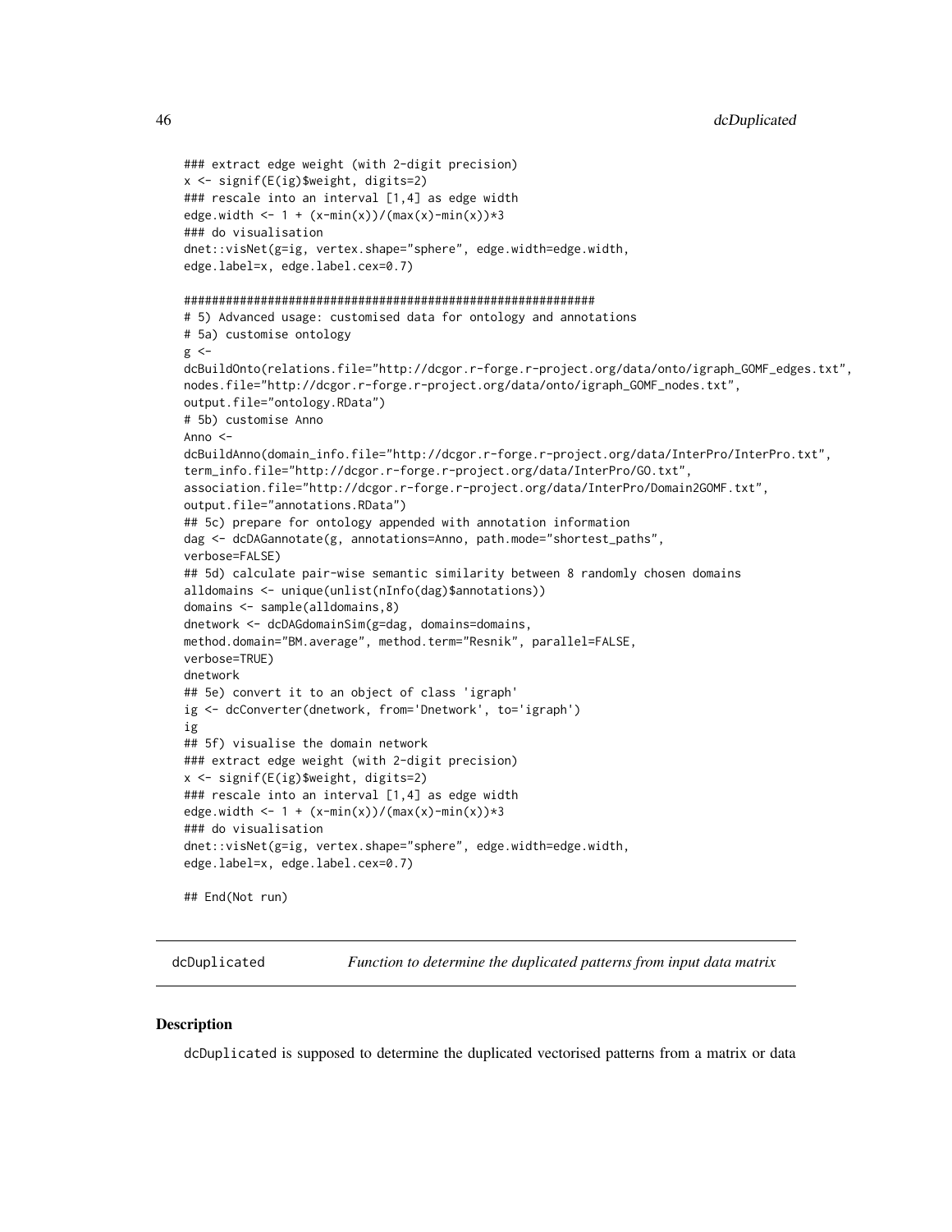```
### extract edge weight (with 2-digit precision)
x <- signif(E(ig)$weight, digits=2)
### rescale into an interval [1,4] as edge width
edge.width <- 1 + (x-min(x))/(max(x)-min(x))*3
### do visualisation
dnet::visNet(g=ig, vertex.shape="sphere", edge.width=edge.width,
edge.label=x, edge.label.cex=0.7)

###########################################################
# 5) Advanced usage: customised data for ontology and annotations
# 5a) customise ontology
g <-
dcBuildOnto(relations.file="http://dcgor.r-forge.r-project.org/data/onto/igraph_GOMF_edges.txt",
nodes.file="http://dcgor.r-forge.r-project.org/data/onto/igraph_GOMF_nodes.txt",
output.file="ontology.RData")
# 5b) customise Anno
Anno <-
dcBuildAnno(domain_info.file="http://dcgor.r-forge.r-project.org/data/InterPro/InterPro.txt",
term_info.file="http://dcgor.r-forge.r-project.org/data/InterPro/GO.txt",
association.file="http://dcgor.r-forge.r-project.org/data/InterPro/Domain2GOMF.txt",
output.file="annotations.RData")
## 5c) prepare for ontology appended with annotation information
dag <- dcDAGannotate(g, annotations=Anno, path.mode="shortest_paths",
verbose=FALSE)
## 5d) calculate pair-wise semantic similarity between 8 randomly chosen domains
alldomains <- unique(unlist(nInfo(dag)$annotations))
domains <- sample(alldomains,8)
dnetwork <- dcDAGdomainSim(g=dag, domains=domains,
method.domain="BM.average", method.term="Resnik", parallel=FALSE,
verbose=TRUE)
dnetwork
## 5e) convert it to an object of class 'igraph'
ig <- dcConverter(dnetwork, from='Dnetwork', to='igraph')
ig
## 5f) visualise the domain network
### extract edge weight (with 2-digit precision)
x <- signif(E(ig)$weight, digits=2)
### rescale into an interval [1,4] as edge width
edge.width <- 1 + (x-min(x))/(max(x)-min(x))*3
### do visualisation
dnet::visNet(g=ig, vertex.shape="sphere", edge.width=edge.width,
edge.label=x, edge.label.cex=0.7)

## End(Not run)
```

---

`dcDuplicated` *Function to determine the duplicated patterns from input data matrix*

---

## Description

`dcDuplicated` is supposed to determine the duplicated vectorised patterns from a matrix or data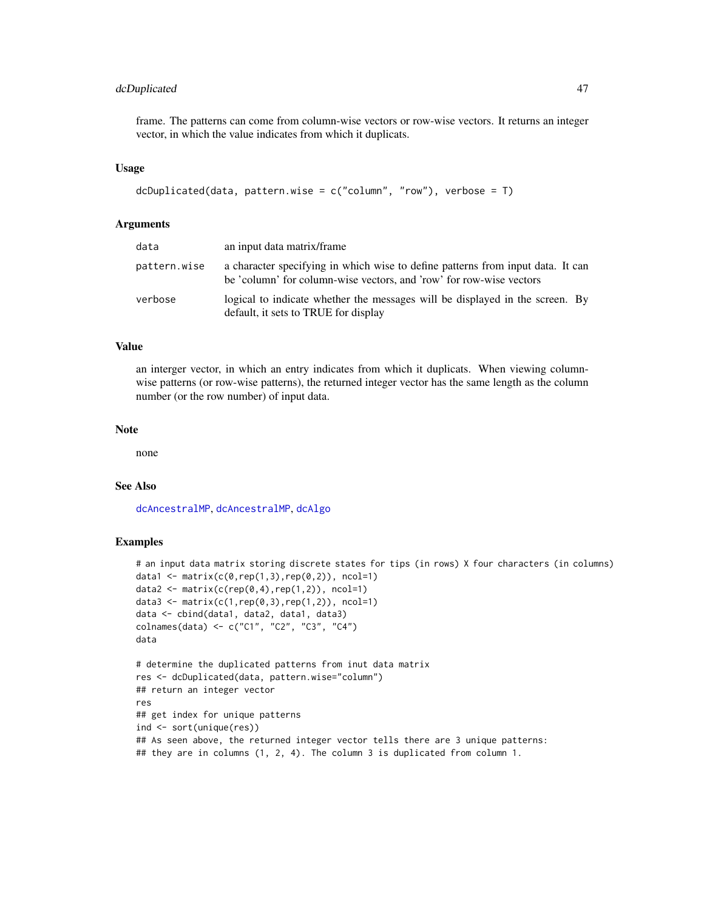frame. The patterns can come from column-wise vectors or row-wise vectors. It returns an integer vector, in which the value indicates from which it duplicats.

## Usage

```
dcDuplicated(data, pattern.wise = c("column", "row"), verbose = T)
```

## Arguments

| | |
|---|---|
| data | an input data matrix/frame |
| pattern.wise | a character specifying in which wise to define patterns from input data. It can be 'column' for column-wise vectors, and 'row' for row-wise vectors |
| verbose | logical to indicate whether the messages will be displayed in the screen. By default, it sets to TRUE for display |

## Value

an interger vector, in which an entry indicates from which it duplicats. When viewing column-wise patterns (or row-wise patterns), the returned integer vector has the same length as the column number (or the row number) of input data.

## Note

none

## See Also

dcAncestralMP, dcAncestralMP, dcAlgo

## Examples

```
# an input data matrix storing discrete states for tips (in rows) X four characters (in columns)
data1 <- matrix(c(0,rep(1,3),rep(0,2)), ncol=1)
data2 <- matrix(c(rep(0,4),rep(1,2)), ncol=1)
data3 <- matrix(c(1,rep(0,3),rep(1,2)), ncol=1)
data <- cbind(data1, data2, data1, data3)
colnames(data) <- c("C1", "C2", "C3", "C4")
data

# determine the duplicated patterns from inut data matrix
res <- dcDuplicated(data, pattern.wise="column")
## return an integer vector
res
## get index for unique patterns
ind <- sort(unique(res))
## As seen above, the returned integer vector tells there are 3 unique patterns:
## they are in columns (1, 2, 4). The column 3 is duplicated from column 1.
```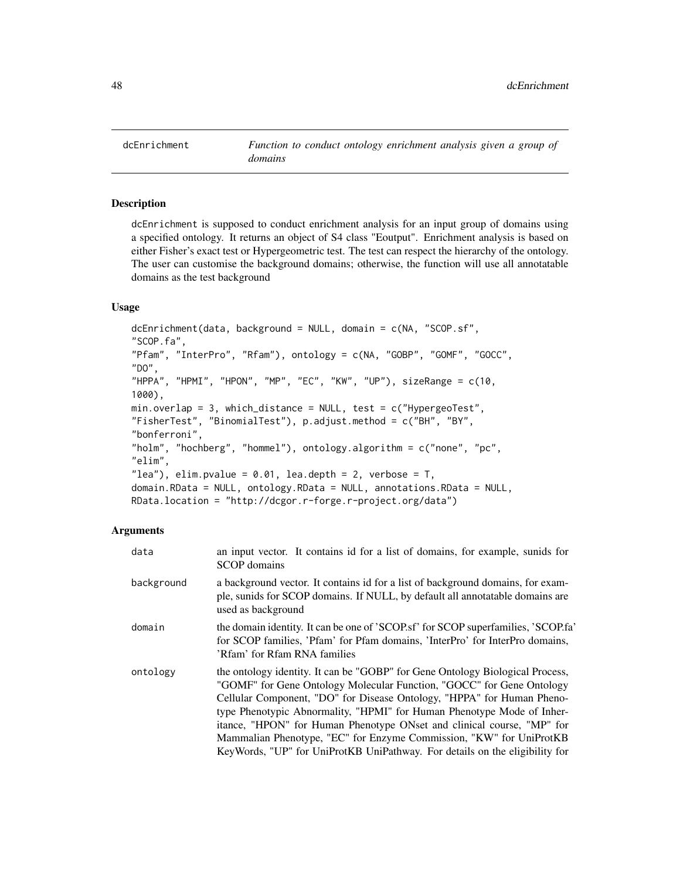# dcEnrichment

*Function to conduct ontology enrichment analysis given a group of domains*

## Description

dcEnrichment is supposed to conduct enrichment analysis for an input group of domains using a specified ontology. It returns an object of S4 class "Eoutput". Enrichment analysis is based on either Fisher's exact test or Hypergeometric test. The test can respect the hierarchy of the ontology. The user can customise the background domains; otherwise, the function will use all annotatable domains as the test background

## Usage

```
dcEnrichment(data, background = NULL, domain = c(NA, "SCOP.sf",
"SCOP.fa",
"Pfam", "InterPro", "Rfam"), ontology = c(NA, "GOBP", "GOMF", "GOCC",
"DO",
"HPPA", "HPMI", "HPON", "MP", "EC", "KW", "UP"), sizeRange = c(10,
1000),
min.overlap = 3, which_distance = NULL, test = c("HypergeoTest",
"FisherTest", "BinomialTest"), p.adjust.method = c("BH", "BY",
"bonferroni",
"holm", "hochberg", "hommel"), ontology.algorithm = c("none", "pc",
"elim",
"lea"), elim.pvalue = 0.01, lea.depth = 2, verbose = T,
domain.RData = NULL, ontology.RData = NULL, annotations.RData = NULL,
RData.location = "http://dcgor.r-forge.r-project.org/data")
```

## Arguments

| | |
|---|---|
| data | an input vector. It contains id for a list of domains, for example, sunids for SCOP domains |
| background | a background vector. It contains id for a list of background domains, for example, sunids for SCOP domains. If NULL, by default all annotatable domains are used as background |
| domain | the domain identity. It can be one of 'SCOP.sf' for SCOP superfamilies, 'SCOP.fa' for SCOP families, 'Pfam' for Pfam domains, 'InterPro' for InterPro domains, 'Rfam' for Rfam RNA families |
| ontology | the ontology identity. It can be "GOBP" for Gene Ontology Biological Process, "GOMF" for Gene Ontology Molecular Function, "GOCC" for Gene Ontology Cellular Component, "DO" for Disease Ontology, "HPPA" for Human Phenotype Phenotypic Abnormality, "HPMI" for Human Phenotype Mode of Inheritance, "HPON" for Human Phenotype ONset and clinical course, "MP" for Mammalian Phenotype, "EC" for Enzyme Commission, "KW" for UniProtKB KeyWords, "UP" for UniProtKB UniPathway. For details on the eligibility for |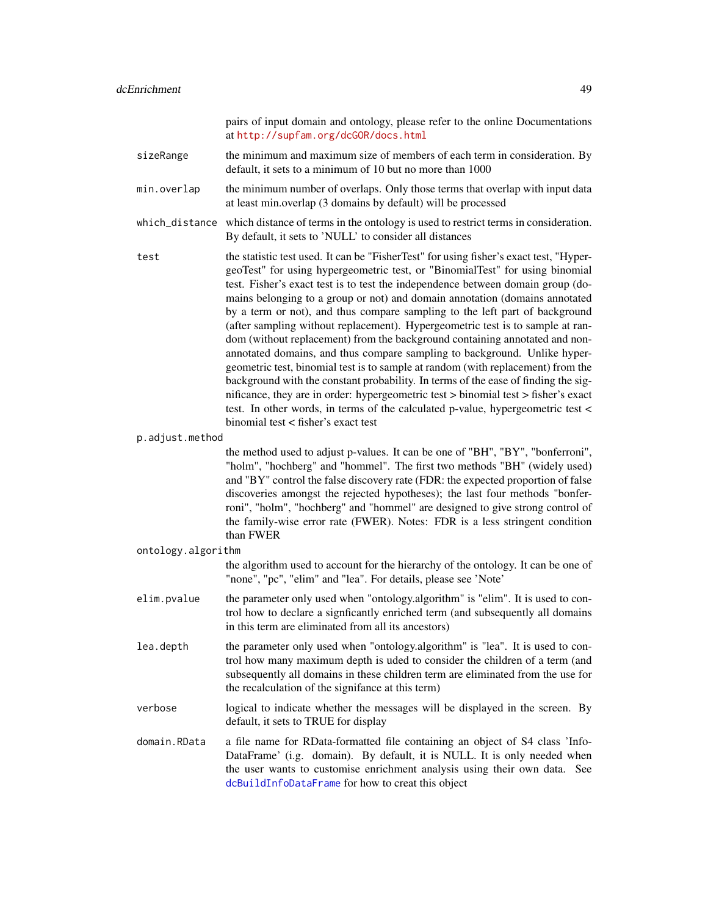pairs of input domain and ontology, please refer to the online Documentations at http://supfam.org/dcGOR/docs.html

`sizeRange`
: the minimum and maximum size of members of each term in consideration. By default, it sets to a minimum of 10 but no more than 1000

`min.overlap`
: the minimum number of overlaps. Only those terms that overlap with input data at least min.overlap (3 domains by default) will be processed

`which_distance`
: which distance of terms in the ontology is used to restrict terms in consideration. By default, it sets to 'NULL' to consider all distances

`test`
: the statistic test used. It can be "FisherTest" for using fisher's exact test, "HypergeoTest" for using hypergeometric test, or "BinomialTest" for using binomial test. Fisher's exact test is to test the independence between domain group (domains belonging to a group or not) and domain annotation (domains annotated by a term or not), and thus compare sampling to the left part of background (after sampling without replacement). Hypergeometric test is to sample at random (without replacement) from the background containing annotated and non-annotated domains, and thus compare sampling to background. Unlike hypergeometric test, binomial test is to sample at random (with replacement) from the background with the constant probability. In terms of the ease of finding the significance, they are in order: hypergeometric test > binomial test > fisher's exact test. In other words, in terms of the calculated p-value, hypergeometric test < binomial test < fisher's exact test

`p.adjust.method`
: the method used to adjust p-values. It can be one of "BH", "BY", "bonferroni", "holm", "hochberg" and "hommel". The first two methods "BH" (widely used) and "BY" control the false discovery rate (FDR: the expected proportion of false discoveries amongst the rejected hypotheses); the last four methods "bonferroni", "holm", "hochberg" and "hommel" are designed to give strong control of the family-wise error rate (FWER). Notes: FDR is a less stringent condition than FWER

`ontology.algorithm`
: the algorithm used to account for the hierarchy of the ontology. It can be one of "none", "pc", "elim" and "lea". For details, please see 'Note'

`elim.pvalue`
: the parameter only used when "ontology.algorithm" is "elim". It is used to control how to declare a signficantly enriched term (and subsequently all domains in this term are eliminated from all its ancestors)

`lea.depth`
: the parameter only used when "ontology.algorithm" is "lea". It is used to control how many maximum depth is uded to consider the children of a term (and subsequently all domains in these children term are eliminated from the use for the recalculation of the signifance at this term)

`verbose`
: logical to indicate whether the messages will be displayed in the screen. By default, it sets to TRUE for display

`domain.RData`
: a file name for RData-formatted file containing an object of S4 class 'InfoDataFrame' (i.g. domain). By default, it is NULL. It is only needed when the user wants to customise enrichment analysis using their own data. See dcBuildInfoDataFrame for how to creat this object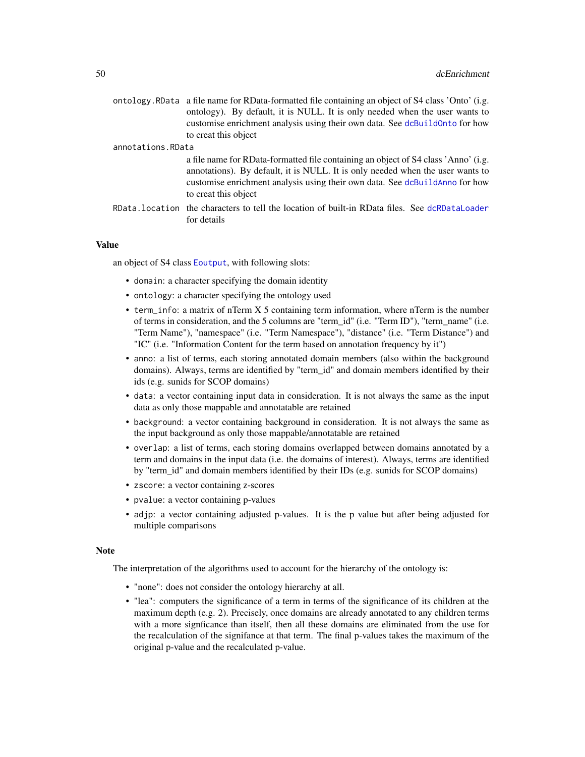`ontology.RData` a file name for RData-formatted file containing an object of S4 class 'Onto' (i.g. ontology). By default, it is NULL. It is only needed when the user wants to customise enrichment analysis using their own data. See `dcBuildOnto` for how to creat this object

`annotations.RData` a file name for RData-formatted file containing an object of S4 class 'Anno' (i.g. annotations). By default, it is NULL. It is only needed when the user wants to customise enrichment analysis using their own data. See `dcBuildAnno` for how to creat this object

`RData.location` the characters to tell the location of built-in RData files. See `dcRDataLoader` for details

### Value

an object of S4 class `Eoutput`, with following slots:

- `domain`: a character specifying the domain identity
- `ontology`: a character specifying the ontology used
- `term_info`: a matrix of nTerm X 5 containing term information, where nTerm is the number of terms in consideration, and the 5 columns are "term_id" (i.e. "Term ID"), "term_name" (i.e. "Term Name"), "namespace" (i.e. "Term Namespace"), "distance" (i.e. "Term Distance") and "IC" (i.e. "Information Content for the term based on annotation frequency by it")
- `anno`: a list of terms, each storing annotated domain members (also within the background domains). Always, terms are identified by "term_id" and domain members identified by their ids (e.g. sunids for SCOP domains)
- `data`: a vector containing input data in consideration. It is not always the same as the input data as only those mappable and annotatable are retained
- `background`: a vector containing background in consideration. It is not always the same as the input background as only those mappable/annotatable are retained
- `overlap`: a list of terms, each storing domains overlapped between domains annotated by a term and domains in the input data (i.e. the domains of interest). Always, terms are identified by "term_id" and domain members identified by their IDs (e.g. sunids for SCOP domains)
- `zscore`: a vector containing z-scores
- `pvalue`: a vector containing p-values
- `adjp`: a vector containing adjusted p-values. It is the p value but after being adjusted for multiple comparisons

### Note

The interpretation of the algorithms used to account for the hierarchy of the ontology is:

- "none": does not consider the ontology hierarchy at all.
- "lea": computers the significance of a term in terms of the significance of its children at the maximum depth (e.g. 2). Precisely, once domains are already annotated to any children terms with a more signficance than itself, then all these domains are eliminated from the use for the recalculation of the signifance at that term. The final p-values takes the maximum of the original p-value and the recalculated p-value.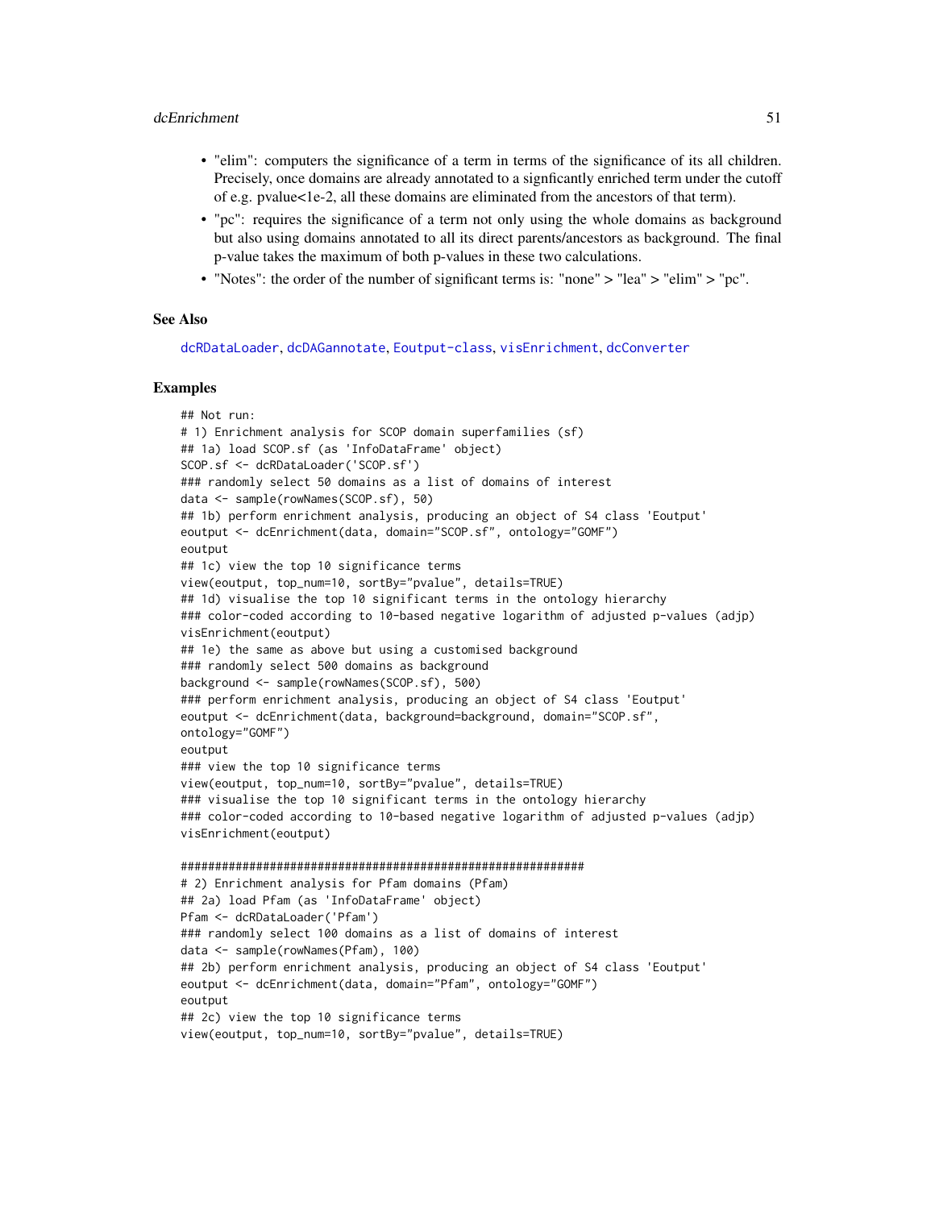- "elim": computers the significance of a term in terms of the significance of its all children. Precisely, once domains are already annotated to a signficantly enriched term under the cutoff of e.g. pvalue<1e-2, all these domains are eliminated from the ancestors of that term).
- "pc": requires the significance of a term not only using the whole domains as background but also using domains annotated to all its direct parents/ancestors as background. The final p-value takes the maximum of both p-values in these two calculations.
- "Notes": the order of the number of significant terms is: "none" > "lea" > "elim" > "pc".

## See Also

dcRDataLoader, dcDAGannotate, Eoutput-class, visEnrichment, dcConverter

## Examples

```
## Not run:
# 1) Enrichment analysis for SCOP domain superfamilies (sf)
## 1a) load SCOP.sf (as 'InfoDataFrame' object)
SCOP.sf <- dcRDataLoader('SCOP.sf')
### randomly select 50 domains as a list of domains of interest
data <- sample(rowNames(SCOP.sf), 50)
## 1b) perform enrichment analysis, producing an object of S4 class 'Eoutput'
eoutput <- dcEnrichment(data, domain="SCOP.sf", ontology="GOMF")
eoutput
## 1c) view the top 10 significance terms
view(eoutput, top_num=10, sortBy="pvalue", details=TRUE)
## 1d) visualise the top 10 significant terms in the ontology hierarchy
### color-coded according to 10-based negative logarithm of adjusted p-values (adjp)
visEnrichment(eoutput)
## 1e) the same as above but using a customised background
### randomly select 500 domains as background
background <- sample(rowNames(SCOP.sf), 500)
### perform enrichment analysis, producing an object of S4 class 'Eoutput'
eoutput <- dcEnrichment(data, background=background, domain="SCOP.sf",
ontology="GOMF")
eoutput
### view the top 10 significance terms
view(eoutput, top_num=10, sortBy="pvalue", details=TRUE)
### visualise the top 10 significant terms in the ontology hierarchy
### color-coded according to 10-based negative logarithm of adjusted p-values (adjp)
visEnrichment(eoutput)

###########################################################
# 2) Enrichment analysis for Pfam domains (Pfam)
## 2a) load Pfam (as 'InfoDataFrame' object)
Pfam <- dcRDataLoader('Pfam')
### randomly select 100 domains as a list of domains of interest
data <- sample(rowNames(Pfam), 100)
## 2b) perform enrichment analysis, producing an object of S4 class 'Eoutput'
eoutput <- dcEnrichment(data, domain="Pfam", ontology="GOMF")
eoutput
## 2c) view the top 10 significance terms
view(eoutput, top_num=10, sortBy="pvalue", details=TRUE)
```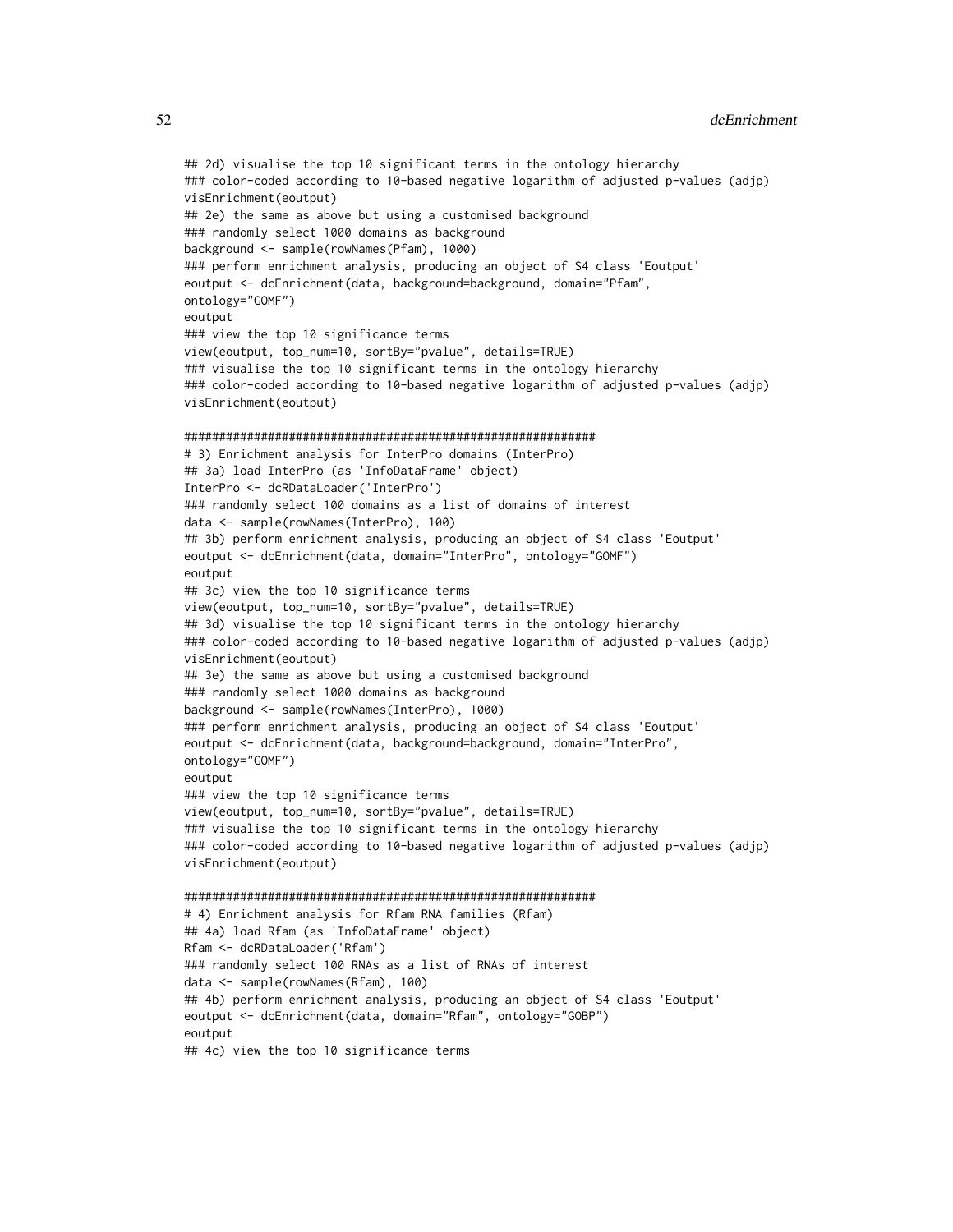```
## 2d) visualise the top 10 significant terms in the ontology hierarchy
### color-coded according to 10-based negative logarithm of adjusted p-values (adjp)
visEnrichment(eoutput)
## 2e) the same as above but using a customised background
### randomly select 1000 domains as background
background <- sample(rowNames(Pfam), 1000)
### perform enrichment analysis, producing an object of S4 class 'Eoutput'
eoutput <- dcEnrichment(data, background=background, domain="Pfam",
ontology="GOMF")
eoutput
### view the top 10 significance terms
view(eoutput, top_num=10, sortBy="pvalue", details=TRUE)
### visualise the top 10 significant terms in the ontology hierarchy
### color-coded according to 10-based negative logarithm of adjusted p-values (adjp)
visEnrichment(eoutput)

###########################################################
# 3) Enrichment analysis for InterPro domains (InterPro)
## 3a) load InterPro (as 'InfoDataFrame' object)
InterPro <- dcRDataLoader('InterPro')
### randomly select 100 domains as a list of domains of interest
data <- sample(rowNames(InterPro), 100)
## 3b) perform enrichment analysis, producing an object of S4 class 'Eoutput'
eoutput <- dcEnrichment(data, domain="InterPro", ontology="GOMF")
eoutput
## 3c) view the top 10 significance terms
view(eoutput, top_num=10, sortBy="pvalue", details=TRUE)
## 3d) visualise the top 10 significant terms in the ontology hierarchy
### color-coded according to 10-based negative logarithm of adjusted p-values (adjp)
visEnrichment(eoutput)
## 3e) the same as above but using a customised background
### randomly select 1000 domains as background
background <- sample(rowNames(InterPro), 1000)
### perform enrichment analysis, producing an object of S4 class 'Eoutput'
eoutput <- dcEnrichment(data, background=background, domain="InterPro",
ontology="GOMF")
eoutput
### view the top 10 significance terms
view(eoutput, top_num=10, sortBy="pvalue", details=TRUE)
### visualise the top 10 significant terms in the ontology hierarchy
### color-coded according to 10-based negative logarithm of adjusted p-values (adjp)
visEnrichment(eoutput)

###########################################################
# 4) Enrichment analysis for Rfam RNA families (Rfam)
## 4a) load Rfam (as 'InfoDataFrame' object)
Rfam <- dcRDataLoader('Rfam')
### randomly select 100 RNAs as a list of RNAs of interest
data <- sample(rowNames(Rfam), 100)
## 4b) perform enrichment analysis, producing an object of S4 class 'Eoutput'
eoutput <- dcEnrichment(data, domain="Rfam", ontology="GOBP")
eoutput
## 4c) view the top 10 significance terms
```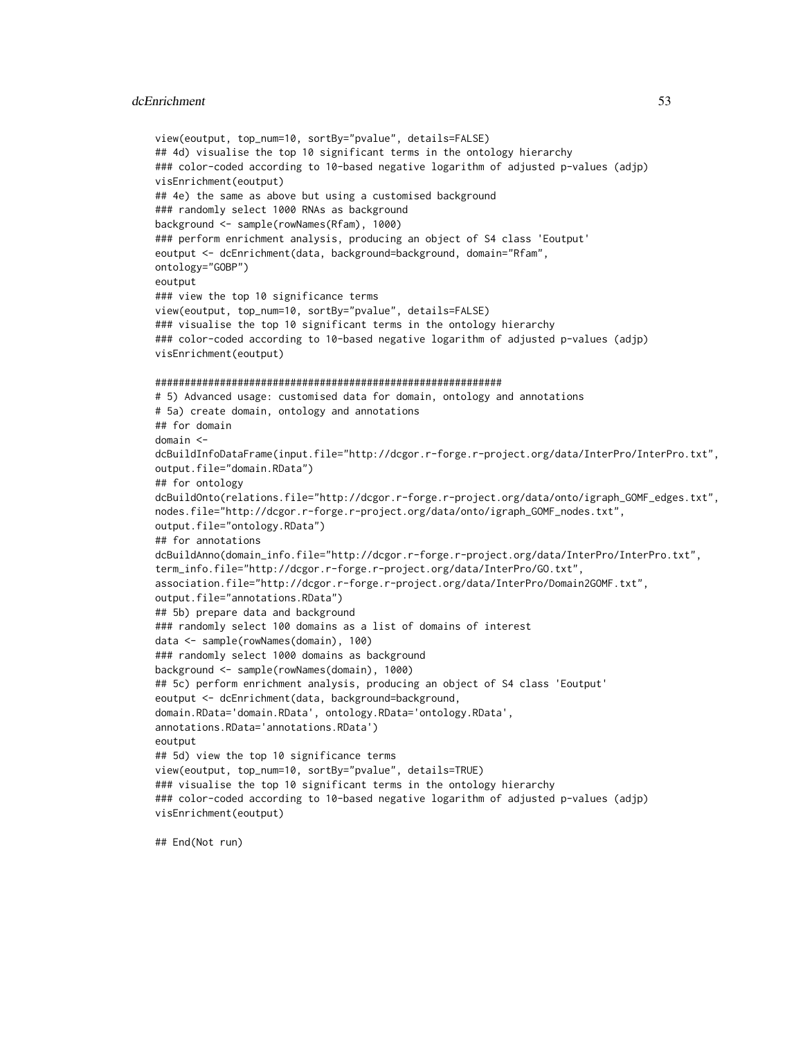```
view(eoutput, top_num=10, sortBy="pvalue", details=FALSE)
## 4d) visualise the top 10 significant terms in the ontology hierarchy
### color-coded according to 10-based negative logarithm of adjusted p-values (adjp)
visEnrichment(eoutput)
## 4e) the same as above but using a customised background
### randomly select 1000 RNAs as background
background <- sample(rowNames(Rfam), 1000)
### perform enrichment analysis, producing an object of S4 class 'Eoutput'
eoutput <- dcEnrichment(data, background=background, domain="Rfam",
ontology="GOBP")
eoutput
### view the top 10 significance terms
view(eoutput, top_num=10, sortBy="pvalue", details=FALSE)
### visualise the top 10 significant terms in the ontology hierarchy
### color-coded according to 10-based negative logarithm of adjusted p-values (adjp)
visEnrichment(eoutput)

###########################################################
# 5) Advanced usage: customised data for domain, ontology and annotations
# 5a) create domain, ontology and annotations
## for domain
domain <-
dcBuildInfoDataFrame(input.file="http://dcgor.r-forge.r-project.org/data/InterPro/InterPro.txt",
output.file="domain.RData")
## for ontology
dcBuildOnto(relations.file="http://dcgor.r-forge.r-project.org/data/onto/igraph_GOMF_edges.txt",
nodes.file="http://dcgor.r-forge.r-project.org/data/onto/igraph_GOMF_nodes.txt",
output.file="ontology.RData")
## for annotations
dcBuildAnno(domain_info.file="http://dcgor.r-forge.r-project.org/data/InterPro/InterPro.txt",
term_info.file="http://dcgor.r-forge.r-project.org/data/InterPro/GO.txt",
association.file="http://dcgor.r-forge.r-project.org/data/InterPro/Domain2GOMF.txt",
output.file="annotations.RData")
## 5b) prepare data and background
### randomly select 100 domains as a list of domains of interest
data <- sample(rowNames(domain), 100)
### randomly select 1000 domains as background
background <- sample(rowNames(domain), 1000)
## 5c) perform enrichment analysis, producing an object of S4 class 'Eoutput'
eoutput <- dcEnrichment(data, background=background,
domain.RData='domain.RData', ontology.RData='ontology.RData',
annotations.RData='annotations.RData')
eoutput
## 5d) view the top 10 significance terms
view(eoutput, top_num=10, sortBy="pvalue", details=TRUE)
### visualise the top 10 significant terms in the ontology hierarchy
### color-coded according to 10-based negative logarithm of adjusted p-values (adjp)
visEnrichment(eoutput)

## End(Not run)
```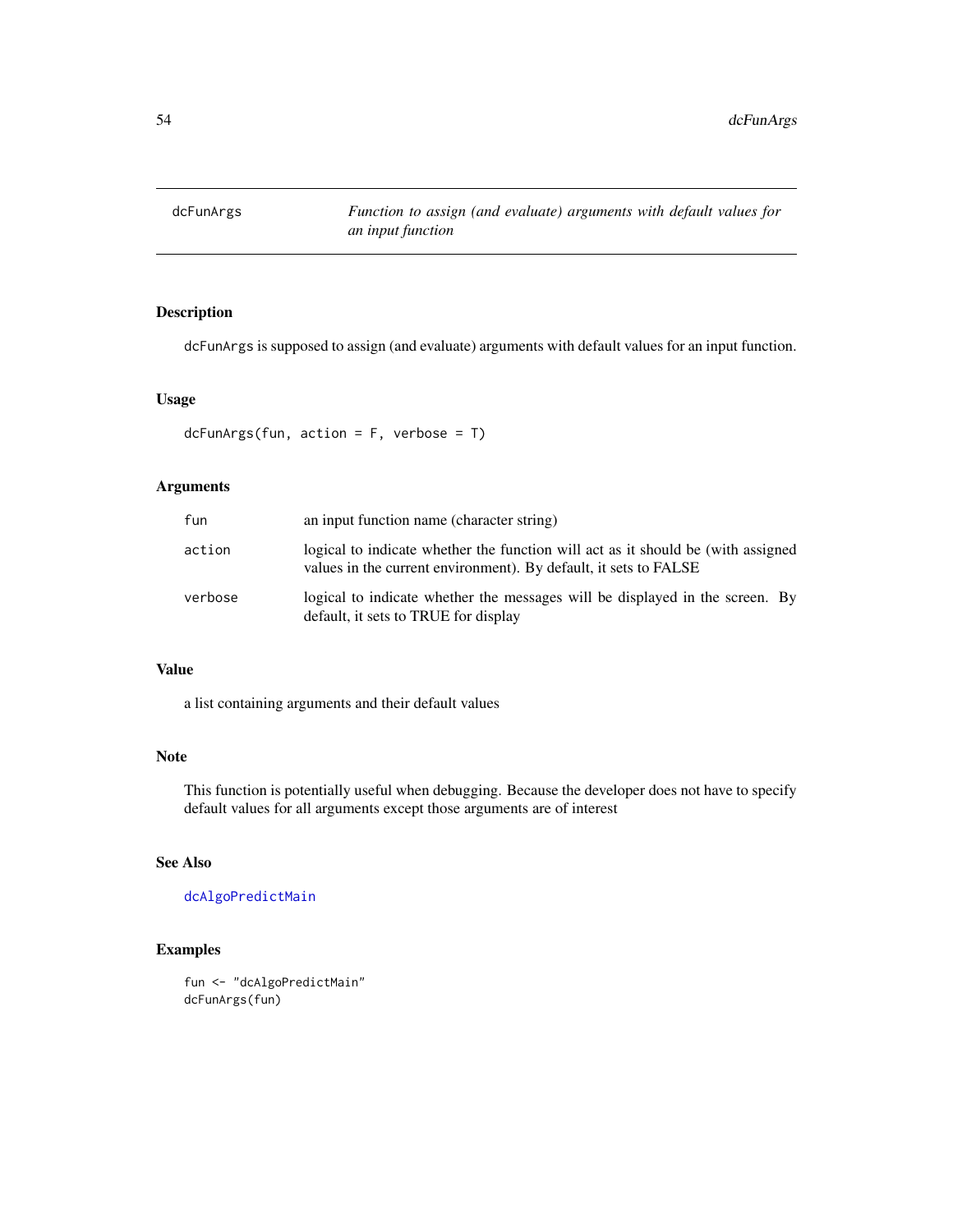## dcFunArgs

*Function to assign (and evaluate) arguments with default values for an input function*

### Description

dcFunArgs is supposed to assign (and evaluate) arguments with default values for an input function.

### Usage

```
dcFunArgs(fun, action = F, verbose = T)
```

### Arguments

| | |
|---|---|
| fun | an input function name (character string) |
| action | logical to indicate whether the function will act as it should be (with assigned values in the current environment). By default, it sets to FALSE |
| verbose | logical to indicate whether the messages will be displayed in the screen. By default, it sets to TRUE for display |

### Value

a list containing arguments and their default values

### Note

This function is potentially useful when debugging. Because the developer does not have to specify default values for all arguments except those arguments are of interest

### See Also

dcAlgoPredictMain

### Examples

```
fun <- "dcAlgoPredictMain"
dcFunArgs(fun)
```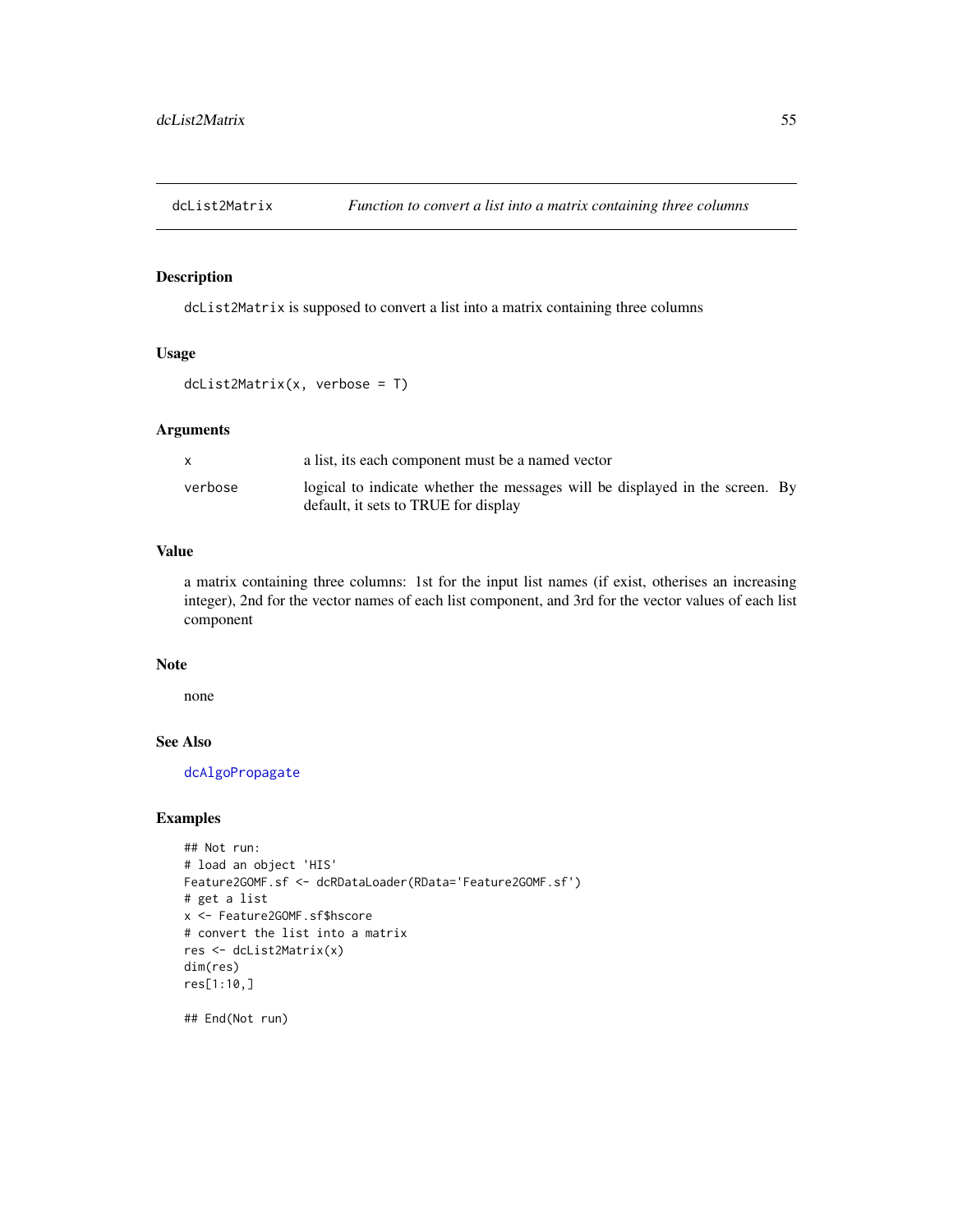# dcList2Matrix — *Function to convert a list into a matrix containing three columns*

## Description

`dcList2Matrix` is supposed to convert a list into a matrix containing three columns

## Usage

```
dcList2Matrix(x, verbose = T)
```

## Arguments

| | |
|---|---|
| `x` | a list, its each component must be a named vector |
| `verbose` | logical to indicate whether the messages will be displayed in the screen. By default, it sets to TRUE for display |

## Value

a matrix containing three columns: 1st for the input list names (if exist, otherises an increasing integer), 2nd for the vector names of each list component, and 3rd for the vector values of each list component

## Note

none

## See Also

`dcAlgoPropagate`

## Examples

```
## Not run:
# load an object 'HIS'
Feature2GOMF.sf <- dcRDataLoader(RData='Feature2GOMF.sf')
# get a list
x <- Feature2GOMF.sf$hscore
# convert the list into a matrix
res <- dcList2Matrix(x)
dim(res)
res[1:10,]

## End(Not run)
```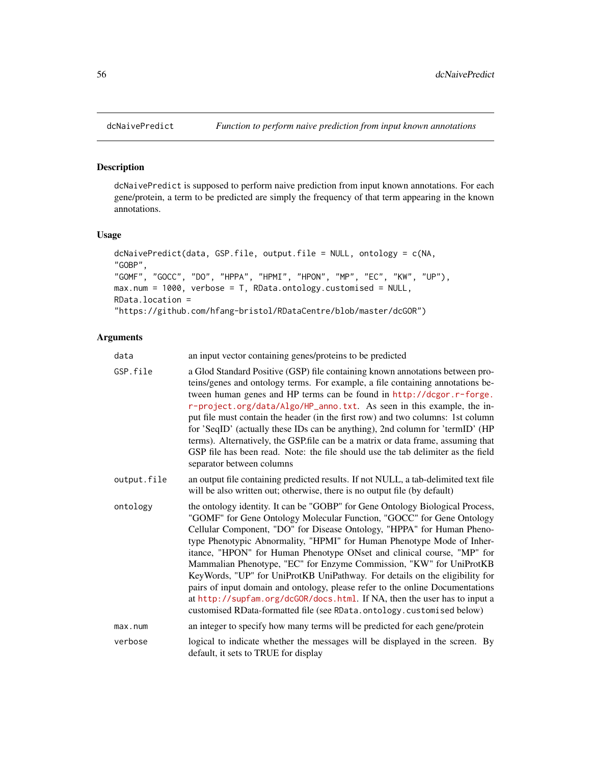## dcNaivePredict — *Function to perform naive prediction from input known annotations*

### Description

dcNaivePredict is supposed to perform naive prediction from input known annotations. For each gene/protein, a term to be predicted are simply the frequency of that term appearing in the known annotations.

### Usage

```
dcNaivePredict(data, GSP.file, output.file = NULL, ontology = c(NA,
"GOBP",
"GOMF", "GOCC", "DO", "HPPA", "HPMI", "HPON", "MP", "EC", "KW", "UP"),
max.num = 1000, verbose = T, RData.ontology.customised = NULL,
RData.location =
"https://github.com/hfang-bristol/RDataCentre/blob/master/dcGOR")
```

### Arguments

| | |
|---|---|
| data | an input vector containing genes/proteins to be predicted |
| GSP.file | a Glod Standard Positive (GSP) file containing known annotations between proteins/genes and ontology terms. For example, a file containing annotations between human genes and HP terms can be found in http://dcgor.r-forge.r-project.org/data/Algo/HP_anno.txt. As seen in this example, the input file must contain the header (in the first row) and two columns: 1st column for 'SeqID' (actually these IDs can be anything), 2nd column for 'termID' (HP terms). Alternatively, the GSP.file can be a matrix or data frame, assuming that GSP file has been read. Note: the file should use the tab delimiter as the field separator between columns |
| output.file | an output file containing predicted results. If not NULL, a tab-delimited text file will be also written out; otherwise, there is no output file (by default) |
| ontology | the ontology identity. It can be "GOBP" for Gene Ontology Biological Process, "GOMF" for Gene Ontology Molecular Function, "GOCC" for Gene Ontology Cellular Component, "DO" for Disease Ontology, "HPPA" for Human Phenotype Phenotypic Abnormality, "HPMI" for Human Phenotype Mode of Inheritance, "HPON" for Human Phenotype ONset and clinical course, "MP" for Mammalian Phenotype, "EC" for Enzyme Commission, "KW" for UniProtKB KeyWords, "UP" for UniProtKB UniPathway. For details on the eligibility for pairs of input domain and ontology, please refer to the online Documentations at http://supfam.org/dcGOR/docs.html. If NA, then the user has to input a customised RData-formatted file (see RData.ontology.customised below) |
| max.num | an integer to specify how many terms will be predicted for each gene/protein |
| verbose | logical to indicate whether the messages will be displayed in the screen. By default, it sets to TRUE for display |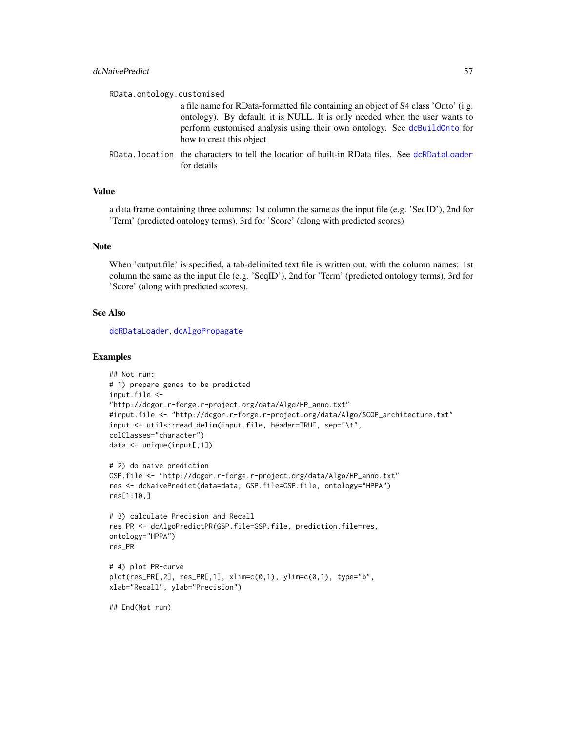RData.ontology.customised
: a file name for RData-formatted file containing an object of S4 class 'Onto' (i.g. ontology). By default, it is NULL. It is only needed when the user wants to perform customised analysis using their own ontology. See dcBuildOnto for how to creat this object

RData.location
: the characters to tell the location of built-in RData files. See dcRDataLoader for details

## Value

a data frame containing three columns: 1st column the same as the input file (e.g. 'SeqID'), 2nd for 'Term' (predicted ontology terms), 3rd for 'Score' (along with predicted scores)

## Note

When 'output.file' is specified, a tab-delimited text file is written out, with the column names: 1st column the same as the input file (e.g. 'SeqID'), 2nd for 'Term' (predicted ontology terms), 3rd for 'Score' (along with predicted scores).

## See Also

dcRDataLoader, dcAlgoPropagate

## Examples

```
## Not run:
# 1) prepare genes to be predicted
input.file <-
"http://dcgor.r-forge.r-project.org/data/Algo/HP_anno.txt"
#input.file <- "http://dcgor.r-forge.r-project.org/data/Algo/SCOP_architecture.txt"
input <- utils::read.delim(input.file, header=TRUE, sep="\t",
colClasses="character")
data <- unique(input[,1])

# 2) do naive prediction
GSP.file <- "http://dcgor.r-forge.r-project.org/data/Algo/HP_anno.txt"
res <- dcNaivePredict(data=data, GSP.file=GSP.file, ontology="HPPA")
res[1:10,]

# 3) calculate Precision and Recall
res_PR <- dcAlgoPredictPR(GSP.file=GSP.file, prediction.file=res,
ontology="HPPA")
res_PR

# 4) plot PR-curve
plot(res_PR[,2], res_PR[,1], xlim=c(0,1), ylim=c(0,1), type="b",
xlab="Recall", ylab="Precision")

## End(Not run)
```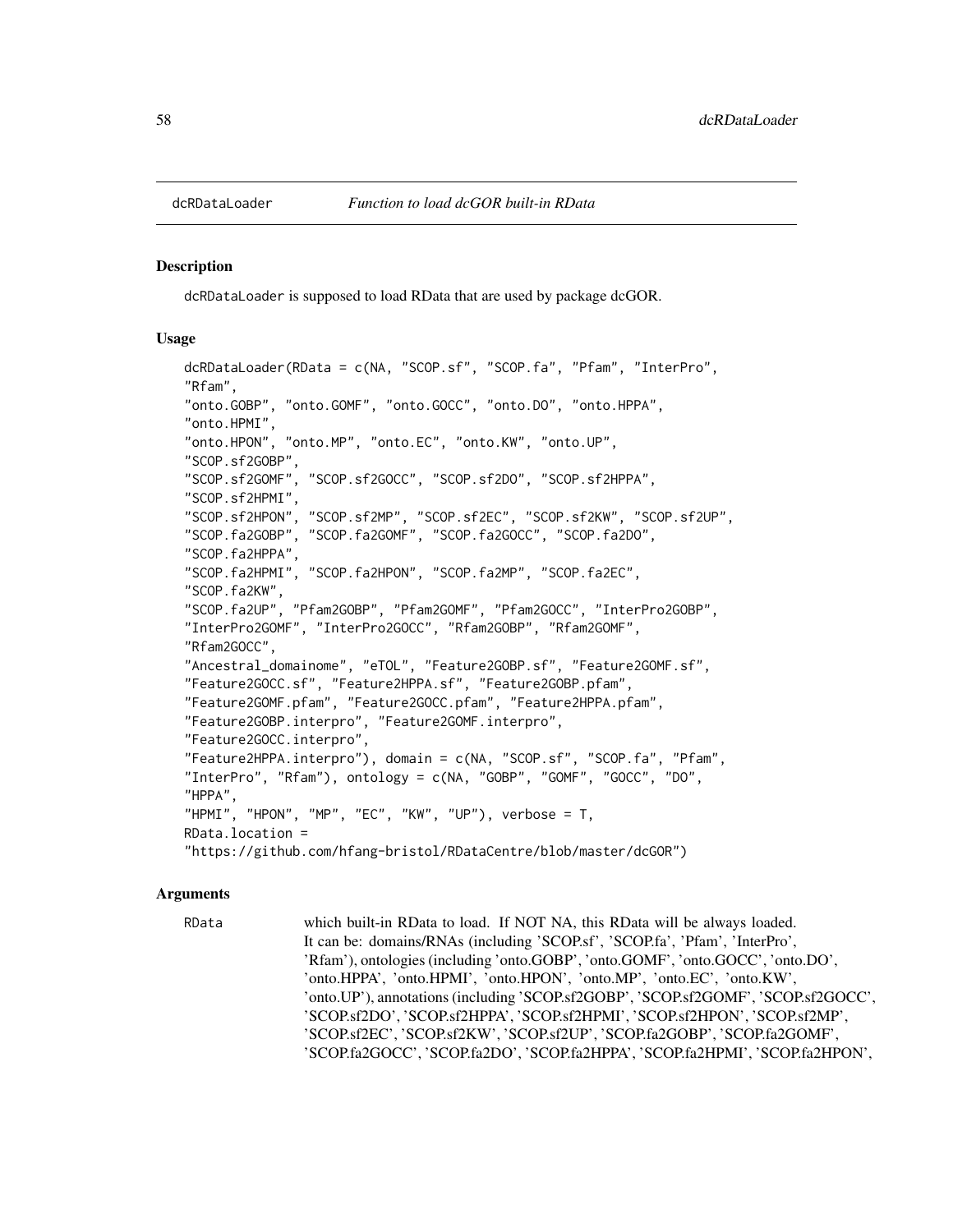# dcRDataLoader — *Function to load dcGOR built-in RData*

## Description

dcRDataLoader is supposed to load RData that are used by package dcGOR.

## Usage

```
dcRDataLoader(RData = c(NA, "SCOP.sf", "SCOP.fa", "Pfam", "InterPro",
"Rfam",
"onto.GOBP", "onto.GOMF", "onto.GOCC", "onto.DO", "onto.HPPA",
"onto.HPMI",
"onto.HPON", "onto.MP", "onto.EC", "onto.KW", "onto.UP",
"SCOP.sf2GOBP",
"SCOP.sf2GOMF", "SCOP.sf2GOCC", "SCOP.sf2DO", "SCOP.sf2HPPA",
"SCOP.sf2HPMI",
"SCOP.sf2HPON", "SCOP.sf2MP", "SCOP.sf2EC", "SCOP.sf2KW", "SCOP.sf2UP",
"SCOP.fa2GOBP", "SCOP.fa2GOMF", "SCOP.fa2GOCC", "SCOP.fa2DO",
"SCOP.fa2HPPA",
"SCOP.fa2HPMI", "SCOP.fa2HPON", "SCOP.fa2MP", "SCOP.fa2EC",
"SCOP.fa2KW",
"SCOP.fa2UP", "Pfam2GOBP", "Pfam2GOMF", "Pfam2GOCC", "InterPro2GOBP",
"InterPro2GOMF", "InterPro2GOCC", "Rfam2GOBP", "Rfam2GOMF",
"Rfam2GOCC",
"Ancestral_domainome", "eTOL", "Feature2GOBP.sf", "Feature2GOMF.sf",
"Feature2GOCC.sf", "Feature2HPPA.sf", "Feature2GOBP.pfam",
"Feature2GOMF.pfam", "Feature2GOCC.pfam", "Feature2HPPA.pfam",
"Feature2GOBP.interpro", "Feature2GOMF.interpro",
"Feature2GOCC.interpro",
"Feature2HPPA.interpro"), domain = c(NA, "SCOP.sf", "SCOP.fa", "Pfam",
"InterPro", "Rfam"), ontology = c(NA, "GOBP", "GOMF", "GOCC", "DO",
"HPPA",
"HPMI", "HPON", "MP", "EC", "KW", "UP"), verbose = T,
RData.location =
"https://github.com/hfang-bristol/RDataCentre/blob/master/dcGOR")
```

## Arguments

RData
: which built-in RData to load. If NOT NA, this RData will be always loaded. It can be: domains/RNAs (including 'SCOP.sf', 'SCOP.fa', 'Pfam', 'InterPro', 'Rfam'), ontologies (including 'onto.GOBP', 'onto.GOMF', 'onto.GOCC', 'onto.DO', 'onto.HPPA', 'onto.HPMI', 'onto.HPON', 'onto.MP', 'onto.EC', 'onto.KW', 'onto.UP'), annotations (including 'SCOP.sf2GOBP', 'SCOP.sf2GOMF', 'SCOP.sf2GOCC', 'SCOP.sf2DO', 'SCOP.sf2HPPA', 'SCOP.sf2HPMI', 'SCOP.sf2HPON', 'SCOP.sf2MP', 'SCOP.sf2EC', 'SCOP.sf2KW', 'SCOP.sf2UP', 'SCOP.fa2GOBP', 'SCOP.fa2GOMF', 'SCOP.fa2GOCC', 'SCOP.fa2DO', 'SCOP.fa2HPPA', 'SCOP.fa2HPMI', 'SCOP.fa2HPON',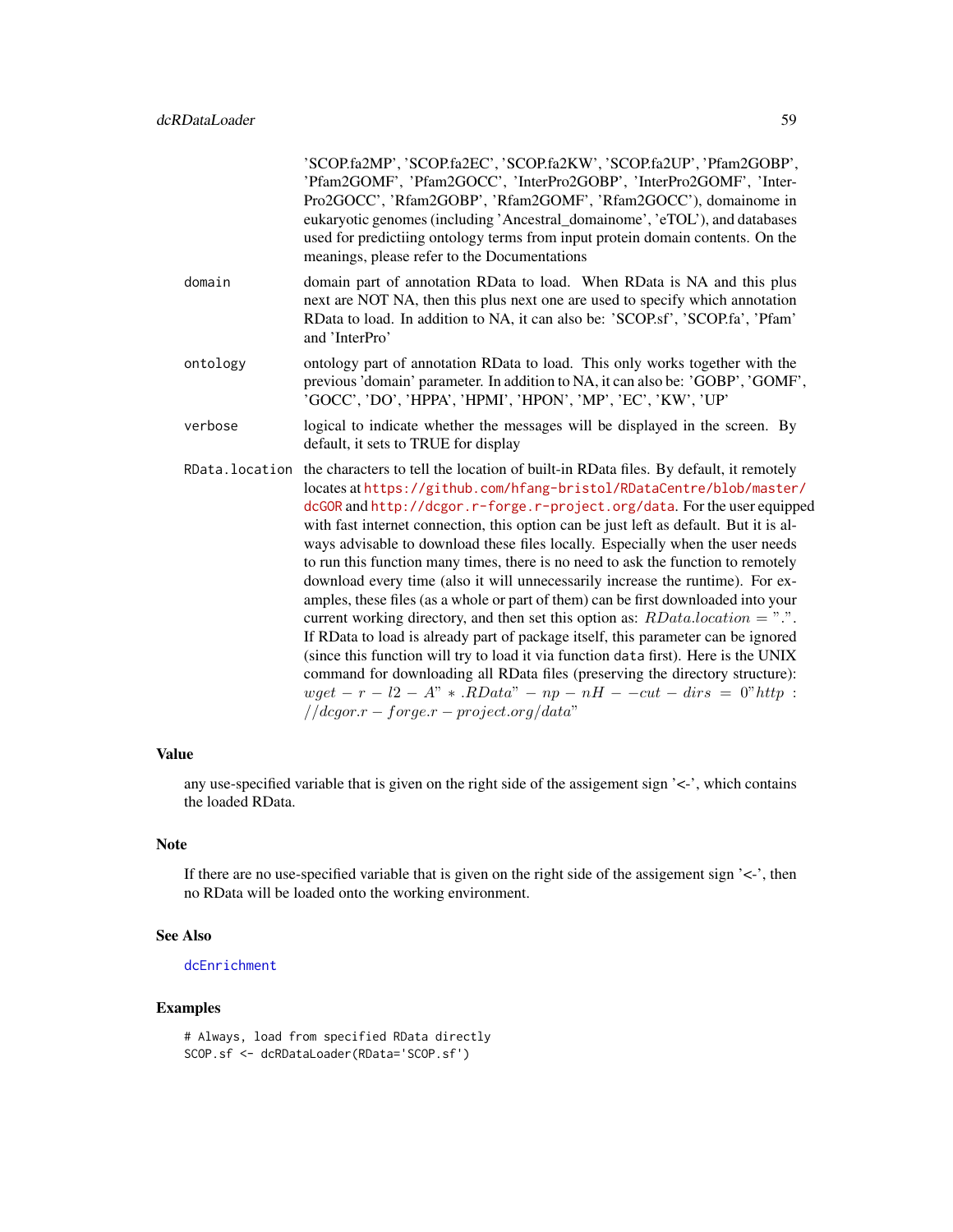'SCOP.fa2MP', 'SCOP.fa2EC', 'SCOP.fa2KW', 'SCOP.fa2UP', 'Pfam2GOBP', 'Pfam2GOMF', 'Pfam2GOCC', 'InterPro2GOBP', 'InterPro2GOMF', 'InterPro2GOCC', 'Rfam2GOBP', 'Rfam2GOMF', 'Rfam2GOCC'), domainome in eukaryotic genomes (including 'Ancestral_domainome', 'eTOL'), and databases used for predictiing ontology terms from input protein domain contents. On the meanings, please refer to the Documentations

`domain` domain part of annotation RData to load. When RData is NA and this plus next are NOT NA, then this plus next one are used to specify which annotation RData to load. In addition to NA, it can also be: 'SCOP.sf', 'SCOP.fa', 'Pfam' and 'InterPro'

`ontology` ontology part of annotation RData to load. This only works together with the previous 'domain' parameter. In addition to NA, it can also be: 'GOBP', 'GOMF', 'GOCC', 'DO', 'HPPA', 'HPMI', 'HPON', 'MP', 'EC', 'KW', 'UP'

`verbose` logical to indicate whether the messages will be displayed in the screen. By default, it sets to TRUE for display

`RData.location` the characters to tell the location of built-in RData files. By default, it remotely locates at https://github.com/hfang-bristol/RDataCentre/blob/master/dcGOR and http://dcgor.r-forge.r-project.org/data. For the user equipped with fast internet connection, this option can be just left as default. But it is always advisable to download these files locally. Especially when the user needs to run this function many times, there is no need to ask the function to remotely download every time (also it will unnecessarily increase the runtime). For examples, these files (as a whole or part of them) can be first downloaded into your current working directory, and then set this option as: $RData.location = "."$. If RData to load is already part of package itself, this parameter can be ignored (since this function will try to load it via function `data` first). Here is the UNIX command for downloading all RData files (preserving the directory structure): $wget - r - l2 - A" * .RData" - np - nH - -cut - dirs = 0"http : //dcgor.r - forge.r - project.org/data"$

## Value

any use-specified variable that is given on the right side of the assigement sign '<-', which contains the loaded RData.

## Note

If there are no use-specified variable that is given on the right side of the assigement sign '<-', then no RData will be loaded onto the working environment.

## See Also

dcEnrichment

## Examples

```
# Always, load from specified RData directly
SCOP.sf <- dcRDataLoader(RData='SCOP.sf')
```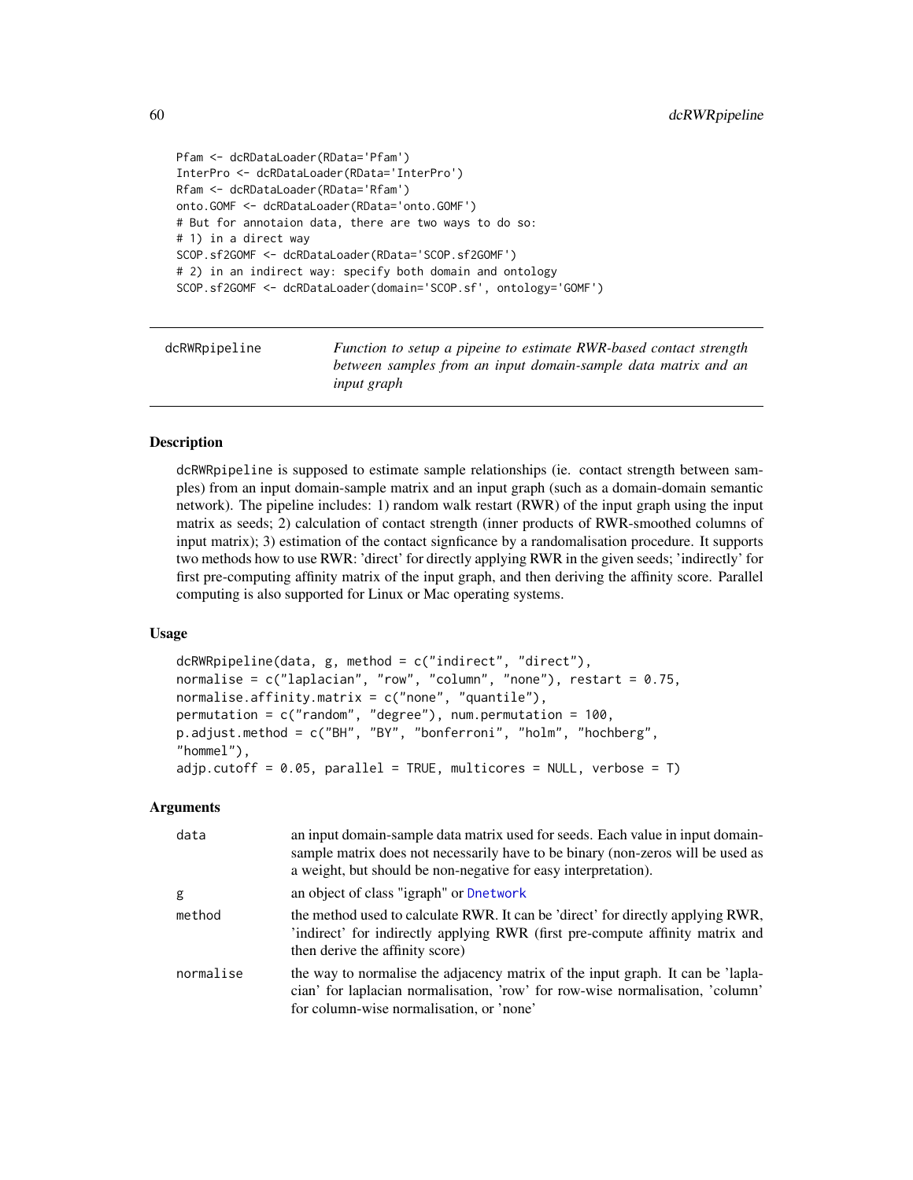```
Pfam <- dcRDataLoader(RData='Pfam')
InterPro <- dcRDataLoader(RData='InterPro')
Rfam <- dcRDataLoader(RData='Rfam')
onto.GOMF <- dcRDataLoader(RData='onto.GOMF')
# But for annotaion data, there are two ways to do so:
# 1) in a direct way
SCOP.sf2GOMF <- dcRDataLoader(RData='SCOP.sf2GOMF')
# 2) in an indirect way: specify both domain and ontology
SCOP.sf2GOMF <- dcRDataLoader(domain='SCOP.sf', ontology='GOMF')
```

## dcRWRpipeline

*Function to setup a pipeine to estimate RWR-based contact strength between samples from an input domain-sample data matrix and an input graph*

### Description

dcRWRpipeline is supposed to estimate sample relationships (ie. contact strength between samples) from an input domain-sample matrix and an input graph (such as a domain-domain semantic network). The pipeline includes: 1) random walk restart (RWR) of the input graph using the input matrix as seeds; 2) calculation of contact strength (inner products of RWR-smoothed columns of input matrix); 3) estimation of the contact signficance by a randomalisation procedure. It supports two methods how to use RWR: 'direct' for directly applying RWR in the given seeds; 'indirectly' for first pre-computing affinity matrix of the input graph, and then deriving the affinity score. Parallel computing is also supported for Linux or Mac operating systems.

### Usage

```
dcRWRpipeline(data, g, method = c("indirect", "direct"),
normalise = c("laplacian", "row", "column", "none"), restart = 0.75,
normalise.affinity.matrix = c("none", "quantile"),
permutation = c("random", "degree"), num.permutation = 100,
p.adjust.method = c("BH", "BY", "bonferroni", "holm", "hochberg",
"hommel"),
adjp.cutoff = 0.05, parallel = TRUE, multicores = NULL, verbose = T)
```

### Arguments

| | |
|---|---|
| data | an input domain-sample data matrix used for seeds. Each value in input domain-sample matrix does not necessarily have to be binary (non-zeros will be used as a weight, but should be non-negative for easy interpretation). |
| g | an object of class "igraph" or Dnetwork |
| method | the method used to calculate RWR. It can be 'direct' for directly applying RWR, 'indirect' for indirectly applying RWR (first pre-compute affinity matrix and then derive the affinity score) |
| normalise | the way to normalise the adjacency matrix of the input graph. It can be 'laplacian' for laplacian normalisation, 'row' for row-wise normalisation, 'column' for column-wise normalisation, or 'none' |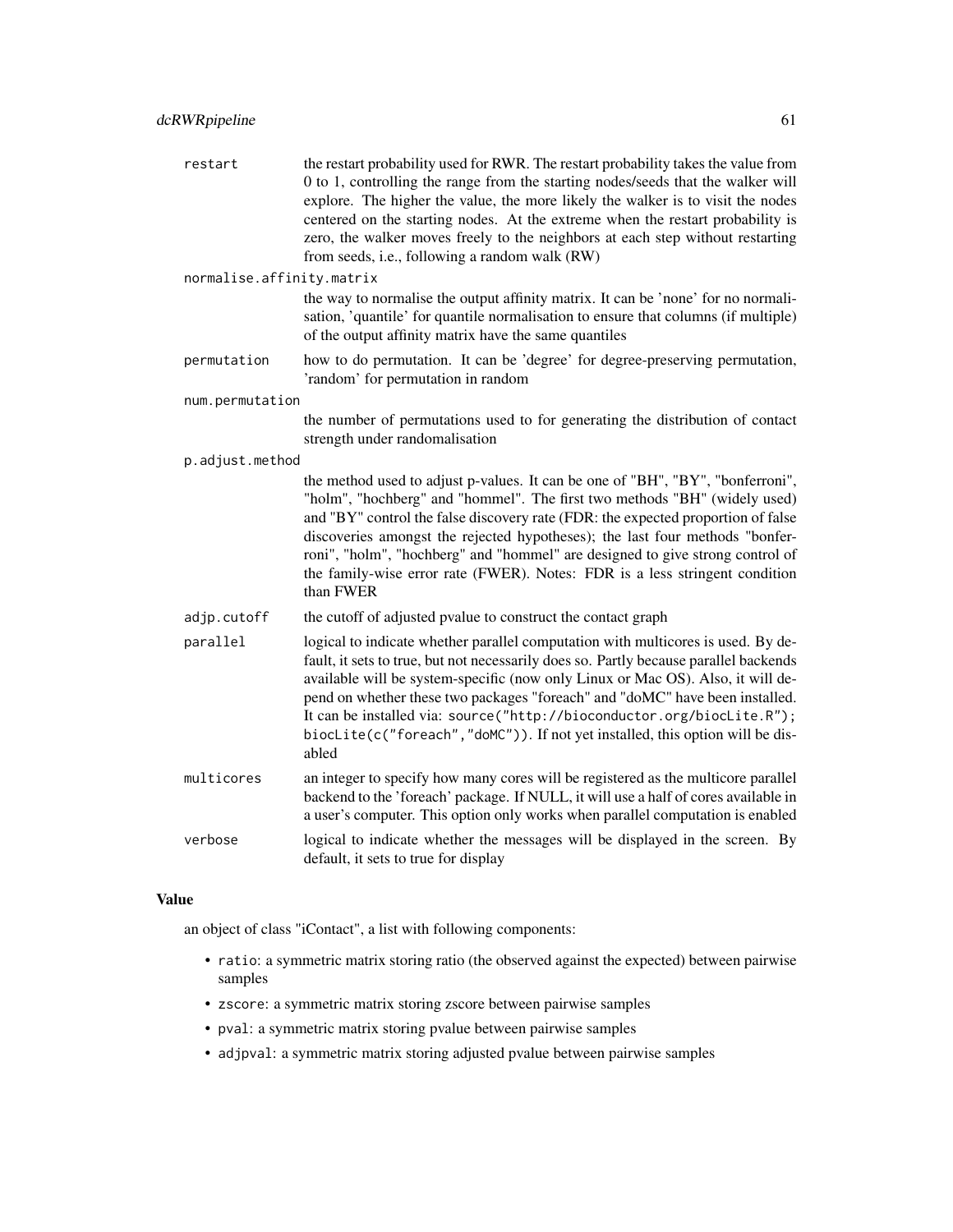| | |
|---|---|
| `restart` | the restart probability used for RWR. The restart probability takes the value from 0 to 1, controlling the range from the starting nodes/seeds that the walker will explore. The higher the value, the more likely the walker is to visit the nodes centered on the starting nodes. At the extreme when the restart probability is zero, the walker moves freely to the neighbors at each step without restarting from seeds, i.e., following a random walk (RW) |
| `normalise.affinity.matrix` | the way to normalise the output affinity matrix. It can be 'none' for no normalisation, 'quantile' for quantile normalisation to ensure that columns (if multiple) of the output affinity matrix have the same quantiles |
| `permutation` | how to do permutation. It can be 'degree' for degree-preserving permutation, 'random' for permutation in random |
| `num.permutation` | the number of permutations used to for generating the distribution of contact strength under randomalisation |
| `p.adjust.method` | the method used to adjust p-values. It can be one of "BH", "BY", "bonferroni", "holm", "hochberg" and "hommel". The first two methods "BH" (widely used) and "BY" control the false discovery rate (FDR: the expected proportion of false discoveries amongst the rejected hypotheses); the last four methods "bonferroni", "holm", "hochberg" and "hommel" are designed to give strong control of the family-wise error rate (FWER). Notes: FDR is a less stringent condition than FWER |
| `adjp.cutoff` | the cutoff of adjusted pvalue to construct the contact graph |
| `parallel` | logical to indicate whether parallel computation with multicores is used. By default, it sets to true, but not necessarily does so. Partly because parallel backends available will be system-specific (now only Linux or Mac OS). Also, it will depend on whether these two packages "foreach" and "doMC" have been installed. It can be installed via: `source("http://bioconductor.org/biocLite.R"); biocLite(c("foreach","doMC"))`. If not yet installed, this option will be disabled |
| `multicores` | an integer to specify how many cores will be registered as the multicore parallel backend to the 'foreach' package. If NULL, it will use a half of cores available in a user's computer. This option only works when parallel computation is enabled |
| `verbose` | logical to indicate whether the messages will be displayed in the screen. By default, it sets to true for display |

## Value

an object of class "iContact", a list with following components:

- `ratio`: a symmetric matrix storing ratio (the observed against the expected) between pairwise samples
- `zscore`: a symmetric matrix storing zscore between pairwise samples
- `pval`: a symmetric matrix storing pvalue between pairwise samples
- `adjpval`: a symmetric matrix storing adjusted pvalue between pairwise samples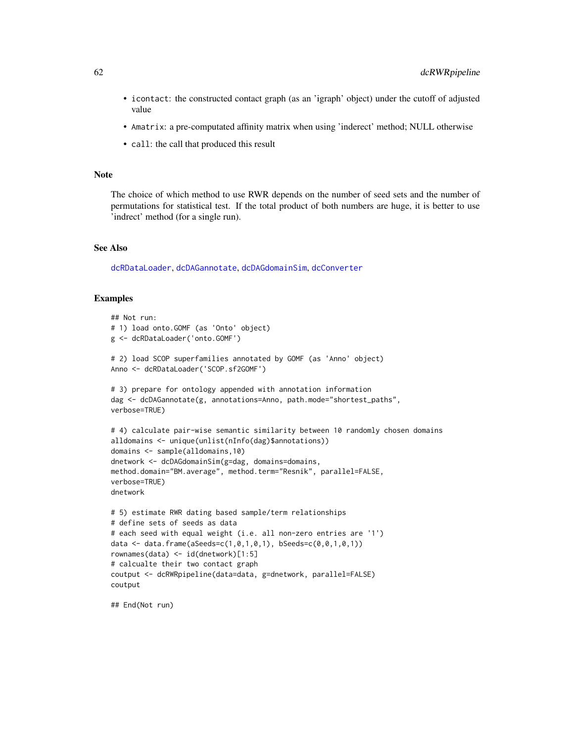- `icontact`: the constructed contact graph (as an 'igraph' object) under the cutoff of adjusted value
- `Amatrix`: a pre-computated affinity matrix when using 'inderect' method; NULL otherwise
- `call`: the call that produced this result

## Note

The choice of which method to use RWR depends on the number of seed sets and the number of permutations for statistical test. If the total product of both numbers are huge, it is better to use 'indrect' method (for a single run).

## See Also

dcRDataLoader, dcDAGannotate, dcDAGdomainSim, dcConverter

## Examples

```
## Not run:
# 1) load onto.GOMF (as 'Onto' object)
g <- dcRDataLoader('onto.GOMF')

# 2) load SCOP superfamilies annotated by GOMF (as 'Anno' object)
Anno <- dcRDataLoader('SCOP.sf2GOMF')

# 3) prepare for ontology appended with annotation information
dag <- dcDAGannotate(g, annotations=Anno, path.mode="shortest_paths",
verbose=TRUE)

# 4) calculate pair-wise semantic similarity between 10 randomly chosen domains
alldomains <- unique(unlist(nInfo(dag)$annotations))
domains <- sample(alldomains,10)
dnetwork <- dcDAGdomainSim(g=dag, domains=domains,
method.domain="BM.average", method.term="Resnik", parallel=FALSE,
verbose=TRUE)
dnetwork

# 5) estimate RWR dating based sample/term relationships
# define sets of seeds as data
# each seed with equal weight (i.e. all non-zero entries are '1')
data <- data.frame(aSeeds=c(1,0,1,0,1), bSeeds=c(0,0,1,0,1))
rownames(data) <- id(dnetwork)[1:5]
# calcualte their two contact graph
coutput <- dcRWRpipeline(data=data, g=dnetwork, parallel=FALSE)
coutput

## End(Not run)
```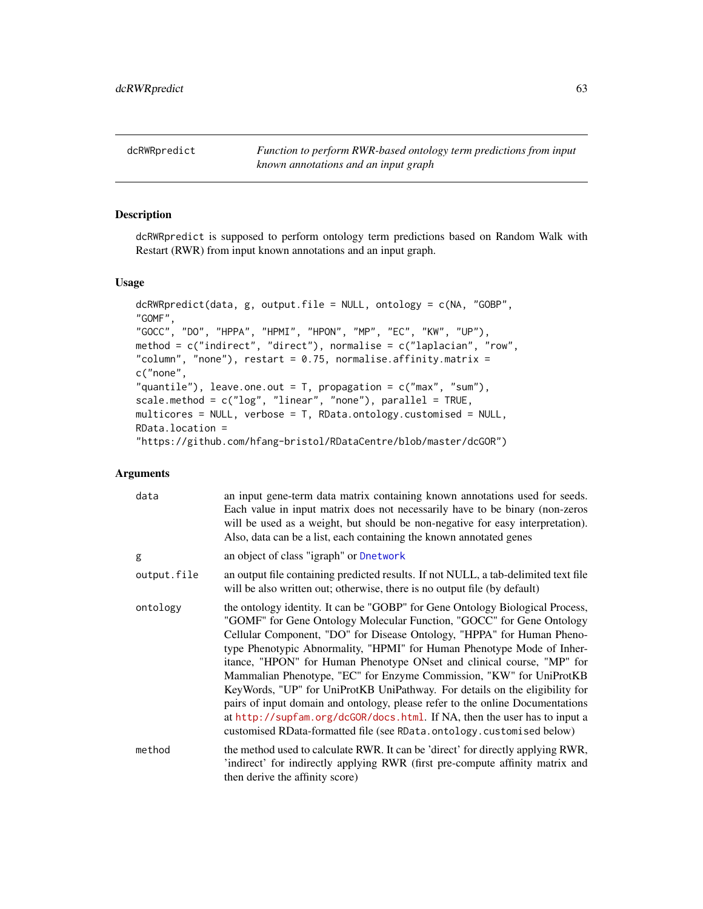## dcRWRpredict

*Function to perform RWR-based ontology term predictions from input known annotations and an input graph*

### Description

dcRWRpredict is supposed to perform ontology term predictions based on Random Walk with Restart (RWR) from input known annotations and an input graph.

### Usage

```
dcRWRpredict(data, g, output.file = NULL, ontology = c(NA, "GOBP",
"GOMF",
"GOCC", "DO", "HPPA", "HPMI", "HPON", "MP", "EC", "KW", "UP"),
method = c("indirect", "direct"), normalise = c("laplacian", "row",
"column", "none"), restart = 0.75, normalise.affinity.matrix =
c("none",
"quantile"), leave.one.out = T, propagation = c("max", "sum"),
scale.method = c("log", "linear", "none"), parallel = TRUE,
multicores = NULL, verbose = T, RData.ontology.customised = NULL,
RData.location =
"https://github.com/hfang-bristol/RDataCentre/blob/master/dcGOR")
```

### Arguments

| | |
|---|---|
| data | an input gene-term data matrix containing known annotations used for seeds. Each value in input matrix does not necessarily have to be binary (non-zeros will be used as a weight, but should be non-negative for easy interpretation). Also, data can be a list, each containing the known annotated genes |
| g | an object of class "igraph" or Dnetwork |
| output.file | an output file containing predicted results. If not NULL, a tab-delimited text file will be also written out; otherwise, there is no output file (by default) |
| ontology | the ontology identity. It can be "GOBP" for Gene Ontology Biological Process, "GOMF" for Gene Ontology Molecular Function, "GOCC" for Gene Ontology Cellular Component, "DO" for Disease Ontology, "HPPA" for Human Phenotype Phenotypic Abnormality, "HPMI" for Human Phenotype Mode of Inheritance, "HPON" for Human Phenotype ONset and clinical course, "MP" for Mammalian Phenotype, "EC" for Enzyme Commission, "KW" for UniProtKB KeyWords, "UP" for UniProtKB UniPathway. For details on the eligibility for pairs of input domain and ontology, please refer to the online Documentations at http://supfam.org/dcGOR/docs.html. If NA, then the user has to input a customised RData-formatted file (see RData.ontology.customised below) |
| method | the method used to calculate RWR. It can be 'direct' for directly applying RWR, 'indirect' for indirectly applying RWR (first pre-compute affinity matrix and then derive the affinity score) |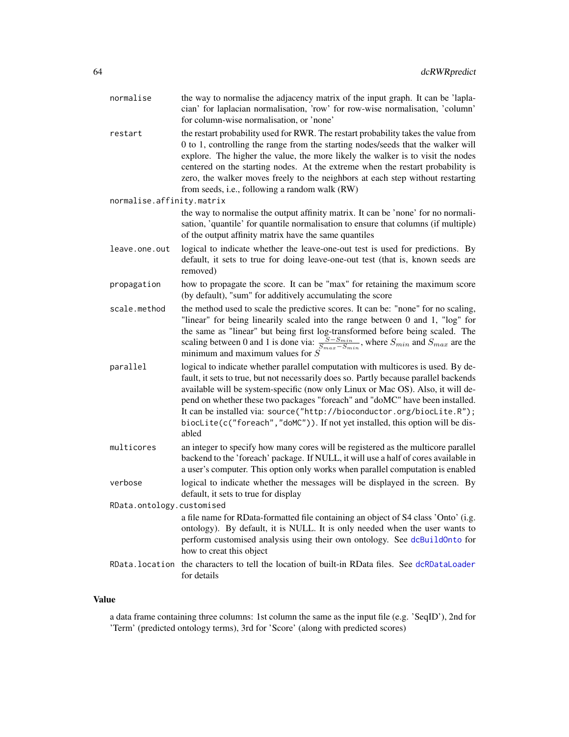| | |
|---|---|
| `normalise` | the way to normalise the adjacency matrix of the input graph. It can be 'laplacian' for laplacian normalisation, 'row' for row-wise normalisation, 'column' for column-wise normalisation, or 'none' |
| `restart` | the restart probability used for RWR. The restart probability takes the value from 0 to 1, controlling the range from the starting nodes/seeds that the walker will explore. The higher the value, the more likely the walker is to visit the nodes centered on the starting nodes. At the extreme when the restart probability is zero, the walker moves freely to the neighbors at each step without restarting from seeds, i.e., following a random walk (RW) |
| `normalise.affinity.matrix` | the way to normalise the output affinity matrix. It can be 'none' for no normalisation, 'quantile' for quantile normalisation to ensure that columns (if multiple) of the output affinity matrix have the same quantiles |
| `leave.one.out` | logical to indicate whether the leave-one-out test is used for predictions. By default, it sets to true for doing leave-one-out test (that is, known seeds are removed) |
| `propagation` | how to propagate the score. It can be "max" for retaining the maximum score (by default), "sum" for additively accumulating the score |
| `scale.method` | the method used to scale the predictive scores. It can be: "none" for no scaling, "linear" for being linearily scaled into the range between 0 and 1, "log" for the same as "linear" but being first log-transformed before being scaled. The scaling between 0 and 1 is done via: $\frac{S-S_{min}}{S_{max}-S_{min}}$, where $S_{min}$ and $S_{max}$ are the minimum and maximum values for $S$ |
| `parallel` | logical to indicate whether parallel computation with multicores is used. By default, it sets to true, but not necessarily does so. Partly because parallel backends available will be system-specific (now only Linux or Mac OS). Also, it will depend on whether these two packages "foreach" and "doMC" have been installed. It can be installed via: `source("http://bioconductor.org/biocLite.R"); biocLite(c("foreach","doMC"))`. If not yet installed, this option will be disabled |
| `multicores` | an integer to specify how many cores will be registered as the multicore parallel backend to the 'foreach' package. If NULL, it will use a half of cores available in a user's computer. This option only works when parallel computation is enabled |
| `verbose` | logical to indicate whether the messages will be displayed in the screen. By default, it sets to true for display |
| `RData.ontology.customised` | a file name for RData-formatted file containing an object of S4 class 'Onto' (i.g. ontology). By default, it is NULL. It is only needed when the user wants to perform customised analysis using their own ontology. See `dcBuildOnto` for how to creat this object |
| `RData.location` | the characters to tell the location of built-in RData files. See `dcRDataLoader` for details |

## Value

a data frame containing three columns: 1st column the same as the input file (e.g. 'SeqID'), 2nd for 'Term' (predicted ontology terms), 3rd for 'Score' (along with predicted scores)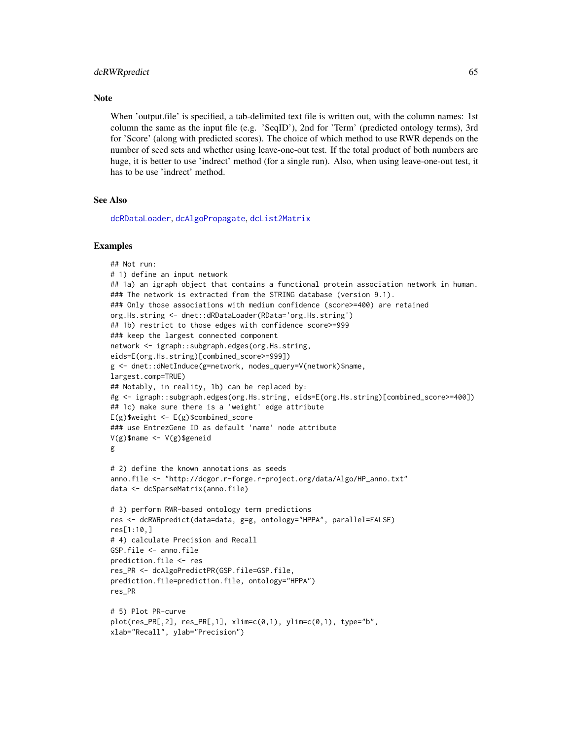## Note

When 'output.file' is specified, a tab-delimited text file is written out, with the column names: 1st column the same as the input file (e.g. 'SeqID'), 2nd for 'Term' (predicted ontology terms), 3rd for 'Score' (along with predicted scores). The choice of which method to use RWR depends on the number of seed sets and whether using leave-one-out test. If the total product of both numbers are huge, it is better to use 'indrect' method (for a single run). Also, when using leave-one-out test, it has to be use 'indrect' method.

## See Also

dcRDataLoader, dcAlgoPropagate, dcList2Matrix

## Examples

```
## Not run:
# 1) define an input network
## 1a) an igraph object that contains a functional protein association network in human.
### The network is extracted from the STRING database (version 9.1).
### Only those associations with medium confidence (score>=400) are retained
org.Hs.string <- dnet::dRDataLoader(RData='org.Hs.string')
## 1b) restrict to those edges with confidence score>=999
### keep the largest connected component
network <- igraph::subgraph.edges(org.Hs.string,
eids=E(org.Hs.string)[combined_score>=999])
g <- dnet::dNetInduce(g=network, nodes_query=V(network)$name,
largest.comp=TRUE)
## Notably, in reality, 1b) can be replaced by:
#g <- igraph::subgraph.edges(org.Hs.string, eids=E(org.Hs.string)[combined_score>=400])
## 1c) make sure there is a 'weight' edge attribute
E(g)$weight <- E(g)$combined_score
### use EntrezGene ID as default 'name' node attribute
V(g)$name <- V(g)$geneid
g

# 2) define the known annotations as seeds
anno.file <- "http://dcgor.r-forge.r-project.org/data/Algo/HP_anno.txt"
data <- dcSparseMatrix(anno.file)

# 3) perform RWR-based ontology term predictions
res <- dcRWRpredict(data=data, g=g, ontology="HPPA", parallel=FALSE)
res[1:10,]
# 4) calculate Precision and Recall
GSP.file <- anno.file
prediction.file <- res
res_PR <- dcAlgoPredictPR(GSP.file=GSP.file,
prediction.file=prediction.file, ontology="HPPA")
res_PR

# 5) Plot PR-curve
plot(res_PR[,2], res_PR[,1], xlim=c(0,1), ylim=c(0,1), type="b",
xlab="Recall", ylab="Precision")
```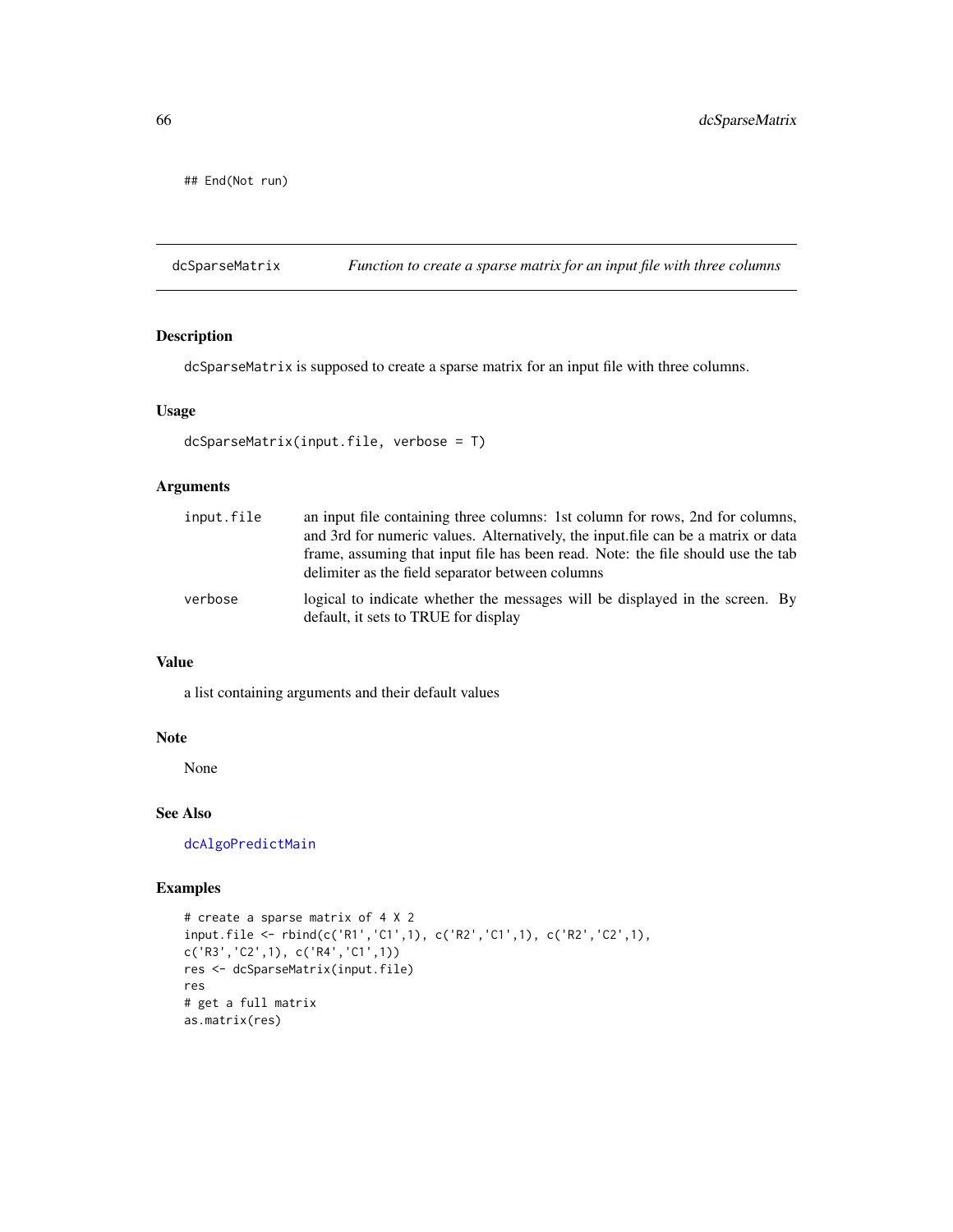```
## End(Not run)
```

# dcSparseMatrix — *Function to create a sparse matrix for an input file with three columns*

## Description

dcSparseMatrix is supposed to create a sparse matrix for an input file with three columns.

## Usage

```
dcSparseMatrix(input.file, verbose = T)
```

## Arguments

| | |
|---|---|
| input.file | an input file containing three columns: 1st column for rows, 2nd for columns, and 3rd for numeric values. Alternatively, the input.file can be a matrix or data frame, assuming that input file has been read. Note: the file should use the tab delimiter as the field separator between columns |
| verbose | logical to indicate whether the messages will be displayed in the screen. By default, it sets to TRUE for display |

## Value

a list containing arguments and their default values

## Note

None

## See Also

dcAlgoPredictMain

## Examples

```
# create a sparse matrix of 4 X 2
input.file <- rbind(c('R1','C1',1), c('R2','C1',1), c('R2','C2',1),
c('R3','C2',1), c('R4','C1',1))
res <- dcSparseMatrix(input.file)
res
# get a full matrix
as.matrix(res)
```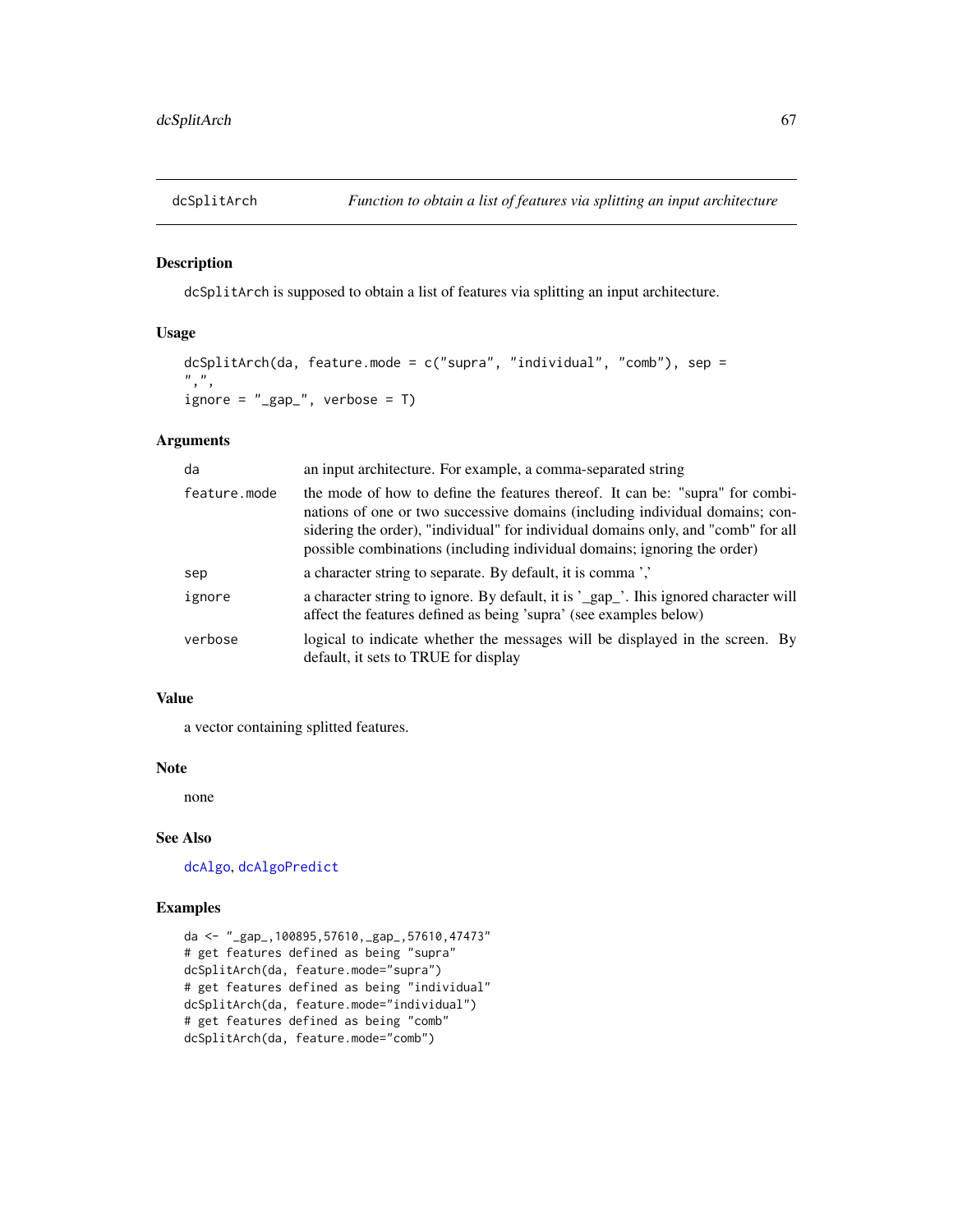## dcSplitArch — *Function to obtain a list of features via splitting an input architecture*

### Description

dcSplitArch is supposed to obtain a list of features via splitting an input architecture.

### Usage

```
dcSplitArch(da, feature.mode = c("supra", "individual", "comb"), sep =
",",
ignore = "_gap_", verbose = T)
```

### Arguments

| | |
|---|---|
| da | an input architecture. For example, a comma-separated string |
| feature.mode | the mode of how to define the features thereof. It can be: "supra" for combinations of one or two successive domains (including individual domains; considering the order), "individual" for individual domains only, and "comb" for all possible combinations (including individual domains; ignoring the order) |
| sep | a character string to separate. By default, it is comma ',' |
| ignore | a character string to ignore. By default, it is '_gap_'. Ihis ignored character will affect the features defined as being 'supra' (see examples below) |
| verbose | logical to indicate whether the messages will be displayed in the screen. By default, it sets to TRUE for display |

### Value

a vector containing splitted features.

### Note

none

### See Also

dcAlgo, dcAlgoPredict

### Examples

```
da <- "_gap_,100895,57610,_gap_,57610,47473"
# get features defined as being "supra"
dcSplitArch(da, feature.mode="supra")
# get features defined as being "individual"
dcSplitArch(da, feature.mode="individual")
# get features defined as being "comb"
dcSplitArch(da, feature.mode="comb")
```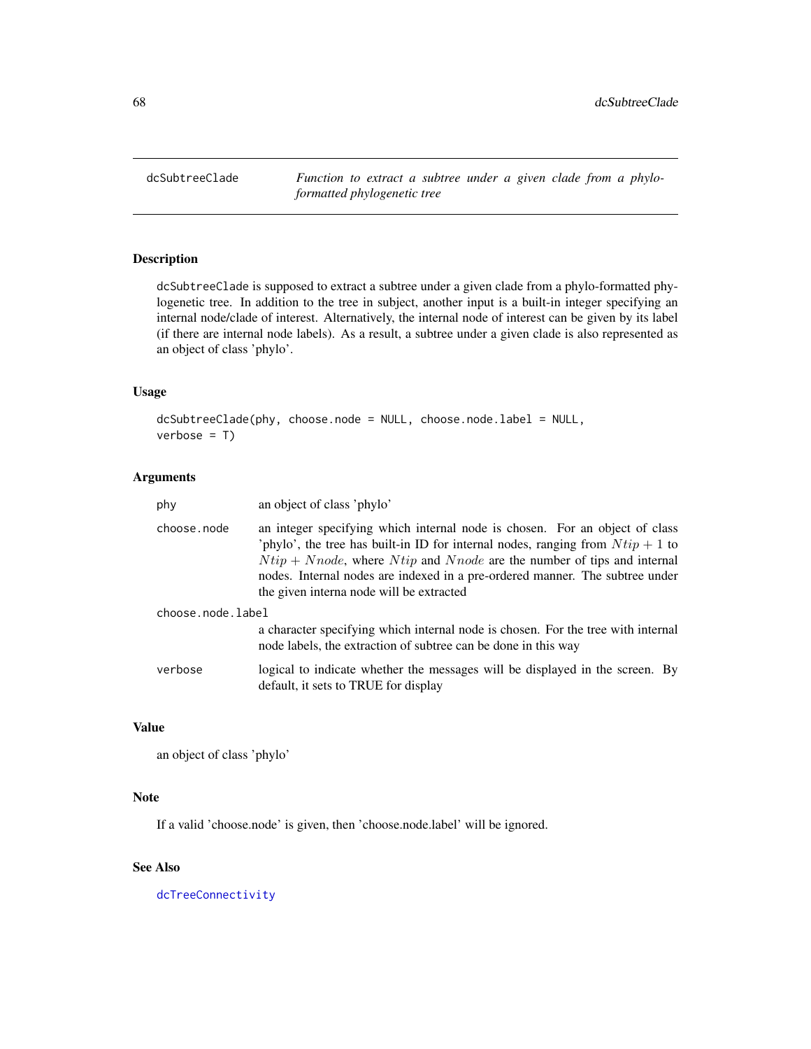# dcSubtreeClade

*Function to extract a subtree under a given clade from a phylo-formatted phylogenetic tree*

## Description

dcSubtreeClade is supposed to extract a subtree under a given clade from a phylo-formatted phylogenetic tree. In addition to the tree in subject, another input is a built-in integer specifying an internal node/clade of interest. Alternatively, the internal node of interest can be given by its label (if there are internal node labels). As a result, a subtree under a given clade is also represented as an object of class 'phylo'.

## Usage

```
dcSubtreeClade(phy, choose.node = NULL, choose.node.label = NULL,
verbose = T)
```

## Arguments

- `phy` — an object of class 'phylo'
- `choose.node` — an integer specifying which internal node is chosen. For an object of class 'phylo', the tree has built-in ID for internal nodes, ranging from $Ntip + 1$ to $Ntip + Nnode$, where $Ntip$ and $Nnode$ are the number of tips and internal nodes. Internal nodes are indexed in a pre-ordered manner. The subtree under the given interna node will be extracted
- `choose.node.label` — a character specifying which internal node is chosen. For the tree with internal node labels, the extraction of subtree can be done in this way
- `verbose` — logical to indicate whether the messages will be displayed in the screen. By default, it sets to TRUE for display

## Value

an object of class 'phylo'

## Note

If a valid 'choose.node' is given, then 'choose.node.label' will be ignored.

## See Also

dcTreeConnectivity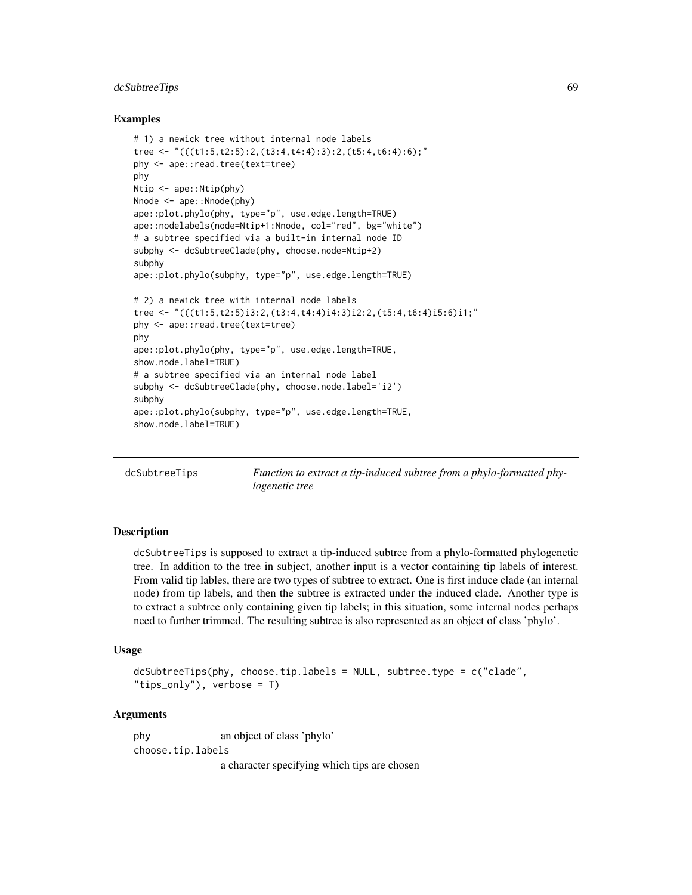## Examples

```
# 1) a newick tree without internal node labels
tree <- "(((t1:5,t2:5):2,(t3:4,t4:4):3):2,(t5:4,t6:4):6);"
phy <- ape::read.tree(text=tree)
phy
Ntip <- ape::Ntip(phy)
Nnode <- ape::Nnode(phy)
ape::plot.phylo(phy, type="p", use.edge.length=TRUE)
ape::nodelabels(node=Ntip+1:Nnode, col="red", bg="white")
# a subtree specified via a built-in internal node ID
subphy <- dcSubtreeClade(phy, choose.node=Ntip+2)
subphy
ape::plot.phylo(subphy, type="p", use.edge.length=TRUE)

# 2) a newick tree with internal node labels
tree <- "(((t1:5,t2:5)i3:2,(t3:4,t4:4)i4:3)i2:2,(t5:4,t6:4)i5:6)i1;"
phy <- ape::read.tree(text=tree)
phy
ape::plot.phylo(phy, type="p", use.edge.length=TRUE,
show.node.label=TRUE)
# a subtree specified via an internal node label
subphy <- dcSubtreeClade(phy, choose.node.label='i2')
subphy
ape::plot.phylo(subphy, type="p", use.edge.length=TRUE,
show.node.label=TRUE)
```

---

# dcSubtreeTips — *Function to extract a tip-induced subtree from a phylo-formatted phylogenetic tree*

## Description

dcSubtreeTips is supposed to extract a tip-induced subtree from a phylo-formatted phylogenetic tree. In addition to the tree in subject, another input is a vector containing tip labels of interest. From valid tip lables, there are two types of subtree to extract. One is first induce clade (an internal node) from tip labels, and then the subtree is extracted under the induced clade. Another type is to extract a subtree only containing given tip labels; in this situation, some internal nodes perhaps need to further trimmed. The resulting subtree is also represented as an object of class 'phylo'.

## Usage

```
dcSubtreeTips(phy, choose.tip.labels = NULL, subtree.type = c("clade",
"tips_only"), verbose = T)
```

## Arguments

phy — an object of class 'phylo'

choose.tip.labels — a character specifying which tips are chosen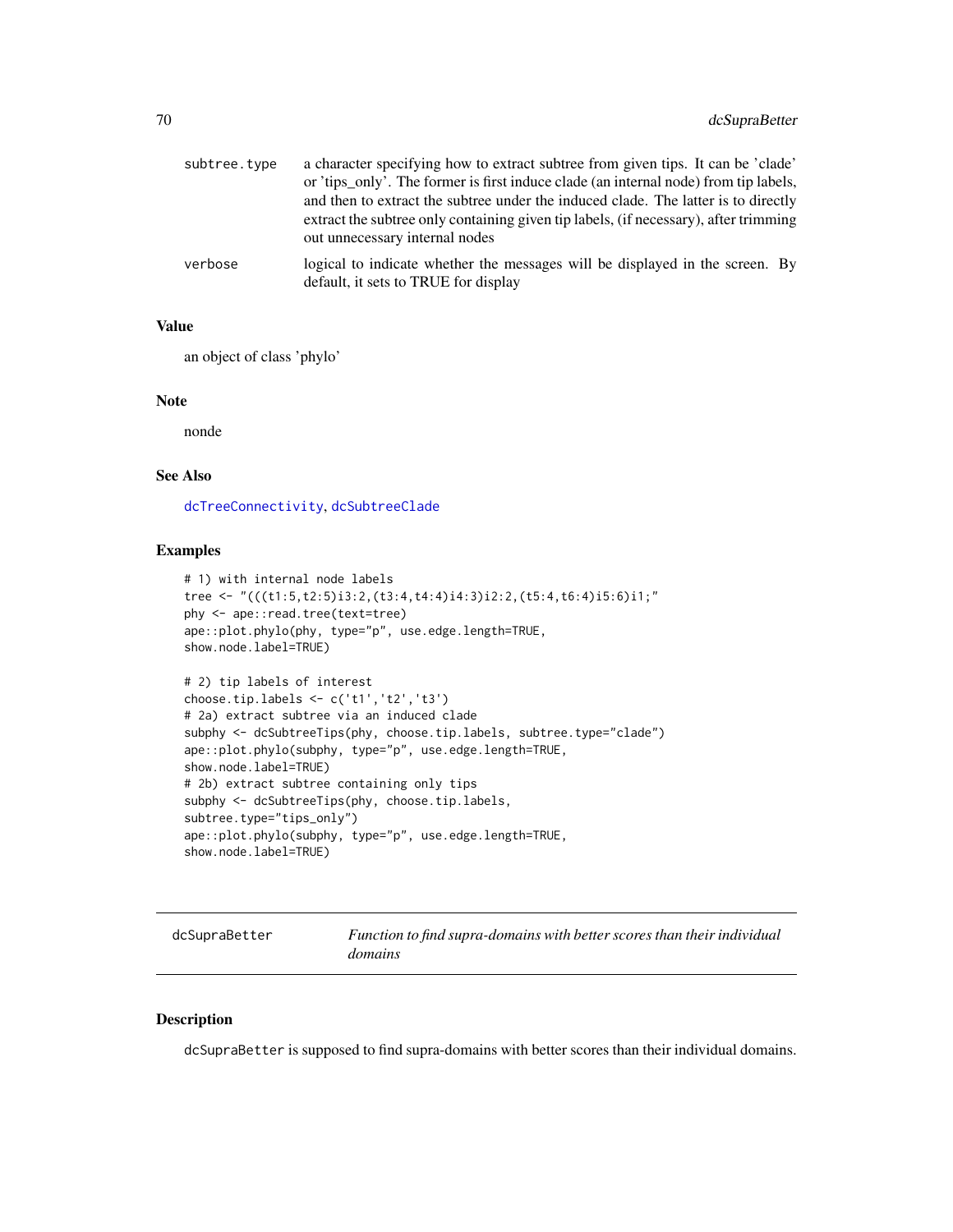| | |
|---|---|
| subtree.type | a character specifying how to extract subtree from given tips. It can be 'clade' or 'tips_only'. The former is first induce clade (an internal node) from tip labels, and then to extract the subtree under the induced clade. The latter is to directly extract the subtree only containing given tip labels, (if necessary), after trimming out unnecessary internal nodes |
| verbose | logical to indicate whether the messages will be displayed in the screen. By default, it sets to TRUE for display |

### Value

an object of class 'phylo'

### Note

nonde

### See Also

dcTreeConnectivity, dcSubtreeClade

### Examples

```
# 1) with internal node labels
tree <- "(((t1:5,t2:5)i3:2,(t3:4,t4:4)i4:3)i2:2,(t5:4,t6:4)i5:6)i1;"
phy <- ape::read.tree(text=tree)
ape::plot.phylo(phy, type="p", use.edge.length=TRUE,
show.node.label=TRUE)

# 2) tip labels of interest
choose.tip.labels <- c('t1','t2','t3')
# 2a) extract subtree via an induced clade
subphy <- dcSubtreeTips(phy, choose.tip.labels, subtree.type="clade")
ape::plot.phylo(subphy, type="p", use.edge.length=TRUE,
show.node.label=TRUE)
# 2b) extract subtree containing only tips
subphy <- dcSubtreeTips(phy, choose.tip.labels,
subtree.type="tips_only")
ape::plot.phylo(subphy, type="p", use.edge.length=TRUE,
show.node.label=TRUE)
```

---

## dcSupraBetter — *Function to find supra-domains with better scores than their individual domains*

### Description

dcSupraBetter is supposed to find supra-domains with better scores than their individual domains.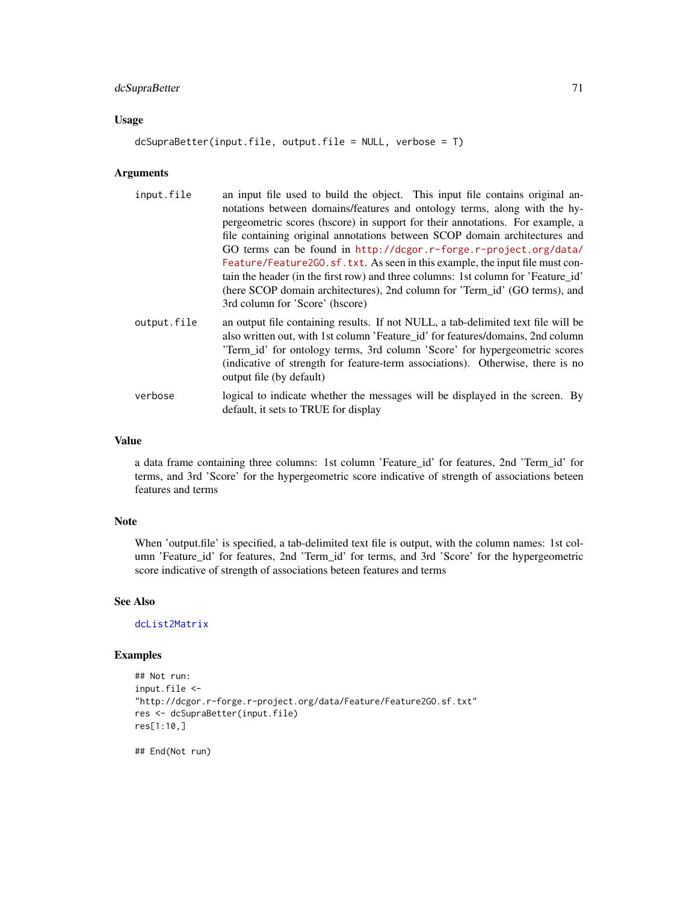## Usage

```
dcSupraBetter(input.file, output.file = NULL, verbose = T)
```

## Arguments

| | |
|---|---|
| input.file | an input file used to build the object. This input file contains original annotations between domains/features and ontology terms, along with the hypergeometric scores (hscore) in support for their annotations. For example, a file containing original annotations between SCOP domain architectures and GO terms can be found in http://dcgor.r-forge.r-project.org/data/Feature/Feature2GO.sf.txt. As seen in this example, the input file must contain the header (in the first row) and three columns: 1st column for 'Feature_id' (here SCOP domain architectures), 2nd column for 'Term_id' (GO terms), and 3rd column for 'Score' (hscore) |
| output.file | an output file containing results. If not NULL, a tab-delimited text file will be also written out, with 1st column 'Feature_id' for features/domains, 2nd column 'Term_id' for ontology terms, 3rd column 'Score' for hypergeometric scores (indicative of strength for feature-term associations). Otherwise, there is no output file (by default) |
| verbose | logical to indicate whether the messages will be displayed in the screen. By default, it sets to TRUE for display |

## Value

a data frame containing three columns: 1st column 'Feature_id' for features, 2nd 'Term_id' for terms, and 3rd 'Score' for the hypergeometric score indicative of strength of associations beteen features and terms

## Note

When 'output.file' is specified, a tab-delimited text file is output, with the column names: 1st column 'Feature_id' for features, 2nd 'Term_id' for terms, and 3rd 'Score' for the hypergeometric score indicative of strength of associations beteen features and terms

## See Also

dcList2Matrix

## Examples

```
## Not run:
input.file <-
"http://dcgor.r-forge.r-project.org/data/Feature/Feature2GO.sf.txt"
res <- dcSupraBetter(input.file)
res[1:10,]

## End(Not run)
```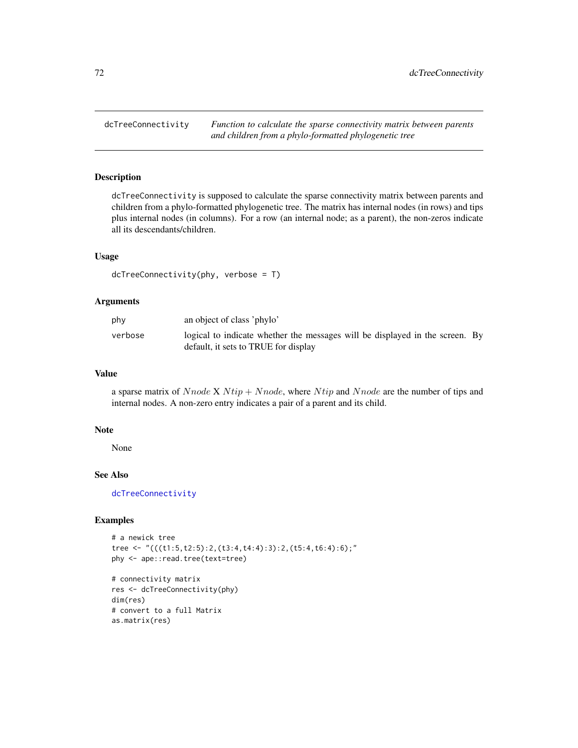## dcTreeConnectivity

*Function to calculate the sparse connectivity matrix between parents and children from a phylo-formatted phylogenetic tree*

### Description

`dcTreeConnectivity` is supposed to calculate the sparse connectivity matrix between parents and children from a phylo-formatted phylogenetic tree. The matrix has internal nodes (in rows) and tips plus internal nodes (in columns). For a row (an internal node; as a parent), the non-zeros indicate all its descendants/children.

### Usage

```
dcTreeConnectivity(phy, verbose = T)
```

### Arguments

| | |
|---|---|
| `phy` | an object of class 'phylo' |
| `verbose` | logical to indicate whether the messages will be displayed in the screen. By default, it sets to TRUE for display |

### Value

a sparse matrix of $Nnode$ X $Ntip + Nnode$, where $Ntip$ and $Nnode$ are the number of tips and internal nodes. A non-zero entry indicates a pair of a parent and its child.

### Note

None

### See Also

`dcTreeConnectivity`

### Examples

```
# a newick tree
tree <- "(((t1:5,t2:5):2,(t3:4,t4:4):3):2,(t5:4,t6:4):6);"
phy <- ape::read.tree(text=tree)

# connectivity matrix
res <- dcTreeConnectivity(phy)
dim(res)
# convert to a full Matrix
as.matrix(res)
```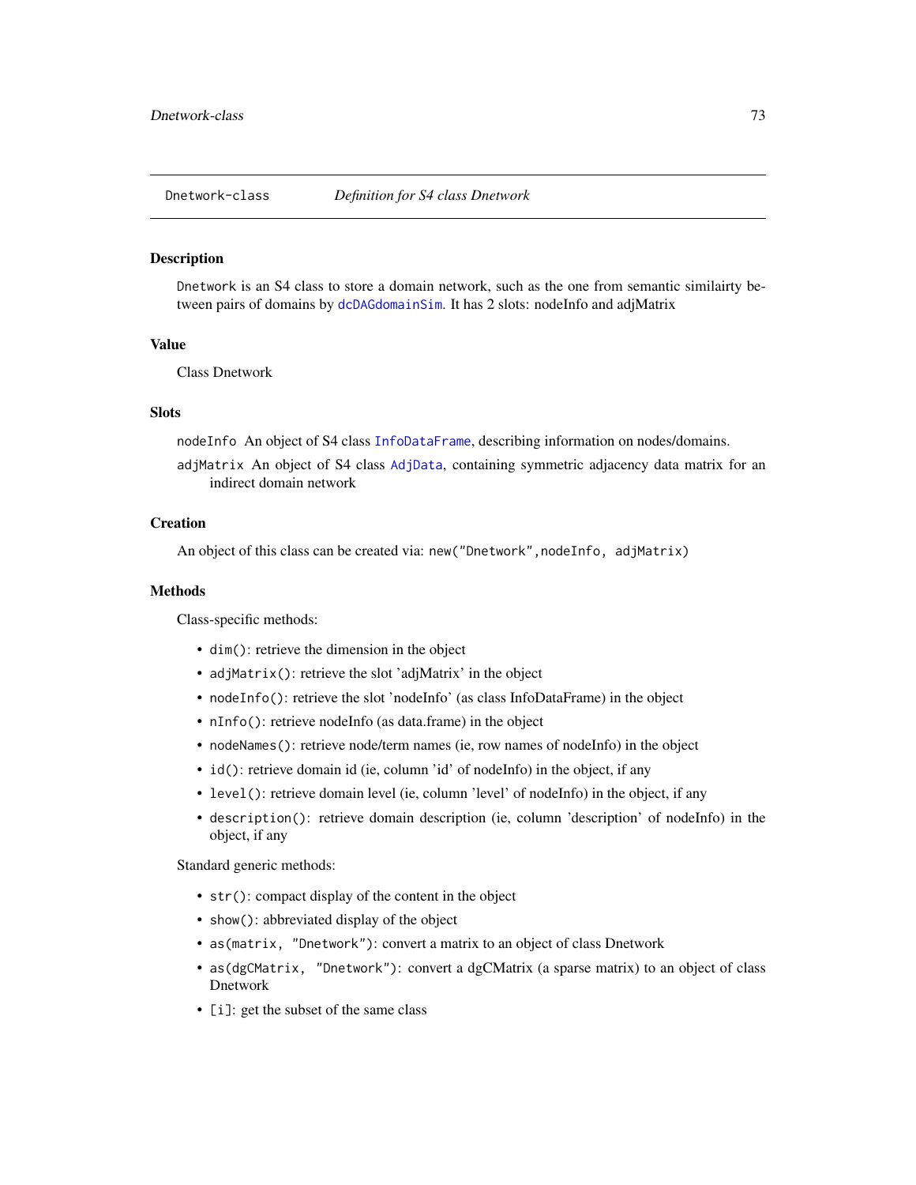Dnetwork-class *Definition for S4 class Dnetwork*

## Description

`Dnetwork` is an S4 class to store a domain network, such as the one from semantic similairty between pairs of domains by `dcDAGdomainSim`. It has 2 slots: nodeInfo and adjMatrix

## Value

Class Dnetwork

## Slots

`nodeInfo` An object of S4 class `InfoDataFrame`, describing information on nodes/domains.

`adjMatrix` An object of S4 class `AdjData`, containing symmetric adjacency data matrix for an indirect domain network

## Creation

An object of this class can be created via: `new("Dnetwork",nodeInfo, adjMatrix)`

## Methods

Class-specific methods:

- `dim()`: retrieve the dimension in the object
- `adjMatrix()`: retrieve the slot 'adjMatrix' in the object
- `nodeInfo()`: retrieve the slot 'nodeInfo' (as class InfoDataFrame) in the object
- `nInfo()`: retrieve nodeInfo (as data.frame) in the object
- `nodeNames()`: retrieve node/term names (ie, row names of nodeInfo) in the object
- `id()`: retrieve domain id (ie, column 'id' of nodeInfo) in the object, if any
- `level()`: retrieve domain level (ie, column 'level' of nodeInfo) in the object, if any
- `description()`: retrieve domain description (ie, column 'description' of nodeInfo) in the object, if any

Standard generic methods:

- `str()`: compact display of the content in the object
- `show()`: abbreviated display of the object
- `as(matrix, "Dnetwork")`: convert a matrix to an object of class Dnetwork
- `as(dgCMatrix, "Dnetwork")`: convert a dgCMatrix (a sparse matrix) to an object of class Dnetwork
- `[i]`: get the subset of the same class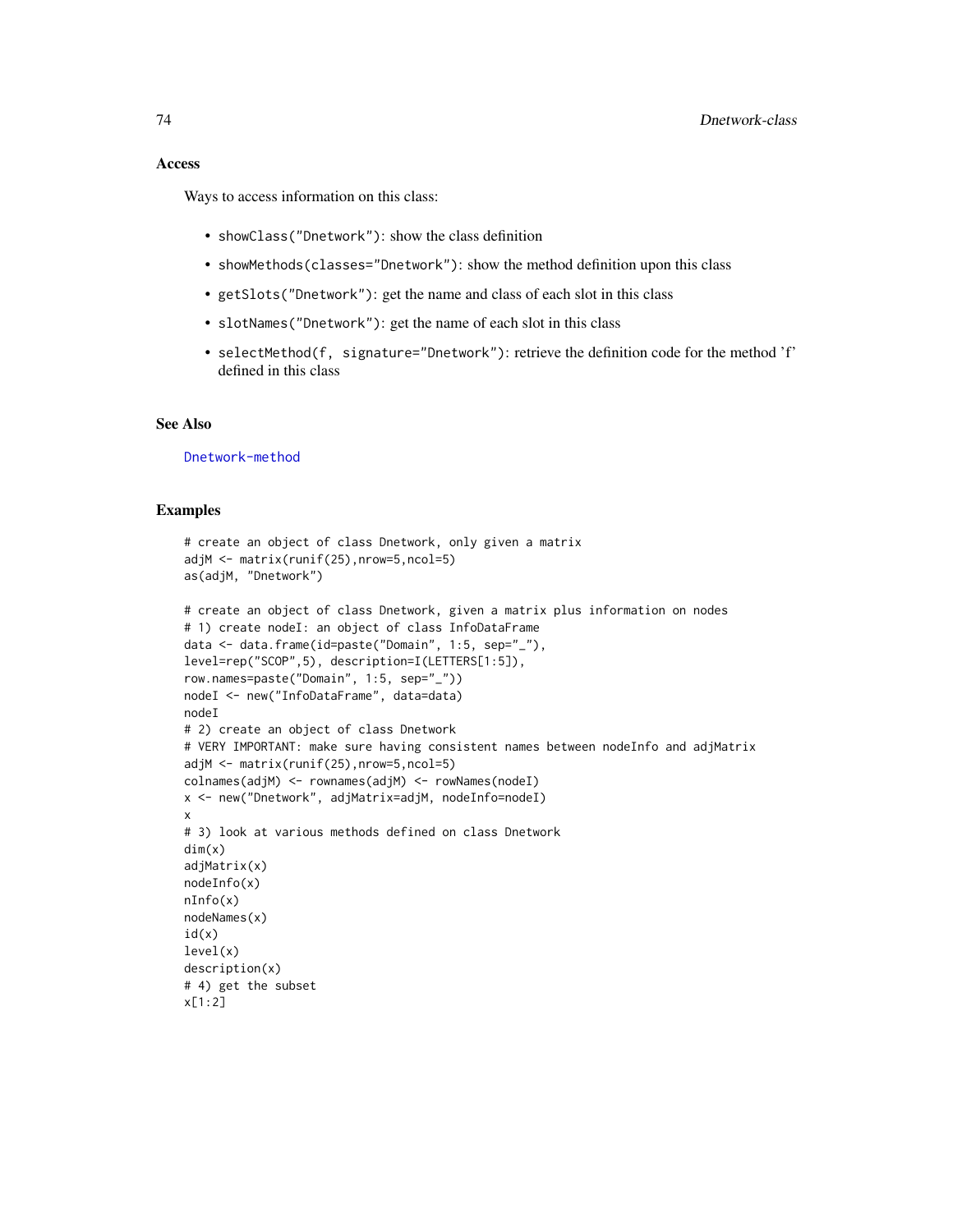## Access

Ways to access information on this class:

- `showClass("Dnetwork")`: show the class definition
- `showMethods(classes="Dnetwork")`: show the method definition upon this class
- `getSlots("Dnetwork")`: get the name and class of each slot in this class
- `slotNames("Dnetwork")`: get the name of each slot in this class
- `selectMethod(f, signature="Dnetwork")`: retrieve the definition code for the method 'f' defined in this class

## See Also

Dnetwork-method

## Examples

```
# create an object of class Dnetwork, only given a matrix
adjM <- matrix(runif(25),nrow=5,ncol=5)
as(adjM, "Dnetwork")

# create an object of class Dnetwork, given a matrix plus information on nodes
# 1) create nodeI: an object of class InfoDataFrame
data <- data.frame(id=paste("Domain", 1:5, sep="_"),
level=rep("SCOP",5), description=I(LETTERS[1:5]),
row.names=paste("Domain", 1:5, sep="_"))
nodeI <- new("InfoDataFrame", data=data)
nodeI
# 2) create an object of class Dnetwork
# VERY IMPORTANT: make sure having consistent names between nodeInfo and adjMatrix
adjM <- matrix(runif(25),nrow=5,ncol=5)
colnames(adjM) <- rownames(adjM) <- rowNames(nodeI)
x <- new("Dnetwork", adjMatrix=adjM, nodeInfo=nodeI)
x
# 3) look at various methods defined on class Dnetwork
dim(x)
adjMatrix(x)
nodeInfo(x)
nInfo(x)
nodeNames(x)
id(x)
level(x)
description(x)
# 4) get the subset
x[1:2]
```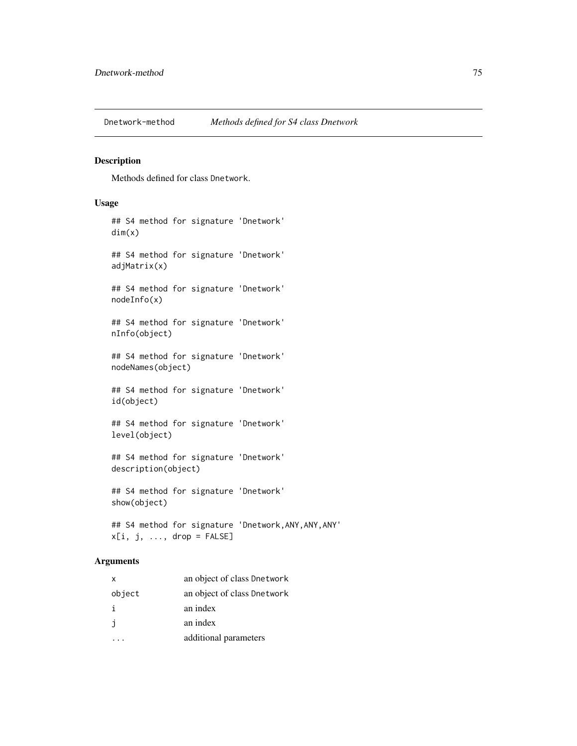# Dnetwork-method — *Methods defined for S4 class Dnetwork*

## Description

Methods defined for class Dnetwork.

## Usage

```
## S4 method for signature 'Dnetwork'
dim(x)

## S4 method for signature 'Dnetwork'
adjMatrix(x)

## S4 method for signature 'Dnetwork'
nodeInfo(x)

## S4 method for signature 'Dnetwork'
nInfo(object)

## S4 method for signature 'Dnetwork'
nodeNames(object)

## S4 method for signature 'Dnetwork'
id(object)

## S4 method for signature 'Dnetwork'
level(object)

## S4 method for signature 'Dnetwork'
description(object)

## S4 method for signature 'Dnetwork'
show(object)

## S4 method for signature 'Dnetwork,ANY,ANY,ANY'
x[i, j, ..., drop = FALSE]
```

## Arguments

| | |
|---|---|
| x | an object of class Dnetwork |
| object | an object of class Dnetwork |
| i | an index |
| j | an index |
| ... | additional parameters |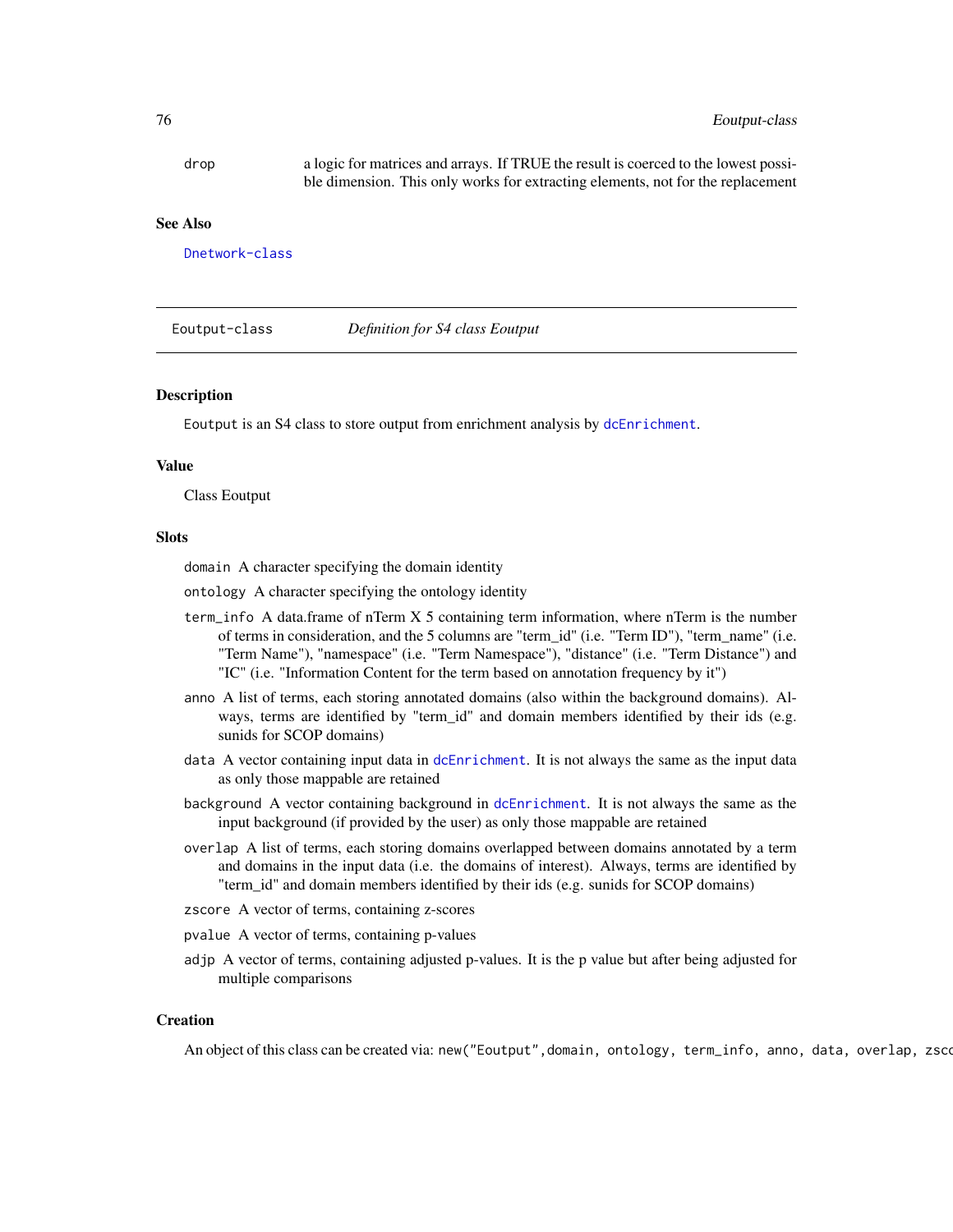drop    a logic for matrices and arrays. If TRUE the result is coerced to the lowest possible dimension. This only works for extracting elements, not for the replacement

## See Also

Dnetwork-class

---

# Eoutput-class    *Definition for S4 class Eoutput*

## Description

Eoutput is an S4 class to store output from enrichment analysis by dcEnrichment.

## Value

Class Eoutput

## Slots

- domain  A character specifying the domain identity
- ontology  A character specifying the ontology identity
- term_info  A data.frame of nTerm X 5 containing term information, where nTerm is the number of terms in consideration, and the 5 columns are "term_id" (i.e. "Term ID"), "term_name" (i.e. "Term Name"), "namespace" (i.e. "Term Namespace"), "distance" (i.e. "Term Distance") and "IC" (i.e. "Information Content for the term based on annotation frequency by it")
- anno  A list of terms, each storing annotated domains (also within the background domains). Always, terms are identified by "term_id" and domain members identified by their ids (e.g. sunids for SCOP domains)
- data  A vector containing input data in dcEnrichment. It is not always the same as the input data as only those mappable are retained
- background  A vector containing background in dcEnrichment. It is not always the same as the input background (if provided by the user) as only those mappable are retained
- overlap  A list of terms, each storing domains overlapped between domains annotated by a term and domains in the input data (i.e. the domains of interest). Always, terms are identified by "term_id" and domain members identified by their ids (e.g. sunids for SCOP domains)
- zscore  A vector of terms, containing z-scores
- pvalue  A vector of terms, containing p-values
- adjp  A vector of terms, containing adjusted p-values. It is the p value but after being adjusted for multiple comparisons

## Creation

An object of this class can be created via: new("Eoutput",domain, ontology, term_info, anno, data, overlap, zsco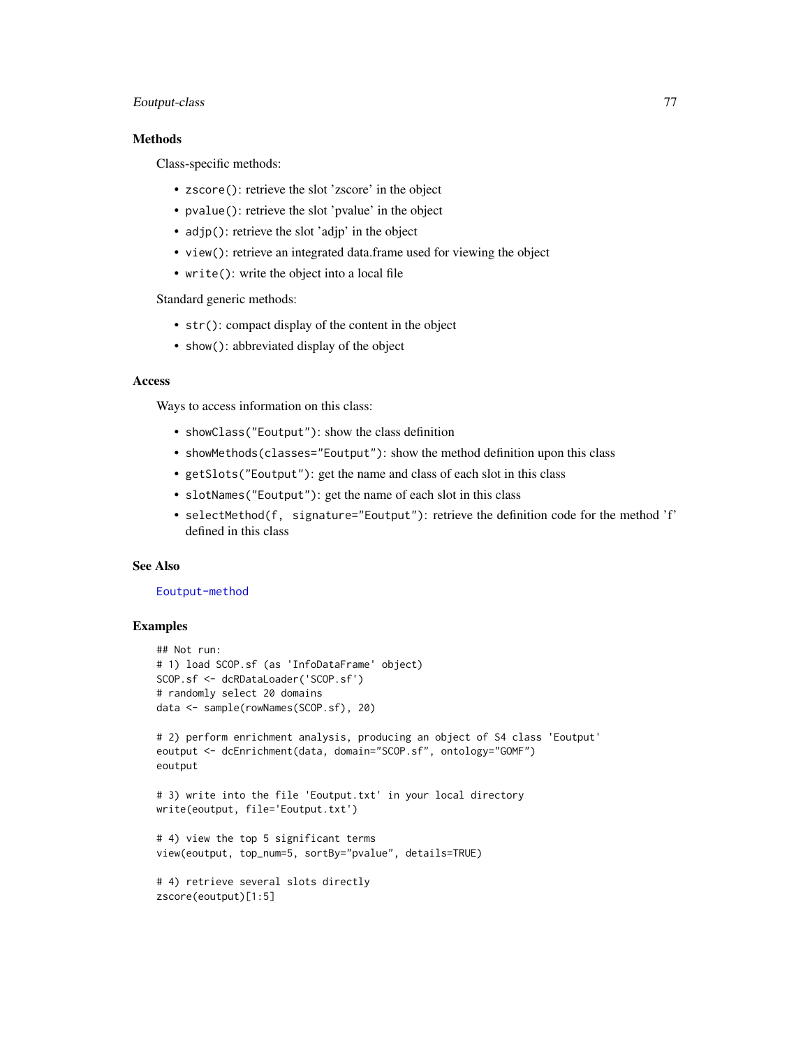## Methods

Class-specific methods:

- `zscore()`: retrieve the slot 'zscore' in the object
- `pvalue()`: retrieve the slot 'pvalue' in the object
- `adjp()`: retrieve the slot 'adjp' in the object
- `view()`: retrieve an integrated data.frame used for viewing the object
- `write()`: write the object into a local file

Standard generic methods:

- `str()`: compact display of the content in the object
- `show()`: abbreviated display of the object

## Access

Ways to access information on this class:

- `showClass("Eoutput")`: show the class definition
- `showMethods(classes="Eoutput")`: show the method definition upon this class
- `getSlots("Eoutput")`: get the name and class of each slot in this class
- `slotNames("Eoutput")`: get the name of each slot in this class
- `selectMethod(f, signature="Eoutput")`: retrieve the definition code for the method 'f' defined in this class

## See Also

Eoutput-method

## Examples

```
## Not run:
# 1) load SCOP.sf (as 'InfoDataFrame' object)
SCOP.sf <- dcRDataLoader('SCOP.sf')
# randomly select 20 domains
data <- sample(rowNames(SCOP.sf), 20)

# 2) perform enrichment analysis, producing an object of S4 class 'Eoutput'
eoutput <- dcEnrichment(data, domain="SCOP.sf", ontology="GOMF")
eoutput

# 3) write into the file 'Eoutput.txt' in your local directory
write(eoutput, file='Eoutput.txt')

# 4) view the top 5 significant terms
view(eoutput, top_num=5, sortBy="pvalue", details=TRUE)

# 4) retrieve several slots directly
zscore(eoutput)[1:5]
```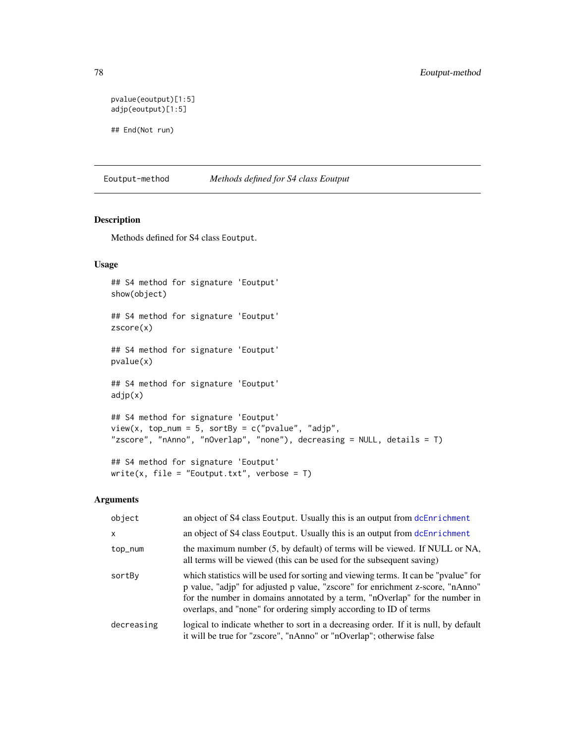```
pvalue(eoutput)[1:5]
adjp(eoutput)[1:5]

## End(Not run)
```

## Eoutput-method &emsp; *Methods defined for S4 class Eoutput*

### Description

Methods defined for S4 class `Eoutput`.

### Usage

```
## S4 method for signature 'Eoutput'
show(object)

## S4 method for signature 'Eoutput'
zscore(x)

## S4 method for signature 'Eoutput'
pvalue(x)

## S4 method for signature 'Eoutput'
adjp(x)

## S4 method for signature 'Eoutput'
view(x, top_num = 5, sortBy = c("pvalue", "adjp",
"zscore", "nAnno", "nOverlap", "none"), decreasing = NULL, details = T)

## S4 method for signature 'Eoutput'
write(x, file = "Eoutput.txt", verbose = T)
```

### Arguments

| | |
|---|---|
| `object` | an object of S4 class `Eoutput`. Usually this is an output from `dcEnrichment` |
| `x` | an object of S4 class `Eoutput`. Usually this is an output from `dcEnrichment` |
| `top_num` | the maximum number (5, by default) of terms will be viewed. If NULL or NA, all terms will be viewed (this can be used for the subsequent saving) |
| `sortBy` | which statistics will be used for sorting and viewing terms. It can be "pvalue" for p value, "adjp" for adjusted p value, "zscore" for enrichment z-score, "nAnno" for the number in domains annotated by a term, "nOverlap" for the number in overlaps, and "none" for ordering simply according to ID of terms |
| `decreasing` | logical to indicate whether to sort in a decreasing order. If it is null, by default it will be true for "zscore", "nAnno" or "nOverlap"; otherwise false |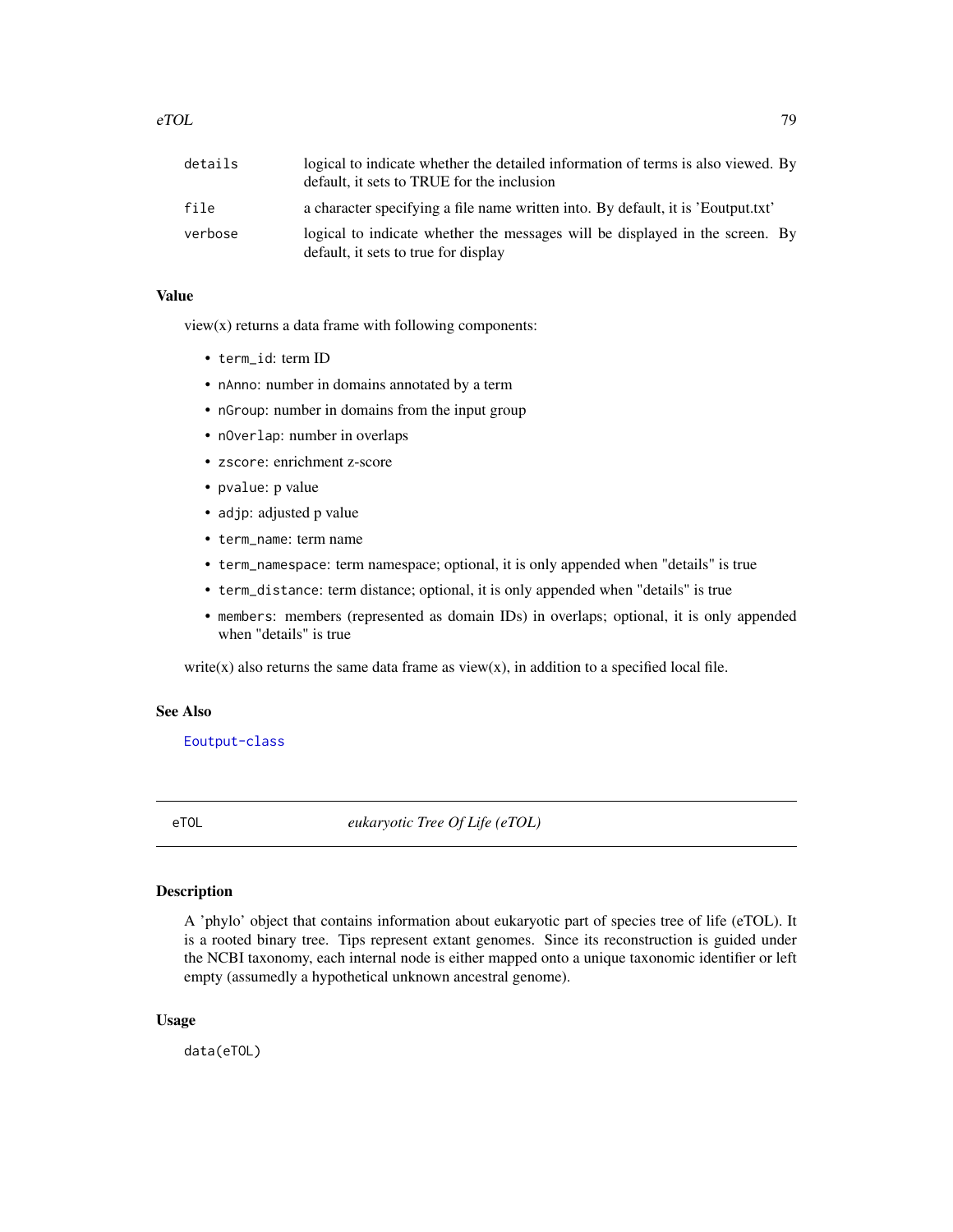| | |
|---|---|
| details | logical to indicate whether the detailed information of terms is also viewed. By default, it sets to TRUE for the inclusion |
| file | a character specifying a file name written into. By default, it is 'Eoutput.txt' |
| verbose | logical to indicate whether the messages will be displayed in the screen. By default, it sets to true for display |

### Value

view(x) returns a data frame with following components:

- `term_id`: term ID
- `nAnno`: number in domains annotated by a term
- `nGroup`: number in domains from the input group
- `nOverlap`: number in overlaps
- `zscore`: enrichment z-score
- `pvalue`: p value
- `adjp`: adjusted p value
- `term_name`: term name
- `term_namespace`: term namespace; optional, it is only appended when "details" is true
- `term_distance`: term distance; optional, it is only appended when "details" is true
- `members`: members (represented as domain IDs) in overlaps; optional, it is only appended when "details" is true

write(x) also returns the same data frame as view(x), in addition to a specified local file.

### See Also

Eoutput-class

---

## eTOL — *eukaryotic Tree Of Life (eTOL)*

### Description

A 'phylo' object that contains information about eukaryotic part of species tree of life (eTOL). It is a rooted binary tree. Tips represent extant genomes. Since its reconstruction is guided under the NCBI taxonomy, each internal node is either mapped onto a unique taxonomic identifier or left empty (assumedly a hypothetical unknown ancestral genome).

### Usage

```
data(eTOL)
```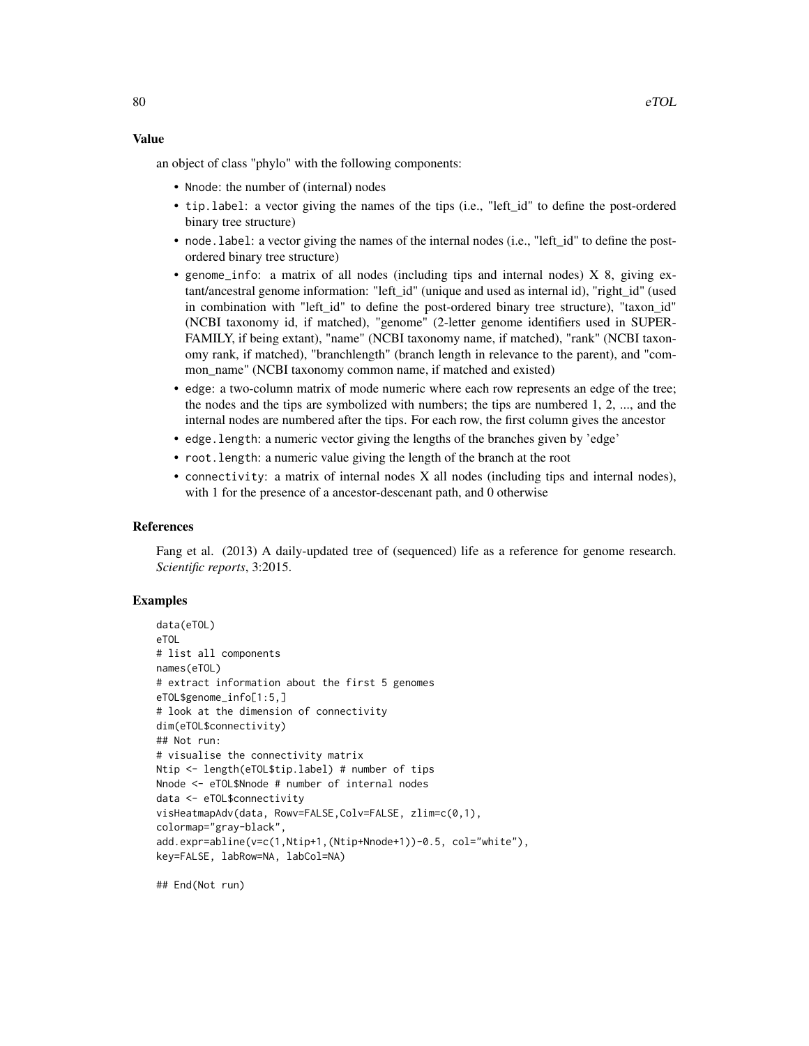## Value

an object of class "phylo" with the following components:

- `Nnode`: the number of (internal) nodes
- `tip.label`: a vector giving the names of the tips (i.e., "left_id" to define the post-ordered binary tree structure)
- `node.label`: a vector giving the names of the internal nodes (i.e., "left_id" to define the post-ordered binary tree structure)
- `genome_info`: a matrix of all nodes (including tips and internal nodes) X 8, giving extant/ancestral genome information: "left_id" (unique and used as internal id), "right_id" (used in combination with "left_id" to define the post-ordered binary tree structure), "taxon_id" (NCBI taxonomy id, if matched), "genome" (2-letter genome identifiers used in SUPERFAMILY, if being extant), "name" (NCBI taxonomy name, if matched), "rank" (NCBI taxonomy rank, if matched), "branchlength" (branch length in relevance to the parent), and "common_name" (NCBI taxonomy common name, if matched and existed)
- `edge`: a two-column matrix of mode numeric where each row represents an edge of the tree; the nodes and the tips are symbolized with numbers; the tips are numbered 1, 2, ..., and the internal nodes are numbered after the tips. For each row, the first column gives the ancestor
- `edge.length`: a numeric vector giving the lengths of the branches given by 'edge'
- `root.length`: a numeric value giving the length of the branch at the root
- `connectivity`: a matrix of internal nodes X all nodes (including tips and internal nodes), with 1 for the presence of a ancestor-descenant path, and 0 otherwise

## References

Fang et al. (2013) A daily-updated tree of (sequenced) life as a reference for genome research. *Scientific reports*, 3:2015.

## Examples

```
data(eTOL)
eTOL
# list all components
names(eTOL)
# extract information about the first 5 genomes
eTOL$genome_info[1:5,]
# look at the dimension of connectivity
dim(eTOL$connectivity)
## Not run:
# visualise the connectivity matrix
Ntip <- length(eTOL$tip.label) # number of tips
Nnode <- eTOL$Nnode # number of internal nodes
data <- eTOL$connectivity
visHeatmapAdv(data, Rowv=FALSE,Colv=FALSE, zlim=c(0,1),
colormap="gray-black",
add.expr=abline(v=c(1,Ntip+1,(Ntip+Nnode+1))-0.5, col="white"),
key=FALSE, labRow=NA, labCol=NA)

## End(Not run)
```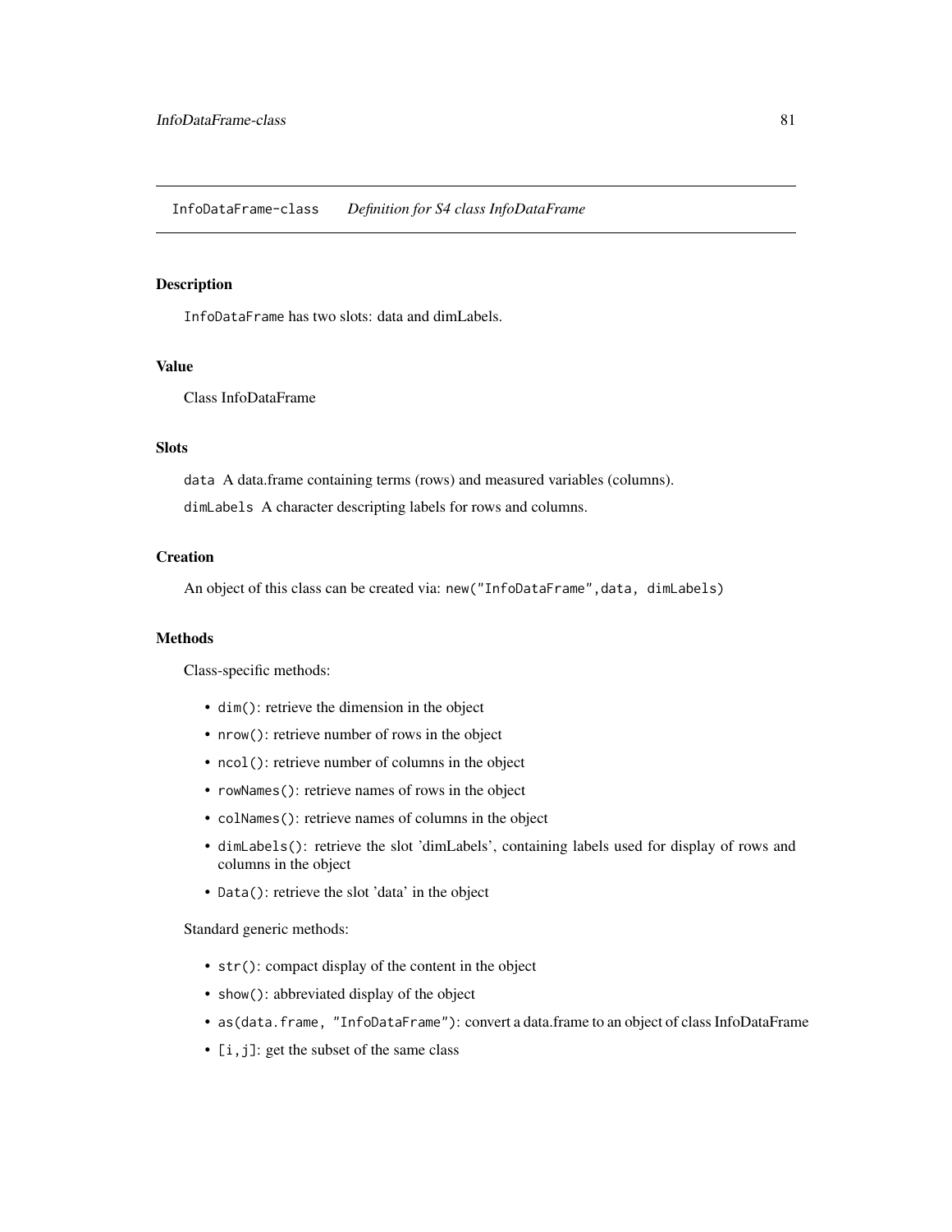## InfoDataFrame-class *Definition for S4 class InfoDataFrame*

### Description

`InfoDataFrame` has two slots: data and dimLabels.

### Value

Class InfoDataFrame

### Slots

`data` A data.frame containing terms (rows) and measured variables (columns).

`dimLabels` A character descripting labels for rows and columns.

### Creation

An object of this class can be created via: `new("InfoDataFrame",data, dimLabels)`

### Methods

Class-specific methods:

- `dim()`: retrieve the dimension in the object
- `nrow()`: retrieve number of rows in the object
- `ncol()`: retrieve number of columns in the object
- `rowNames()`: retrieve names of rows in the object
- `colNames()`: retrieve names of columns in the object
- `dimLabels()`: retrieve the slot 'dimLabels', containing labels used for display of rows and columns in the object
- `Data()`: retrieve the slot 'data' in the object

Standard generic methods:

- `str()`: compact display of the content in the object
- `show()`: abbreviated display of the object
- `as(data.frame, "InfoDataFrame")`: convert a data.frame to an object of class InfoDataFrame
- `[i,j]`: get the subset of the same class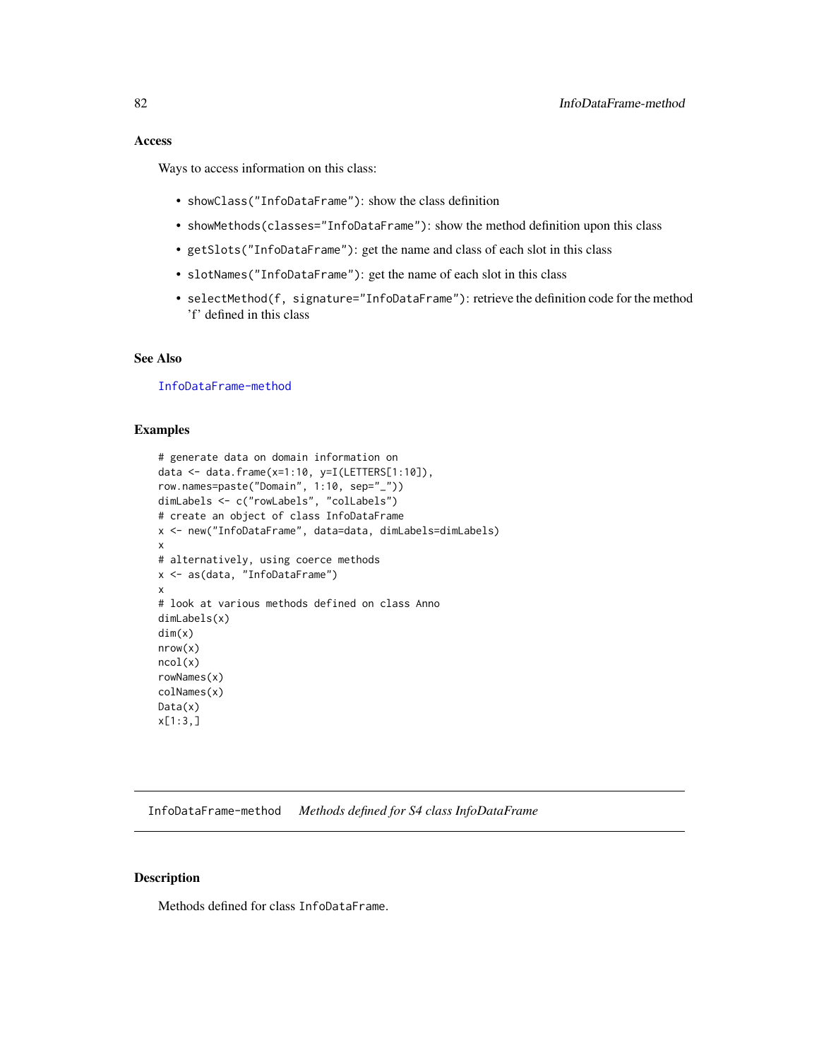### Access

Ways to access information on this class:

- `showClass("InfoDataFrame")`: show the class definition
- `showMethods(classes="InfoDataFrame")`: show the method definition upon this class
- `getSlots("InfoDataFrame")`: get the name and class of each slot in this class
- `slotNames("InfoDataFrame")`: get the name of each slot in this class
- `selectMethod(f, signature="InfoDataFrame")`: retrieve the definition code for the method 'f' defined in this class

### See Also

InfoDataFrame-method

### Examples

```
# generate data on domain information on
data <- data.frame(x=1:10, y=I(LETTERS[1:10]),
row.names=paste("Domain", 1:10, sep="_"))
dimLabels <- c("rowLabels", "colLabels")
# create an object of class InfoDataFrame
x <- new("InfoDataFrame", data=data, dimLabels=dimLabels)
x
# alternatively, using coerce methods
x <- as(data, "InfoDataFrame")
x
# look at various methods defined on class Anno
dimLabels(x)
dim(x)
nrow(x)
ncol(x)
rowNames(x)
colNames(x)
Data(x)
x[1:3,]
```

---

## InfoDataFrame-method *Methods defined for S4 class InfoDataFrame*

### Description

Methods defined for class `InfoDataFrame`.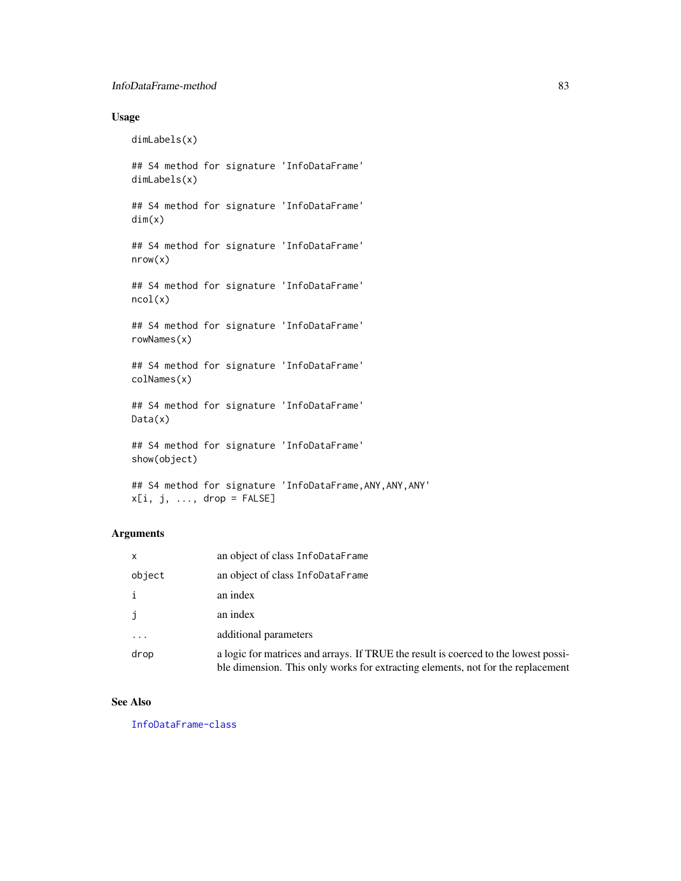## Usage

```
dimLabels(x)

## S4 method for signature 'InfoDataFrame'
dimLabels(x)

## S4 method for signature 'InfoDataFrame'
dim(x)

## S4 method for signature 'InfoDataFrame'
nrow(x)

## S4 method for signature 'InfoDataFrame'
ncol(x)

## S4 method for signature 'InfoDataFrame'
rowNames(x)

## S4 method for signature 'InfoDataFrame'
colNames(x)

## S4 method for signature 'InfoDataFrame'
Data(x)

## S4 method for signature 'InfoDataFrame'
show(object)

## S4 method for signature 'InfoDataFrame,ANY,ANY,ANY'
x[i, j, ..., drop = FALSE]
```

## Arguments

| | |
|---|---|
| `x` | an object of class `InfoDataFrame` |
| `object` | an object of class `InfoDataFrame` |
| `i` | an index |
| `j` | an index |
| `...` | additional parameters |
| `drop` | a logic for matrices and arrays. If TRUE the result is coerced to the lowest possible dimension. This only works for extracting elements, not for the replacement |

## See Also

`InfoDataFrame-class`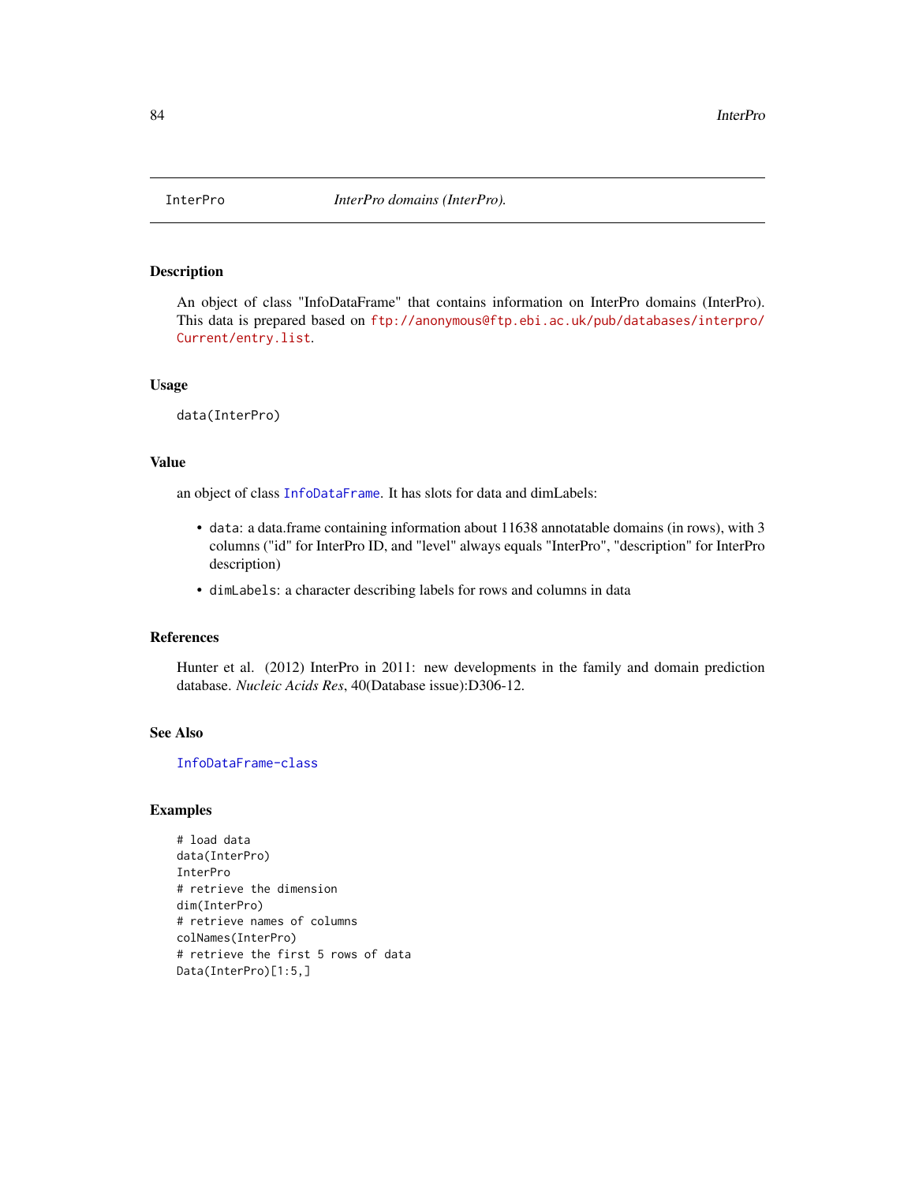InterPro | *InterPro domains (InterPro).*

## Description

An object of class "InfoDataFrame" that contains information on InterPro domains (InterPro). This data is prepared based on ftp://anonymous@ftp.ebi.ac.uk/pub/databases/interpro/Current/entry.list.

## Usage

```
data(InterPro)
```

## Value

an object of class InfoDataFrame. It has slots for data and dimLabels:

- `data`: a data.frame containing information about 11638 annotatable domains (in rows), with 3 columns ("id" for InterPro ID, and "level" always equals "InterPro", "description" for InterPro description)
- `dimLabels`: a character describing labels for rows and columns in data

## References

Hunter et al. (2012) InterPro in 2011: new developments in the family and domain prediction database. *Nucleic Acids Res*, 40(Database issue):D306-12.

## See Also

InfoDataFrame-class

## Examples

```
# load data
data(InterPro)
InterPro
# retrieve the dimension
dim(InterPro)
# retrieve names of columns
colNames(InterPro)
# retrieve the first 5 rows of data
Data(InterPro)[1:5,]
```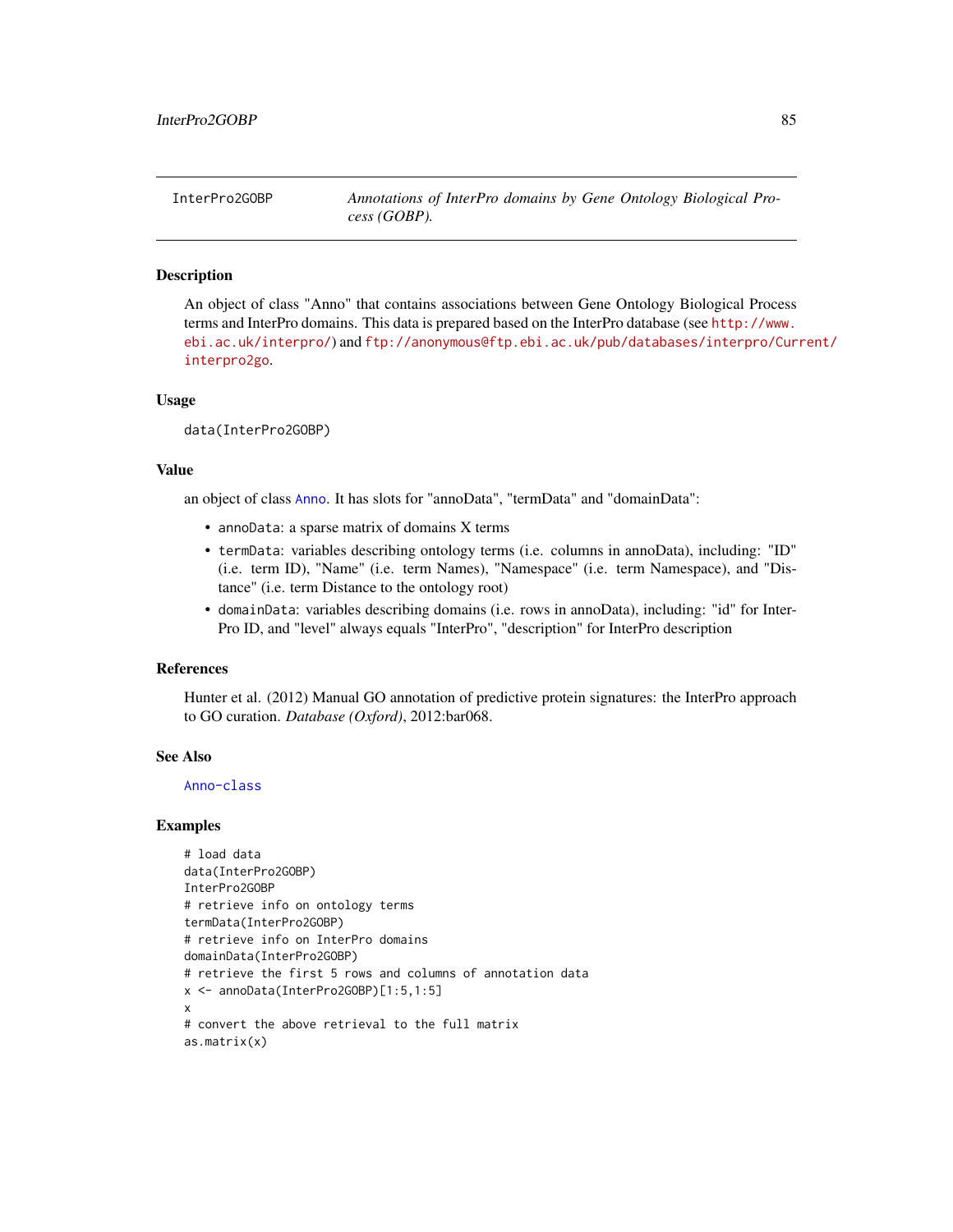InterPro2GOBP    *Annotations of InterPro domains by Gene Ontology Biological Process (GOBP).*

## Description

An object of class "Anno" that contains associations between Gene Ontology Biological Process terms and InterPro domains. This data is prepared based on the InterPro database (see http://www.ebi.ac.uk/interpro/) and ftp://anonymous@ftp.ebi.ac.uk/pub/databases/interpro/Current/interpro2go.

## Usage

```
data(InterPro2GOBP)
```

## Value

an object of class Anno. It has slots for "annoData", "termData" and "domainData":

- `annoData`: a sparse matrix of domains X terms
- `termData`: variables describing ontology terms (i.e. columns in annoData), including: "ID" (i.e. term ID), "Name" (i.e. term Names), "Namespace" (i.e. term Namespace), and "Distance" (i.e. term Distance to the ontology root)
- `domainData`: variables describing domains (i.e. rows in annoData), including: "id" for InterPro ID, and "level" always equals "InterPro", "description" for InterPro description

## References

Hunter et al. (2012) Manual GO annotation of predictive protein signatures: the InterPro approach to GO curation. *Database (Oxford)*, 2012:bar068.

## See Also

Anno-class

## Examples

```
# load data
data(InterPro2GOBP)
InterPro2GOBP
# retrieve info on ontology terms
termData(InterPro2GOBP)
# retrieve info on InterPro domains
domainData(InterPro2GOBP)
# retrieve the first 5 rows and columns of annotation data
x <- annoData(InterPro2GOBP)[1:5,1:5]
x
# convert the above retrieval to the full matrix
as.matrix(x)
```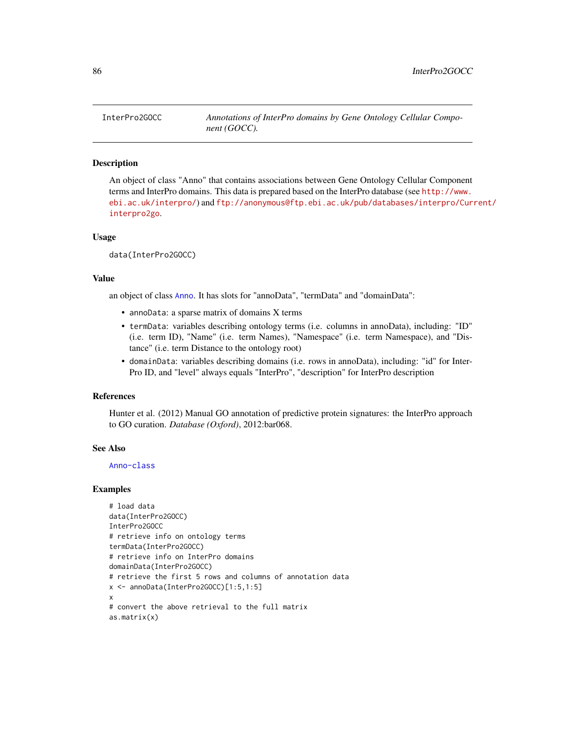InterPro2GOCC *Annotations of InterPro domains by Gene Ontology Cellular Component (GOCC).*

## Description

An object of class "Anno" that contains associations between Gene Ontology Cellular Component terms and InterPro domains. This data is prepared based on the InterPro database (see http://www.ebi.ac.uk/interpro/) and ftp://anonymous@ftp.ebi.ac.uk/pub/databases/interpro/Current/interpro2go.

## Usage

```
data(InterPro2GOCC)
```

## Value

an object of class Anno. It has slots for "annoData", "termData" and "domainData":

- annoData: a sparse matrix of domains X terms
- termData: variables describing ontology terms (i.e. columns in annoData), including: "ID" (i.e. term ID), "Name" (i.e. term Names), "Namespace" (i.e. term Namespace), and "Distance" (i.e. term Distance to the ontology root)
- domainData: variables describing domains (i.e. rows in annoData), including: "id" for InterPro ID, and "level" always equals "InterPro", "description" for InterPro description

## References

Hunter et al. (2012) Manual GO annotation of predictive protein signatures: the InterPro approach to GO curation. *Database (Oxford)*, 2012:bar068.

## See Also

Anno-class

## Examples

```
# load data
data(InterPro2GOCC)
InterPro2GOCC
# retrieve info on ontology terms
termData(InterPro2GOCC)
# retrieve info on InterPro domains
domainData(InterPro2GOCC)
# retrieve the first 5 rows and columns of annotation data
x <- annoData(InterPro2GOCC)[1:5,1:5]
x
# convert the above retrieval to the full matrix
as.matrix(x)
```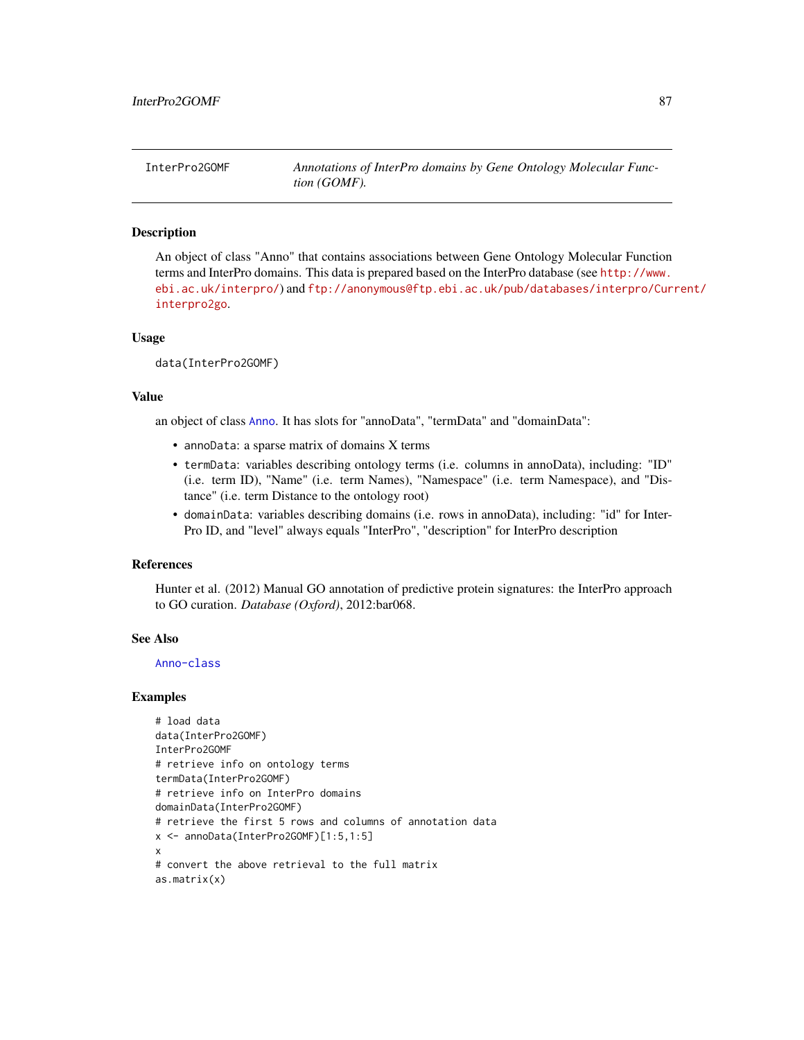# InterPro2GOMF — *Annotations of InterPro domains by Gene Ontology Molecular Function (GOMF).*

## Description

An object of class "Anno" that contains associations between Gene Ontology Molecular Function terms and InterPro domains. This data is prepared based on the InterPro database (see http://www.ebi.ac.uk/interpro/) and ftp://anonymous@ftp.ebi.ac.uk/pub/databases/interpro/Current/interpro2go.

## Usage

```
data(InterPro2GOMF)
```

## Value

an object of class Anno. It has slots for "annoData", "termData" and "domainData":

- `annoData`: a sparse matrix of domains X terms
- `termData`: variables describing ontology terms (i.e. columns in annoData), including: "ID" (i.e. term ID), "Name" (i.e. term Names), "Namespace" (i.e. term Namespace), and "Distance" (i.e. term Distance to the ontology root)
- `domainData`: variables describing domains (i.e. rows in annoData), including: "id" for InterPro ID, and "level" always equals "InterPro", "description" for InterPro description

## References

Hunter et al. (2012) Manual GO annotation of predictive protein signatures: the InterPro approach to GO curation. *Database (Oxford)*, 2012:bar068.

## See Also

Anno-class

## Examples

```
# load data
data(InterPro2GOMF)
InterPro2GOMF
# retrieve info on ontology terms
termData(InterPro2GOMF)
# retrieve info on InterPro domains
domainData(InterPro2GOMF)
# retrieve the first 5 rows and columns of annotation data
x <- annoData(InterPro2GOMF)[1:5,1:5]
x
# convert the above retrieval to the full matrix
as.matrix(x)
```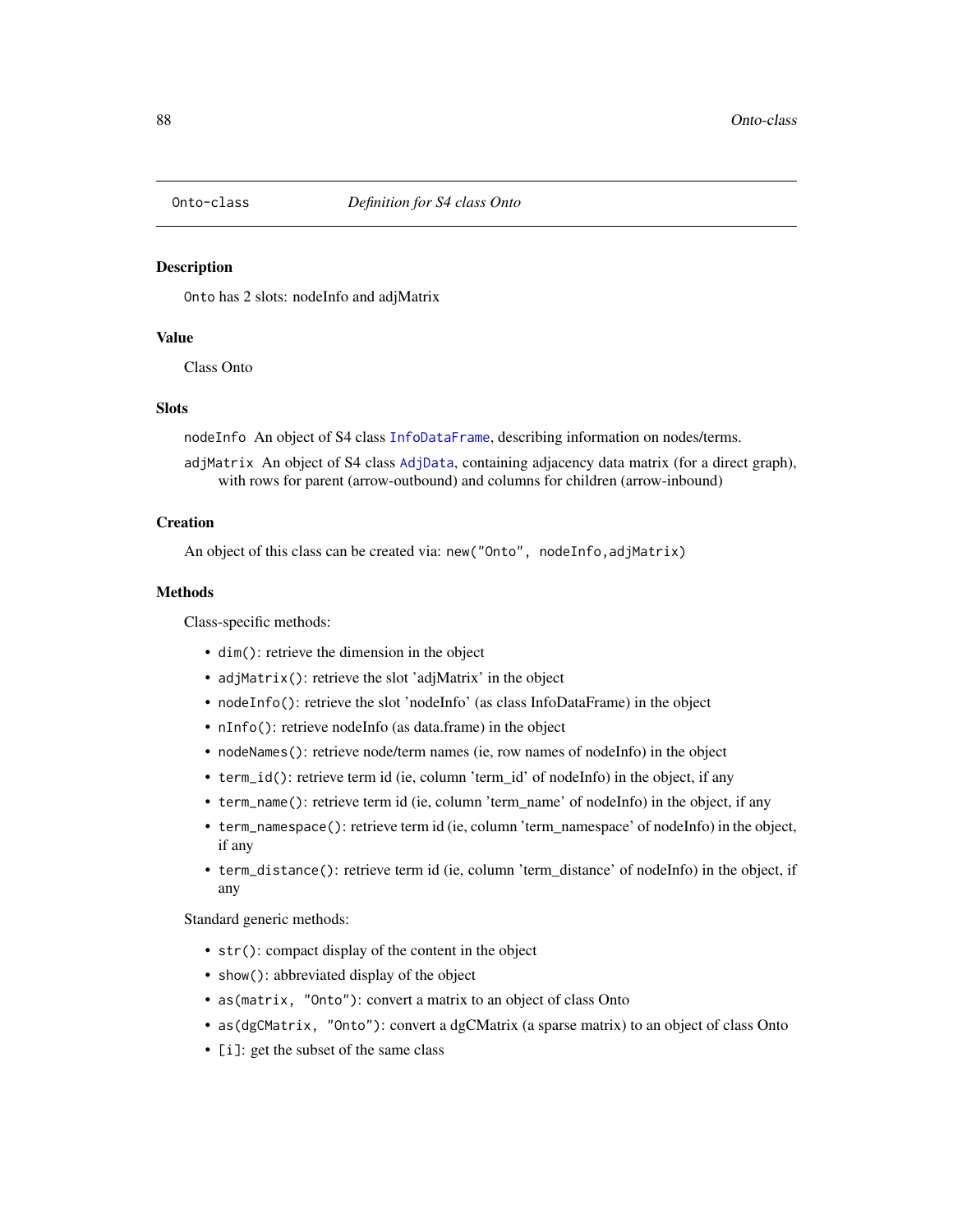`Onto-class` *Definition for S4 class Onto*

## Description

`Onto` has 2 slots: nodeInfo and adjMatrix

## Value

Class Onto

## Slots

`nodeInfo` An object of S4 class `InfoDataFrame`, describing information on nodes/terms.

`adjMatrix` An object of S4 class `AdjData`, containing adjacency data matrix (for a direct graph), with rows for parent (arrow-outbound) and columns for children (arrow-inbound)

## Creation

An object of this class can be created via: `new("Onto", nodeInfo,adjMatrix)`

## Methods

Class-specific methods:

- `dim()`: retrieve the dimension in the object
- `adjMatrix()`: retrieve the slot 'adjMatrix' in the object
- `nodeInfo()`: retrieve the slot 'nodeInfo' (as class InfoDataFrame) in the object
- `nInfo()`: retrieve nodeInfo (as data.frame) in the object
- `nodeNames()`: retrieve node/term names (ie, row names of nodeInfo) in the object
- `term_id()`: retrieve term id (ie, column 'term_id' of nodeInfo) in the object, if any
- `term_name()`: retrieve term id (ie, column 'term_name' of nodeInfo) in the object, if any
- `term_namespace()`: retrieve term id (ie, column 'term_namespace' of nodeInfo) in the object, if any
- `term_distance()`: retrieve term id (ie, column 'term_distance' of nodeInfo) in the object, if any

Standard generic methods:

- `str()`: compact display of the content in the object
- `show()`: abbreviated display of the object
- `as(matrix, "Onto")`: convert a matrix to an object of class Onto
- `as(dgCMatrix, "Onto")`: convert a dgCMatrix (a sparse matrix) to an object of class Onto
- `[i]`: get the subset of the same class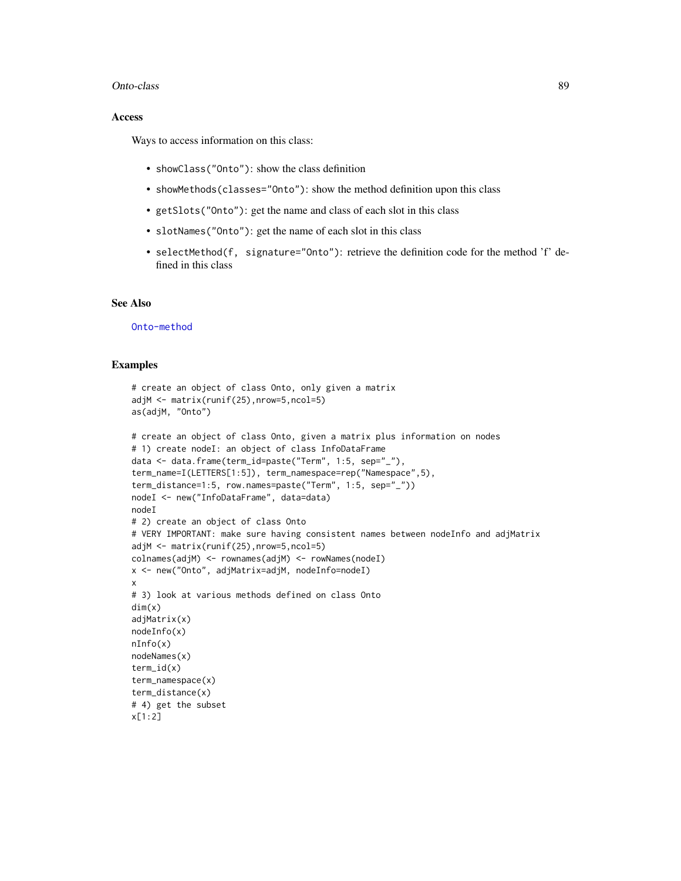## Access

Ways to access information on this class:

- `showClass("Onto")`: show the class definition
- `showMethods(classes="Onto")`: show the method definition upon this class
- `getSlots("Onto")`: get the name and class of each slot in this class
- `slotNames("Onto")`: get the name of each slot in this class
- `selectMethod(f, signature="Onto")`: retrieve the definition code for the method 'f' defined in this class

## See Also

Onto-method

## Examples

```
# create an object of class Onto, only given a matrix
adjM <- matrix(runif(25),nrow=5,ncol=5)
as(adjM, "Onto")

# create an object of class Onto, given a matrix plus information on nodes
# 1) create nodeI: an object of class InfoDataFrame
data <- data.frame(term_id=paste("Term", 1:5, sep="_"),
term_name=I(LETTERS[1:5]), term_namespace=rep("Namespace",5),
term_distance=1:5, row.names=paste("Term", 1:5, sep="_"))
nodeI <- new("InfoDataFrame", data=data)
nodeI
# 2) create an object of class Onto
# VERY IMPORTANT: make sure having consistent names between nodeInfo and adjMatrix
adjM <- matrix(runif(25),nrow=5,ncol=5)
colnames(adjM) <- rownames(adjM) <- rowNames(nodeI)
x <- new("Onto", adjMatrix=adjM, nodeInfo=nodeI)
x
# 3) look at various methods defined on class Onto
dim(x)
adjMatrix(x)
nodeInfo(x)
nInfo(x)
nodeNames(x)
term_id(x)
term_namespace(x)
term_distance(x)
# 4) get the subset
x[1:2]
```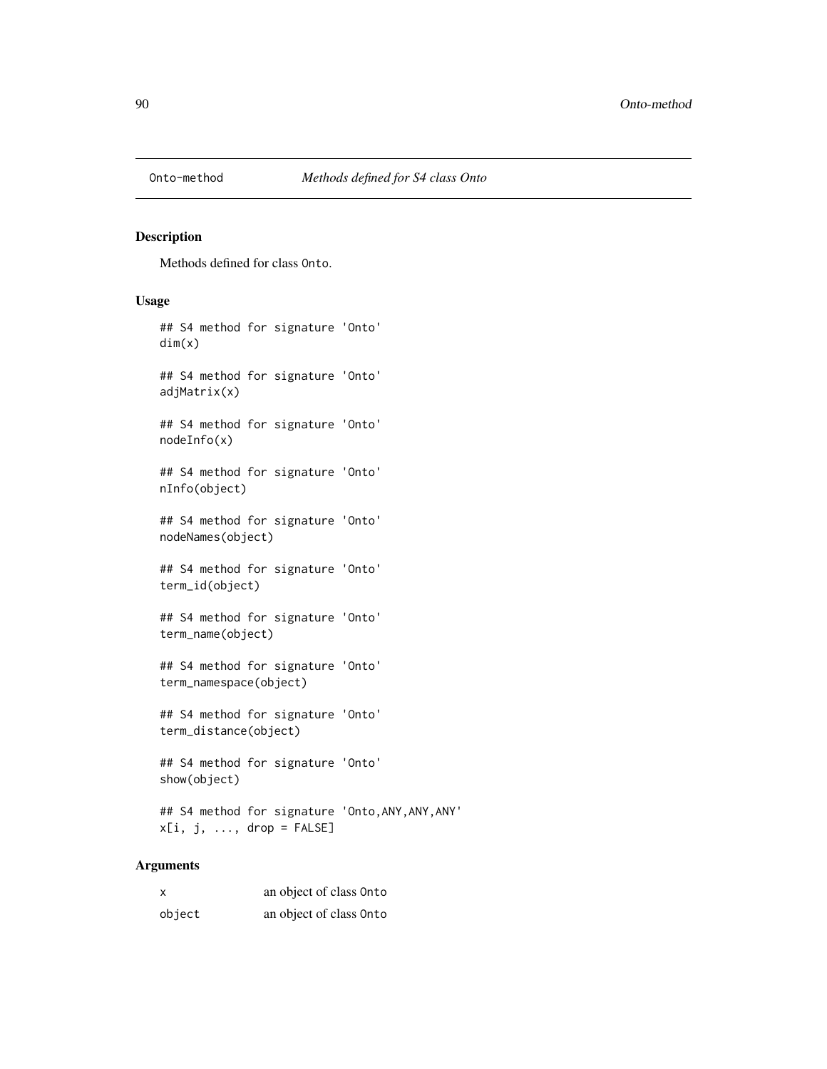# Onto-method    *Methods defined for S4 class Onto*

## Description

Methods defined for class Onto.

## Usage

```
## S4 method for signature 'Onto'
dim(x)

## S4 method for signature 'Onto'
adjMatrix(x)

## S4 method for signature 'Onto'
nodeInfo(x)

## S4 method for signature 'Onto'
nInfo(object)

## S4 method for signature 'Onto'
nodeNames(object)

## S4 method for signature 'Onto'
term_id(object)

## S4 method for signature 'Onto'
term_name(object)

## S4 method for signature 'Onto'
term_namespace(object)

## S4 method for signature 'Onto'
term_distance(object)

## S4 method for signature 'Onto'
show(object)

## S4 method for signature 'Onto,ANY,ANY,ANY'
x[i, j, ..., drop = FALSE]
```

## Arguments

| | |
|---|---|
| x | an object of class Onto |
| object | an object of class Onto |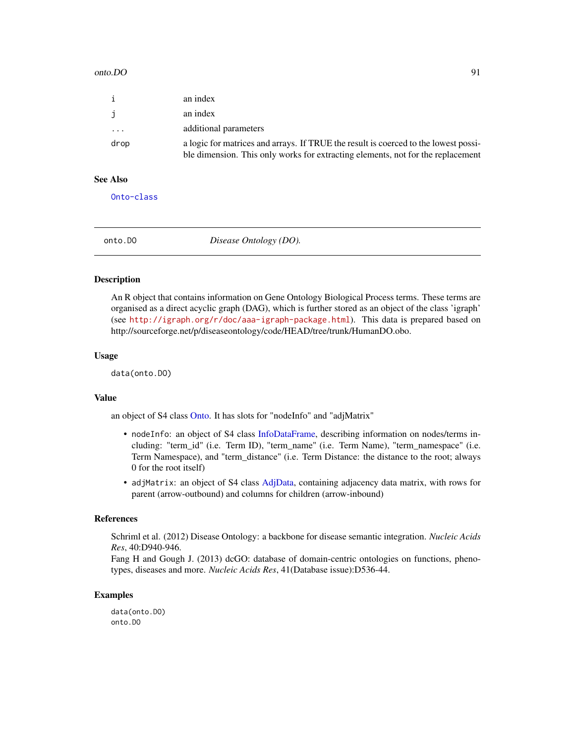| | |
|---|---|
| i | an index |
| j | an index |
| ... | additional parameters |
| drop | a logic for matrices and arrays. If TRUE the result is coerced to the lowest possible dimension. This only works for extracting elements, not for the replacement |

### See Also

Onto-class

---

## onto.DO &nbsp;&nbsp;&nbsp;&nbsp; *Disease Ontology (DO).*

---

### Description

An R object that contains information on Gene Ontology Biological Process terms. These terms are organised as a direct acyclic graph (DAG), which is further stored as an object of the class 'igraph' (see http://igraph.org/r/doc/aaa-igraph-package.html). This data is prepared based on http://sourceforge.net/p/diseaseontology/code/HEAD/tree/trunk/HumanDO.obo.

### Usage

```
data(onto.DO)
```

### Value

an object of S4 class Onto. It has slots for "nodeInfo" and "adjMatrix"

- `nodeInfo`: an object of S4 class InfoDataFrame, describing information on nodes/terms including: "term_id" (i.e. Term ID), "term_name" (i.e. Term Name), "term_namespace" (i.e. Term Namespace), and "term_distance" (i.e. Term Distance: the distance to the root; always 0 for the root itself)
- `adjMatrix`: an object of S4 class AdjData, containing adjacency data matrix, with rows for parent (arrow-outbound) and columns for children (arrow-inbound)

### References

Schriml et al. (2012) Disease Ontology: a backbone for disease semantic integration. *Nucleic Acids Res*, 40:D940-946.
Fang H and Gough J. (2013) dcGO: database of domain-centric ontologies on functions, phenotypes, diseases and more. *Nucleic Acids Res*, 41(Database issue):D536-44.

### Examples

```
data(onto.DO)
onto.DO
```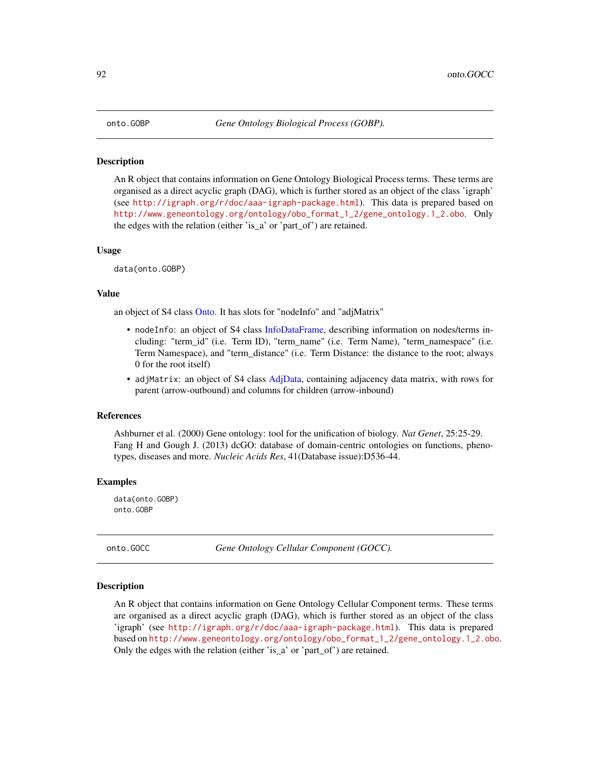## onto.GOBP — *Gene Ontology Biological Process (GOBP).*

### Description

An R object that contains information on Gene Ontology Biological Process terms. These terms are organised as a direct acyclic graph (DAG), which is further stored as an object of the class 'igraph' (see http://igraph.org/r/doc/aaa-igraph-package.html). This data is prepared based on http://www.geneontology.org/ontology/obo_format_1_2/gene_ontology.1_2.obo. Only the edges with the relation (either 'is_a' or 'part_of') are retained.

### Usage

```
data(onto.GOBP)
```

### Value

an object of S4 class Onto. It has slots for "nodeInfo" and "adjMatrix"

- `nodeInfo`: an object of S4 class InfoDataFrame, describing information on nodes/terms including: "term_id" (i.e. Term ID), "term_name" (i.e. Term Name), "term_namespace" (i.e. Term Namespace), and "term_distance" (i.e. Term Distance: the distance to the root; always 0 for the root itself)
- `adjMatrix`: an object of S4 class AdjData, containing adjacency data matrix, with rows for parent (arrow-outbound) and columns for children (arrow-inbound)

### References

Ashburner et al. (2000) Gene ontology: tool for the unification of biology. *Nat Genet*, 25:25-29.
Fang H and Gough J. (2013) dcGO: database of domain-centric ontologies on functions, phenotypes, diseases and more. *Nucleic Acids Res*, 41(Database issue):D536-44.

### Examples

```
data(onto.GOBP)
onto.GOBP
```

## onto.GOCC — *Gene Ontology Cellular Component (GOCC).*

### Description

An R object that contains information on Gene Ontology Cellular Component terms. These terms are organised as a direct acyclic graph (DAG), which is further stored as an object of the class 'igraph' (see http://igraph.org/r/doc/aaa-igraph-package.html). This data is prepared based on http://www.geneontology.org/ontology/obo_format_1_2/gene_ontology.1_2.obo. Only the edges with the relation (either 'is_a' or 'part_of') are retained.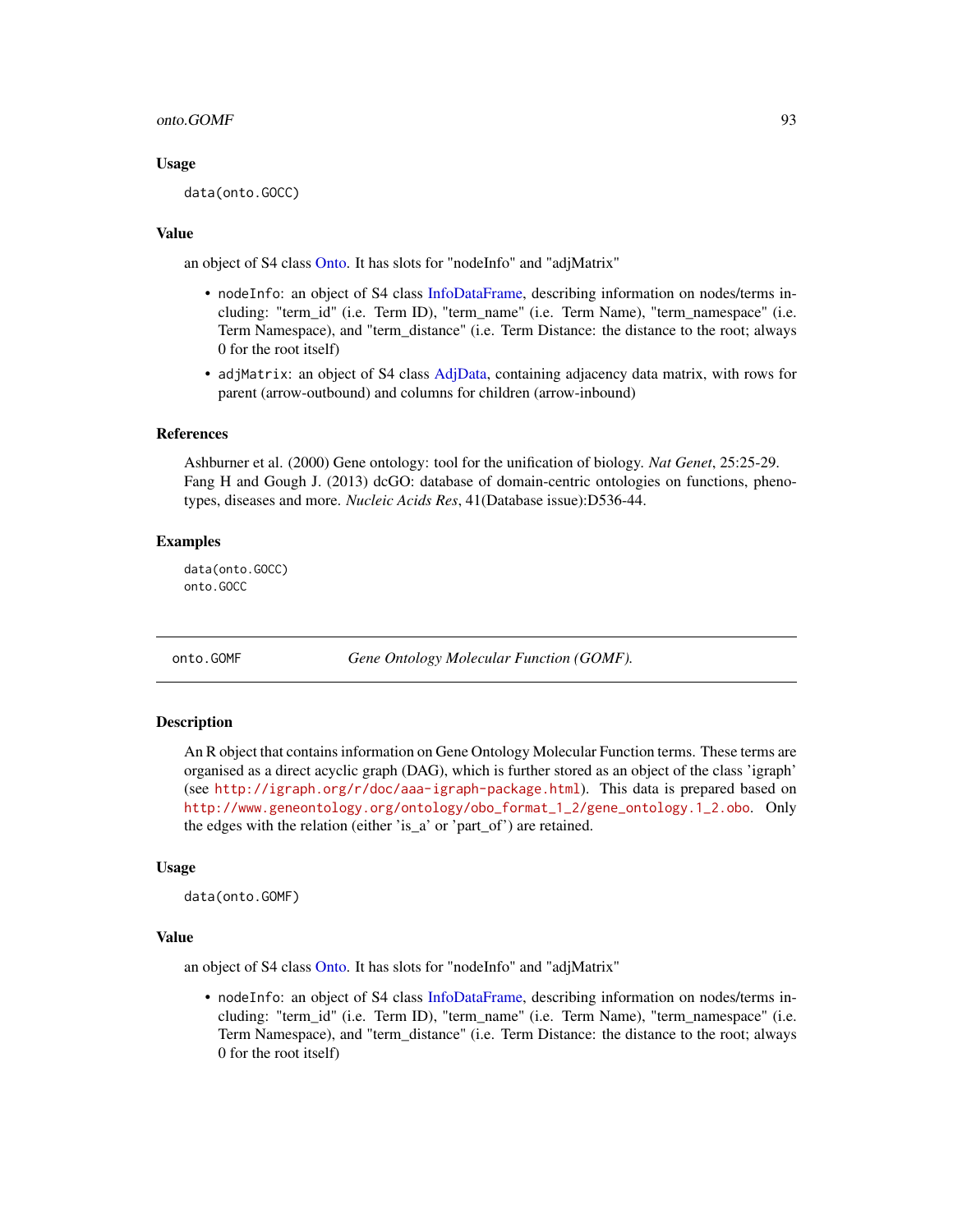### Usage

```
data(onto.GOCC)
```

### Value

an object of S4 class Onto. It has slots for "nodeInfo" and "adjMatrix"

- `nodeInfo`: an object of S4 class InfoDataFrame, describing information on nodes/terms including: "term_id" (i.e. Term ID), "term_name" (i.e. Term Name), "term_namespace" (i.e. Term Namespace), and "term_distance" (i.e. Term Distance: the distance to the root; always 0 for the root itself)
- `adjMatrix`: an object of S4 class AdjData, containing adjacency data matrix, with rows for parent (arrow-outbound) and columns for children (arrow-inbound)

### References

Ashburner et al. (2000) Gene ontology: tool for the unification of biology. *Nat Genet*, 25:25-29.
Fang H and Gough J. (2013) dcGO: database of domain-centric ontologies on functions, phenotypes, diseases and more. *Nucleic Acids Res*, 41(Database issue):D536-44.

### Examples

```
data(onto.GOCC)
onto.GOCC
```

---

## onto.GOMF — *Gene Ontology Molecular Function (GOMF).*

---

### Description

An R object that contains information on Gene Ontology Molecular Function terms. These terms are organised as a direct acyclic graph (DAG), which is further stored as an object of the class 'igraph' (see http://igraph.org/r/doc/aaa-igraph-package.html). This data is prepared based on http://www.geneontology.org/ontology/obo_format_1_2/gene_ontology.1_2.obo. Only the edges with the relation (either 'is_a' or 'part_of') are retained.

### Usage

```
data(onto.GOMF)
```

### Value

an object of S4 class Onto. It has slots for "nodeInfo" and "adjMatrix"

- `nodeInfo`: an object of S4 class InfoDataFrame, describing information on nodes/terms including: "term_id" (i.e. Term ID), "term_name" (i.e. Term Name), "term_namespace" (i.e. Term Namespace), and "term_distance" (i.e. Term Distance: the distance to the root; always 0 for the root itself)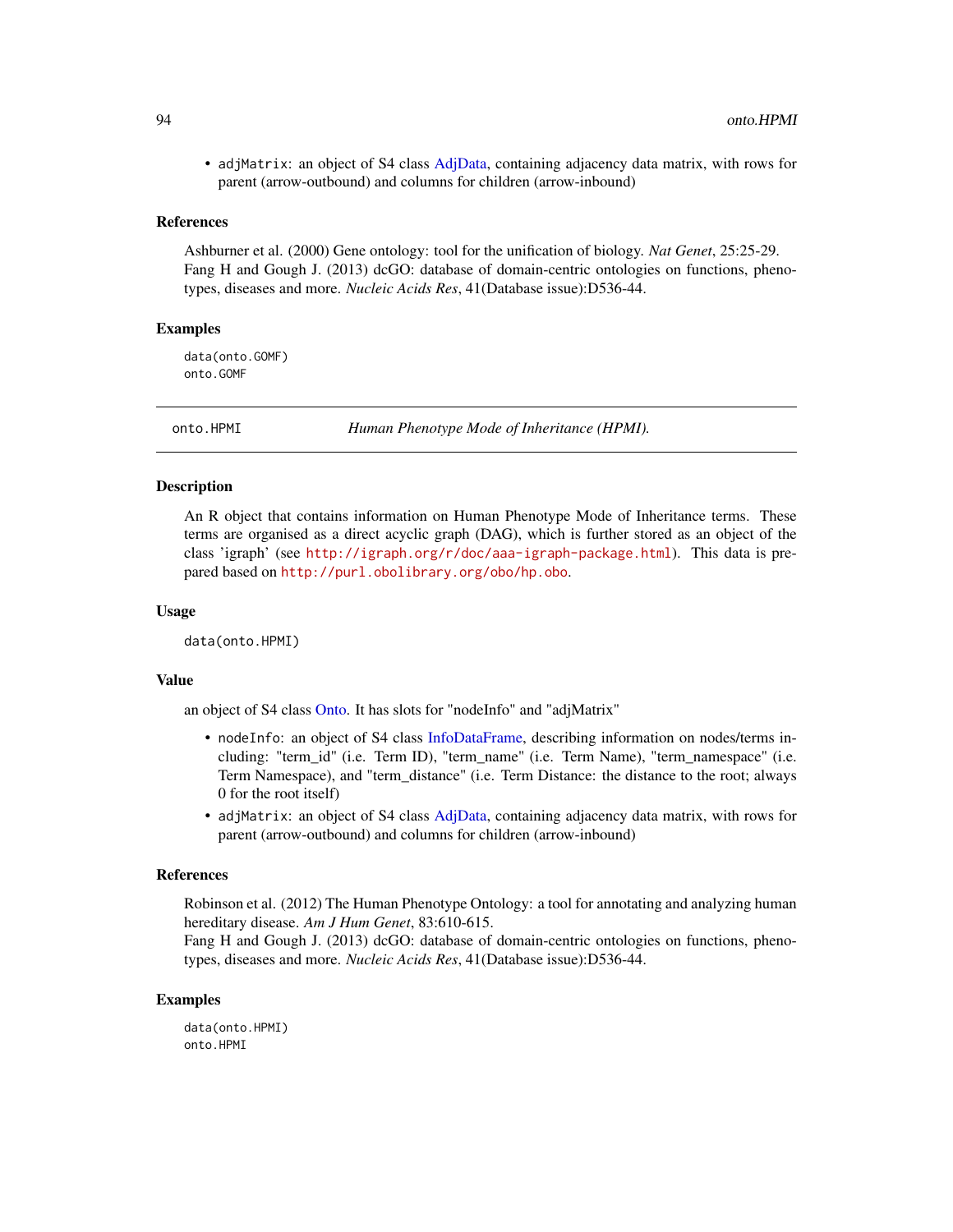- adjMatrix: an object of S4 class AdjData, containing adjacency data matrix, with rows for parent (arrow-outbound) and columns for children (arrow-inbound)

### References

Ashburner et al. (2000) Gene ontology: tool for the unification of biology. *Nat Genet*, 25:25-29.
Fang H and Gough J. (2013) dcGO: database of domain-centric ontologies on functions, phenotypes, diseases and more. *Nucleic Acids Res*, 41(Database issue):D536-44.

### Examples

```
data(onto.GOMF)
onto.GOMF
```

---

## onto.HPMI — *Human Phenotype Mode of Inheritance (HPMI).*

---

### Description

An R object that contains information on Human Phenotype Mode of Inheritance terms. These terms are organised as a direct acyclic graph (DAG), which is further stored as an object of the class 'igraph' (see http://igraph.org/r/doc/aaa-igraph-package.html). This data is prepared based on http://purl.obolibrary.org/obo/hp.obo.

### Usage

```
data(onto.HPMI)
```

### Value

an object of S4 class Onto. It has slots for "nodeInfo" and "adjMatrix"

- nodeInfo: an object of S4 class InfoDataFrame, describing information on nodes/terms including: "term_id" (i.e. Term ID), "term_name" (i.e. Term Name), "term_namespace" (i.e. Term Namespace), and "term_distance" (i.e. Term Distance: the distance to the root; always 0 for the root itself)
- adjMatrix: an object of S4 class AdjData, containing adjacency data matrix, with rows for parent (arrow-outbound) and columns for children (arrow-inbound)

### References

Robinson et al. (2012) The Human Phenotype Ontology: a tool for annotating and analyzing human hereditary disease. *Am J Hum Genet*, 83:610-615.
Fang H and Gough J. (2013) dcGO: database of domain-centric ontologies on functions, phenotypes, diseases and more. *Nucleic Acids Res*, 41(Database issue):D536-44.

### Examples

```
data(onto.HPMI)
onto.HPMI
```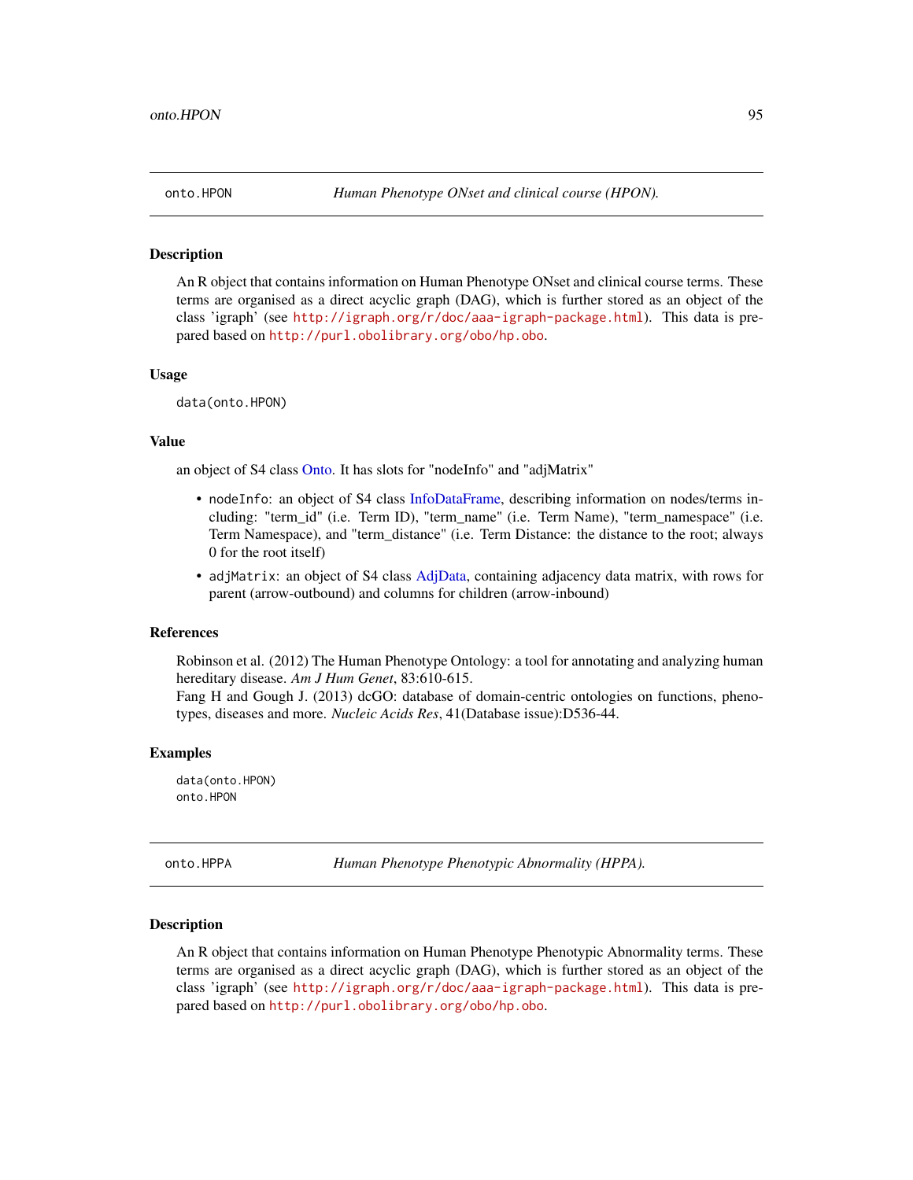## onto.HPON — *Human Phenotype ONset and clinical course (HPON).*

### Description

An R object that contains information on Human Phenotype ONset and clinical course terms. These terms are organised as a direct acyclic graph (DAG), which is further stored as an object of the class 'igraph' (see http://igraph.org/r/doc/aaa-igraph-package.html). This data is prepared based on http://purl.obolibrary.org/obo/hp.obo.

### Usage

```
data(onto.HPON)
```

### Value

an object of S4 class Onto. It has slots for "nodeInfo" and "adjMatrix"

- `nodeInfo`: an object of S4 class InfoDataFrame, describing information on nodes/terms including: "term_id" (i.e. Term ID), "term_name" (i.e. Term Name), "term_namespace" (i.e. Term Namespace), and "term_distance" (i.e. Term Distance: the distance to the root; always 0 for the root itself)
- `adjMatrix`: an object of S4 class AdjData, containing adjacency data matrix, with rows for parent (arrow-outbound) and columns for children (arrow-inbound)

### References

Robinson et al. (2012) The Human Phenotype Ontology: a tool for annotating and analyzing human hereditary disease. *Am J Hum Genet*, 83:610-615.
Fang H and Gough J. (2013) dcGO: database of domain-centric ontologies on functions, phenotypes, diseases and more. *Nucleic Acids Res*, 41(Database issue):D536-44.

### Examples

```
data(onto.HPON)
onto.HPON
```

## onto.HPPA — *Human Phenotype Phenotypic Abnormality (HPPA).*

### Description

An R object that contains information on Human Phenotype Phenotypic Abnormality terms. These terms are organised as a direct acyclic graph (DAG), which is further stored as an object of the class 'igraph' (see http://igraph.org/r/doc/aaa-igraph-package.html). This data is prepared based on http://purl.obolibrary.org/obo/hp.obo.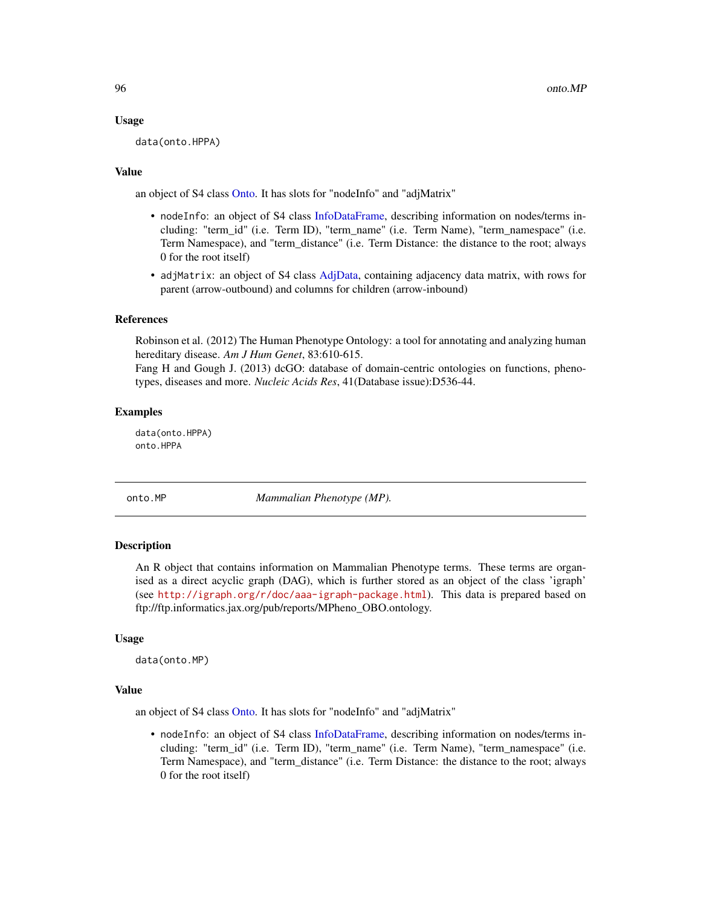### Usage

```
data(onto.HPPA)
```

### Value

an object of S4 class Onto. It has slots for "nodeInfo" and "adjMatrix"

- `nodeInfo`: an object of S4 class InfoDataFrame, describing information on nodes/terms including: "term_id" (i.e. Term ID), "term_name" (i.e. Term Name), "term_namespace" (i.e. Term Namespace), and "term_distance" (i.e. Term Distance: the distance to the root; always 0 for the root itself)
- `adjMatrix`: an object of S4 class AdjData, containing adjacency data matrix, with rows for parent (arrow-outbound) and columns for children (arrow-inbound)

### References

Robinson et al. (2012) The Human Phenotype Ontology: a tool for annotating and analyzing human hereditary disease. *Am J Hum Genet*, 83:610-615.
Fang H and Gough J. (2013) dcGO: database of domain-centric ontologies on functions, phenotypes, diseases and more. *Nucleic Acids Res*, 41(Database issue):D536-44.

### Examples

```
data(onto.HPPA)
onto.HPPA
```

---

## onto.MP — *Mammalian Phenotype (MP).*

### Description

An R object that contains information on Mammalian Phenotype terms. These terms are organised as a direct acyclic graph (DAG), which is further stored as an object of the class 'igraph' (see http://igraph.org/r/doc/aaa-igraph-package.html). This data is prepared based on ftp://ftp.informatics.jax.org/pub/reports/MPheno_OBO.ontology.

### Usage

```
data(onto.MP)
```

### Value

an object of S4 class Onto. It has slots for "nodeInfo" and "adjMatrix"

- `nodeInfo`: an object of S4 class InfoDataFrame, describing information on nodes/terms including: "term_id" (i.e. Term ID), "term_name" (i.e. Term Name), "term_namespace" (i.e. Term Namespace), and "term_distance" (i.e. Term Distance: the distance to the root; always 0 for the root itself)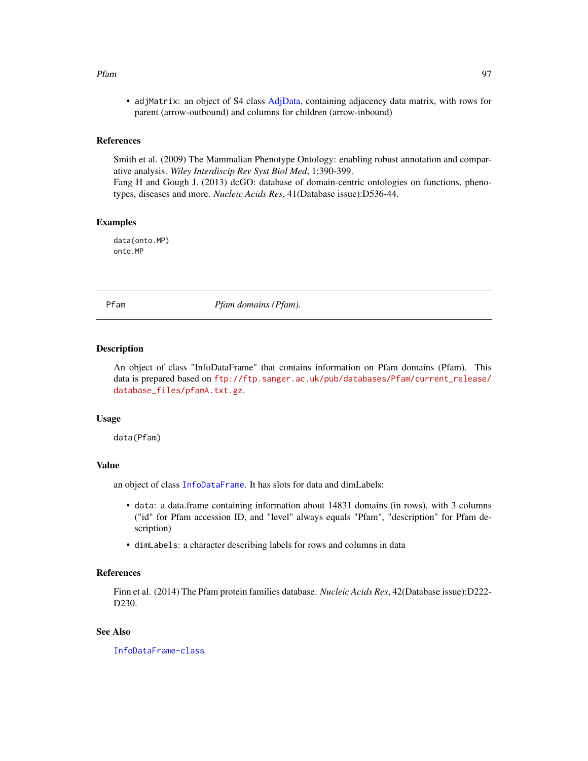- adjMatrix: an object of S4 class AdjData, containing adjacency data matrix, with rows for parent (arrow-outbound) and columns for children (arrow-inbound)

### References

Smith et al. (2009) The Mammalian Phenotype Ontology: enabling robust annotation and comparative analysis. *Wiley Interdiscip Rev Syst Biol Med*, 1:390-399.
Fang H and Gough J. (2013) dcGO: database of domain-centric ontologies on functions, phenotypes, diseases and more. *Nucleic Acids Res*, 41(Database issue):D536-44.

### Examples

```
data(onto.MP)
onto.MP
```

## Pfam — *Pfam domains (Pfam).*

### Description

An object of class "InfoDataFrame" that contains information on Pfam domains (Pfam). This data is prepared based on ftp://ftp.sanger.ac.uk/pub/databases/Pfam/current_release/database_files/pfamA.txt.gz.

### Usage

```
data(Pfam)
```

### Value

an object of class InfoDataFrame. It has slots for data and dimLabels:

- data: a data.frame containing information about 14831 domains (in rows), with 3 columns ("id" for Pfam accession ID, and "level" always equals "Pfam", "description" for Pfam description)
- dimLabels: a character describing labels for rows and columns in data

### References

Finn et al. (2014) The Pfam protein families database. *Nucleic Acids Res*, 42(Database issue):D222-D230.

### See Also

InfoDataFrame-class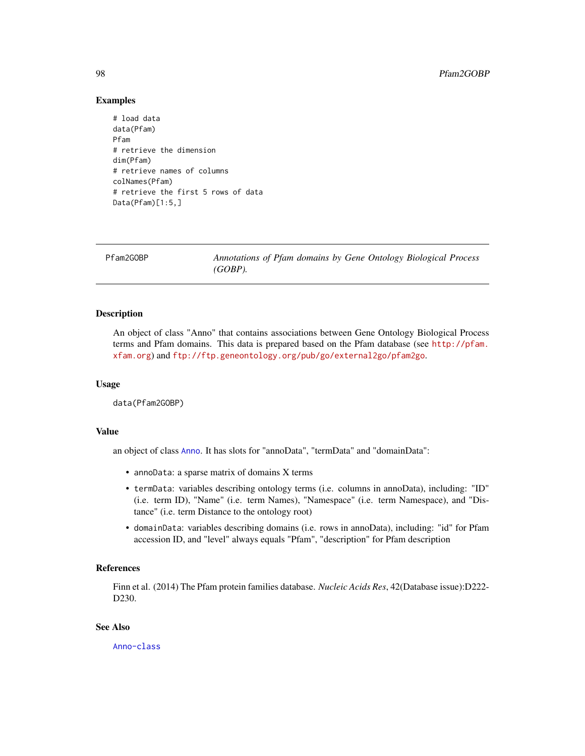## Examples

```
# load data
data(Pfam)
Pfam
# retrieve the dimension
dim(Pfam)
# retrieve names of columns
colNames(Pfam)
# retrieve the first 5 rows of data
Data(Pfam)[1:5,]
```

---

Pfam2GOBP *Annotations of Pfam domains by Gene Ontology Biological Process (GOBP).*

---

### Description

An object of class "Anno" that contains associations between Gene Ontology Biological Process terms and Pfam domains. This data is prepared based on the Pfam database (see http://pfam.xfam.org) and ftp://ftp.geneontology.org/pub/go/external2go/pfam2go.

### Usage

```
data(Pfam2GOBP)
```

### Value

an object of class Anno. It has slots for "annoData", "termData" and "domainData":

- annoData: a sparse matrix of domains X terms
- termData: variables describing ontology terms (i.e. columns in annoData), including: "ID" (i.e. term ID), "Name" (i.e. term Names), "Namespace" (i.e. term Namespace), and "Distance" (i.e. term Distance to the ontology root)
- domainData: variables describing domains (i.e. rows in annoData), including: "id" for Pfam accession ID, and "level" always equals "Pfam", "description" for Pfam description

### References

Finn et al. (2014) The Pfam protein families database. *Nucleic Acids Res*, 42(Database issue):D222-D230.

### See Also

Anno-class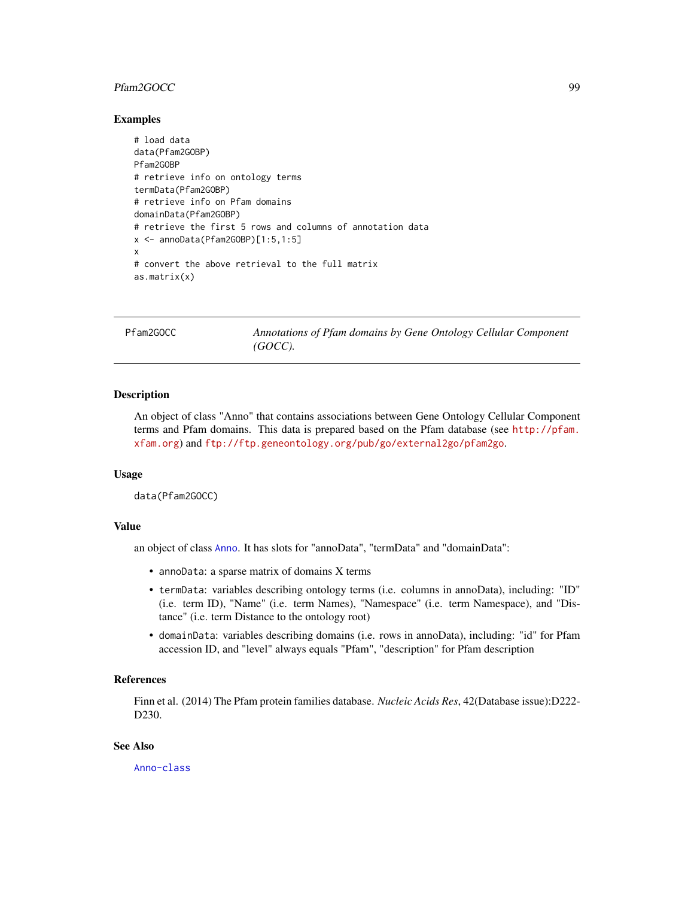## Examples

```
# load data
data(Pfam2GOBP)
Pfam2GOBP
# retrieve info on ontology terms
termData(Pfam2GOBP)
# retrieve info on Pfam domains
domainData(Pfam2GOBP)
# retrieve the first 5 rows and columns of annotation data
x <- annoData(Pfam2GOBP)[1:5,1:5]
x
# convert the above retrieval to the full matrix
as.matrix(x)
```

---

# Pfam2GOCC *Annotations of Pfam domains by Gene Ontology Cellular Component (GOCC).*

---

## Description

An object of class "Anno" that contains associations between Gene Ontology Cellular Component terms and Pfam domains. This data is prepared based on the Pfam database (see http://pfam.xfam.org) and ftp://ftp.geneontology.org/pub/go/external2go/pfam2go.

## Usage

```
data(Pfam2GOCC)
```

## Value

an object of class Anno. It has slots for "annoData", "termData" and "domainData":

- annoData: a sparse matrix of domains X terms
- termData: variables describing ontology terms (i.e. columns in annoData), including: "ID" (i.e. term ID), "Name" (i.e. term Names), "Namespace" (i.e. term Namespace), and "Distance" (i.e. term Distance to the ontology root)
- domainData: variables describing domains (i.e. rows in annoData), including: "id" for Pfam accession ID, and "level" always equals "Pfam", "description" for Pfam description

## References

Finn et al. (2014) The Pfam protein families database. *Nucleic Acids Res*, 42(Database issue):D222-D230.

## See Also

Anno-class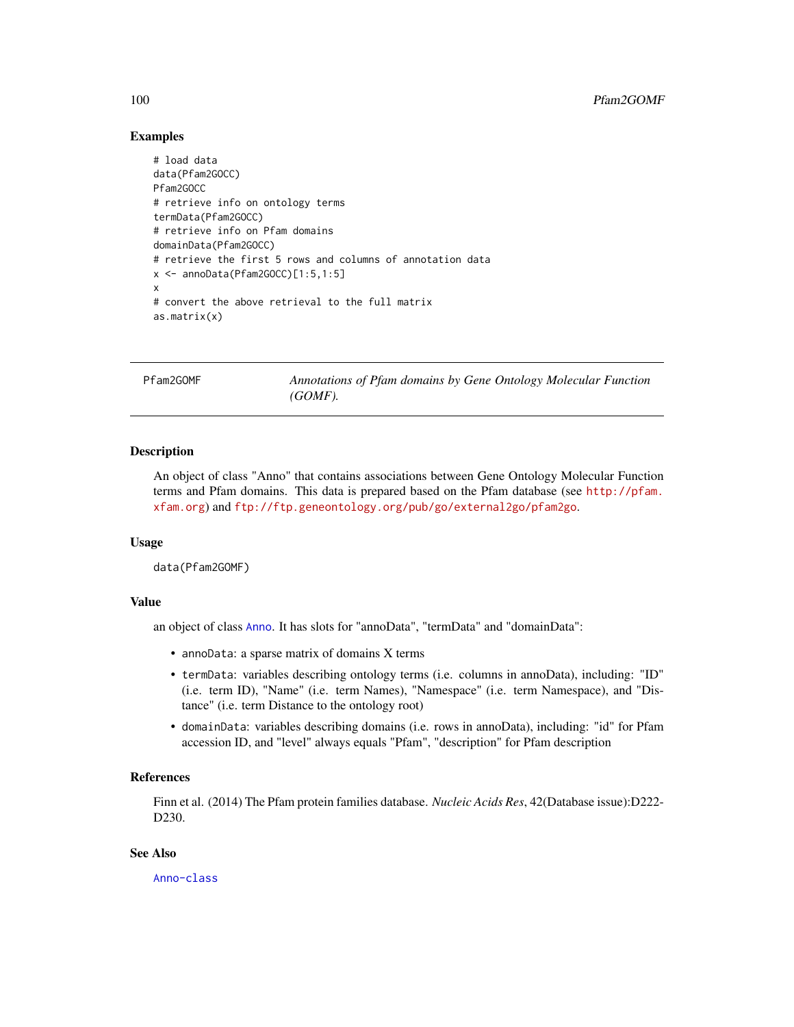## Examples

```
# load data
data(Pfam2GOCC)
Pfam2GOCC
# retrieve info on ontology terms
termData(Pfam2GOCC)
# retrieve info on Pfam domains
domainData(Pfam2GOCC)
# retrieve the first 5 rows and columns of annotation data
x <- annoData(Pfam2GOCC)[1:5,1:5]
x
# convert the above retrieval to the full matrix
as.matrix(x)
```

---

# Pfam2GOMF — *Annotations of Pfam domains by Gene Ontology Molecular Function (GOMF).*

---

## Description

An object of class "Anno" that contains associations between Gene Ontology Molecular Function terms and Pfam domains. This data is prepared based on the Pfam database (see http://pfam.xfam.org) and ftp://ftp.geneontology.org/pub/go/external2go/pfam2go.

## Usage

```
data(Pfam2GOMF)
```

## Value

an object of class Anno. It has slots for "annoData", "termData" and "domainData":

- `annoData`: a sparse matrix of domains X terms
- `termData`: variables describing ontology terms (i.e. columns in annoData), including: "ID" (i.e. term ID), "Name" (i.e. term Names), "Namespace" (i.e. term Namespace), and "Distance" (i.e. term Distance to the ontology root)
- `domainData`: variables describing domains (i.e. rows in annoData), including: "id" for Pfam accession ID, and "level" always equals "Pfam", "description" for Pfam description

## References

Finn et al. (2014) The Pfam protein families database. *Nucleic Acids Res*, 42(Database issue):D222-D230.

## See Also

Anno-class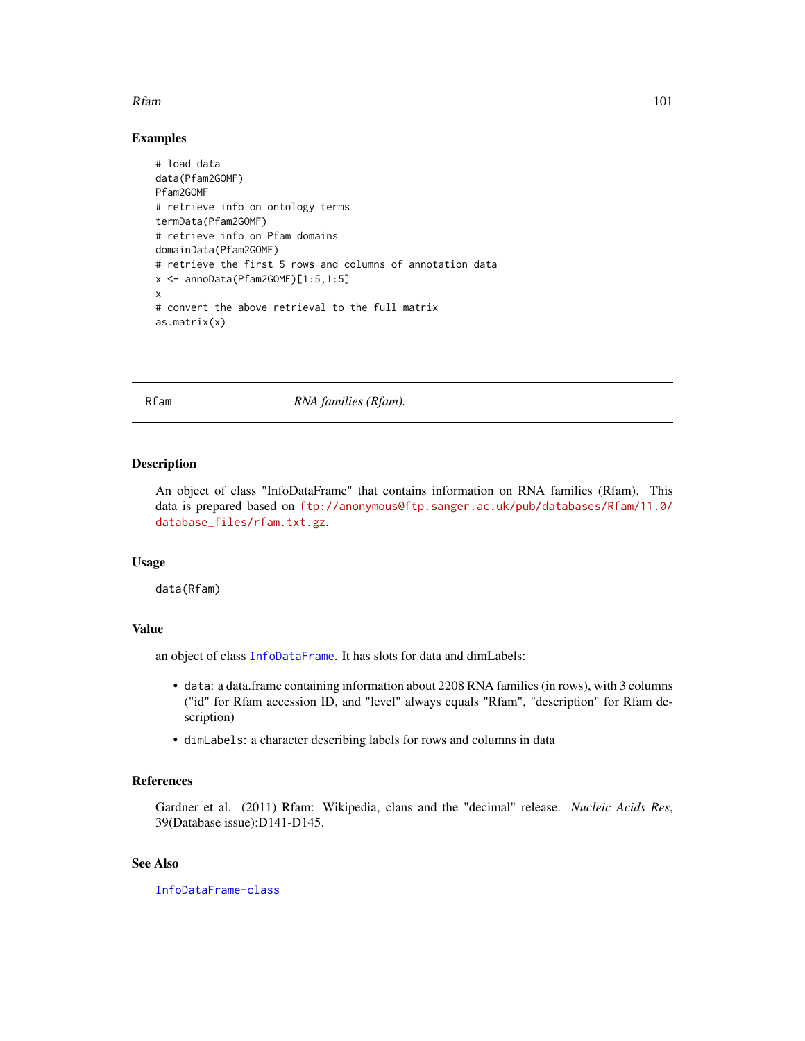## Examples

```
# load data
data(Pfam2GOMF)
Pfam2GOMF
# retrieve info on ontology terms
termData(Pfam2GOMF)
# retrieve info on Pfam domains
domainData(Pfam2GOMF)
# retrieve the first 5 rows and columns of annotation data
x <- annoData(Pfam2GOMF)[1:5,1:5]
x
# convert the above retrieval to the full matrix
as.matrix(x)
```

---

# Rfam *RNA families (Rfam).*

---

## Description

An object of class "InfoDataFrame" that contains information on RNA families (Rfam). This data is prepared based on ftp://anonymous@ftp.sanger.ac.uk/pub/databases/Rfam/11.0/database_files/rfam.txt.gz.

## Usage

```
data(Rfam)
```

## Value

an object of class InfoDataFrame. It has slots for data and dimLabels:

- `data`: a data.frame containing information about 2208 RNA families (in rows), with 3 columns ("id" for Rfam accession ID, and "level" always equals "Rfam", "description" for Rfam description)
- `dimLabels`: a character describing labels for rows and columns in data

## References

Gardner et al. (2011) Rfam: Wikipedia, clans and the "decimal" release. *Nucleic Acids Res*, 39(Database issue):D141-D145.

## See Also

InfoDataFrame-class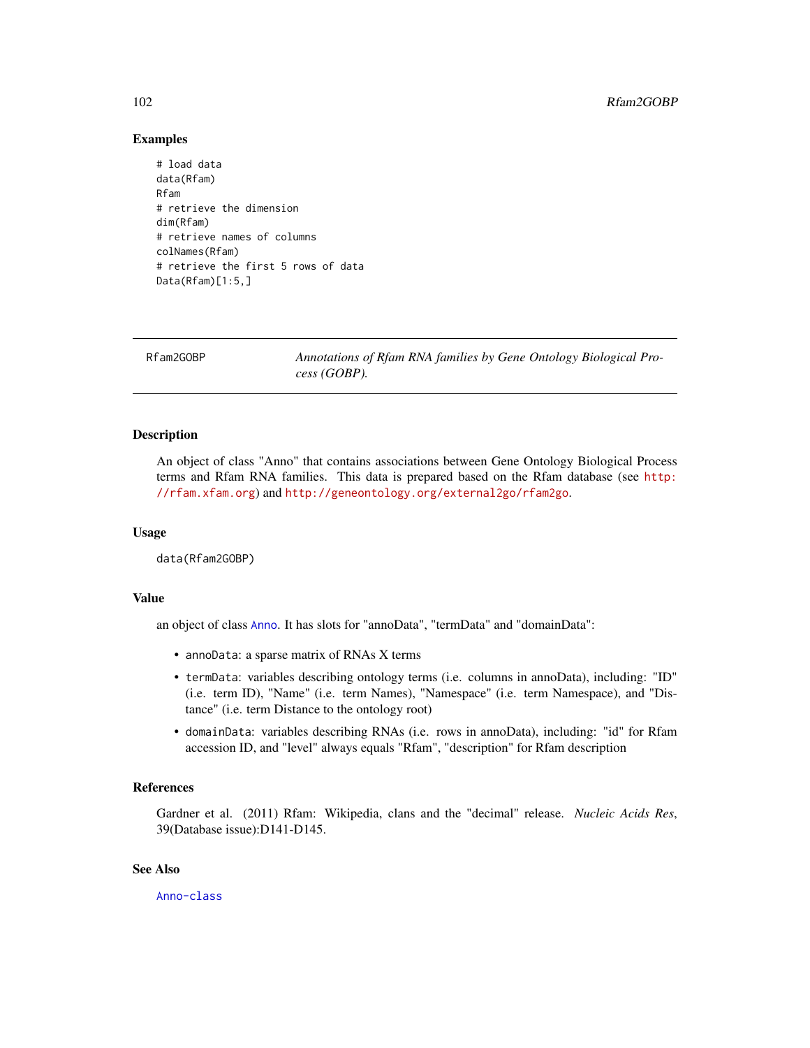### Examples

```
# load data
data(Rfam)
Rfam
# retrieve the dimension
dim(Rfam)
# retrieve names of columns
colNames(Rfam)
# retrieve the first 5 rows of data
Data(Rfam)[1:5,]
```

---

## Rfam2GOBP — *Annotations of Rfam RNA families by Gene Ontology Biological Process (GOBP).*

### Description

An object of class "Anno" that contains associations between Gene Ontology Biological Process terms and Rfam RNA families. This data is prepared based on the Rfam database (see http://rfam.xfam.org) and http://geneontology.org/external2go/rfam2go.

### Usage

```
data(Rfam2GOBP)
```

### Value

an object of class Anno. It has slots for "annoData", "termData" and "domainData":

- `annoData`: a sparse matrix of RNAs X terms
- `termData`: variables describing ontology terms (i.e. columns in annoData), including: "ID" (i.e. term ID), "Name" (i.e. term Names), "Namespace" (i.e. term Namespace), and "Distance" (i.e. term Distance to the ontology root)
- `domainData`: variables describing RNAs (i.e. rows in annoData), including: "id" for Rfam accession ID, and "level" always equals "Rfam", "description" for Rfam description

### References

Gardner et al. (2011) Rfam: Wikipedia, clans and the "decimal" release. *Nucleic Acids Res*, 39(Database issue):D141-D145.

### See Also

Anno-class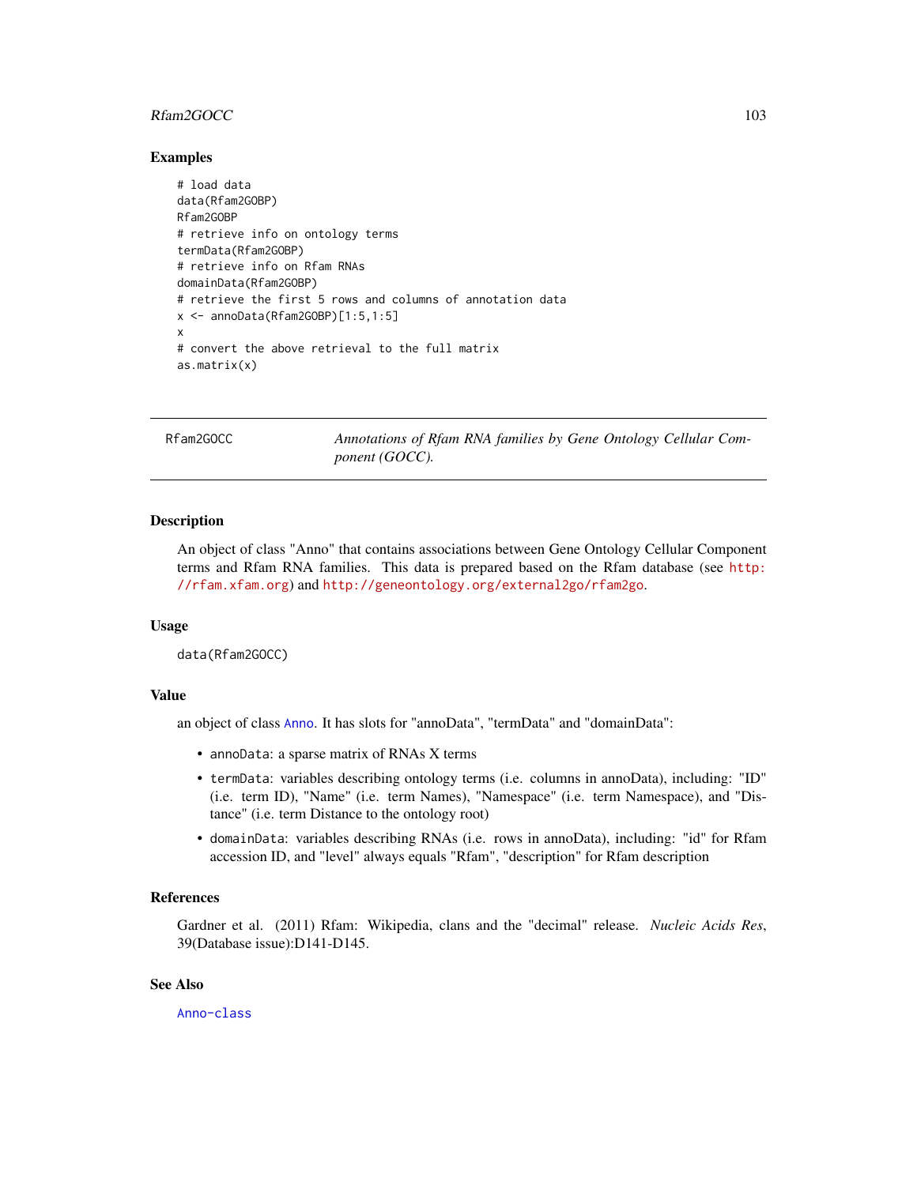## Examples

```
# load data
data(Rfam2GOBP)
Rfam2GOBP
# retrieve info on ontology terms
termData(Rfam2GOBP)
# retrieve info on Rfam RNAs
domainData(Rfam2GOBP)
# retrieve the first 5 rows and columns of annotation data
x <- annoData(Rfam2GOBP)[1:5,1:5]
x
# convert the above retrieval to the full matrix
as.matrix(x)
```

---

# Rfam2GOCC — *Annotations of Rfam RNA families by Gene Ontology Cellular Component (GOCC).*

---

## Description

An object of class "Anno" that contains associations between Gene Ontology Cellular Component terms and Rfam RNA families. This data is prepared based on the Rfam database (see http://rfam.xfam.org) and http://geneontology.org/external2go/rfam2go.

## Usage

```
data(Rfam2GOCC)
```

## Value

an object of class Anno. It has slots for "annoData", "termData" and "domainData":

- annoData: a sparse matrix of RNAs X terms
- termData: variables describing ontology terms (i.e. columns in annoData), including: "ID" (i.e. term ID), "Name" (i.e. term Names), "Namespace" (i.e. term Namespace), and "Distance" (i.e. term Distance to the ontology root)
- domainData: variables describing RNAs (i.e. rows in annoData), including: "id" for Rfam accession ID, and "level" always equals "Rfam", "description" for Rfam description

## References

Gardner et al. (2011) Rfam: Wikipedia, clans and the "decimal" release. *Nucleic Acids Res*, 39(Database issue):D141-D145.

## See Also

Anno-class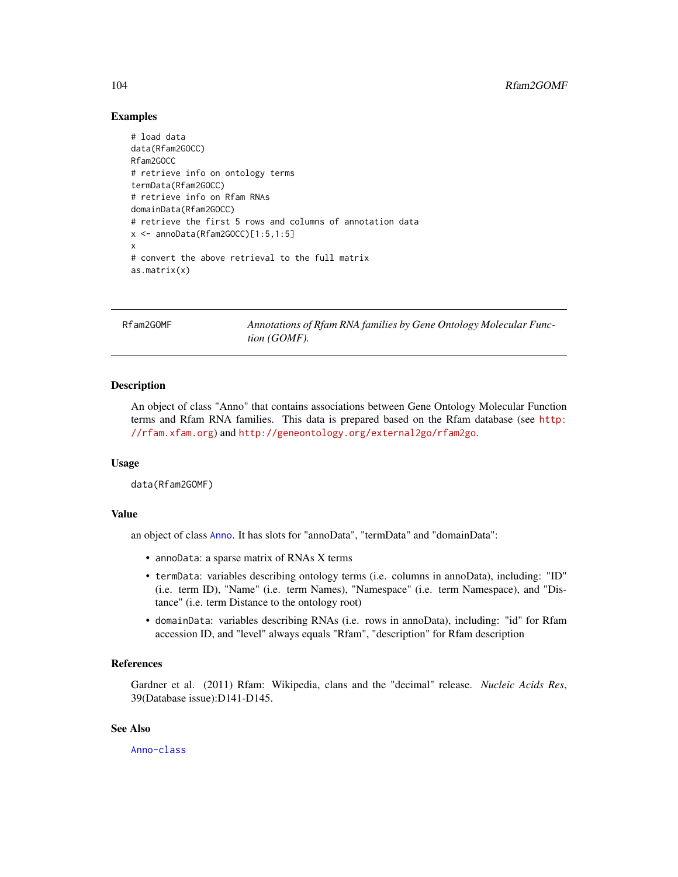## Examples

```
# load data
data(Rfam2GOCC)
Rfam2GOCC
# retrieve info on ontology terms
termData(Rfam2GOCC)
# retrieve info on Rfam RNAs
domainData(Rfam2GOCC)
# retrieve the first 5 rows and columns of annotation data
x <- annoData(Rfam2GOCC)[1:5,1:5]
x
# convert the above retrieval to the full matrix
as.matrix(x)
```

---

# Rfam2GOMF — *Annotations of Rfam RNA families by Gene Ontology Molecular Function (GOMF).*

---

## Description

An object of class "Anno" that contains associations between Gene Ontology Molecular Function terms and Rfam RNA families. This data is prepared based on the Rfam database (see http://rfam.xfam.org) and http://geneontology.org/external2go/rfam2go.

## Usage

```
data(Rfam2GOMF)
```

## Value

an object of class Anno. It has slots for "annoData", "termData" and "domainData":

- annoData: a sparse matrix of RNAs X terms
- termData: variables describing ontology terms (i.e. columns in annoData), including: "ID" (i.e. term ID), "Name" (i.e. term Names), "Namespace" (i.e. term Namespace), and "Distance" (i.e. term Distance to the ontology root)
- domainData: variables describing RNAs (i.e. rows in annoData), including: "id" for Rfam accession ID, and "level" always equals "Rfam", "description" for Rfam description

## References

Gardner et al. (2011) Rfam: Wikipedia, clans and the "decimal" release. *Nucleic Acids Res*, 39(Database issue):D141-D145.

## See Also

Anno-class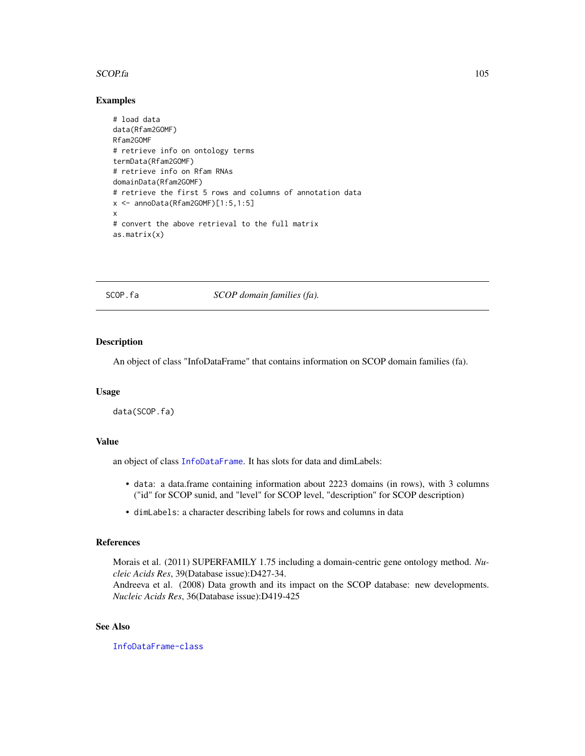### Examples

```
# load data
data(Rfam2GOMF)
Rfam2GOMF
# retrieve info on ontology terms
termData(Rfam2GOMF)
# retrieve info on Rfam RNAs
domainData(Rfam2GOMF)
# retrieve the first 5 rows and columns of annotation data
x <- annoData(Rfam2GOMF)[1:5,1:5]
x
# convert the above retrieval to the full matrix
as.matrix(x)
```

---

## SCOP.fa — *SCOP domain families (fa).*

---

### Description

An object of class "InfoDataFrame" that contains information on SCOP domain families (fa).

### Usage

```
data(SCOP.fa)
```

### Value

an object of class `InfoDataFrame`. It has slots for data and dimLabels:

- `data`: a data.frame containing information about 2223 domains (in rows), with 3 columns ("id" for SCOP sunid, and "level" for SCOP level, "description" for SCOP description)
- `dimLabels`: a character describing labels for rows and columns in data

### References

Morais et al. (2011) SUPERFAMILY 1.75 including a domain-centric gene ontology method. *Nucleic Acids Res*, 39(Database issue):D427-34.
Andreeva et al. (2008) Data growth and its impact on the SCOP database: new developments. *Nucleic Acids Res*, 36(Database issue):D419-425

### See Also

`InfoDataFrame-class`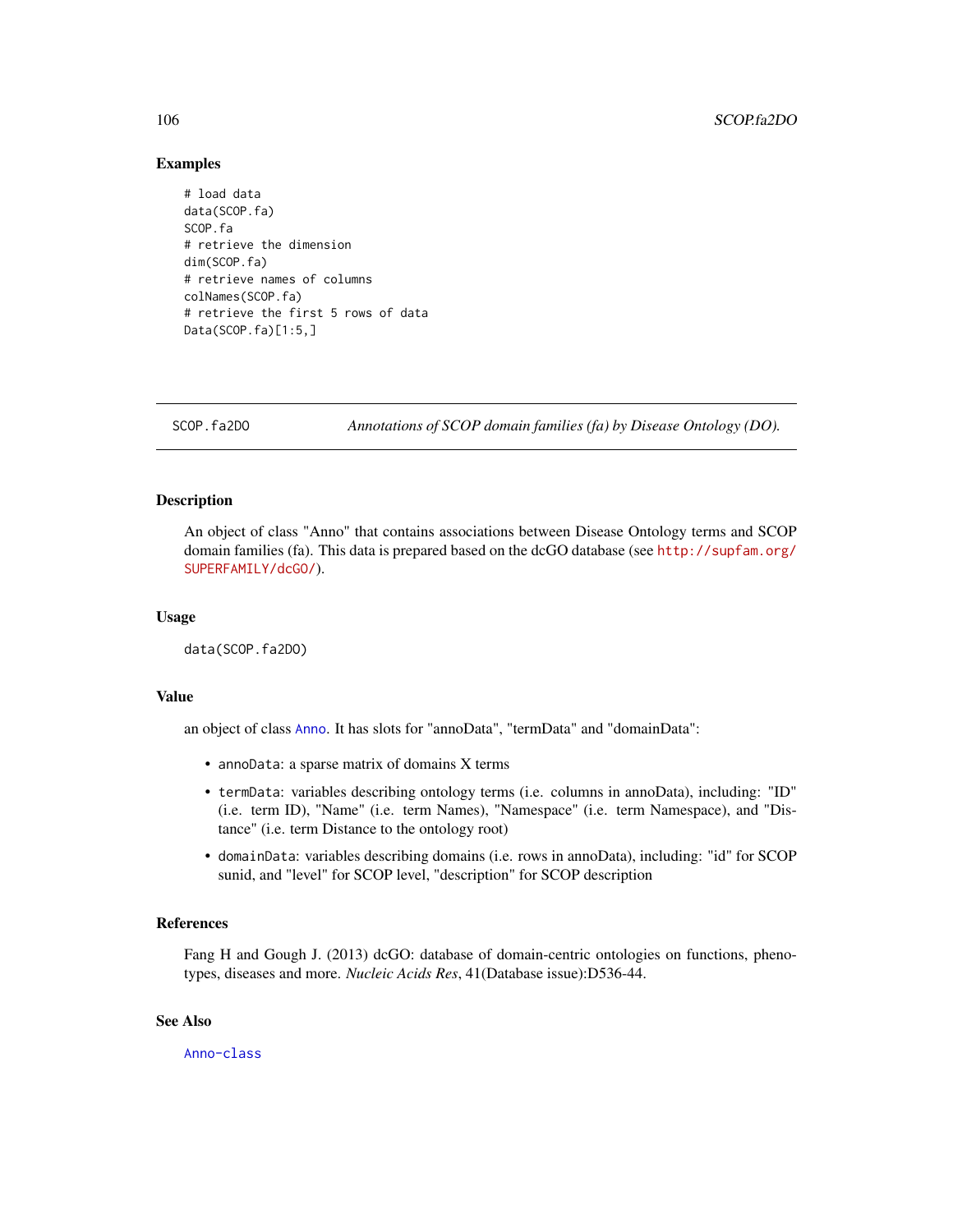## Examples

```
# load data
data(SCOP.fa)
SCOP.fa
# retrieve the dimension
dim(SCOP.fa)
# retrieve names of columns
colNames(SCOP.fa)
# retrieve the first 5 rows of data
Data(SCOP.fa)[1:5,]
```

---

# SCOP.fa2DO — *Annotations of SCOP domain families (fa) by Disease Ontology (DO).*

---

## Description

An object of class "Anno" that contains associations between Disease Ontology terms and SCOP domain families (fa). This data is prepared based on the dcGO database (see http://supfam.org/SUPERFAMILY/dcGO/).

## Usage

```
data(SCOP.fa2DO)
```

## Value

an object of class Anno. It has slots for "annoData", "termData" and "domainData":

- `annoData`: a sparse matrix of domains X terms
- `termData`: variables describing ontology terms (i.e. columns in annoData), including: "ID" (i.e. term ID), "Name" (i.e. term Names), "Namespace" (i.e. term Namespace), and "Distance" (i.e. term Distance to the ontology root)
- `domainData`: variables describing domains (i.e. rows in annoData), including: "id" for SCOP sunid, and "level" for SCOP level, "description" for SCOP description

## References

Fang H and Gough J. (2013) dcGO: database of domain-centric ontologies on functions, phenotypes, diseases and more. *Nucleic Acids Res*, 41(Database issue):D536-44.

## See Also

Anno-class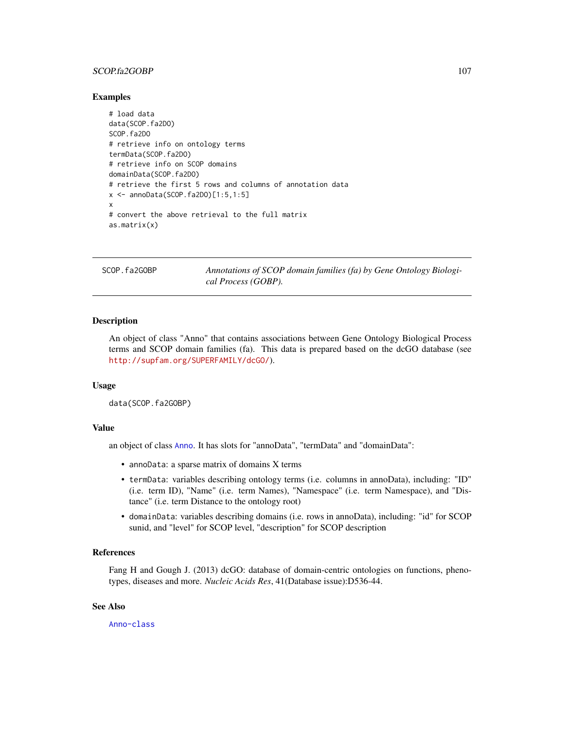## Examples

```
# load data
data(SCOP.fa2DO)
SCOP.fa2DO
# retrieve info on ontology terms
termData(SCOP.fa2DO)
# retrieve info on SCOP domains
domainData(SCOP.fa2DO)
# retrieve the first 5 rows and columns of annotation data
x <- annoData(SCOP.fa2DO)[1:5,1:5]
x
# convert the above retrieval to the full matrix
as.matrix(x)
```

---

# SCOP.fa2GOBP — *Annotations of SCOP domain families (fa) by Gene Ontology Biological Process (GOBP).*

---

## Description

An object of class "Anno" that contains associations between Gene Ontology Biological Process terms and SCOP domain families (fa). This data is prepared based on the dcGO database (see http://supfam.org/SUPERFAMILY/dcGO/).

## Usage

```
data(SCOP.fa2GOBP)
```

## Value

an object of class Anno. It has slots for "annoData", "termData" and "domainData":

- annoData: a sparse matrix of domains X terms
- termData: variables describing ontology terms (i.e. columns in annoData), including: "ID" (i.e. term ID), "Name" (i.e. term Names), "Namespace" (i.e. term Namespace), and "Distance" (i.e. term Distance to the ontology root)
- domainData: variables describing domains (i.e. rows in annoData), including: "id" for SCOP sunid, and "level" for SCOP level, "description" for SCOP description

## References

Fang H and Gough J. (2013) dcGO: database of domain-centric ontologies on functions, phenotypes, diseases and more. *Nucleic Acids Res*, 41(Database issue):D536-44.

## See Also

Anno-class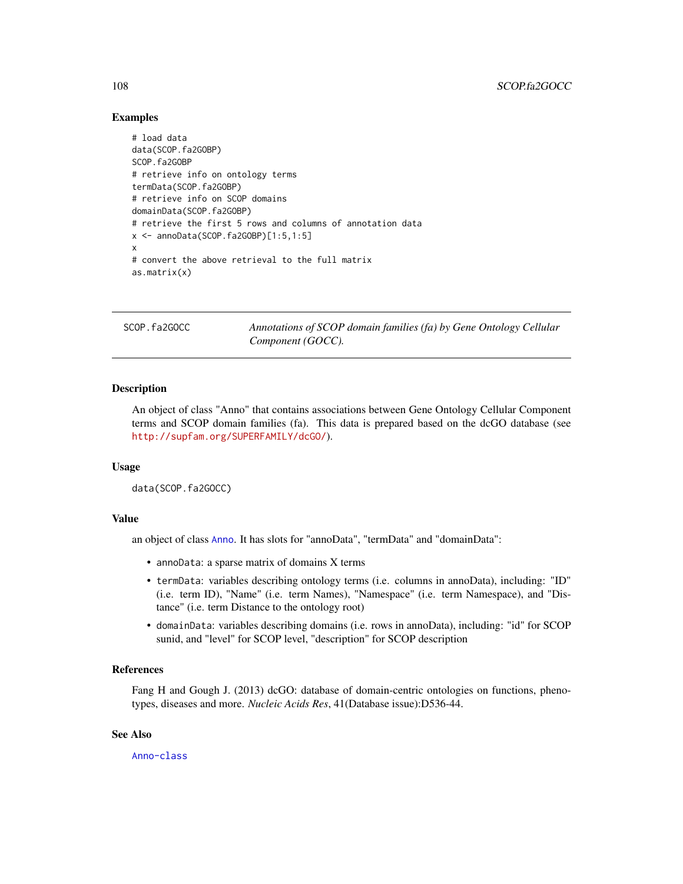### Examples

```
# load data
data(SCOP.fa2GOBP)
SCOP.fa2GOBP
# retrieve info on ontology terms
termData(SCOP.fa2GOBP)
# retrieve info on SCOP domains
domainData(SCOP.fa2GOBP)
# retrieve the first 5 rows and columns of annotation data
x <- annoData(SCOP.fa2GOBP)[1:5,1:5]
x
# convert the above retrieval to the full matrix
as.matrix(x)
```

---

## SCOP.fa2GOCC — *Annotations of SCOP domain families (fa) by Gene Ontology Cellular Component (GOCC).*

---

### Description

An object of class "Anno" that contains associations between Gene Ontology Cellular Component terms and SCOP domain families (fa). This data is prepared based on the dcGO database (see http://supfam.org/SUPERFAMILY/dcGO/).

### Usage

```
data(SCOP.fa2GOCC)
```

### Value

an object of class Anno. It has slots for "annoData", "termData" and "domainData":

- annoData: a sparse matrix of domains X terms
- termData: variables describing ontology terms (i.e. columns in annoData), including: "ID" (i.e. term ID), "Name" (i.e. term Names), "Namespace" (i.e. term Namespace), and "Distance" (i.e. term Distance to the ontology root)
- domainData: variables describing domains (i.e. rows in annoData), including: "id" for SCOP sunid, and "level" for SCOP level, "description" for SCOP description

### References

Fang H and Gough J. (2013) dcGO: database of domain-centric ontologies on functions, phenotypes, diseases and more. *Nucleic Acids Res*, 41(Database issue):D536-44.

### See Also

Anno-class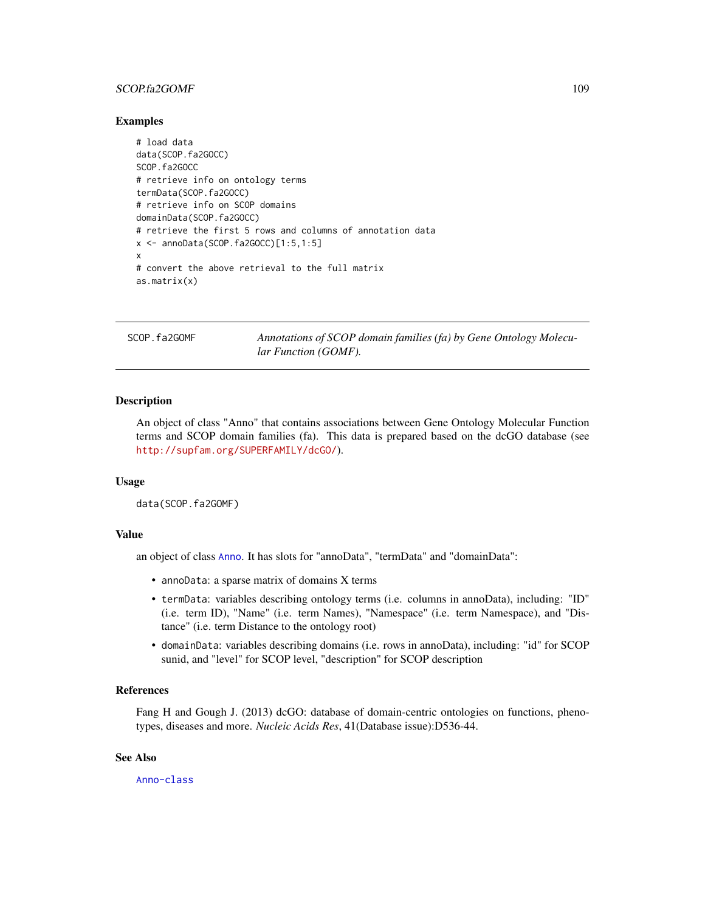### Examples

```
# load data
data(SCOP.fa2GOCC)
SCOP.fa2GOCC
# retrieve info on ontology terms
termData(SCOP.fa2GOCC)
# retrieve info on SCOP domains
domainData(SCOP.fa2GOCC)
# retrieve the first 5 rows and columns of annotation data
x <- annoData(SCOP.fa2GOCC)[1:5,1:5]
x
# convert the above retrieval to the full matrix
as.matrix(x)
```

---

## SCOP.fa2GOMF — *Annotations of SCOP domain families (fa) by Gene Ontology Molecular Function (GOMF).*

---

### Description

An object of class "Anno" that contains associations between Gene Ontology Molecular Function terms and SCOP domain families (fa). This data is prepared based on the dcGO database (see http://supfam.org/SUPERFAMILY/dcGO/).

### Usage

```
data(SCOP.fa2GOMF)
```

### Value

an object of class Anno. It has slots for "annoData", "termData" and "domainData":

- annoData: a sparse matrix of domains X terms
- termData: variables describing ontology terms (i.e. columns in annoData), including: "ID" (i.e. term ID), "Name" (i.e. term Names), "Namespace" (i.e. term Namespace), and "Distance" (i.e. term Distance to the ontology root)
- domainData: variables describing domains (i.e. rows in annoData), including: "id" for SCOP sunid, and "level" for SCOP level, "description" for SCOP description

### References

Fang H and Gough J. (2013) dcGO: database of domain-centric ontologies on functions, phenotypes, diseases and more. *Nucleic Acids Res*, 41(Database issue):D536-44.

### See Also

Anno-class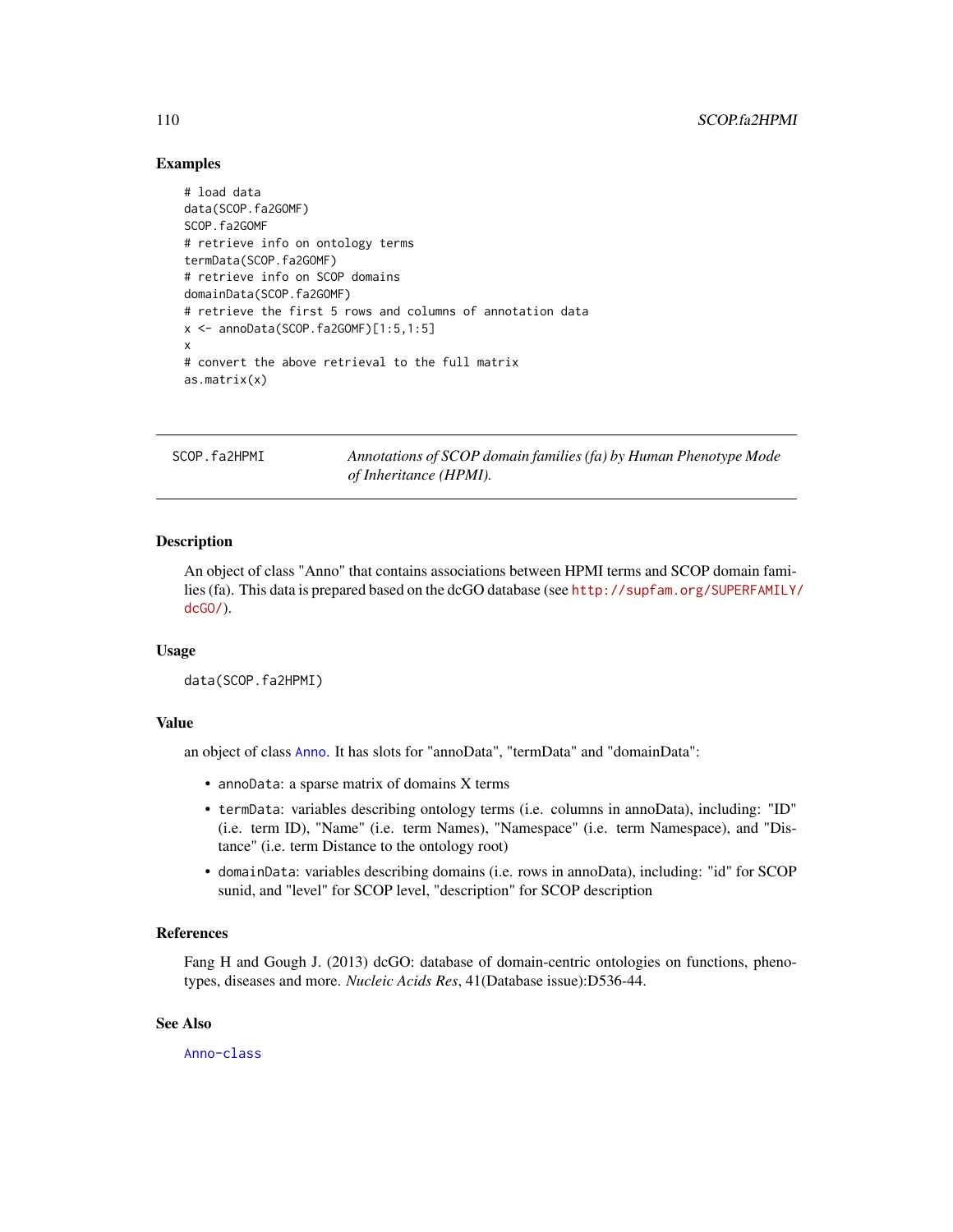## Examples

```
# load data
data(SCOP.fa2GOMF)
SCOP.fa2GOMF
# retrieve info on ontology terms
termData(SCOP.fa2GOMF)
# retrieve info on SCOP domains
domainData(SCOP.fa2GOMF)
# retrieve the first 5 rows and columns of annotation data
x <- annoData(SCOP.fa2GOMF)[1:5,1:5]
x
# convert the above retrieval to the full matrix
as.matrix(x)
```

---

# SCOP.fa2HPMI — *Annotations of SCOP domain families (fa) by Human Phenotype Mode of Inheritance (HPMI).*

---

## Description

An object of class "Anno" that contains associations between HPMI terms and SCOP domain families (fa). This data is prepared based on the dcGO database (see http://supfam.org/SUPERFAMILY/dcGO/).

## Usage

```
data(SCOP.fa2HPMI)
```

## Value

an object of class Anno. It has slots for "annoData", "termData" and "domainData":

- annoData: a sparse matrix of domains X terms
- termData: variables describing ontology terms (i.e. columns in annoData), including: "ID" (i.e. term ID), "Name" (i.e. term Names), "Namespace" (i.e. term Namespace), and "Distance" (i.e. term Distance to the ontology root)
- domainData: variables describing domains (i.e. rows in annoData), including: "id" for SCOP sunid, and "level" for SCOP level, "description" for SCOP description

## References

Fang H and Gough J. (2013) dcGO: database of domain-centric ontologies on functions, phenotypes, diseases and more. *Nucleic Acids Res*, 41(Database issue):D536-44.

## See Also

Anno-class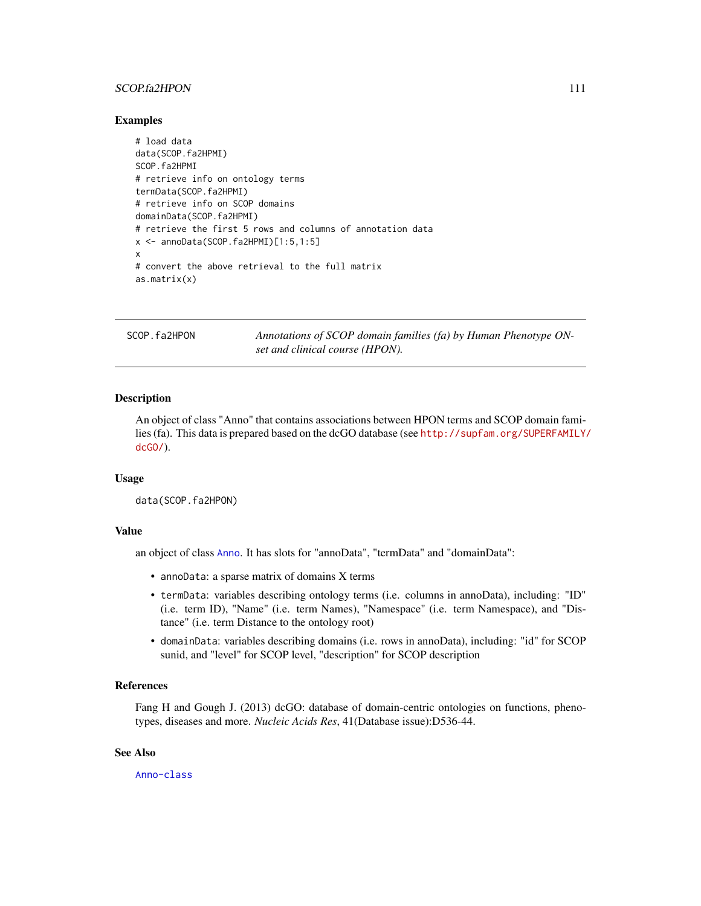## Examples

```
# load data
data(SCOP.fa2HPMI)
SCOP.fa2HPMI
# retrieve info on ontology terms
termData(SCOP.fa2HPMI)
# retrieve info on SCOP domains
domainData(SCOP.fa2HPMI)
# retrieve the first 5 rows and columns of annotation data
x <- annoData(SCOP.fa2HPMI)[1:5,1:5]
x
# convert the above retrieval to the full matrix
as.matrix(x)
```

---

# SCOP.fa2HPON — *Annotations of SCOP domain families (fa) by Human Phenotype ONset and clinical course (HPON).*

---

## Description

An object of class "Anno" that contains associations between HPON terms and SCOP domain families (fa). This data is prepared based on the dcGO database (see http://supfam.org/SUPERFAMILY/dcGO/).

## Usage

```
data(SCOP.fa2HPON)
```

## Value

an object of class `Anno`. It has slots for "annoData", "termData" and "domainData":

- `annoData`: a sparse matrix of domains X terms
- `termData`: variables describing ontology terms (i.e. columns in annoData), including: "ID" (i.e. term ID), "Name" (i.e. term Names), "Namespace" (i.e. term Namespace), and "Distance" (i.e. term Distance to the ontology root)
- `domainData`: variables describing domains (i.e. rows in annoData), including: "id" for SCOP sunid, and "level" for SCOP level, "description" for SCOP description

## References

Fang H and Gough J. (2013) dcGO: database of domain-centric ontologies on functions, phenotypes, diseases and more. *Nucleic Acids Res*, 41(Database issue):D536-44.

## See Also

`Anno-class`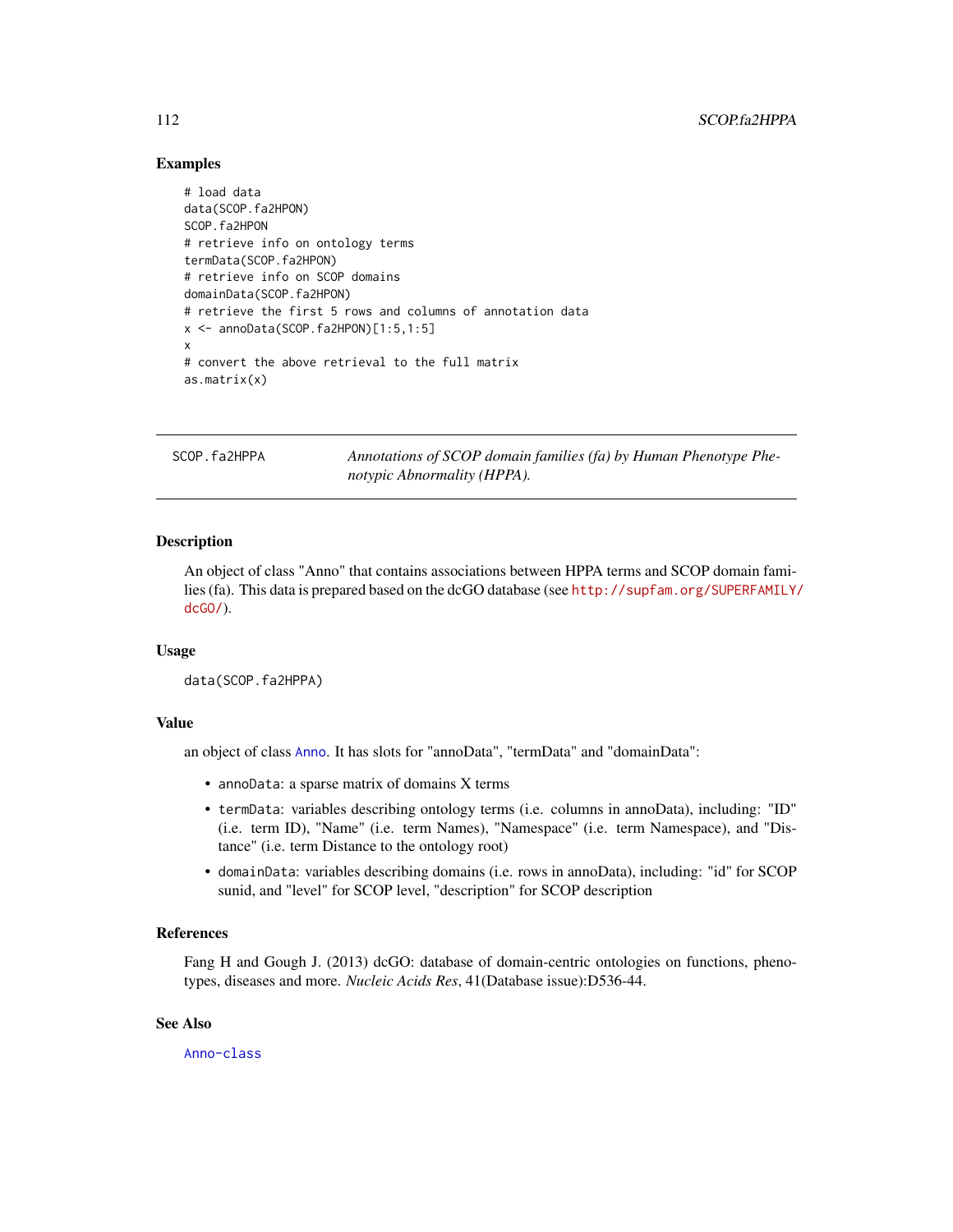### Examples

```
# load data
data(SCOP.fa2HPON)
SCOP.fa2HPON
# retrieve info on ontology terms
termData(SCOP.fa2HPON)
# retrieve info on SCOP domains
domainData(SCOP.fa2HPON)
# retrieve the first 5 rows and columns of annotation data
x <- annoData(SCOP.fa2HPON)[1:5,1:5]
x
# convert the above retrieval to the full matrix
as.matrix(x)
```

---

## SCOP.fa2HPPA — *Annotations of SCOP domain families (fa) by Human Phenotype Phenotypic Abnormality (HPPA).*

---

### Description

An object of class "Anno" that contains associations between HPPA terms and SCOP domain families (fa). This data is prepared based on the dcGO database (see http://supfam.org/SUPERFAMILY/dcGO/).

### Usage

```
data(SCOP.fa2HPPA)
```

### Value

an object of class Anno. It has slots for "annoData", "termData" and "domainData":

- `annoData`: a sparse matrix of domains X terms
- `termData`: variables describing ontology terms (i.e. columns in annoData), including: "ID" (i.e. term ID), "Name" (i.e. term Names), "Namespace" (i.e. term Namespace), and "Distance" (i.e. term Distance to the ontology root)
- `domainData`: variables describing domains (i.e. rows in annoData), including: "id" for SCOP sunid, and "level" for SCOP level, "description" for SCOP description

### References

Fang H and Gough J. (2013) dcGO: database of domain-centric ontologies on functions, phenotypes, diseases and more. *Nucleic Acids Res*, 41(Database issue):D536-44.

### See Also

Anno-class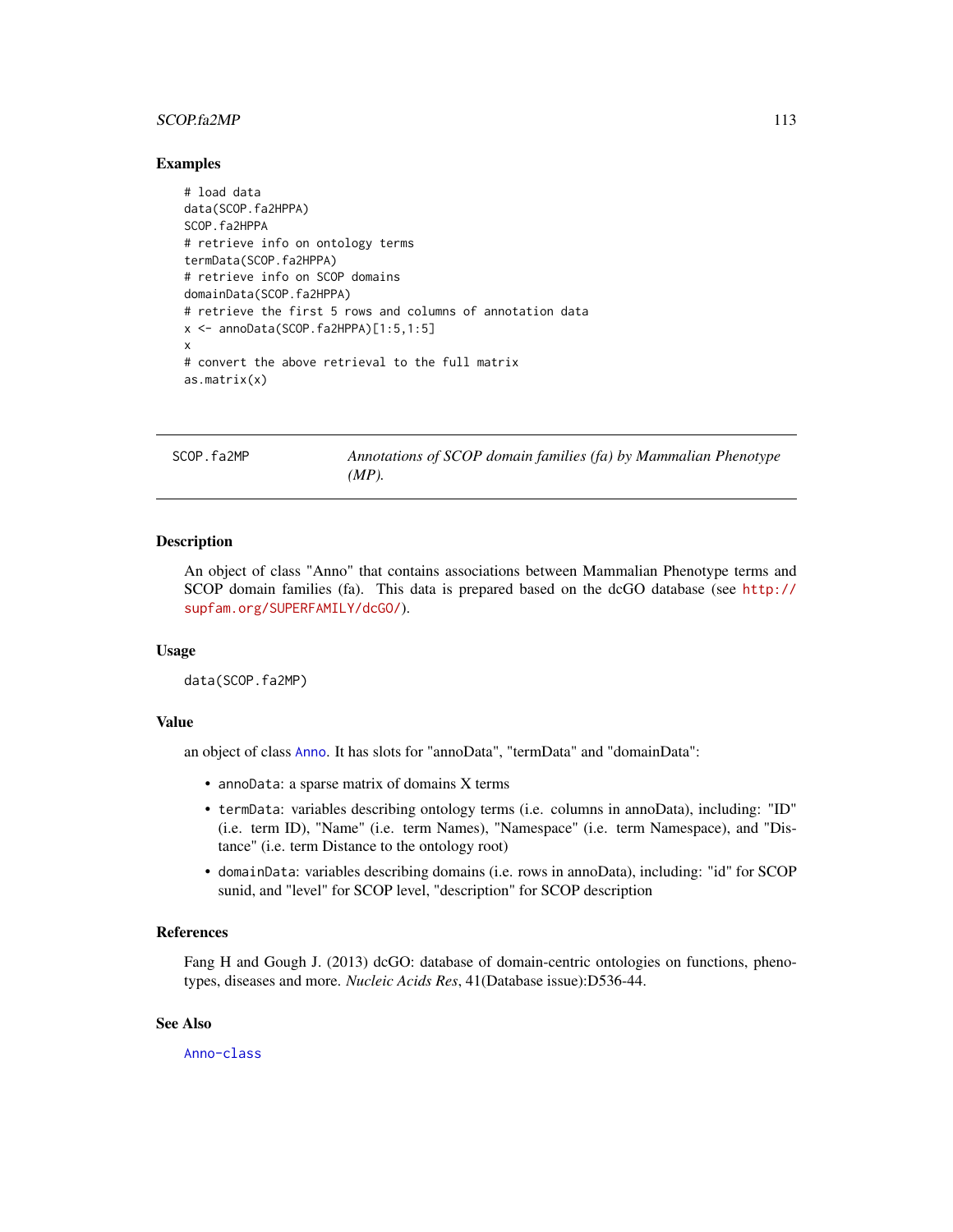## Examples

```
# load data
data(SCOP.fa2HPPA)
SCOP.fa2HPPA
# retrieve info on ontology terms
termData(SCOP.fa2HPPA)
# retrieve info on SCOP domains
domainData(SCOP.fa2HPPA)
# retrieve the first 5 rows and columns of annotation data
x <- annoData(SCOP.fa2HPPA)[1:5,1:5]
x
# convert the above retrieval to the full matrix
as.matrix(x)
```

---

# SCOP.fa2MP — *Annotations of SCOP domain families (fa) by Mammalian Phenotype (MP).*

---

## Description

An object of class "Anno" that contains associations between Mammalian Phenotype terms and SCOP domain families (fa). This data is prepared based on the dcGO database (see http://supfam.org/SUPERFAMILY/dcGO/).

## Usage

```
data(SCOP.fa2MP)
```

## Value

an object of class Anno. It has slots for "annoData", "termData" and "domainData":

- annoData: a sparse matrix of domains X terms
- termData: variables describing ontology terms (i.e. columns in annoData), including: "ID" (i.e. term ID), "Name" (i.e. term Names), "Namespace" (i.e. term Namespace), and "Distance" (i.e. term Distance to the ontology root)
- domainData: variables describing domains (i.e. rows in annoData), including: "id" for SCOP sunid, and "level" for SCOP level, "description" for SCOP description

## References

Fang H and Gough J. (2013) dcGO: database of domain-centric ontologies on functions, phenotypes, diseases and more. *Nucleic Acids Res*, 41(Database issue):D536-44.

## See Also

Anno-class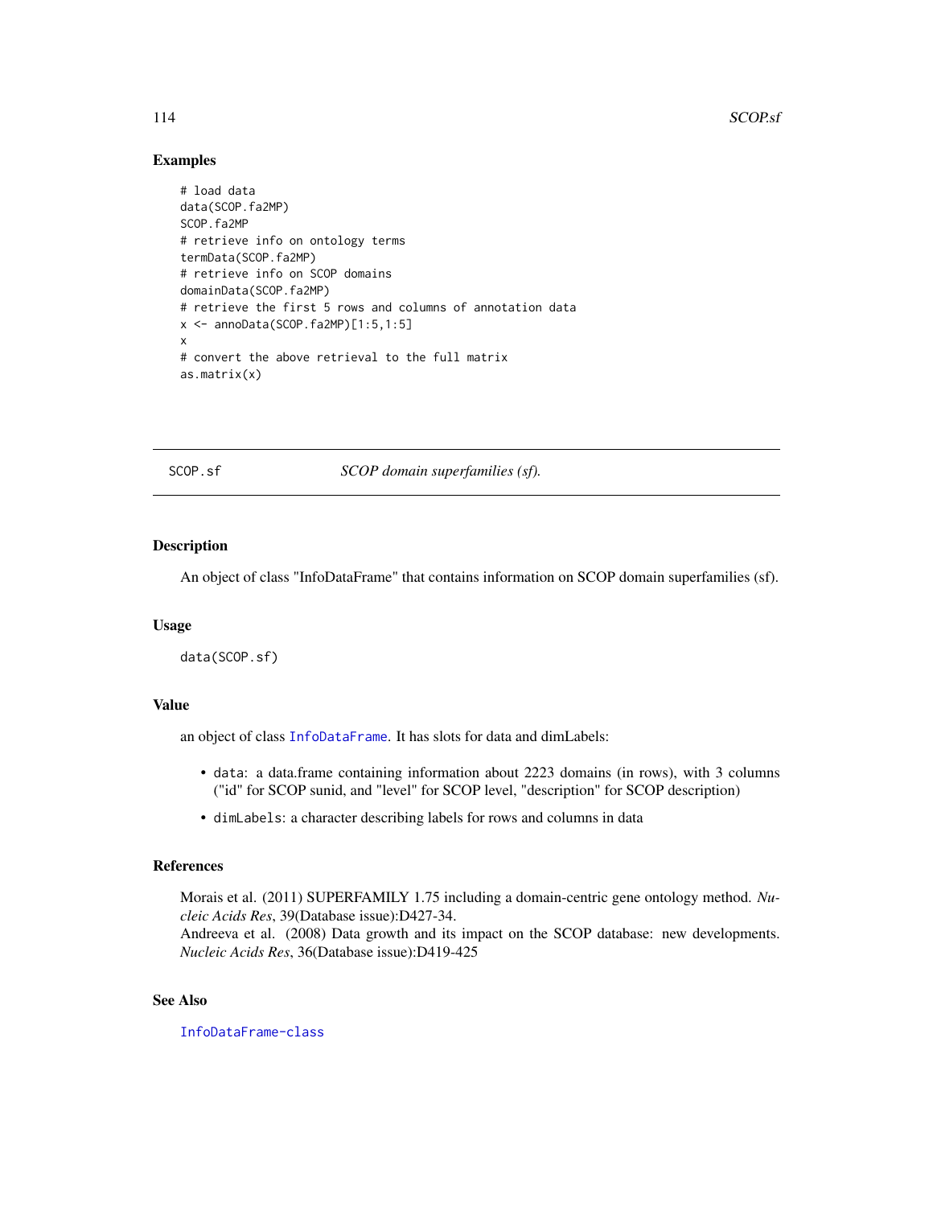## Examples

```
# load data
data(SCOP.fa2MP)
SCOP.fa2MP
# retrieve info on ontology terms
termData(SCOP.fa2MP)
# retrieve info on SCOP domains
domainData(SCOP.fa2MP)
# retrieve the first 5 rows and columns of annotation data
x <- annoData(SCOP.fa2MP)[1:5,1:5]
x
# convert the above retrieval to the full matrix
as.matrix(x)
```

---

# SCOP.sf — *SCOP domain superfamilies (sf).*

---

## Description

An object of class "InfoDataFrame" that contains information on SCOP domain superfamilies (sf).

## Usage

```
data(SCOP.sf)
```

## Value

an object of class InfoDataFrame. It has slots for data and dimLabels:

- `data`: a data.frame containing information about 2223 domains (in rows), with 3 columns ("id" for SCOP sunid, and "level" for SCOP level, "description" for SCOP description)
- `dimLabels`: a character describing labels for rows and columns in data

## References

Morais et al. (2011) SUPERFAMILY 1.75 including a domain-centric gene ontology method. *Nucleic Acids Res*, 39(Database issue):D427-34.
Andreeva et al. (2008) Data growth and its impact on the SCOP database: new developments. *Nucleic Acids Res*, 36(Database issue):D419-425

## See Also

InfoDataFrame-class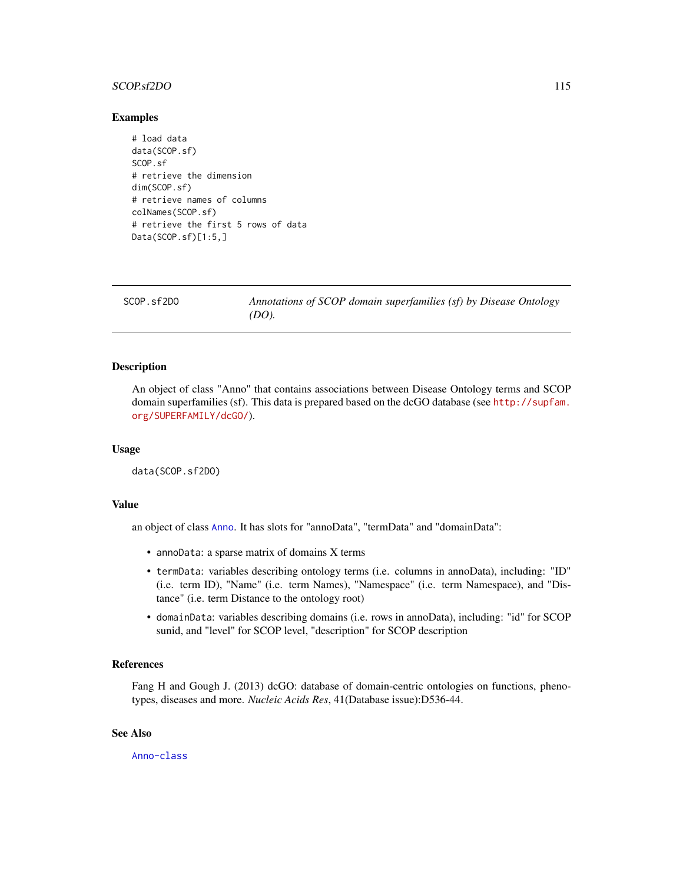## Examples

```
# load data
data(SCOP.sf)
SCOP.sf
# retrieve the dimension
dim(SCOP.sf)
# retrieve names of columns
colNames(SCOP.sf)
# retrieve the first 5 rows of data
Data(SCOP.sf)[1:5,]
```

---

# SCOP.sf2DO — *Annotations of SCOP domain superfamilies (sf) by Disease Ontology (DO).*

---

## Description

An object of class "Anno" that contains associations between Disease Ontology terms and SCOP domain superfamilies (sf). This data is prepared based on the dcGO database (see http://supfam.org/SUPERFAMILY/dcGO/).

## Usage

```
data(SCOP.sf2DO)
```

## Value

an object of class Anno. It has slots for "annoData", "termData" and "domainData":

- `annoData`: a sparse matrix of domains X terms
- `termData`: variables describing ontology terms (i.e. columns in annoData), including: "ID" (i.e. term ID), "Name" (i.e. term Names), "Namespace" (i.e. term Namespace), and "Distance" (i.e. term Distance to the ontology root)
- `domainData`: variables describing domains (i.e. rows in annoData), including: "id" for SCOP sunid, and "level" for SCOP level, "description" for SCOP description

## References

Fang H and Gough J. (2013) dcGO: database of domain-centric ontologies on functions, phenotypes, diseases and more. *Nucleic Acids Res*, 41(Database issue):D536-44.

## See Also

Anno-class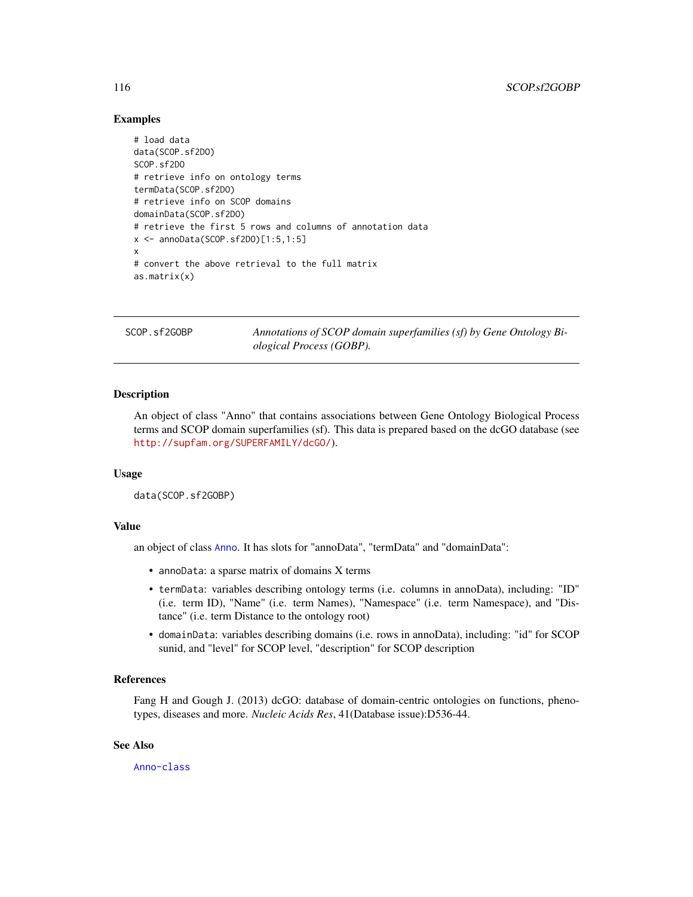## Examples

```
# load data
data(SCOP.sf2DO)
SCOP.sf2DO
# retrieve info on ontology terms
termData(SCOP.sf2DO)
# retrieve info on SCOP domains
domainData(SCOP.sf2DO)
# retrieve the first 5 rows and columns of annotation data
x <- annoData(SCOP.sf2DO)[1:5,1:5]
x
# convert the above retrieval to the full matrix
as.matrix(x)
```

---

# SCOP.sf2GOBP — *Annotations of SCOP domain superfamilies (sf) by Gene Ontology Biological Process (GOBP).*

---

## Description

An object of class "Anno" that contains associations between Gene Ontology Biological Process terms and SCOP domain superfamilies (sf). This data is prepared based on the dcGO database (see http://supfam.org/SUPERFAMILY/dcGO/).

## Usage

```
data(SCOP.sf2GOBP)
```

## Value

an object of class Anno. It has slots for "annoData", "termData" and "domainData":

- `annoData`: a sparse matrix of domains X terms
- `termData`: variables describing ontology terms (i.e. columns in annoData), including: "ID" (i.e. term ID), "Name" (i.e. term Names), "Namespace" (i.e. term Namespace), and "Distance" (i.e. term Distance to the ontology root)
- `domainData`: variables describing domains (i.e. rows in annoData), including: "id" for SCOP sunid, and "level" for SCOP level, "description" for SCOP description

## References

Fang H and Gough J. (2013) dcGO: database of domain-centric ontologies on functions, phenotypes, diseases and more. *Nucleic Acids Res*, 41(Database issue):D536-44.

## See Also

Anno-class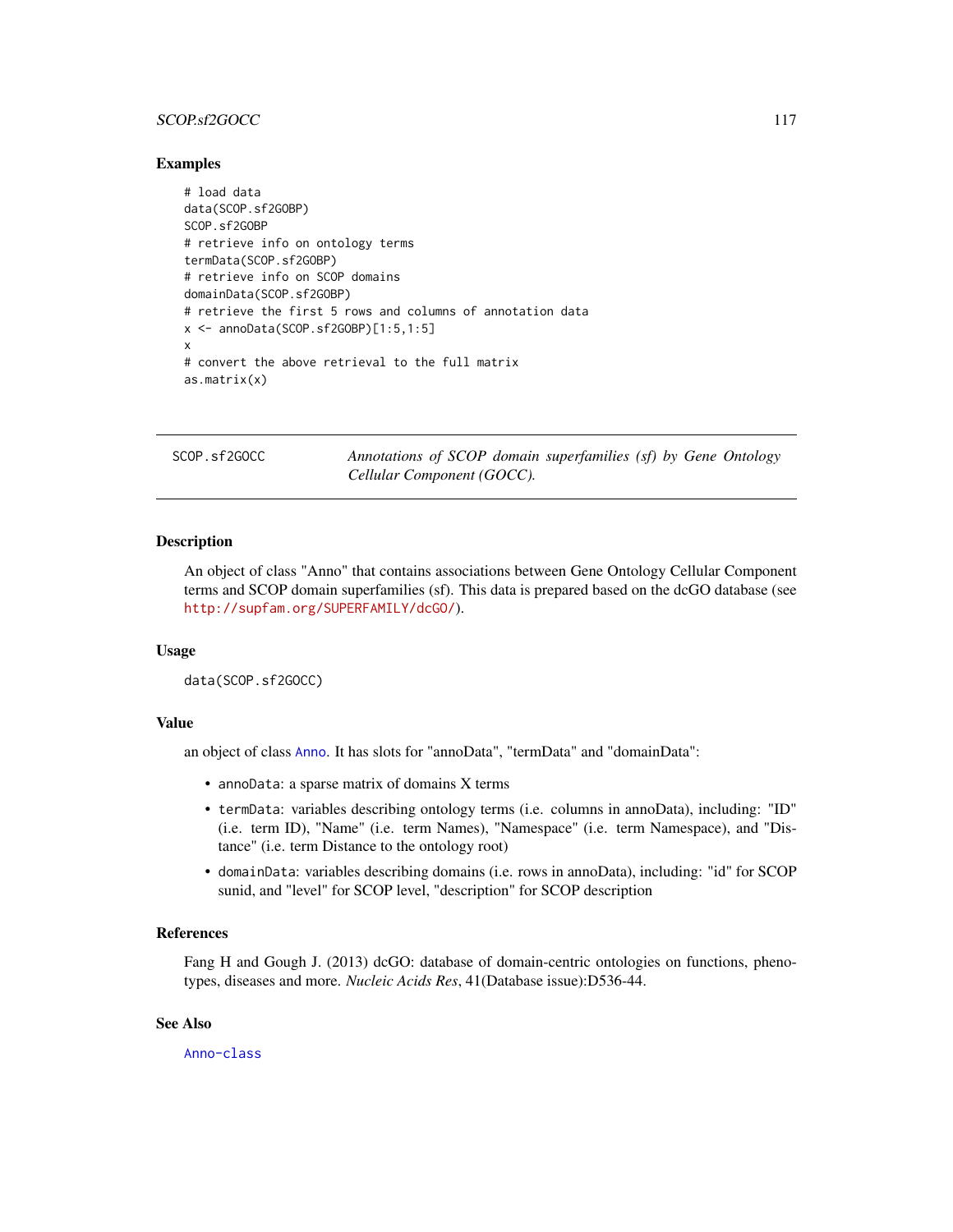## Examples

```
# load data
data(SCOP.sf2GOBP)
SCOP.sf2GOBP
# retrieve info on ontology terms
termData(SCOP.sf2GOBP)
# retrieve info on SCOP domains
domainData(SCOP.sf2GOBP)
# retrieve the first 5 rows and columns of annotation data
x <- annoData(SCOP.sf2GOBP)[1:5,1:5]
x
# convert the above retrieval to the full matrix
as.matrix(x)
```

---

# SCOP.sf2GOCC    *Annotations of SCOP domain superfamilies (sf) by Gene Ontology Cellular Component (GOCC).*

---

## Description

An object of class "Anno" that contains associations between Gene Ontology Cellular Component terms and SCOP domain superfamilies (sf). This data is prepared based on the dcGO database (see http://supfam.org/SUPERFAMILY/dcGO/).

## Usage

```
data(SCOP.sf2GOCC)
```

## Value

an object of class Anno. It has slots for "annoData", "termData" and "domainData":

- `annoData`: a sparse matrix of domains X terms
- `termData`: variables describing ontology terms (i.e. columns in annoData), including: "ID" (i.e. term ID), "Name" (i.e. term Names), "Namespace" (i.e. term Namespace), and "Distance" (i.e. term Distance to the ontology root)
- `domainData`: variables describing domains (i.e. rows in annoData), including: "id" for SCOP sunid, and "level" for SCOP level, "description" for SCOP description

## References

Fang H and Gough J. (2013) dcGO: database of domain-centric ontologies on functions, phenotypes, diseases and more. *Nucleic Acids Res*, 41(Database issue):D536-44.

## See Also

Anno-class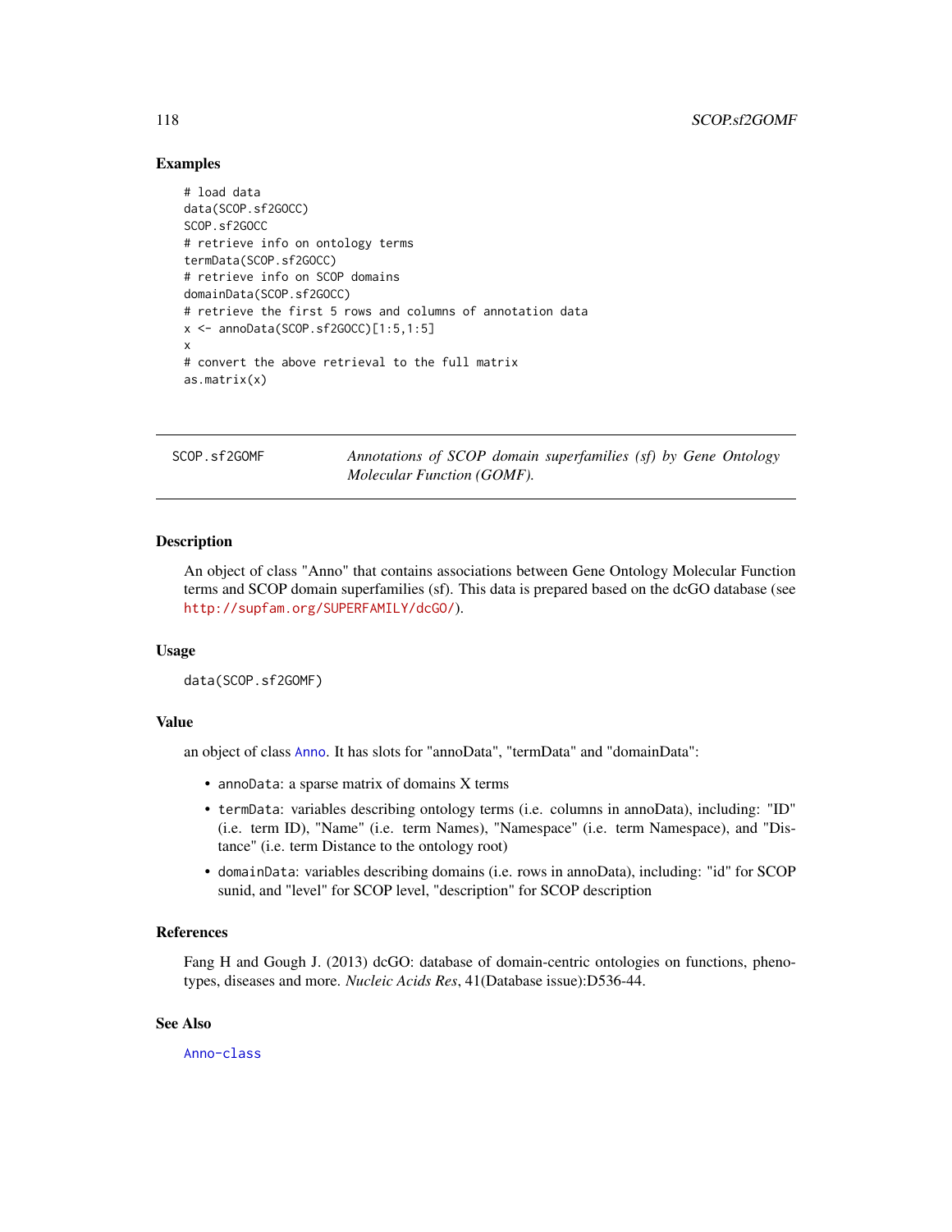## Examples

```
# load data
data(SCOP.sf2GOCC)
SCOP.sf2GOCC
# retrieve info on ontology terms
termData(SCOP.sf2GOCC)
# retrieve info on SCOP domains
domainData(SCOP.sf2GOCC)
# retrieve the first 5 rows and columns of annotation data
x <- annoData(SCOP.sf2GOCC)[1:5,1:5]
x
# convert the above retrieval to the full matrix
as.matrix(x)
```

---

# SCOP.sf2GOMF — *Annotations of SCOP domain superfamilies (sf) by Gene Ontology Molecular Function (GOMF).*

---

## Description

An object of class "Anno" that contains associations between Gene Ontology Molecular Function terms and SCOP domain superfamilies (sf). This data is prepared based on the dcGO database (see http://supfam.org/SUPERFAMILY/dcGO/).

## Usage

```
data(SCOP.sf2GOMF)
```

## Value

an object of class Anno. It has slots for "annoData", "termData" and "domainData":

- `annoData`: a sparse matrix of domains X terms
- `termData`: variables describing ontology terms (i.e. columns in annoData), including: "ID" (i.e. term ID), "Name" (i.e. term Names), "Namespace" (i.e. term Namespace), and "Distance" (i.e. term Distance to the ontology root)
- `domainData`: variables describing domains (i.e. rows in annoData), including: "id" for SCOP sunid, and "level" for SCOP level, "description" for SCOP description

## References

Fang H and Gough J. (2013) dcGO: database of domain-centric ontologies on functions, phenotypes, diseases and more. *Nucleic Acids Res*, 41(Database issue):D536-44.

## See Also

Anno-class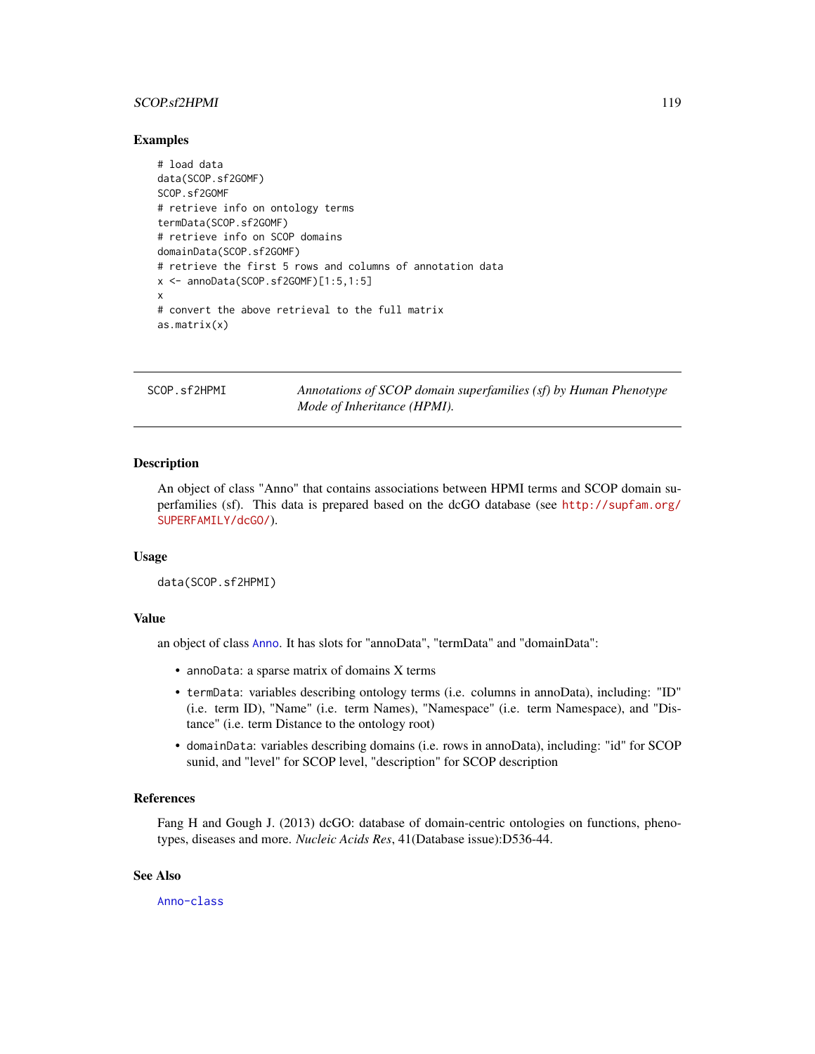## Examples

```
# load data
data(SCOP.sf2GOMF)
SCOP.sf2GOMF
# retrieve info on ontology terms
termData(SCOP.sf2GOMF)
# retrieve info on SCOP domains
domainData(SCOP.sf2GOMF)
# retrieve the first 5 rows and columns of annotation data
x <- annoData(SCOP.sf2GOMF)[1:5,1:5]
x
# convert the above retrieval to the full matrix
as.matrix(x)
```

---

# SCOP.sf2HPMI

*Annotations of SCOP domain superfamilies (sf) by Human Phenotype Mode of Inheritance (HPMI).*

---

## Description

An object of class "Anno" that contains associations between HPMI terms and SCOP domain superfamilies (sf). This data is prepared based on the dcGO database (see http://supfam.org/SUPERFAMILY/dcGO/).

## Usage

```
data(SCOP.sf2HPMI)
```

## Value

an object of class Anno. It has slots for "annoData", "termData" and "domainData":

- annoData: a sparse matrix of domains X terms
- termData: variables describing ontology terms (i.e. columns in annoData), including: "ID" (i.e. term ID), "Name" (i.e. term Names), "Namespace" (i.e. term Namespace), and "Distance" (i.e. term Distance to the ontology root)
- domainData: variables describing domains (i.e. rows in annoData), including: "id" for SCOP sunid, and "level" for SCOP level, "description" for SCOP description

## References

Fang H and Gough J. (2013) dcGO: database of domain-centric ontologies on functions, phenotypes, diseases and more. *Nucleic Acids Res*, 41(Database issue):D536-44.

## See Also

Anno-class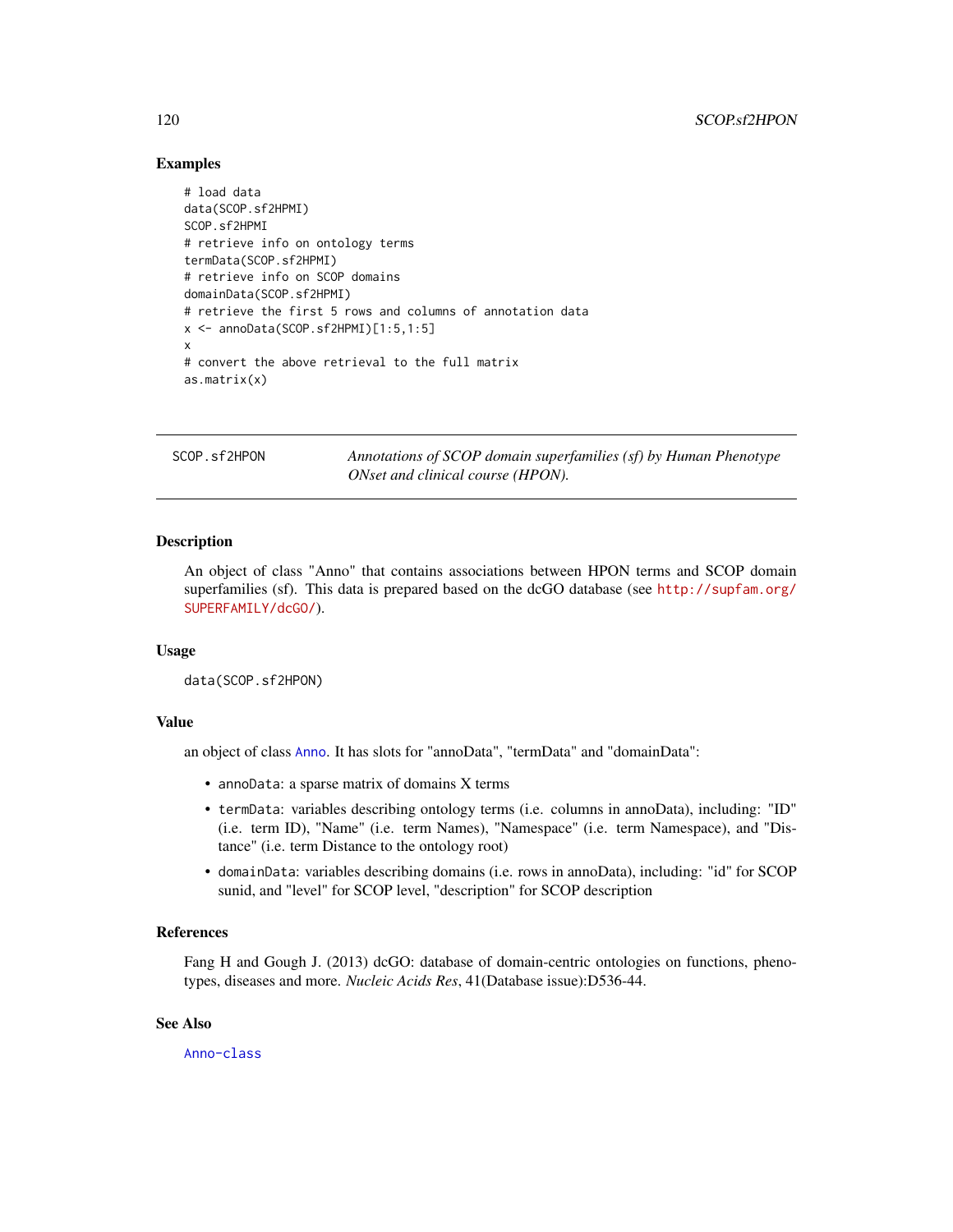## Examples

```
# load data
data(SCOP.sf2HPMI)
SCOP.sf2HPMI
# retrieve info on ontology terms
termData(SCOP.sf2HPMI)
# retrieve info on SCOP domains
domainData(SCOP.sf2HPMI)
# retrieve the first 5 rows and columns of annotation data
x <- annoData(SCOP.sf2HPMI)[1:5,1:5]
x
# convert the above retrieval to the full matrix
as.matrix(x)
```

---

# SCOP.sf2HPON — *Annotations of SCOP domain superfamilies (sf) by Human Phenotype ONset and clinical course (HPON).*

---

## Description

An object of class "Anno" that contains associations between HPON terms and SCOP domain superfamilies (sf). This data is prepared based on the dcGO database (see http://supfam.org/SUPERFAMILY/dcGO/).

## Usage

```
data(SCOP.sf2HPON)
```

## Value

an object of class Anno. It has slots for "annoData", "termData" and "domainData":

- annoData: a sparse matrix of domains X terms
- termData: variables describing ontology terms (i.e. columns in annoData), including: "ID" (i.e. term ID), "Name" (i.e. term Names), "Namespace" (i.e. term Namespace), and "Distance" (i.e. term Distance to the ontology root)
- domainData: variables describing domains (i.e. rows in annoData), including: "id" for SCOP sunid, and "level" for SCOP level, "description" for SCOP description

## References

Fang H and Gough J. (2013) dcGO: database of domain-centric ontologies on functions, phenotypes, diseases and more. *Nucleic Acids Res*, 41(Database issue):D536-44.

## See Also

Anno-class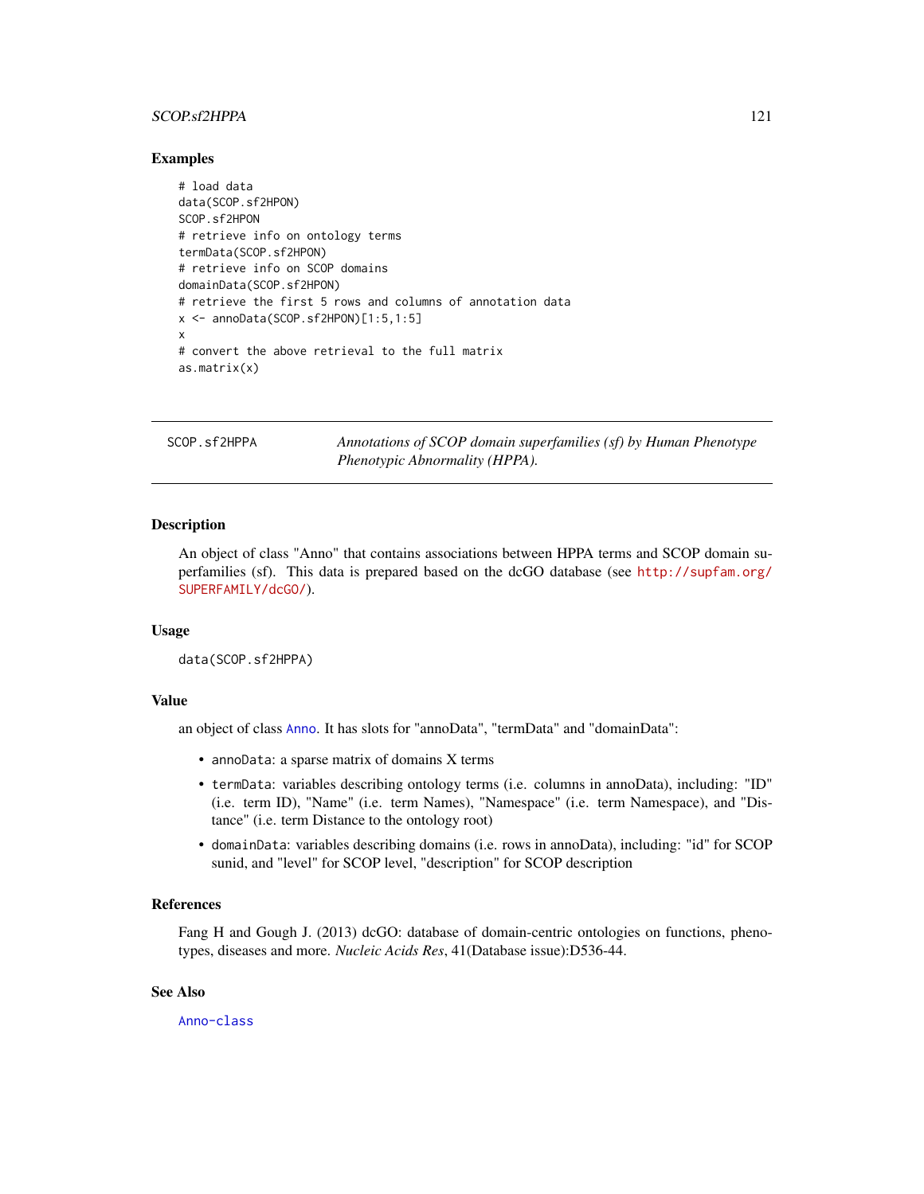### Examples

```
# load data
data(SCOP.sf2HPON)
SCOP.sf2HPON
# retrieve info on ontology terms
termData(SCOP.sf2HPON)
# retrieve info on SCOP domains
domainData(SCOP.sf2HPON)
# retrieve the first 5 rows and columns of annotation data
x <- annoData(SCOP.sf2HPON)[1:5,1:5]
x
# convert the above retrieval to the full matrix
as.matrix(x)
```

---

## SCOP.sf2HPPA — *Annotations of SCOP domain superfamilies (sf) by Human Phenotype Phenotypic Abnormality (HPPA).*

---

### Description

An object of class "Anno" that contains associations between HPPA terms and SCOP domain superfamilies (sf). This data is prepared based on the dcGO database (see http://supfam.org/SUPERFAMILY/dcGO/).

### Usage

```
data(SCOP.sf2HPPA)
```

### Value

an object of class Anno. It has slots for "annoData", "termData" and "domainData":

- `annoData`: a sparse matrix of domains X terms
- `termData`: variables describing ontology terms (i.e. columns in annoData), including: "ID" (i.e. term ID), "Name" (i.e. term Names), "Namespace" (i.e. term Namespace), and "Distance" (i.e. term Distance to the ontology root)
- `domainData`: variables describing domains (i.e. rows in annoData), including: "id" for SCOP sunid, and "level" for SCOP level, "description" for SCOP description

### References

Fang H and Gough J. (2013) dcGO: database of domain-centric ontologies on functions, phenotypes, diseases and more. *Nucleic Acids Res*, 41(Database issue):D536-44.

### See Also

Anno-class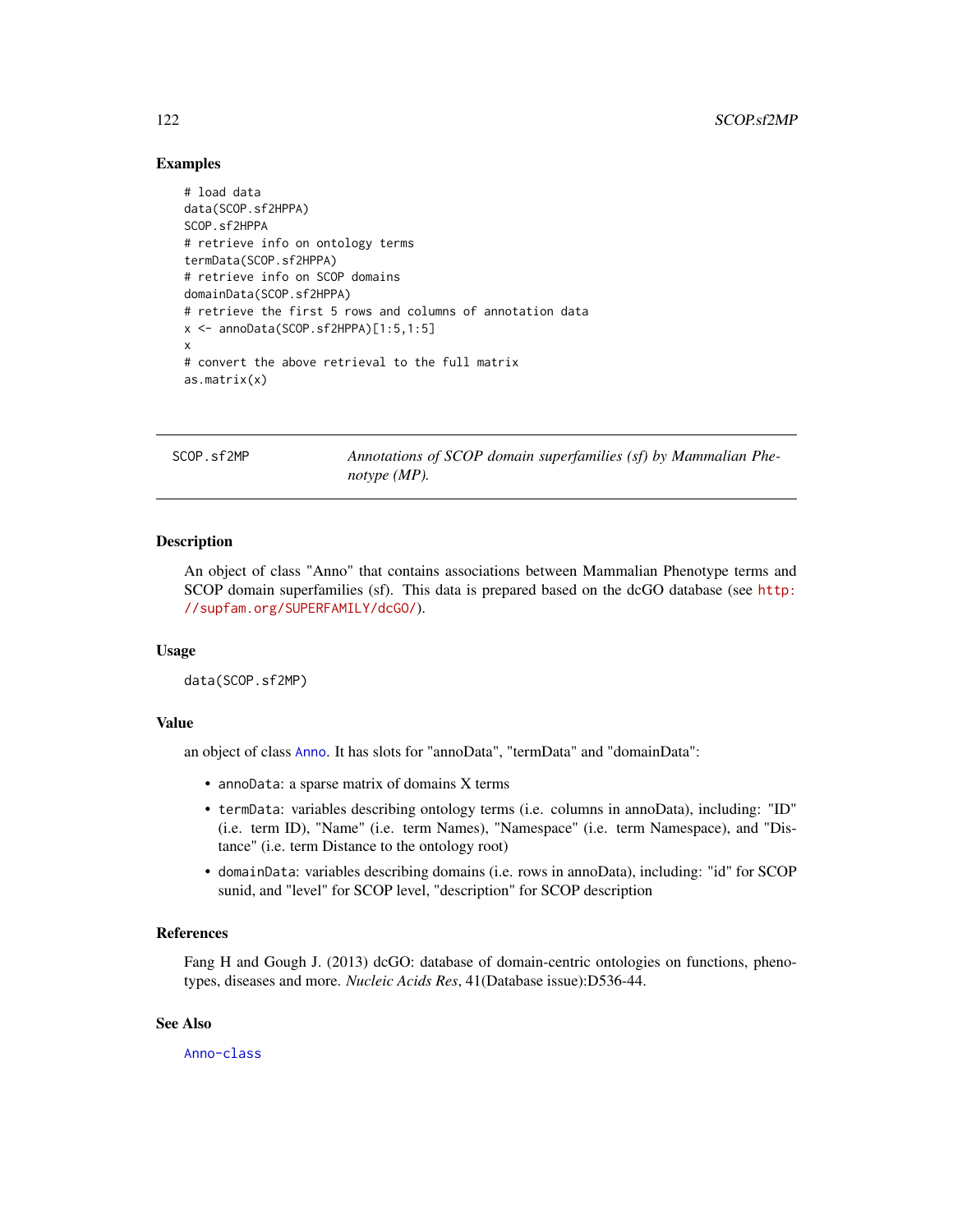## Examples

```
# load data
data(SCOP.sf2HPPA)
SCOP.sf2HPPA
# retrieve info on ontology terms
termData(SCOP.sf2HPPA)
# retrieve info on SCOP domains
domainData(SCOP.sf2HPPA)
# retrieve the first 5 rows and columns of annotation data
x <- annoData(SCOP.sf2HPPA)[1:5,1:5]
x
# convert the above retrieval to the full matrix
as.matrix(x)
```

---

# SCOP.sf2MP

*Annotations of SCOP domain superfamilies (sf) by Mammalian Phenotype (MP).*

---

## Description

An object of class "Anno" that contains associations between Mammalian Phenotype terms and SCOP domain superfamilies (sf). This data is prepared based on the dcGO database (see http://supfam.org/SUPERFAMILY/dcGO/).

## Usage

```
data(SCOP.sf2MP)
```

## Value

an object of class Anno. It has slots for "annoData", "termData" and "domainData":

- annoData: a sparse matrix of domains X terms
- termData: variables describing ontology terms (i.e. columns in annoData), including: "ID" (i.e. term ID), "Name" (i.e. term Names), "Namespace" (i.e. term Namespace), and "Distance" (i.e. term Distance to the ontology root)
- domainData: variables describing domains (i.e. rows in annoData), including: "id" for SCOP sunid, and "level" for SCOP level, "description" for SCOP description

## References

Fang H and Gough J. (2013) dcGO: database of domain-centric ontologies on functions, phenotypes, diseases and more. *Nucleic Acids Res*, 41(Database issue):D536-44.

## See Also

Anno-class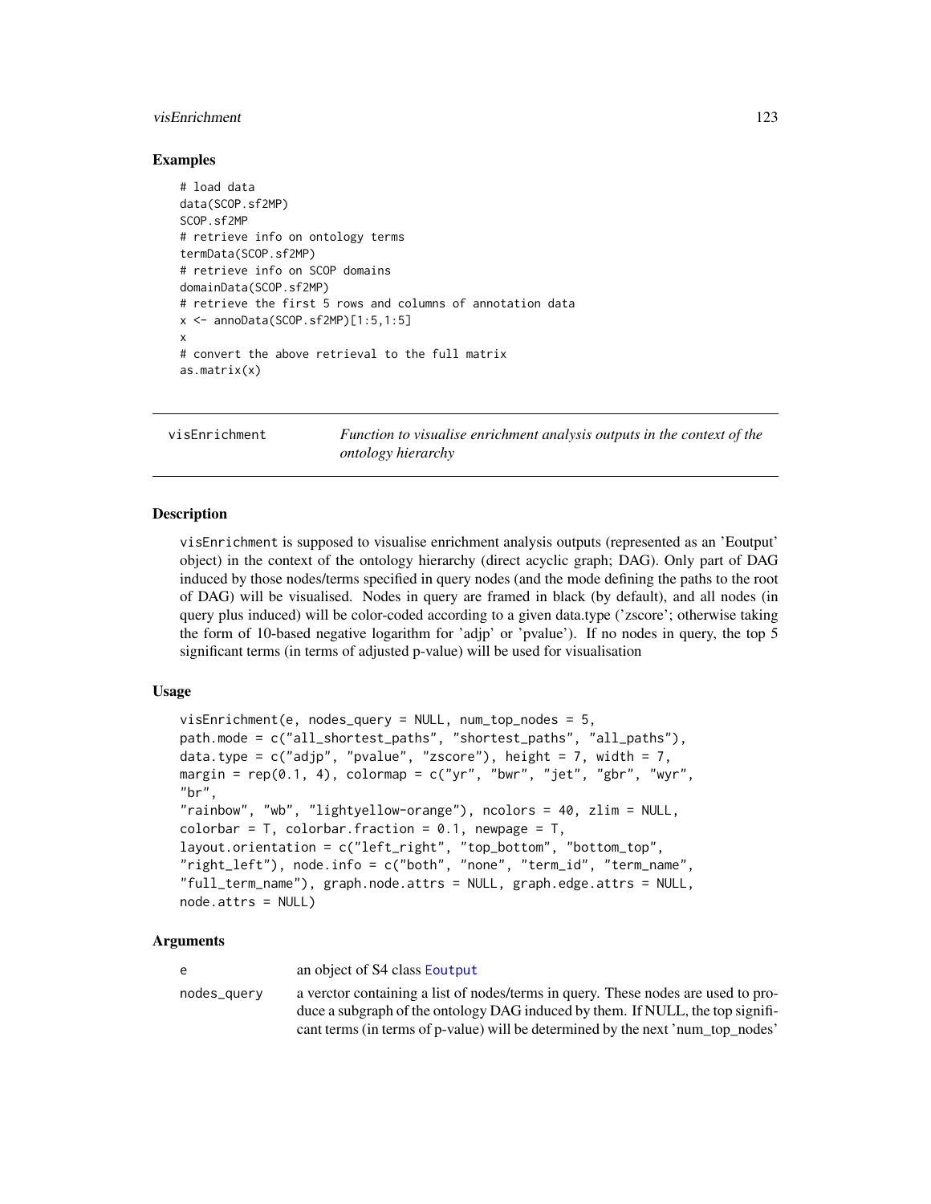### Examples

```
# load data
data(SCOP.sf2MP)
SCOP.sf2MP
# retrieve info on ontology terms
termData(SCOP.sf2MP)
# retrieve info on SCOP domains
domainData(SCOP.sf2MP)
# retrieve the first 5 rows and columns of annotation data
x <- annoData(SCOP.sf2MP)[1:5,1:5]
x
# convert the above retrieval to the full matrix
as.matrix(x)
```

---

## visEnrichment — *Function to visualise enrichment analysis outputs in the context of the ontology hierarchy*

---

### Description

visEnrichment is supposed to visualise enrichment analysis outputs (represented as an 'Eoutput' object) in the context of the ontology hierarchy (direct acyclic graph; DAG). Only part of DAG induced by those nodes/terms specified in query nodes (and the mode defining the paths to the root of DAG) will be visualised. Nodes in query are framed in black (by default), and all nodes (in query plus induced) will be color-coded according to a given data.type ('zscore'; otherwise taking the form of 10-based negative logarithm for 'adjp' or 'pvalue'). If no nodes in query, the top 5 significant terms (in terms of adjusted p-value) will be used for visualisation

### Usage

```
visEnrichment(e, nodes_query = NULL, num_top_nodes = 5,
path.mode = c("all_shortest_paths", "shortest_paths", "all_paths"),
data.type = c("adjp", "pvalue", "zscore"), height = 7, width = 7,
margin = rep(0.1, 4), colormap = c("yr", "bwr", "jet", "gbr", "wyr",
"br",
"rainbow", "wb", "lightyellow-orange"), ncolors = 40, zlim = NULL,
colorbar = T, colorbar.fraction = 0.1, newpage = T,
layout.orientation = c("left_right", "top_bottom", "bottom_top",
"right_left"), node.info = c("both", "none", "term_id", "term_name",
"full_term_name"), graph.node.attrs = NULL, graph.edge.attrs = NULL,
node.attrs = NULL)
```

### Arguments

| | |
|---|---|
| e | an object of S4 class Eoutput |
| nodes_query | a verctor containing a list of nodes/terms in query. These nodes are used to produce a subgraph of the ontology DAG induced by them. If NULL, the top significant terms (in terms of p-value) will be determined by the next 'num_top_nodes' |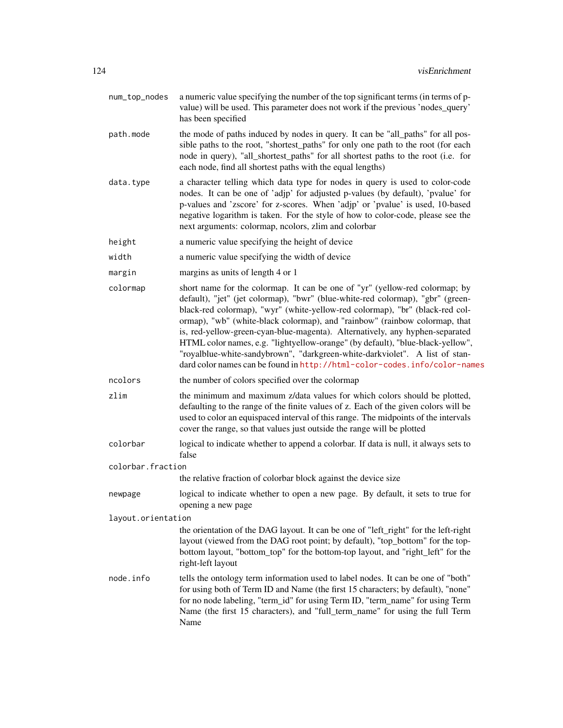| | |
|---|---|
| `num_top_nodes` | a numeric value specifying the number of the top significant terms (in terms of p-value) will be used. This parameter does not work if the previous 'nodes_query' has been specified |
| `path.mode` | the mode of paths induced by nodes in query. It can be "all_paths" for all possible paths to the root, "shortest_paths" for only one path to the root (for each node in query), "all_shortest_paths" for all shortest paths to the root (i.e. for each node, find all shortest paths with the equal lengths) |
| `data.type` | a character telling which data type for nodes in query is used to color-code nodes. It can be one of 'adjp' for adjusted p-values (by default), 'pvalue' for p-values and 'zscore' for z-scores. When 'adjp' or 'pvalue' is used, 10-based negative logarithm is taken. For the style of how to color-code, please see the next arguments: colormap, ncolors, zlim and colorbar |
| `height` | a numeric value specifying the height of device |
| `width` | a numeric value specifying the width of device |
| `margin` | margins as units of length 4 or 1 |
| `colormap` | short name for the colormap. It can be one of "yr" (yellow-red colormap; by default), "jet" (jet colormap), "bwr" (blue-white-red colormap), "gbr" (green-black-red colormap), "wyr" (white-yellow-red colormap), "br" (black-red colormap), "wb" (white-black colormap), and "rainbow" (rainbow colormap, that is, red-yellow-green-cyan-blue-magenta). Alternatively, any hyphen-separated HTML color names, e.g. "lightyellow-orange" (by default), "blue-black-yellow", "royalblue-white-sandybrown", "darkgreen-white-darkviolet". A list of standard color names can be found in http://html-color-codes.info/color-names |
| `ncolors` | the number of colors specified over the colormap |
| `zlim` | the minimum and maximum z/data values for which colors should be plotted, defaulting to the range of the finite values of z. Each of the given colors will be used to color an equispaced interval of this range. The midpoints of the intervals cover the range, so that values just outside the range will be plotted |
| `colorbar` | logical to indicate whether to append a colorbar. If data is null, it always sets to false |
| `colorbar.fraction` | the relative fraction of colorbar block against the device size |
| `newpage` | logical to indicate whether to open a new page. By default, it sets to true for opening a new page |
| `layout.orientation` | the orientation of the DAG layout. It can be one of "left_right" for the left-right layout (viewed from the DAG root point; by default), "top_bottom" for the top-bottom layout, "bottom_top" for the bottom-top layout, and "right_left" for the right-left layout |
| `node.info` | tells the ontology term information used to label nodes. It can be one of "both" for using both of Term ID and Name (the first 15 characters; by default), "none" for no node labeling, "term_id" for using Term ID, "term_name" for using Term Name (the first 15 characters), and "full_term_name" for using the full Term Name |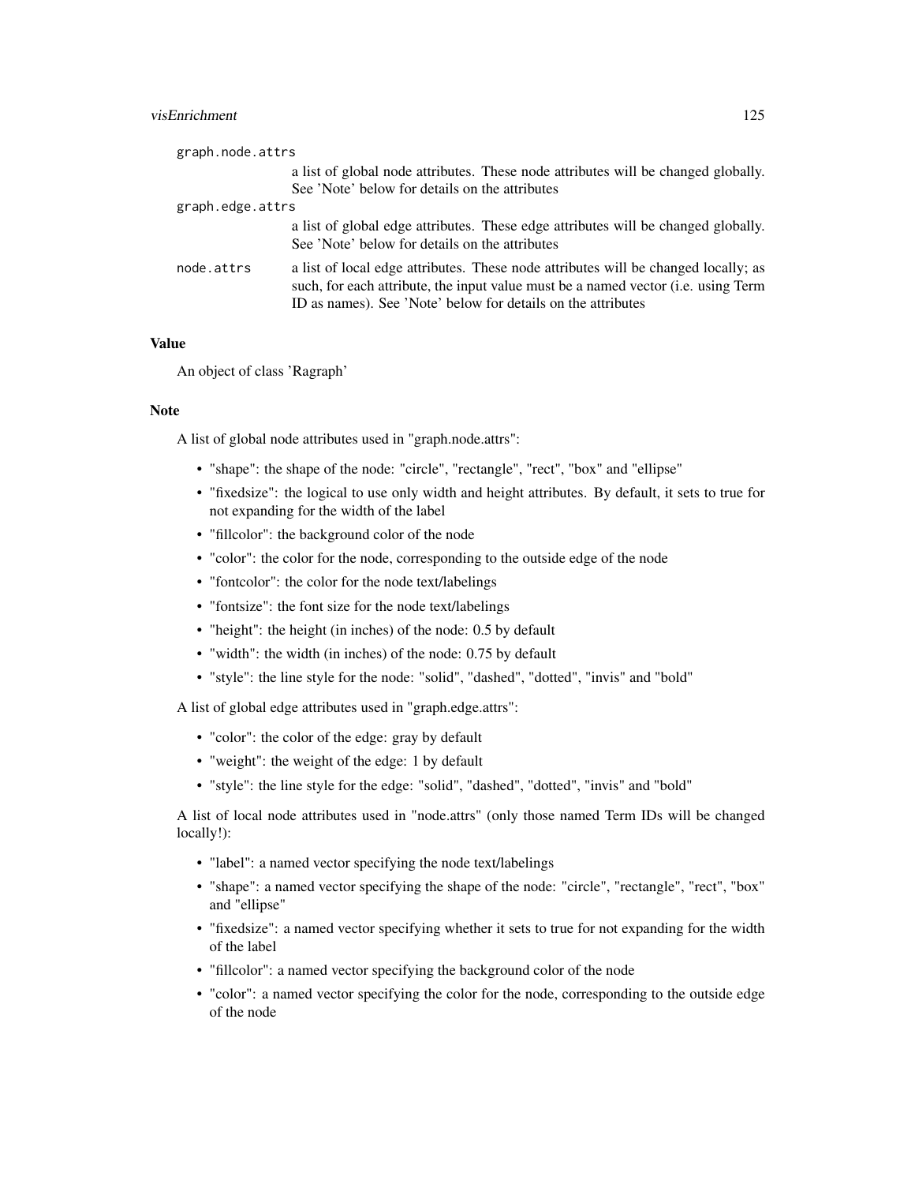graph.node.attrs
: a list of global node attributes. These node attributes will be changed globally. See 'Note' below for details on the attributes

graph.edge.attrs
: a list of global edge attributes. These edge attributes will be changed globally. See 'Note' below for details on the attributes

node.attrs
: a list of local edge attributes. These node attributes will be changed locally; as such, for each attribute, the input value must be a named vector (i.e. using Term ID as names). See 'Note' below for details on the attributes

## Value

An object of class 'Ragraph'

## Note

A list of global node attributes used in "graph.node.attrs":

- "shape": the shape of the node: "circle", "rectangle", "rect", "box" and "ellipse"
- "fixedsize": the logical to use only width and height attributes. By default, it sets to true for not expanding for the width of the label
- "fillcolor": the background color of the node
- "color": the color for the node, corresponding to the outside edge of the node
- "fontcolor": the color for the node text/labelings
- "fontsize": the font size for the node text/labelings
- "height": the height (in inches) of the node: 0.5 by default
- "width": the width (in inches) of the node: 0.75 by default
- "style": the line style for the node: "solid", "dashed", "dotted", "invis" and "bold"

A list of global edge attributes used in "graph.edge.attrs":

- "color": the color of the edge: gray by default
- "weight": the weight of the edge: 1 by default
- "style": the line style for the edge: "solid", "dashed", "dotted", "invis" and "bold"

A list of local node attributes used in "node.attrs" (only those named Term IDs will be changed locally!):

- "label": a named vector specifying the node text/labelings
- "shape": a named vector specifying the shape of the node: "circle", "rectangle", "rect", "box" and "ellipse"
- "fixedsize": a named vector specifying whether it sets to true for not expanding for the width of the label
- "fillcolor": a named vector specifying the background color of the node
- "color": a named vector specifying the color for the node, corresponding to the outside edge of the node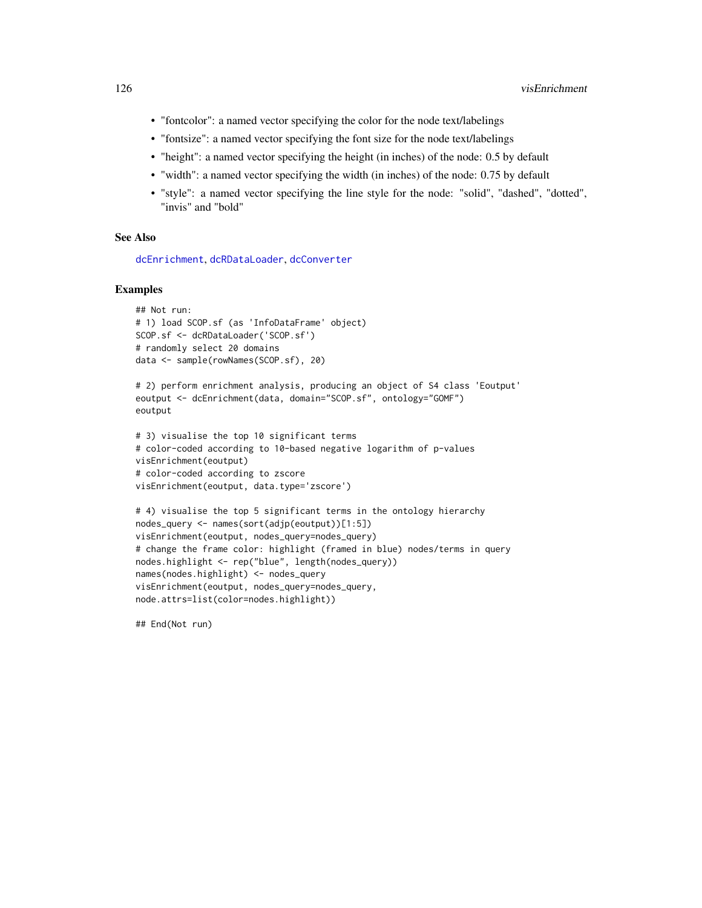- "fontcolor": a named vector specifying the color for the node text/labelings
- "fontsize": a named vector specifying the font size for the node text/labelings
- "height": a named vector specifying the height (in inches) of the node: 0.5 by default
- "width": a named vector specifying the width (in inches) of the node: 0.75 by default
- "style": a named vector specifying the line style for the node: "solid", "dashed", "dotted", "invis" and "bold"

## See Also

dcEnrichment, dcRDataLoader, dcConverter

## Examples

```
## Not run:
# 1) load SCOP.sf (as 'InfoDataFrame' object)
SCOP.sf <- dcRDataLoader('SCOP.sf')
# randomly select 20 domains
data <- sample(rowNames(SCOP.sf), 20)

# 2) perform enrichment analysis, producing an object of S4 class 'Eoutput'
eoutput <- dcEnrichment(data, domain="SCOP.sf", ontology="GOMF")
eoutput

# 3) visualise the top 10 significant terms
# color-coded according to 10-based negative logarithm of p-values
visEnrichment(eoutput)
# color-coded according to zscore
visEnrichment(eoutput, data.type='zscore')

# 4) visualise the top 5 significant terms in the ontology hierarchy
nodes_query <- names(sort(adjp(eoutput))[1:5])
visEnrichment(eoutput, nodes_query=nodes_query)
# change the frame color: highlight (framed in blue) nodes/terms in query
nodes.highlight <- rep("blue", length(nodes_query))
names(nodes.highlight) <- nodes_query
visEnrichment(eoutput, nodes_query=nodes_query,
node.attrs=list(color=nodes.highlight))

## End(Not run)
```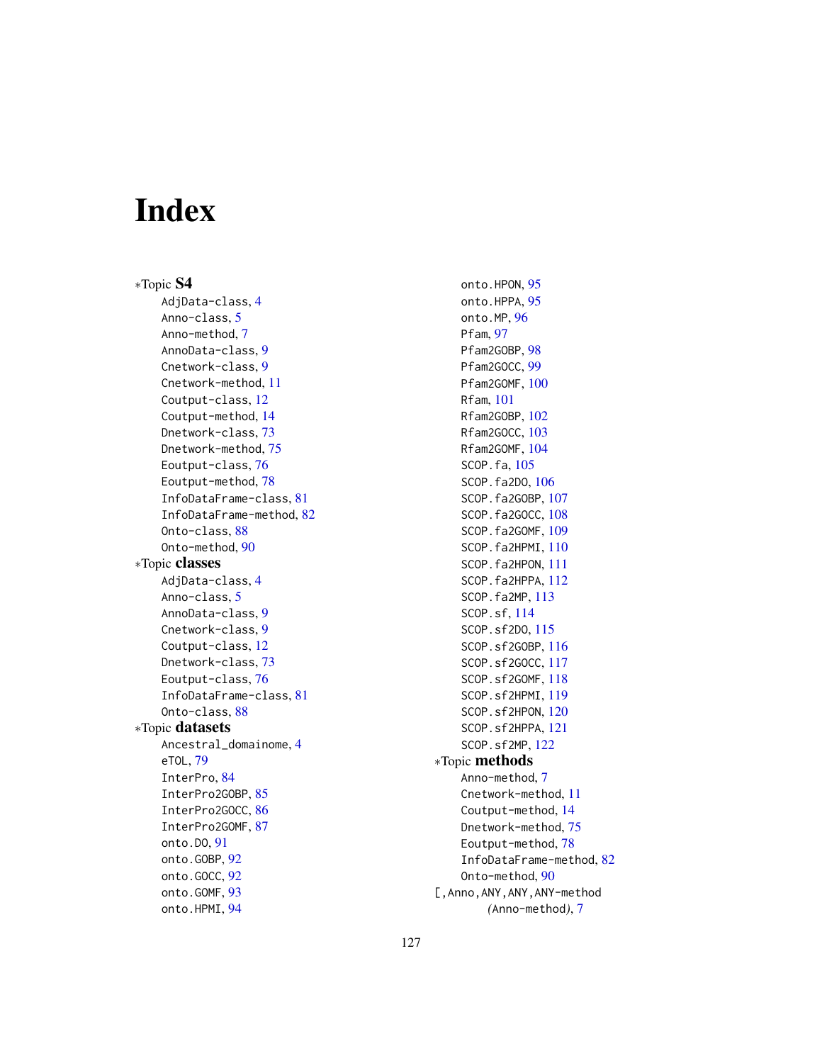# Index

∗Topic **S4**

AdjData-class, 4
Anno-class, 5
Anno-method, 7
AnnoData-class, 9
Cnetwork-class, 9
Cnetwork-method, 11
Coutput-class, 12
Coutput-method, 14
Dnetwork-class, 73
Dnetwork-method, 75
Eoutput-class, 76
Eoutput-method, 78
InfoDataFrame-class, 81
InfoDataFrame-method, 82
Onto-class, 88
Onto-method, 90

∗Topic **classes**

AdjData-class, 4
Anno-class, 5
AnnoData-class, 9
Cnetwork-class, 9
Coutput-class, 12
Dnetwork-class, 73
Eoutput-class, 76
InfoDataFrame-class, 81
Onto-class, 88

∗Topic **datasets**

Ancestral_domainome, 4
eTOL, 79
InterPro, 84
InterPro2GOBP, 85
InterPro2GOCC, 86
InterPro2GOMF, 87
onto.DO, 91
onto.GOBP, 92
onto.GOCC, 92
onto.GOMF, 93
onto.HPMI, 94
onto.HPON, 95
onto.HPPA, 95
onto.MP, 96
Pfam, 97
Pfam2GOBP, 98
Pfam2GOCC, 99
Pfam2GOMF, 100
Rfam, 101
Rfam2GOBP, 102
Rfam2GOCC, 103
Rfam2GOMF, 104
SCOP.fa, 105
SCOP.fa2DO, 106
SCOP.fa2GOBP, 107
SCOP.fa2GOCC, 108
SCOP.fa2GOMF, 109
SCOP.fa2HPMI, 110
SCOP.fa2HPON, 111
SCOP.fa2HPPA, 112
SCOP.fa2MP, 113
SCOP.sf, 114
SCOP.sf2DO, 115
SCOP.sf2GOBP, 116
SCOP.sf2GOCC, 117
SCOP.sf2GOMF, 118
SCOP.sf2HPMI, 119
SCOP.sf2HPON, 120
SCOP.sf2HPPA, 121
SCOP.sf2MP, 122

∗Topic **methods**

Anno-method, 7
Cnetwork-method, 11
Coutput-method, 14
Dnetwork-method, 75
Eoutput-method, 78
InfoDataFrame-method, 82
Onto-method, 90

[,Anno,ANY,ANY,ANY-method
*(Anno-method)*, 7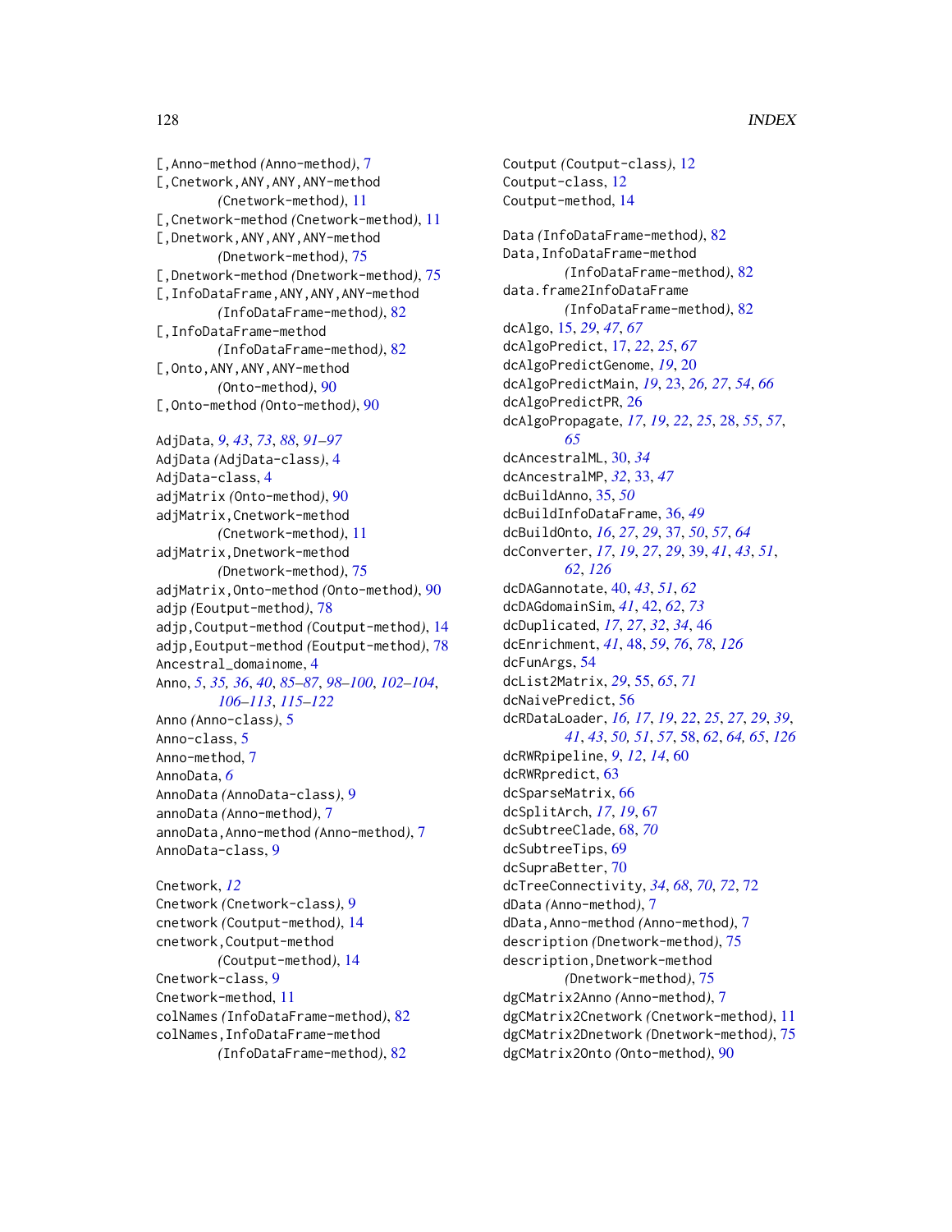[,Anno-method *(Anno-method)*, 7
[,Cnetwork,ANY,ANY,ANY-method *(Cnetwork-method)*, 11
[,Cnetwork-method *(Cnetwork-method)*, 11
[,Dnetwork,ANY,ANY,ANY-method *(Dnetwork-method)*, 75
[,Dnetwork-method *(Dnetwork-method)*, 75
[,InfoDataFrame,ANY,ANY,ANY-method *(InfoDataFrame-method)*, 82
[,InfoDataFrame-method *(InfoDataFrame-method)*, 82
[,Onto,ANY,ANY,ANY-method *(Onto-method)*, 90
[,Onto-method *(Onto-method)*, 90

AdjData, *9*, *43*, *73*, *88*, *91–97*
AdjData *(AdjData-class)*, 4
AdjData-class, 4
adjMatrix *(Onto-method)*, 90
adjMatrix,Cnetwork-method *(Cnetwork-method)*, 11
adjMatrix,Dnetwork-method *(Dnetwork-method)*, 75
adjMatrix,Onto-method *(Onto-method)*, 90
adjp *(Eoutput-method)*, 78
adjp,Coutput-method *(Coutput-method)*, 14
adjp,Eoutput-method *(Eoutput-method)*, 78
Ancestral_domainome, 4
Anno, *5*, *35*, *36*, *40*, *85–87*, *98–100*, *102–104*, *106–113*, *115–122*
Anno *(Anno-class)*, 5
Anno-class, 5
Anno-method, 7
AnnoData, *6*
AnnoData *(AnnoData-class)*, 9
annoData *(Anno-method)*, 7
annoData,Anno-method *(Anno-method)*, 7
AnnoData-class, 9

Cnetwork, *12*
Cnetwork *(Cnetwork-class)*, 9
cnetwork *(Coutput-method)*, 14
cnetwork,Coutput-method *(Coutput-method)*, 14
Cnetwork-class, 9
Cnetwork-method, 11
colNames *(InfoDataFrame-method)*, 82
colNames,InfoDataFrame-method *(InfoDataFrame-method)*, 82

Coutput *(Coutput-class)*, 12
Coutput-class, 12
Coutput-method, 14

Data *(InfoDataFrame-method)*, 82
Data,InfoDataFrame-method *(InfoDataFrame-method)*, 82
data.frame2InfoDataFrame *(InfoDataFrame-method)*, 82
dcAlgo, 15, *29*, *47*, *67*
dcAlgoPredict, 17, *22*, *25*, *67*
dcAlgoPredictGenome, *19*, 20
dcAlgoPredictMain, *19*, 23, *26*, *27*, *54*, *66*
dcAlgoPredictPR, 26
dcAlgoPropagate, *17*, *19*, *22*, *25*, 28, *55*, *57*, *65*
dcAncestralML, 30, *34*
dcAncestralMP, *32*, 33, *47*
dcBuildAnno, 35, *50*
dcBuildInfoDataFrame, 36, *49*
dcBuildOnto, *16*, *27*, *29*, 37, *50*, *57*, *64*
dcConverter, *17*, *19*, *27*, *29*, 39, *41*, *43*, *51*, *62*, *126*
dcDAGannotate, 40, *43*, *51*, *62*
dcDAGdomainSim, *41*, 42, *62*, *73*
dcDuplicated, *17*, *27*, *32*, *34*, 46
dcEnrichment, *41*, 48, *59*, *76*, *78*, *126*
dcFunArgs, 54
dcList2Matrix, *29*, 55, *65*, *71*
dcNaivePredict, 56
dcRDataLoader, *16*, *17*, *19*, *22*, *25*, *27*, *29*, *39*, *41*, *43*, *50*, *51*, *57*, 58, *62*, *64*, *65*, *126*
dcRWRpipeline, *9*, *12*, *14*, 60
dcRWRpredict, 63
dcSparseMatrix, 66
dcSplitArch, *17*, *19*, 67
dcSubtreeClade, 68, *70*
dcSubtreeTips, 69
dcSupraBetter, 70
dcTreeConnectivity, *34*, *68*, *70*, *72*, 72
dData *(Anno-method)*, 7
dData,Anno-method *(Anno-method)*, 7
description *(Dnetwork-method)*, 75
description,Dnetwork-method *(Dnetwork-method)*, 75
dgCMatrix2Anno *(Anno-method)*, 7
dgCMatrix2Cnetwork *(Cnetwork-method)*, 11
dgCMatrix2Dnetwork *(Dnetwork-method)*, 75
dgCMatrix2Onto *(Onto-method)*, 90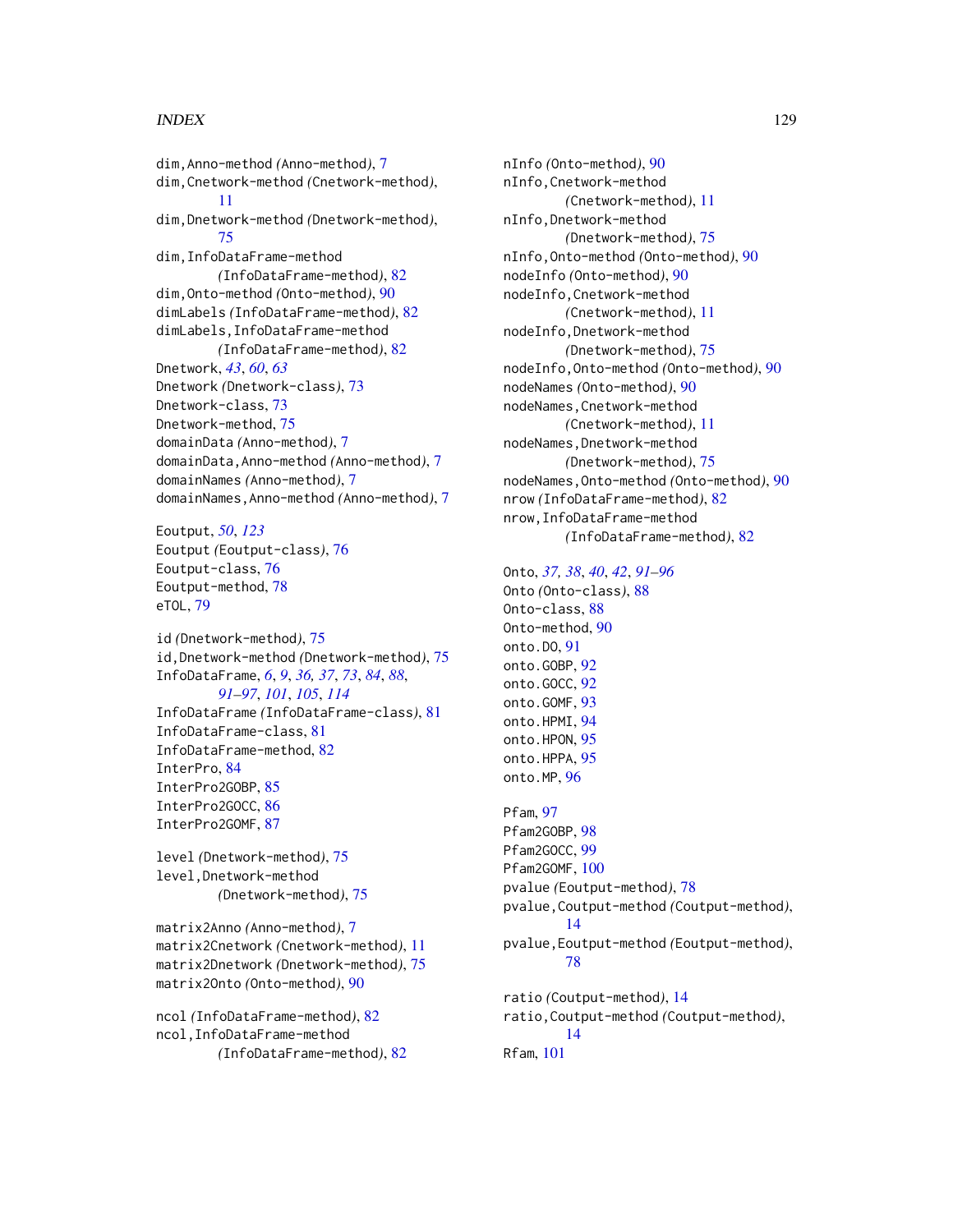dim,Anno-method *(*Anno-method*)*, 7
dim,Cnetwork-method *(*Cnetwork-method*)*, 11
dim,Dnetwork-method *(*Dnetwork-method*)*, 75
dim,InfoDataFrame-method *(*InfoDataFrame-method*)*, 82
dim,Onto-method *(*Onto-method*)*, 90
dimLabels *(*InfoDataFrame-method*)*, 82
dimLabels,InfoDataFrame-method *(*InfoDataFrame-method*)*, 82
Dnetwork, *43*, *60*, *63*
Dnetwork *(*Dnetwork-class*)*, 73
Dnetwork-class, 73
Dnetwork-method, 75
domainData *(*Anno-method*)*, 7
domainData,Anno-method *(*Anno-method*)*, 7
domainNames *(*Anno-method*)*, 7
domainNames,Anno-method *(*Anno-method*)*, 7

Eoutput, *50*, *123*
Eoutput *(*Eoutput-class*)*, 76
Eoutput-class, 76
Eoutput-method, 78
eTOL, 79

id *(*Dnetwork-method*)*, 75
id,Dnetwork-method *(*Dnetwork-method*)*, 75
InfoDataFrame, *6*, *9*, *36, 37*, *73*, *84*, *88*, *91–97*, *101*, *105*, *114*
InfoDataFrame *(*InfoDataFrame-class*)*, 81
InfoDataFrame-class, 81
InfoDataFrame-method, 82
InterPro, 84
InterPro2GOBP, 85
InterPro2GOCC, 86
InterPro2GOMF, 87

level *(*Dnetwork-method*)*, 75
level,Dnetwork-method *(*Dnetwork-method*)*, 75

matrix2Anno *(*Anno-method*)*, 7
matrix2Cnetwork *(*Cnetwork-method*)*, 11
matrix2Dnetwork *(*Dnetwork-method*)*, 75
matrix2Onto *(*Onto-method*)*, 90

ncol *(*InfoDataFrame-method*)*, 82
ncol,InfoDataFrame-method *(*InfoDataFrame-method*)*, 82

nInfo *(*Onto-method*)*, 90
nInfo,Cnetwork-method *(*Cnetwork-method*)*, 11
nInfo,Dnetwork-method *(*Dnetwork-method*)*, 75
nInfo,Onto-method *(*Onto-method*)*, 90
nodeInfo *(*Onto-method*)*, 90
nodeInfo,Cnetwork-method *(*Cnetwork-method*)*, 11
nodeInfo,Dnetwork-method *(*Dnetwork-method*)*, 75
nodeInfo,Onto-method *(*Onto-method*)*, 90
nodeNames *(*Onto-method*)*, 90
nodeNames,Cnetwork-method *(*Cnetwork-method*)*, 11
nodeNames,Dnetwork-method *(*Dnetwork-method*)*, 75
nodeNames,Onto-method *(*Onto-method*)*, 90
nrow *(*InfoDataFrame-method*)*, 82
nrow,InfoDataFrame-method *(*InfoDataFrame-method*)*, 82

Onto, *37*, *38*, *40*, *42*, *91–96*
Onto *(*Onto-class*)*, 88
Onto-class, 88
Onto-method, 90
onto.DO, 91
onto.GOBP, 92
onto.GOCC, 92
onto.GOMF, 93
onto.HPMI, 94
onto.HPON, 95
onto.HPPA, 95
onto.MP, 96

Pfam, 97
Pfam2GOBP, 98
Pfam2GOCC, 99
Pfam2GOMF, 100
pvalue *(*Eoutput-method*)*, 78
pvalue,Coutput-method *(*Coutput-method*)*, 14
pvalue,Eoutput-method *(*Eoutput-method*)*, 78

ratio *(*Coutput-method*)*, 14
ratio,Coutput-method *(*Coutput-method*)*, 14
Rfam, 101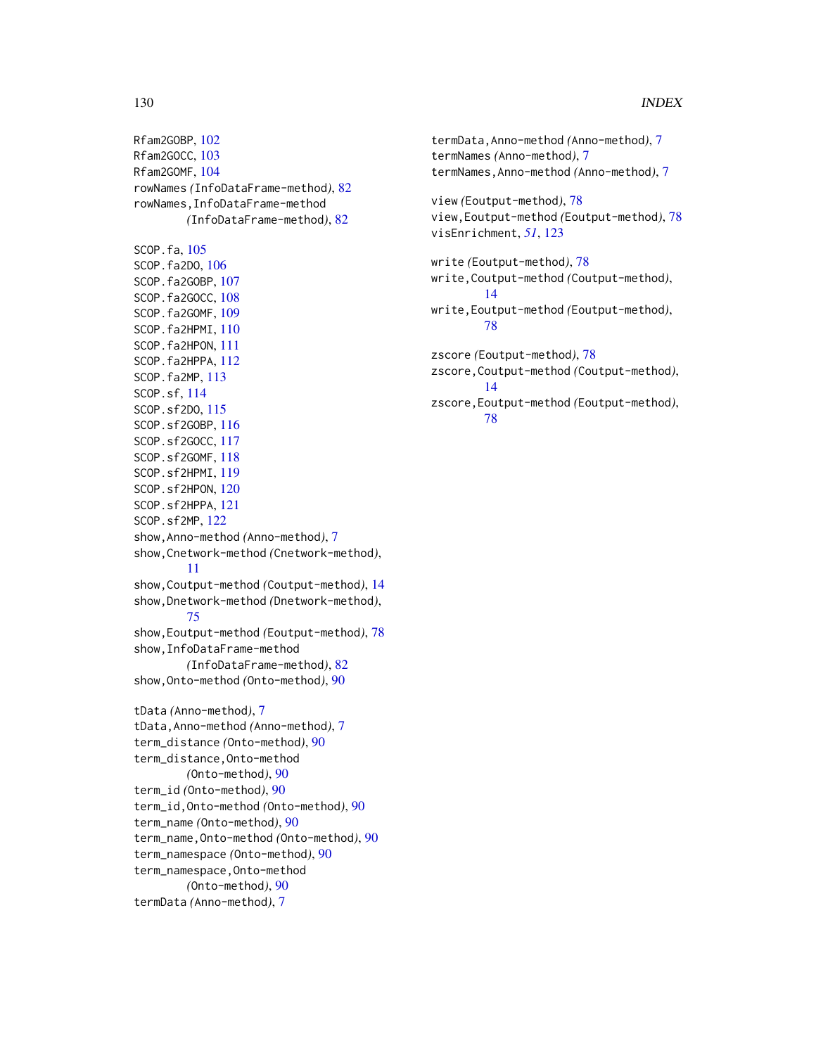Rfam2GOBP, 102
Rfam2GOCC, 103
Rfam2GOMF, 104
rowNames *(*InfoDataFrame-method*)*, 82
rowNames,InfoDataFrame-method *(*InfoDataFrame-method*)*, 82

SCOP.fa, 105
SCOP.fa2DO, 106
SCOP.fa2GOBP, 107
SCOP.fa2GOCC, 108
SCOP.fa2GOMF, 109
SCOP.fa2HPMI, 110
SCOP.fa2HPON, 111
SCOP.fa2HPPA, 112
SCOP.fa2MP, 113
SCOP.sf, 114
SCOP.sf2DO, 115
SCOP.sf2GOBP, 116
SCOP.sf2GOCC, 117
SCOP.sf2GOMF, 118
SCOP.sf2HPMI, 119
SCOP.sf2HPON, 120
SCOP.sf2HPPA, 121
SCOP.sf2MP, 122
show,Anno-method *(*Anno-method*)*, 7
show,Cnetwork-method *(*Cnetwork-method*)*, 11
show,Coutput-method *(*Coutput-method*)*, 14
show,Dnetwork-method *(*Dnetwork-method*)*, 75
show,Eoutput-method *(*Eoutput-method*)*, 78
show,InfoDataFrame-method *(*InfoDataFrame-method*)*, 82
show,Onto-method *(*Onto-method*)*, 90

tData *(*Anno-method*)*, 7
tData,Anno-method *(*Anno-method*)*, 7
term_distance *(*Onto-method*)*, 90
term_distance,Onto-method *(*Onto-method*)*, 90
term_id *(*Onto-method*)*, 90
term_id,Onto-method *(*Onto-method*)*, 90
term_name *(*Onto-method*)*, 90
term_name,Onto-method *(*Onto-method*)*, 90
term_namespace *(*Onto-method*)*, 90
term_namespace,Onto-method *(*Onto-method*)*, 90
termData *(*Anno-method*)*, 7
termData,Anno-method *(*Anno-method*)*, 7
termNames *(*Anno-method*)*, 7
termNames,Anno-method *(*Anno-method*)*, 7

view *(*Eoutput-method*)*, 78
view,Eoutput-method *(*Eoutput-method*)*, 78
visEnrichment, *51*, 123

write *(*Eoutput-method*)*, 78
write,Coutput-method *(*Coutput-method*)*, 14
write,Eoutput-method *(*Eoutput-method*)*, 78

zscore *(*Eoutput-method*)*, 78
zscore,Coutput-method *(*Coutput-method*)*, 14
zscore,Eoutput-method *(*Eoutput-method*)*, 78